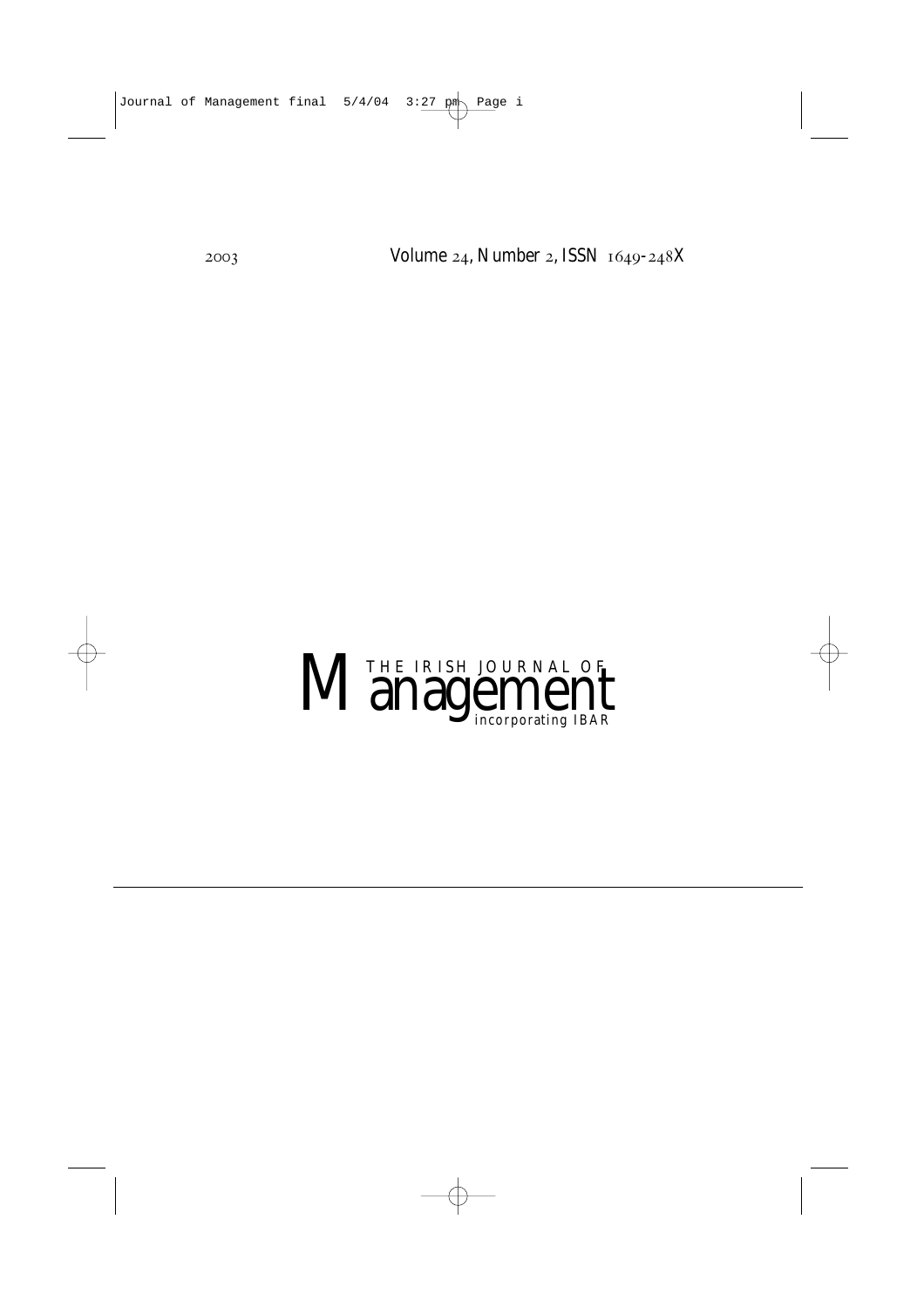2003 Volume 24, Number 2, ISSN 1649-248X

# THE IRISH JOURNAL OF Management

incorporating IBAR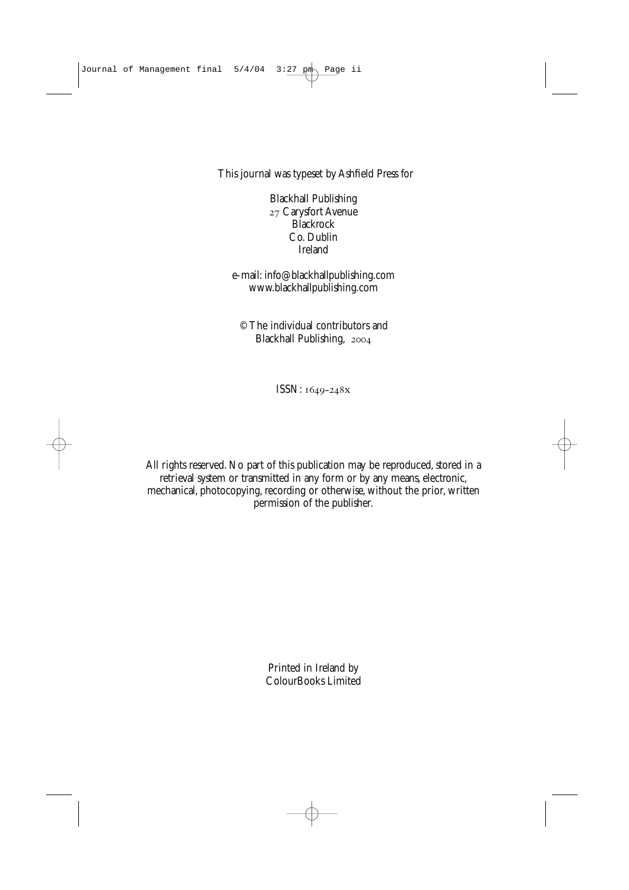This journal was typeset by Ashfield Press for

Blackhall Publishing
27 Carysfort Avenue
Blackrock
Co. Dublin
Ireland

e-mail: info@blackhallpublishing.com
www.blackhallpublishing.com

© The individual contributors and
Blackhall Publishing, 2004

ISSN: 1649-248x

All rights reserved. No part of this publication may be reproduced, stored in a retrieval system or transmitted in any form or by any means, electronic, mechanical, photocopying, recording or otherwise, without the prior, written permission of the publisher.

Printed in Ireland by
ColourBooks Limited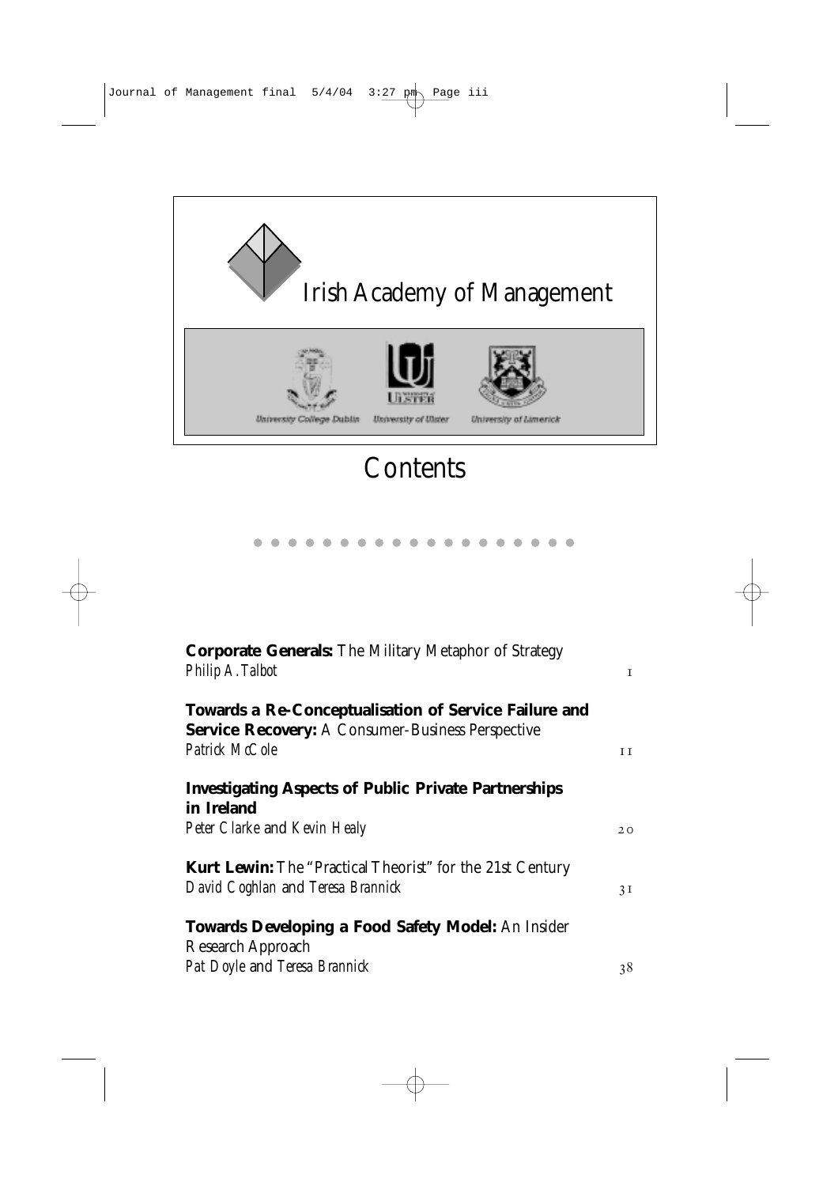Irish Academy of Management

University College Dublin · University of Ulster · University of Limerick

# Contents

**Corporate Generals:** The Military Metaphor of Strategy
*Philip A. Talbot* — 1

**Towards a Re-Conceptualisation of Service Failure and Service Recovery:** A Consumer-Business Perspective
*Patrick McCole* — 11

**Investigating Aspects of Public Private Partnerships in Ireland**
*Peter Clarke* and *Kevin Healy* — 20

**Kurt Lewin:** The "Practical Theorist" for the 21st Century
*David Coghlan* and *Teresa Brannick* — 31

**Towards Developing a Food Safety Model:** An Insider Research Approach
*Pat Doyle* and *Teresa Brannick* — 38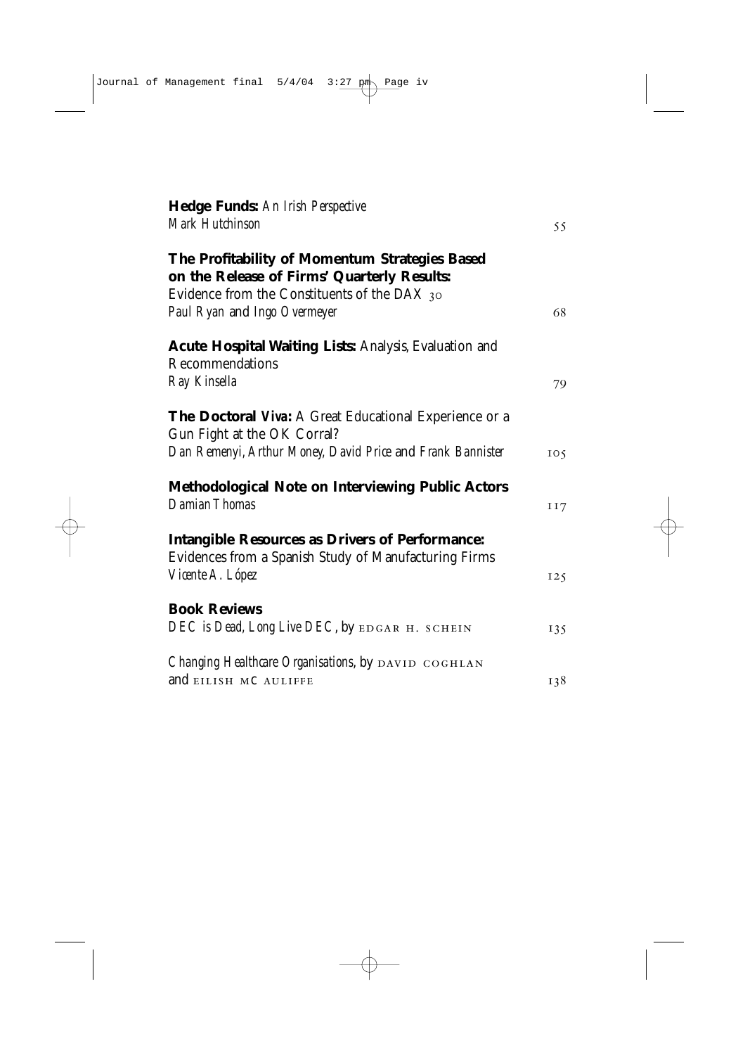**Hedge Funds:** *An Irish Perspective*
*Mark Hutchinson* 55

**The Profitability of Momentum Strategies Based on the Release of Firms' Quarterly Results:** Evidence from the Constituents of the DAX 30
*Paul Ryan* and *Ingo Overmeyer* 68

**Acute Hospital Waiting Lists:** Analysis, Evaluation and Recommendations
*Ray Kinsella* 79

**The Doctoral Viva:** A Great Educational Experience or a Gun Fight at the OK Corral?
*Dan Remenyi, Arthur Money, David Price* and *Frank Bannister* 105

**Methodological Note on Interviewing Public Actors**
*Damian Thomas* 117

**Intangible Resources as Drivers of Performance:** Evidences from a Spanish Study of Manufacturing Firms
*Vicente A. López* 125

**Book Reviews**

*DEC is Dead, Long Live DEC*, by EDGAR H. SCHEIN 135

*Changing Healthcare Organisations*, by DAVID COGHLAN and EILISH MC AULIFFE 138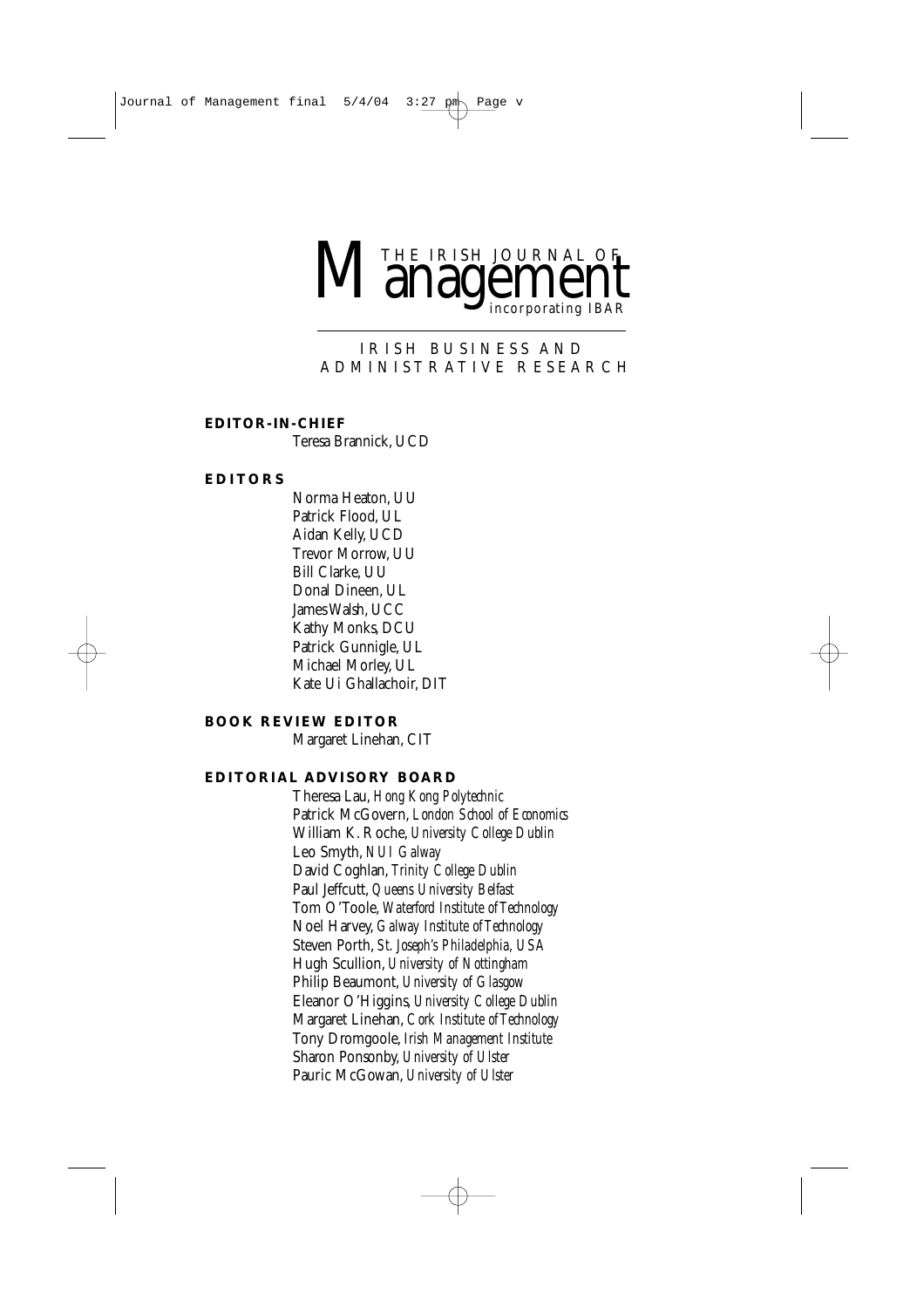# THE IRISH JOURNAL OF Management

incorporating IBAR

IRISH BUSINESS AND ADMINISTRATIVE RESEARCH

**EDITOR-IN-CHIEF**

Teresa Brannick, UCD

**EDITORS**

Norma Heaton, UU
Patrick Flood, UL
Aidan Kelly, UCD
Trevor Morrow, UU
Bill Clarke, UU
Donal Dineen, UL
James Walsh, UCC
Kathy Monks, DCU
Patrick Gunnigle, UL
Michael Morley, UL
Kate Ui Ghallachoir, DIT

**BOOK REVIEW EDITOR**

Margaret Linehan, CIT

**EDITORIAL ADVISORY BOARD**

Theresa Lau, *Hong Kong Polytechnic*
Patrick McGovern, *London School of Economics*
William K. Roche, *University College Dublin*
Leo Smyth, *NUI Galway*
David Coghlan, *Trinity College Dublin*
Paul Jeffcutt, *Queens University Belfast*
Tom O'Toole, *Waterford Institute of Technology*
Noel Harvey, *Galway Institute of Technology*
Steven Porth, *St. Joseph's Philadelphia, USA*
Hugh Scullion, *University of Nottingham*
Philip Beaumont, *University of Glasgow*
Eleanor O'Higgins, *University College Dublin*
Margaret Linehan, *Cork Institute of Technology*
Tony Dromgoole, *Irish Management Institute*
Sharon Ponsonby, *University of Ulster*
Pauric McGowan, *University of Ulster*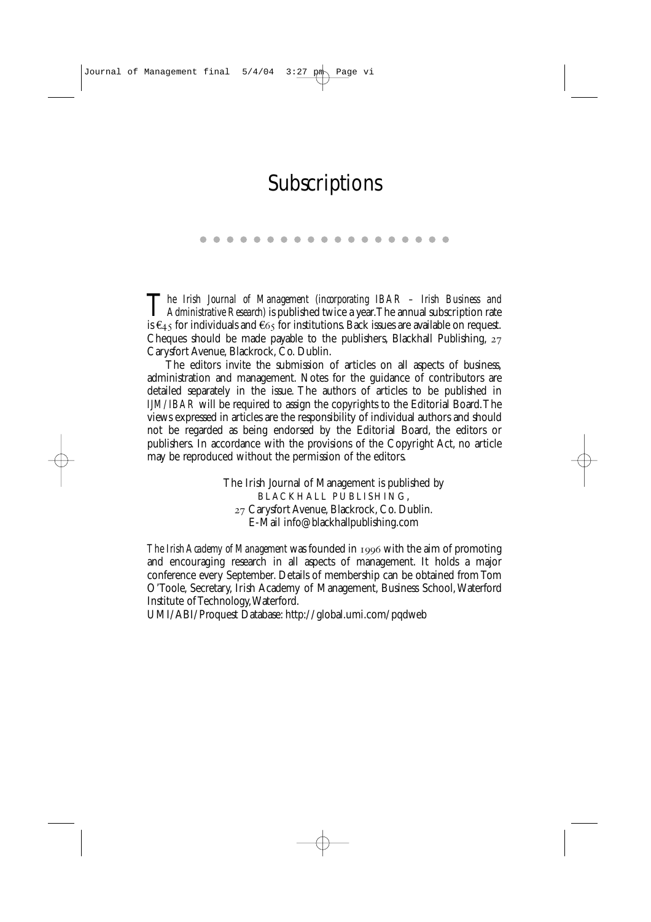# Subscriptions

*The Irish Journal of Management (incorporating IBAR – Irish Business and Administrative Research)* is published twice a year. The annual subscription rate is €45 for individuals and €65 for institutions. Back issues are available on request. Cheques should be made payable to the publishers, Blackhall Publishing, 27 Carysfort Avenue, Blackrock, Co. Dublin.

The editors invite the submission of articles on all aspects of business, administration and management. Notes for the guidance of contributors are detailed separately in the issue. The authors of articles to be published in *IJM/IBAR* will be required to assign the copyrights to the Editorial Board. The views expressed in articles are the responsibility of individual authors and should not be regarded as being endorsed by the Editorial Board, the editors or publishers. In accordance with the provisions of the Copyright Act, no article may be reproduced without the permission of the editors.

The Irish Journal of Management is published by
BLACKHALL PUBLISHING,
27 Carysfort Avenue, Blackrock, Co. Dublin.
E-Mail info@blackhallpublishing.com

*The Irish Academy of Management* was founded in 1996 with the aim of promoting and encouraging research in all aspects of management. It holds a major conference every September. Details of membership can be obtained from Tom O'Toole, Secretary, Irish Academy of Management, Business School, Waterford Institute of Technology, Waterford.

UMI/ABI/Proquest Database: http://global.umi.com/pqdweb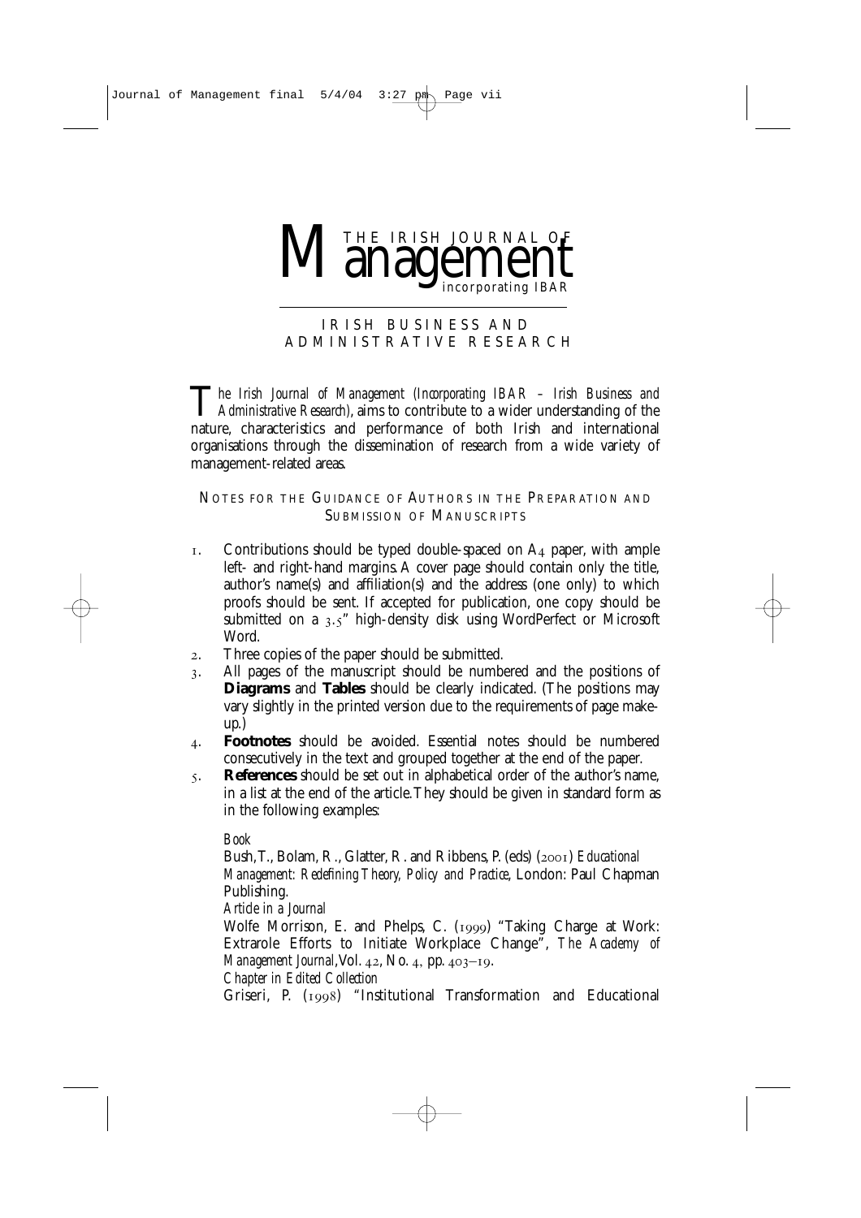# THE IRISH JOURNAL OF Management incorporating IBAR

## IRISH BUSINESS AND ADMINISTRATIVE RESEARCH

*The Irish Journal of Management (Incorporating IBAR – Irish Business and Administrative Research)*, aims to contribute to a wider understanding of the nature, characteristics and performance of both Irish and international organisations through the dissemination of research from a wide variety of management-related areas.

### NOTES FOR THE GUIDANCE OF AUTHORS IN THE PREPARATION AND SUBMISSION OF MANUSCRIPTS

1. Contributions should be typed double-spaced on A4 paper, with ample left- and right-hand margins. A cover page should contain only the title, author's name(s) and affiliation(s) and the address (one only) to which proofs should be sent. If accepted for publication, one copy should be submitted on a 3.5" high-density disk using WordPerfect or Microsoft Word.
2. Three copies of the paper should be submitted.
3. All pages of the manuscript should be numbered and the positions of **Diagrams** and **Tables** should be clearly indicated. (The positions may vary slightly in the printed version due to the requirements of page make-up.)
4. **Footnotes** should be avoided. Essential notes should be numbered consecutively in the text and grouped together at the end of the paper.
5. **References** should be set out in alphabetical order of the author's name, in a list at the end of the article. They should be given in standard form as in the following examples:

   *Book*
   Bush, T., Bolam, R., Glatter, R. and Ribbens, P. (eds) (2001) *Educational Management: Redefining Theory, Policy and Practice*, London: Paul Chapman Publishing.
   *Article in a Journal*
   Wolfe Morrison, E. and Phelps, C. (1999) "Taking Charge at Work: Extrarole Efforts to Initiate Workplace Change", *The Academy of Management Journal*, Vol. 42, No. 4, pp. 403–19.
   *Chapter in Edited Collection*
   Griseri, P. (1998) "Institutional Transformation and Educational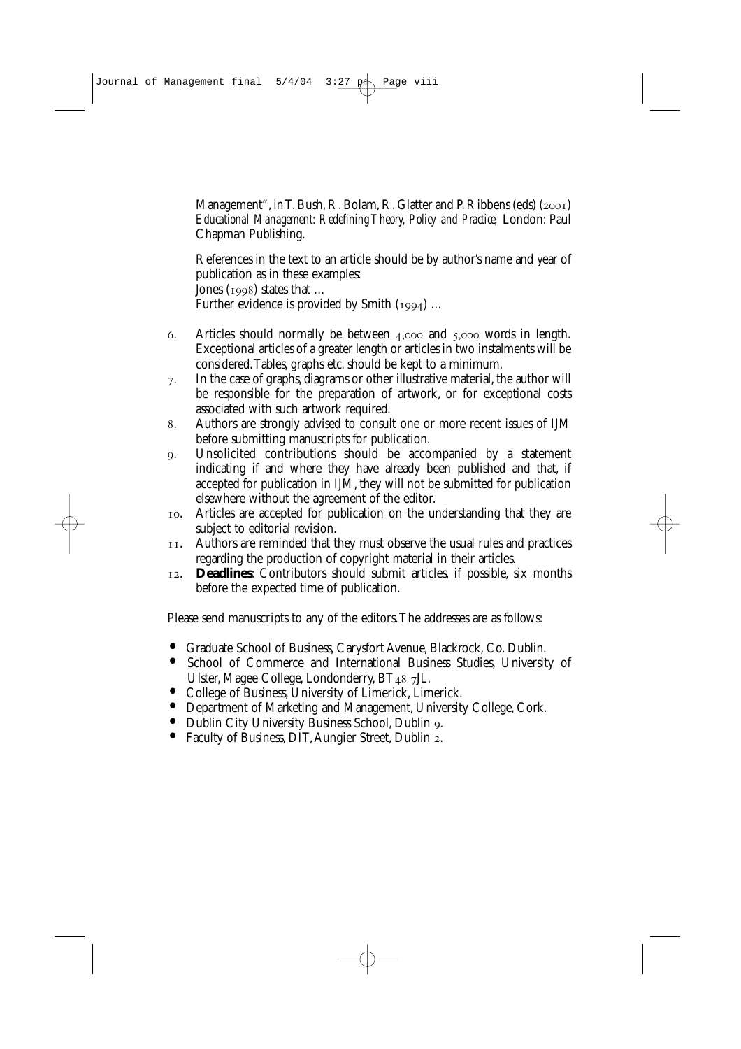Management", in T. Bush, R. Bolam, R. Glatter and P. Ribbens (eds) (2001) *Educational Management: Redefining Theory, Policy and Practice*, London: Paul Chapman Publishing.

References in the text to an article should be by author's name and year of publication as in these examples:
Jones (1998) states that …
Further evidence is provided by Smith (1994) …

6. Articles should normally be between 4,000 and 5,000 words in length. Exceptional articles of a greater length or articles in two instalments will be considered. Tables, graphs etc. should be kept to a minimum.
7. In the case of graphs, diagrams or other illustrative material, the author will be responsible for the preparation of artwork, or for exceptional costs associated with such artwork required.
8. Authors are strongly advised to consult one or more recent issues of IJM before submitting manuscripts for publication.
9. Unsolicited contributions should be accompanied by a statement indicating if and where they have already been published and that, if accepted for publication in IJM, they will not be submitted for publication elsewhere without the agreement of the editor.
10. Articles are accepted for publication on the understanding that they are subject to editorial revision.
11. Authors are reminded that they must observe the usual rules and practices regarding the production of copyright material in their articles.
12. **Deadlines**: Contributors should submit articles, if possible, six months before the expected time of publication.

Please send manuscripts to any of the editors. The addresses are as follows:

- Graduate School of Business, Carysfort Avenue, Blackrock, Co. Dublin.
- School of Commerce and International Business Studies, University of Ulster, Magee College, Londonderry, BT48 7JL.
- College of Business, University of Limerick, Limerick.
- Department of Marketing and Management, University College, Cork.
- Dublin City University Business School, Dublin 9.
- Faculty of Business, DIT, Aungier Street, Dublin 2.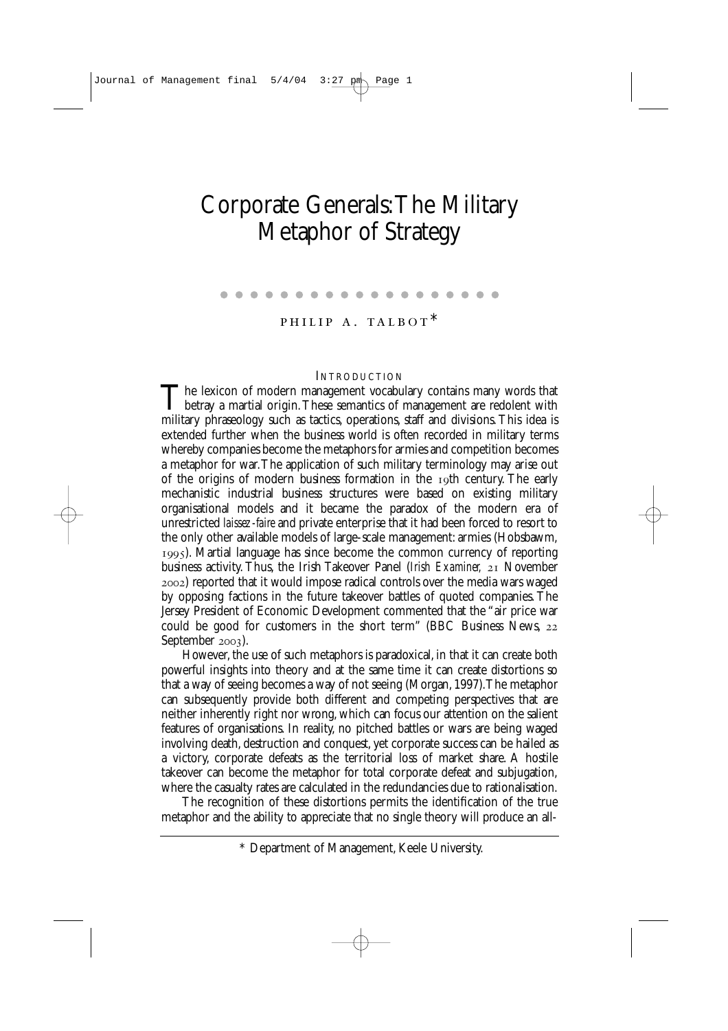# Corporate Generals: The Military Metaphor of Strategy

PHILIP A. TALBOT*

## INTRODUCTION

The lexicon of modern management vocabulary contains many words that betray a martial origin. These semantics of management are redolent with military phraseology such as tactics, operations, staff and divisions. This idea is extended further when the business world is often recorded in military terms whereby companies become the metaphors for armies and competition becomes a metaphor for war. The application of such military terminology may arise out of the origins of modern business formation in the 19th century. The early mechanistic industrial business structures were based on existing military organisational models and it became the paradox of the modern era of unrestricted *laissez-faire* and private enterprise that it had been forced to resort to the only other available models of large-scale management: armies (Hobsbawm, 1995). Martial language has since become the common currency of reporting business activity. Thus, the Irish Takeover Panel (*Irish Examiner*, 21 November 2002) reported that it would impose radical controls over the media wars waged by opposing factions in the future takeover battles of quoted companies. The Jersey President of Economic Development commented that the "air price war could be good for customers in the short term" (BBC Business News, 22 September 2003).

However, the use of such metaphors is paradoxical, in that it can create both powerful insights into theory and at the same time it can create distortions so that a way of seeing becomes a way of not seeing (Morgan, 1997). The metaphor can subsequently provide both different and competing perspectives that are neither inherently right nor wrong, which can focus our attention on the salient features of organisations. In reality, no pitched battles or wars are being waged involving death, destruction and conquest, yet corporate success can be hailed as a victory, corporate defeats as the territorial loss of market share. A hostile takeover can become the metaphor for total corporate defeat and subjugation, where the casualty rates are calculated in the redundancies due to rationalisation.

The recognition of these distortions permits the identification of the true metaphor and the ability to appreciate that no single theory will produce an all-

\* Department of Management, Keele University.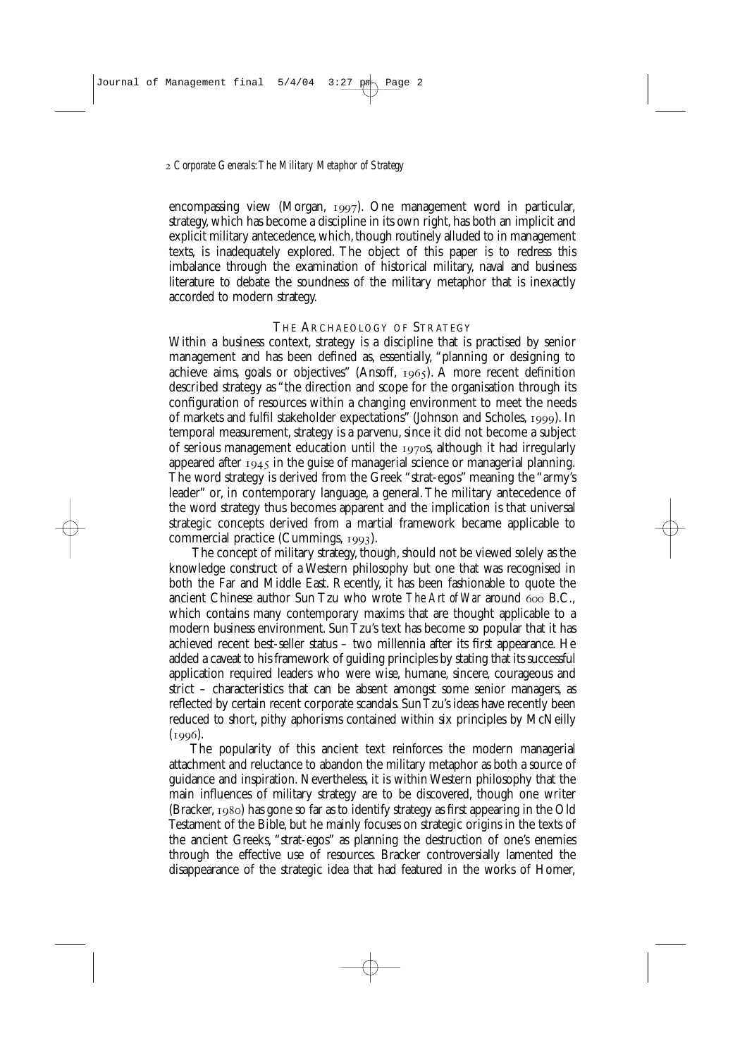encompassing view (Morgan, 1997). One management word in particular, strategy, which has become a discipline in its own right, has both an implicit and explicit military antecedence, which, though routinely alluded to in management texts, is inadequately explored. The object of this paper is to redress this imbalance through the examination of historical military, naval and business literature to debate the soundness of the military metaphor that is inexactly accorded to modern strategy.

## THE ARCHAEOLOGY OF STRATEGY

Within a business context, strategy is a discipline that is practised by senior management and has been defined as, essentially, "planning or designing to achieve aims, goals or objectives" (Ansoff, 1965). A more recent definition described strategy as "the direction and scope for the organisation through its configuration of resources within a changing environment to meet the needs of markets and fulfil stakeholder expectations" (Johnson and Scholes, 1999). In temporal measurement, strategy is a parvenu, since it did not become a subject of serious management education until the 1970s, although it had irregularly appeared after 1945 in the guise of managerial science or managerial planning. The word strategy is derived from the Greek "strat-egos" meaning the "army's leader" or, in contemporary language, a general. The military antecedence of the word strategy thus becomes apparent and the implication is that universal strategic concepts derived from a martial framework became applicable to commercial practice (Cummings, 1993).

The concept of military strategy, though, should not be viewed solely as the knowledge construct of a Western philosophy but one that was recognised in both the Far and Middle East. Recently, it has been fashionable to quote the ancient Chinese author Sun Tzu who wrote *The Art of War* around 600 B.C., which contains many contemporary maxims that are thought applicable to a modern business environment. Sun Tzu's text has become so popular that it has achieved recent best-seller status – two millennia after its first appearance. He added a caveat to his framework of guiding principles by stating that its successful application required leaders who were wise, humane, sincere, courageous and strict – characteristics that can be absent amongst some senior managers, as reflected by certain recent corporate scandals. Sun Tzu's ideas have recently been reduced to short, pithy aphorisms contained within six principles by McNeilly (1996).

The popularity of this ancient text reinforces the modern managerial attachment and reluctance to abandon the military metaphor as both a source of guidance and inspiration. Nevertheless, it is within Western philosophy that the main influences of military strategy are to be discovered, though one writer (Bracker, 1980) has gone so far as to identify strategy as first appearing in the Old Testament of the Bible, but he mainly focuses on strategic origins in the texts of the ancient Greeks, "strat-egos" as planning the destruction of one's enemies through the effective use of resources. Bracker controversially lamented the disappearance of the strategic idea that had featured in the works of Homer,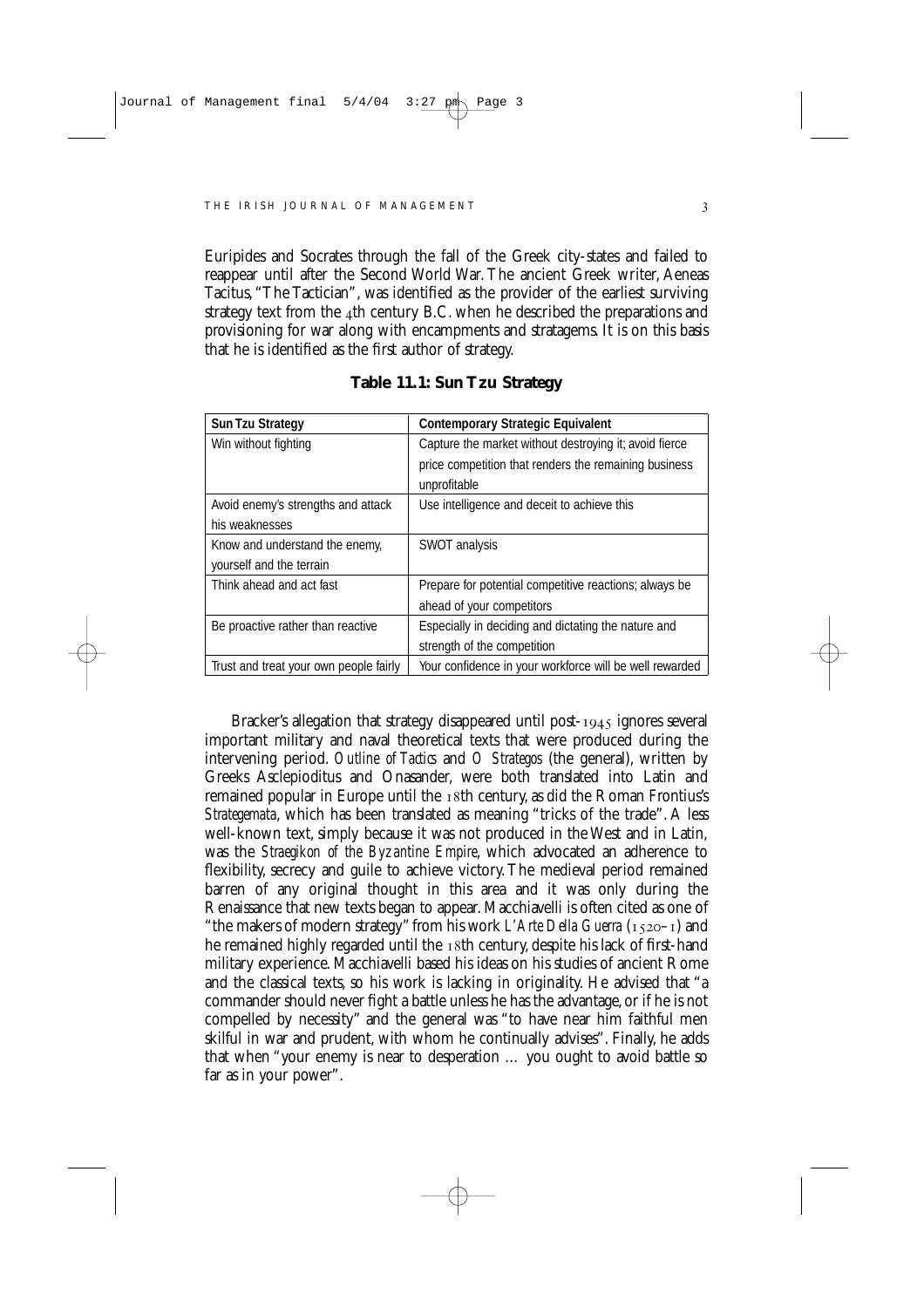Euripides and Socrates through the fall of the Greek city-states and failed to reappear until after the Second World War. The ancient Greek writer, Aeneas Tacitus, "The Tactician", was identified as the provider of the earliest surviving strategy text from the 4th century B.C. when he described the preparations and provisioning for war along with encampments and stratagems. It is on this basis that he is identified as the first author of strategy.

**Table 11.1: Sun Tzu Strategy**

| Sun Tzu Strategy | Contemporary Strategic Equivalent |
|---|---|
| Win without fighting | Capture the market without destroying it; avoid fierce price competition that renders the remaining business unprofitable |
| Avoid enemy's strengths and attack his weaknesses | Use intelligence and deceit to achieve this |
| Know and understand the enemy, yourself and the terrain | SWOT analysis |
| Think ahead and act fast | Prepare for potential competitive reactions; always be ahead of your competitors |
| Be proactive rather than reactive | Especially in deciding and dictating the nature and strength of the competition |
| Trust and treat your own people fairly | Your confidence in your workforce will be well rewarded |

Bracker's allegation that strategy disappeared until post-1945 ignores several important military and naval theoretical texts that were produced during the intervening period. *Outline of Tactics* and *O Strategos* (the general), written by Greeks Asclepioditus and Onasander, were both translated into Latin and remained popular in Europe until the 18th century, as did the Roman Frontius's *Strategemata*, which has been translated as meaning "tricks of the trade". A less well-known text, simply because it was not produced in the West and in Latin, was the *Straegikon of the Byzantine Empire*, which advocated an adherence to flexibility, secrecy and guile to achieve victory. The medieval period remained barren of any original thought in this area and it was only during the Renaissance that new texts began to appear. Macchiavelli is often cited as one of "the makers of modern strategy" from his work *L'Arte Della Guerra* (1520–1) and he remained highly regarded until the 18th century, despite his lack of first-hand military experience. Macchiavelli based his ideas on his studies of ancient Rome and the classical texts, so his work is lacking in originality. He advised that "a commander should never fight a battle unless he has the advantage, or if he is not compelled by necessity" and the general was "to have near him faithful men skilful in war and prudent, with whom he continually advises". Finally, he adds that when "your enemy is near to desperation … you ought to avoid battle so far as in your power".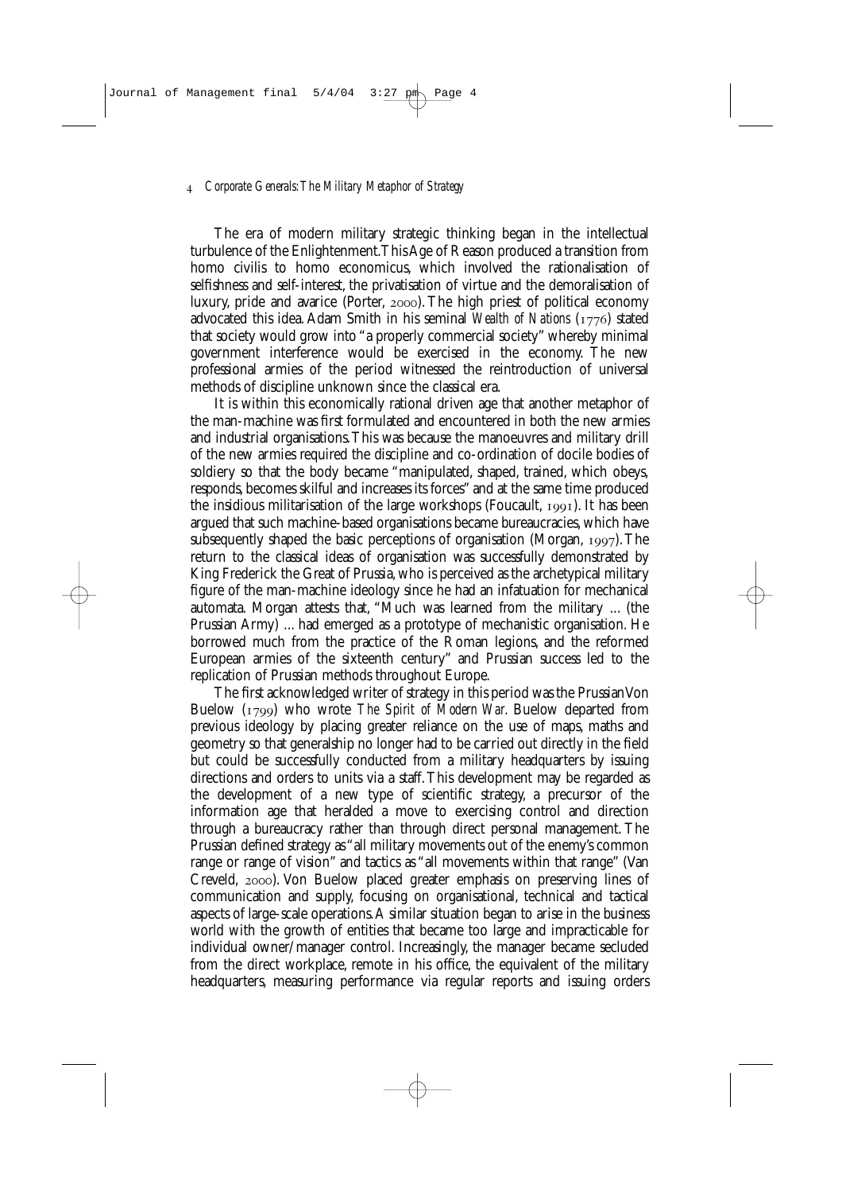The era of modern military strategic thinking began in the intellectual turbulence of the Enlightenment. This Age of Reason produced a transition from homo civilis to homo economicus, which involved the rationalisation of selfishness and self-interest, the privatisation of virtue and the demoralisation of luxury, pride and avarice (Porter, 2000). The high priest of political economy advocated this idea. Adam Smith in his seminal *Wealth of Nations* (1776) stated that society would grow into "a properly commercial society" whereby minimal government interference would be exercised in the economy. The new professional armies of the period witnessed the reintroduction of universal methods of discipline unknown since the classical era.

It is within this economically rational driven age that another metaphor of the man-machine was first formulated and encountered in both the new armies and industrial organisations. This was because the manoeuvres and military drill of the new armies required the discipline and co-ordination of docile bodies of soldiery so that the body became "manipulated, shaped, trained, which obeys, responds, becomes skilful and increases its forces" and at the same time produced the insidious militarisation of the large workshops (Foucault, 1991). It has been argued that such machine-based organisations became bureaucracies, which have subsequently shaped the basic perceptions of organisation (Morgan, 1997). The return to the classical ideas of organisation was successfully demonstrated by King Frederick the Great of Prussia, who is perceived as the archetypical military figure of the man-machine ideology since he had an infatuation for mechanical automata. Morgan attests that, "Much was learned from the military ... (the Prussian Army) ... had emerged as a prototype of mechanistic organisation. He borrowed much from the practice of the Roman legions, and the reformed European armies of the sixteenth century" and Prussian success led to the replication of Prussian methods throughout Europe.

The first acknowledged writer of strategy in this period was the Prussian Von Buelow (1799) who wrote *The Spirit of Modern War*. Buelow departed from previous ideology by placing greater reliance on the use of maps, maths and geometry so that generalship no longer had to be carried out directly in the field but could be successfully conducted from a military headquarters by issuing directions and orders to units via a staff. This development may be regarded as the development of a new type of scientific strategy, a precursor of the information age that heralded a move to exercising control and direction through a bureaucracy rather than through direct personal management. The Prussian defined strategy as "all military movements out of the enemy's common range or range of vision" and tactics as "all movements within that range" (Van Creveld, 2000). Von Buelow placed greater emphasis on preserving lines of communication and supply, focusing on organisational, technical and tactical aspects of large-scale operations. A similar situation began to arise in the business world with the growth of entities that became too large and impracticable for individual owner/manager control. Increasingly, the manager became secluded from the direct workplace, remote in his office, the equivalent of the military headquarters, measuring performance via regular reports and issuing orders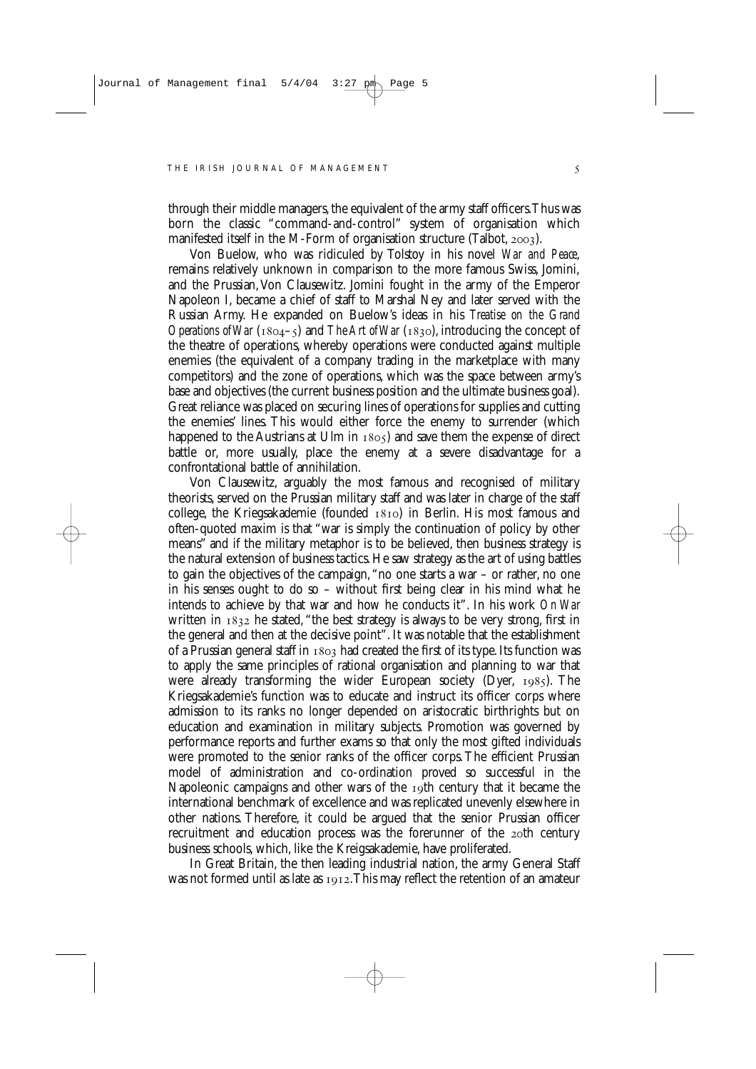through their middle managers, the equivalent of the army staff officers. Thus was born the classic "command-and-control" system of organisation which manifested itself in the M-Form of organisation structure (Talbot, 2003).

Von Buelow, who was ridiculed by Tolstoy in his novel *War and Peace*, remains relatively unknown in comparison to the more famous Swiss, Jomini, and the Prussian, Von Clausewitz. Jomini fought in the army of the Emperor Napoleon I, became a chief of staff to Marshal Ney and later served with the Russian Army. He expanded on Buelow's ideas in his *Treatise on the Grand Operations of War* (1804–5) and *The Art of War* (1830), introducing the concept of the theatre of operations, whereby operations were conducted against multiple enemies (the equivalent of a company trading in the marketplace with many competitors) and the zone of operations, which was the space between army's base and objectives (the current business position and the ultimate business goal). Great reliance was placed on securing lines of operations for supplies and cutting the enemies' lines. This would either force the enemy to surrender (which happened to the Austrians at Ulm in 1805) and save them the expense of direct battle or, more usually, place the enemy at a severe disadvantage for a confrontational battle of annihilation.

Von Clausewitz, arguably the most famous and recognised of military theorists, served on the Prussian military staff and was later in charge of the staff college, the Kriegsakademie (founded 1810) in Berlin. His most famous and often-quoted maxim is that "war is simply the continuation of policy by other means" and if the military metaphor is to be believed, then business strategy is the natural extension of business tactics. He saw strategy as the art of using battles to gain the objectives of the campaign, "no one starts a war – or rather, no one in his senses ought to do so – without first being clear in his mind what he intends to achieve by that war and how he conducts it". In his work *On War* written in 1832 he stated, "the best strategy is always to be very strong, first in the general and then at the decisive point". It was notable that the establishment of a Prussian general staff in 1803 had created the first of its type. Its function was to apply the same principles of rational organisation and planning to war that were already transforming the wider European society (Dyer, 1985). The Kriegsakademie's function was to educate and instruct its officer corps where admission to its ranks no longer depended on aristocratic birthrights but on education and examination in military subjects. Promotion was governed by performance reports and further exams so that only the most gifted individuals were promoted to the senior ranks of the officer corps. The efficient Prussian model of administration and co-ordination proved so successful in the Napoleonic campaigns and other wars of the 19th century that it became the international benchmark of excellence and was replicated unevenly elsewhere in other nations. Therefore, it could be argued that the senior Prussian officer recruitment and education process was the forerunner of the 20th century business schools, which, like the Kreigsakademie, have proliferated.

In Great Britain, the then leading industrial nation, the army General Staff was not formed until as late as 1912. This may reflect the retention of an amateur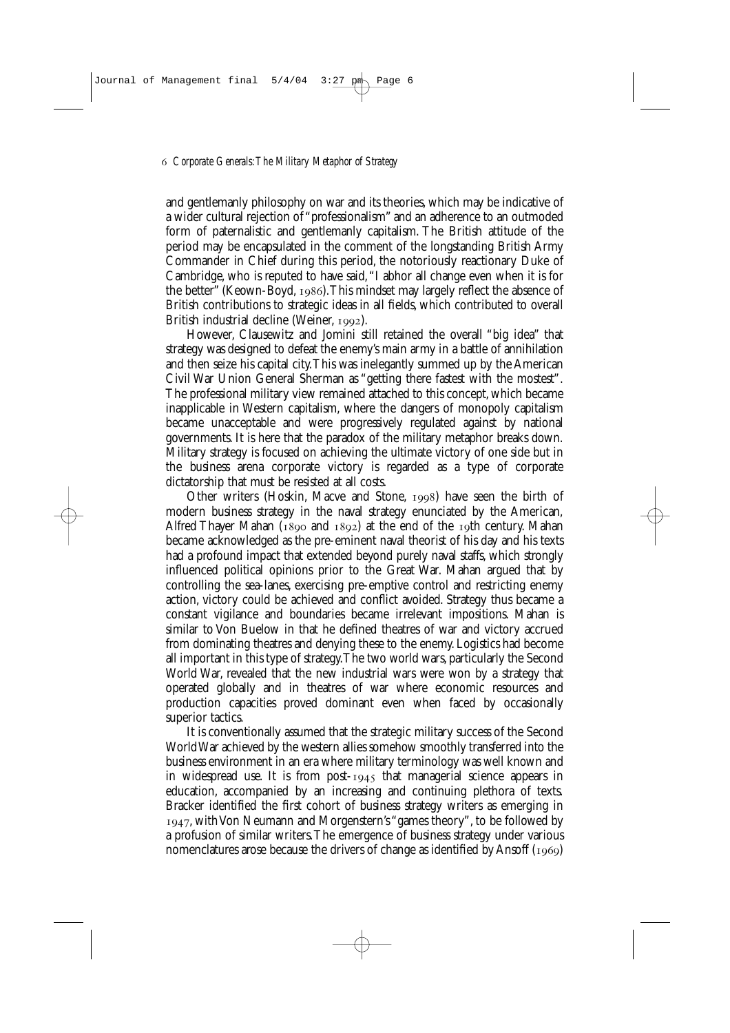and gentlemanly philosophy on war and its theories, which may be indicative of a wider cultural rejection of "professionalism" and an adherence to an outmoded form of paternalistic and gentlemanly capitalism. The British attitude of the period may be encapsulated in the comment of the longstanding British Army Commander in Chief during this period, the notoriously reactionary Duke of Cambridge, who is reputed to have said, "I abhor all change even when it is for the better" (Keown-Boyd, 1986). This mindset may largely reflect the absence of British contributions to strategic ideas in all fields, which contributed to overall British industrial decline (Weiner, 1992).

However, Clausewitz and Jomini still retained the overall "big idea" that strategy was designed to defeat the enemy's main army in a battle of annihilation and then seize his capital city. This was inelegantly summed up by the American Civil War Union General Sherman as "getting there fastest with the mostest". The professional military view remained attached to this concept, which became inapplicable in Western capitalism, where the dangers of monopoly capitalism became unacceptable and were progressively regulated against by national governments. It is here that the paradox of the military metaphor breaks down. Military strategy is focused on achieving the ultimate victory of one side but in the business arena corporate victory is regarded as a type of corporate dictatorship that must be resisted at all costs.

Other writers (Hoskin, Macve and Stone, 1998) have seen the birth of modern business strategy in the naval strategy enunciated by the American, Alfred Thayer Mahan (1890 and 1892) at the end of the 19th century. Mahan became acknowledged as the pre-eminent naval theorist of his day and his texts had a profound impact that extended beyond purely naval staffs, which strongly influenced political opinions prior to the Great War. Mahan argued that by controlling the sea-lanes, exercising pre-emptive control and restricting enemy action, victory could be achieved and conflict avoided. Strategy thus became a constant vigilance and boundaries became irrelevant impositions. Mahan is similar to Von Buelow in that he defined theatres of war and victory accrued from dominating theatres and denying these to the enemy. Logistics had become all important in this type of strategy. The two world wars, particularly the Second World War, revealed that the new industrial wars were won by a strategy that operated globally and in theatres of war where economic resources and production capacities proved dominant even when faced by occasionally superior tactics.

It is conventionally assumed that the strategic military success of the Second World War achieved by the western allies somehow smoothly transferred into the business environment in an era where military terminology was well known and in widespread use. It is from post-1945 that managerial science appears in education, accompanied by an increasing and continuing plethora of texts. Bracker identified the first cohort of business strategy writers as emerging in 1947, with Von Neumann and Morgenstern's "games theory", to be followed by a profusion of similar writers. The emergence of business strategy under various nomenclatures arose because the drivers of change as identified by Ansoff (1969)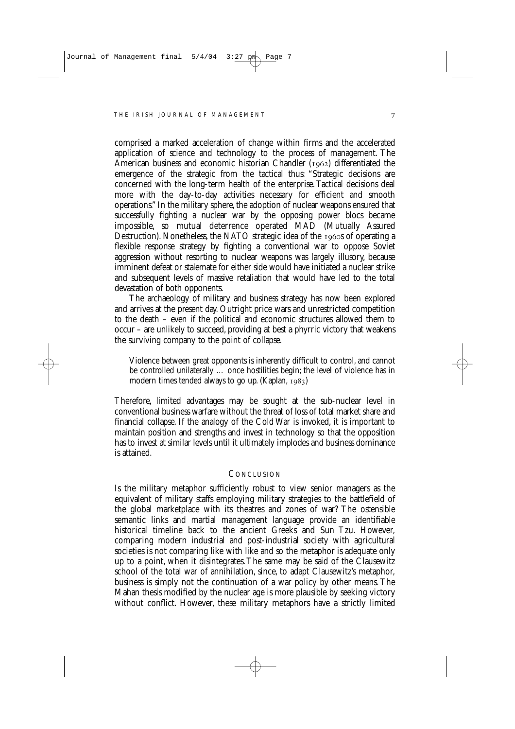comprised a marked acceleration of change within firms and the accelerated application of science and technology to the process of management. The American business and economic historian Chandler (1962) differentiated the emergence of the strategic from the tactical thus: "Strategic decisions are concerned with the long-term health of the enterprise. Tactical decisions deal more with the day-to-day activities necessary for efficient and smooth operations." In the military sphere, the adoption of nuclear weapons ensured that successfully fighting a nuclear war by the opposing power blocs became impossible, so mutual deterrence operated MAD (Mutually Assured Destruction). Nonetheless, the NATO strategic idea of the 1960s of operating a flexible response strategy by fighting a conventional war to oppose Soviet aggression without resorting to nuclear weapons was largely illusory, because imminent defeat or stalemate for either side would have initiated a nuclear strike and subsequent levels of massive retaliation that would have led to the total devastation of both opponents.

The archaeology of military and business strategy has now been explored and arrives at the present day. Outright price wars and unrestricted competition to the death – even if the political and economic structures allowed them to occur – are unlikely to succeed, providing at best a phyrric victory that weakens the surviving company to the point of collapse.

> Violence between great opponents is inherently difficult to control, and cannot be controlled unilaterally … once hostilities begin; the level of violence has in modern times tended always to go up. (Kaplan, 1983)

Therefore, limited advantages may be sought at the sub-nuclear level in conventional business warfare without the threat of loss of total market share and financial collapse. If the analogy of the Cold War is invoked, it is important to maintain position and strengths and invest in technology so that the opposition has to invest at similar levels until it ultimately implodes and business dominance is attained.

## Conclusion

Is the military metaphor sufficiently robust to view senior managers as the equivalent of military staffs employing military strategies to the battlefield of the global marketplace with its theatres and zones of war? The ostensible semantic links and martial management language provide an identifiable historical timeline back to the ancient Greeks and Sun Tzu. However, comparing modern industrial and post-industrial society with agricultural societies is not comparing like with like and so the metaphor is adequate only up to a point, when it disintegrates. The same may be said of the Clausewitz school of the total war of annihilation, since, to adapt Clausewitz's metaphor, business is simply not the continuation of a war policy by other means. The Mahan thesis modified by the nuclear age is more plausible by seeking victory without conflict. However, these military metaphors have a strictly limited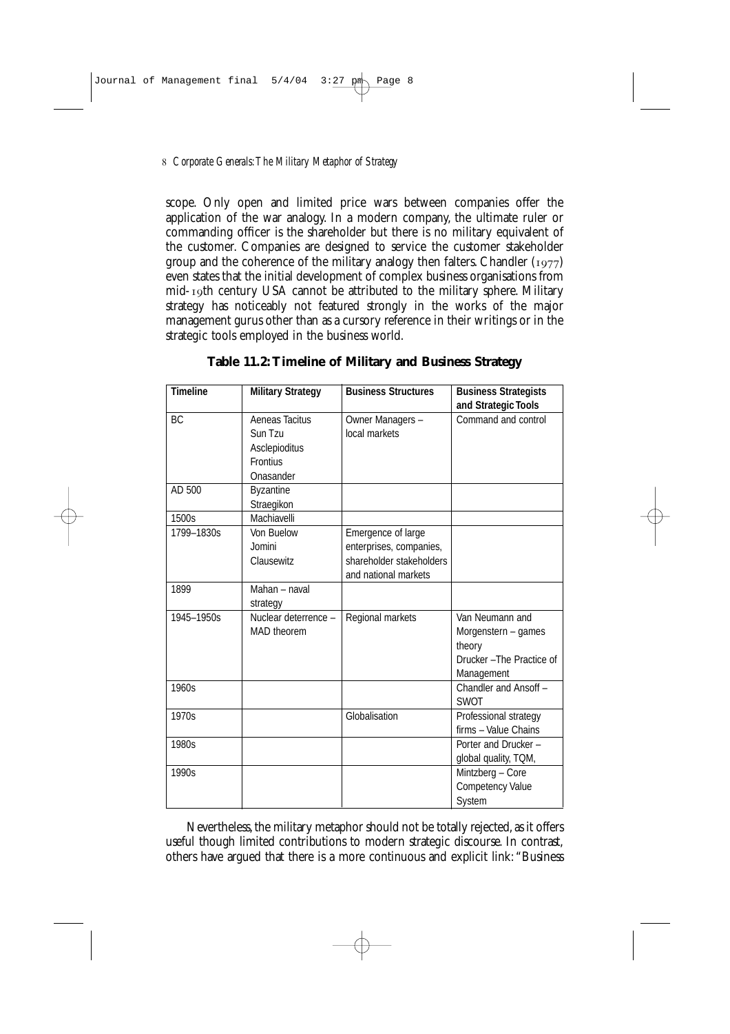scope. Only open and limited price wars between companies offer the application of the war analogy. In a modern company, the ultimate ruler or commanding officer is the shareholder but there is no military equivalent of the customer. Companies are designed to service the customer stakeholder group and the coherence of the military analogy then falters. Chandler (1977) even states that the initial development of complex business organisations from mid-19th century USA cannot be attributed to the military sphere. Military strategy has noticeably not featured strongly in the works of the major management gurus other than as a cursory reference in their writings or in the strategic tools employed in the business world.

**Table 11.2: Timeline of Military and Business Strategy**

| Timeline | Military Strategy | Business Structures | Business Strategists and Strategic Tools |
|---|---|---|---|
| BC | Aeneas Tacitus<br>Sun Tzu<br>Asclepioditus<br>Frontius<br>Onasander | Owner Managers – local markets | Command and control |
| AD 500 | Byzantine Straegikon | | |
| 1500s | Machiavelli | | |
| 1799–1830s | Von Buelow<br>Jomini<br>Clausewitz | Emergence of large enterprises, companies, shareholder stakeholders and national markets | |
| 1899 | Mahan – naval strategy | | |
| 1945–1950s | Nuclear deterrence – MAD theorem | Regional markets | Van Neumann and Morgenstern – games theory<br>Drucker –The Practice of Management |
| 1960s | | | Chandler and Ansoff – SWOT |
| 1970s | | Globalisation | Professional strategy firms – Value Chains |
| 1980s | | | Porter and Drucker – global quality, TQM, |
| 1990s | | | Mintzberg – Core Competency Value System |

Nevertheless, the military metaphor should not be totally rejected, as it offers useful though limited contributions to modern strategic discourse. In contrast, others have argued that there is a more continuous and explicit link: "Business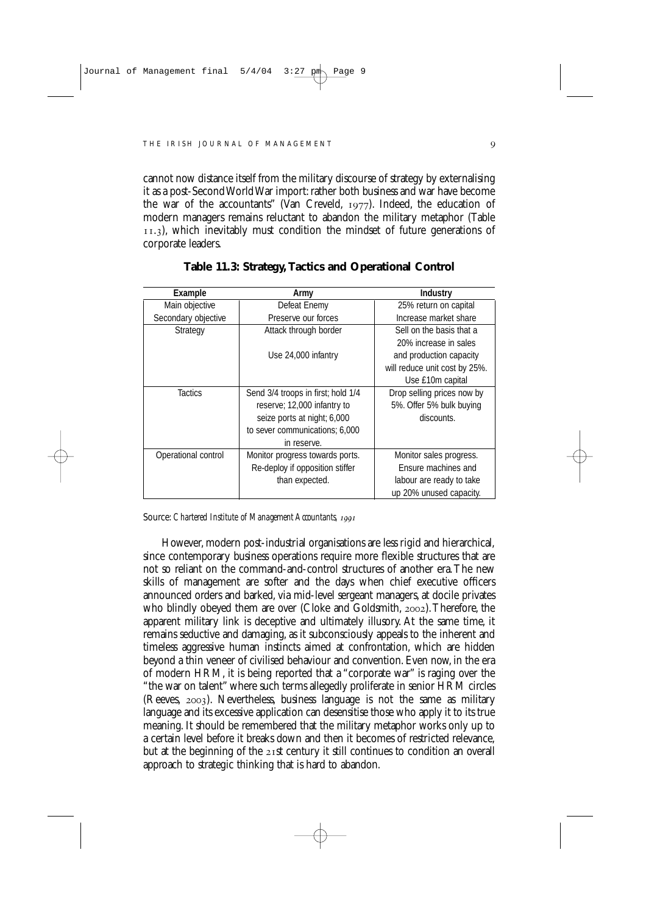cannot now distance itself from the military discourse of strategy by externalising it as a post-Second World War import: rather both business and war have become the war of the accountants" (Van Creveld, 1977). Indeed, the education of modern managers remains reluctant to abandon the military metaphor (Table 11.3), which inevitably must condition the mindset of future generations of corporate leaders.

**Table 11.3: Strategy, Tactics and Operational Control**

| Example | Army | Industry |
|---|---|---|
| Main objective | Defeat Enemy | 25% return on capital |
| Secondary objective | Preserve our forces | Increase market share |
| Strategy | Attack through border<br><br>Use 24,000 infantry | Sell on the basis that a 20% increase in sales and production capacity will reduce unit cost by 25%. Use £10m capital |
| Tactics | Send 3/4 troops in first; hold 1/4 reserve; 12,000 infantry to seize ports at night; 6,000 to sever communications; 6,000 in reserve. | Drop selling prices now by 5%. Offer 5% bulk buying discounts. |
| Operational control | Monitor progress towards ports. Re-deploy if opposition stiffer than expected. | Monitor sales progress. Ensure machines and labour are ready to take up 20% unused capacity. |

Source: *Chartered Institute of Management Accountants, 1991*

However, modern post-industrial organisations are less rigid and hierarchical, since contemporary business operations require more flexible structures that are not so reliant on the command-and-control structures of another era. The new skills of management are softer and the days when chief executive officers announced orders and barked, via mid-level sergeant managers, at docile privates who blindly obeyed them are over (Cloke and Goldsmith, 2002). Therefore, the apparent military link is deceptive and ultimately illusory. At the same time, it remains seductive and damaging, as it subconsciously appeals to the inherent and timeless aggressive human instincts aimed at confrontation, which are hidden beyond a thin veneer of civilised behaviour and convention. Even now, in the era of modern HRM, it is being reported that a "corporate war" is raging over the "the war on talent" where such terms allegedly proliferate in senior HRM circles (Reeves, 2003). Nevertheless, business language is not the same as military language and its excessive application can desensitise those who apply it to its true meaning. It should be remembered that the military metaphor works only up to a certain level before it breaks down and then it becomes of restricted relevance, but at the beginning of the 21st century it still continues to condition an overall approach to strategic thinking that is hard to abandon.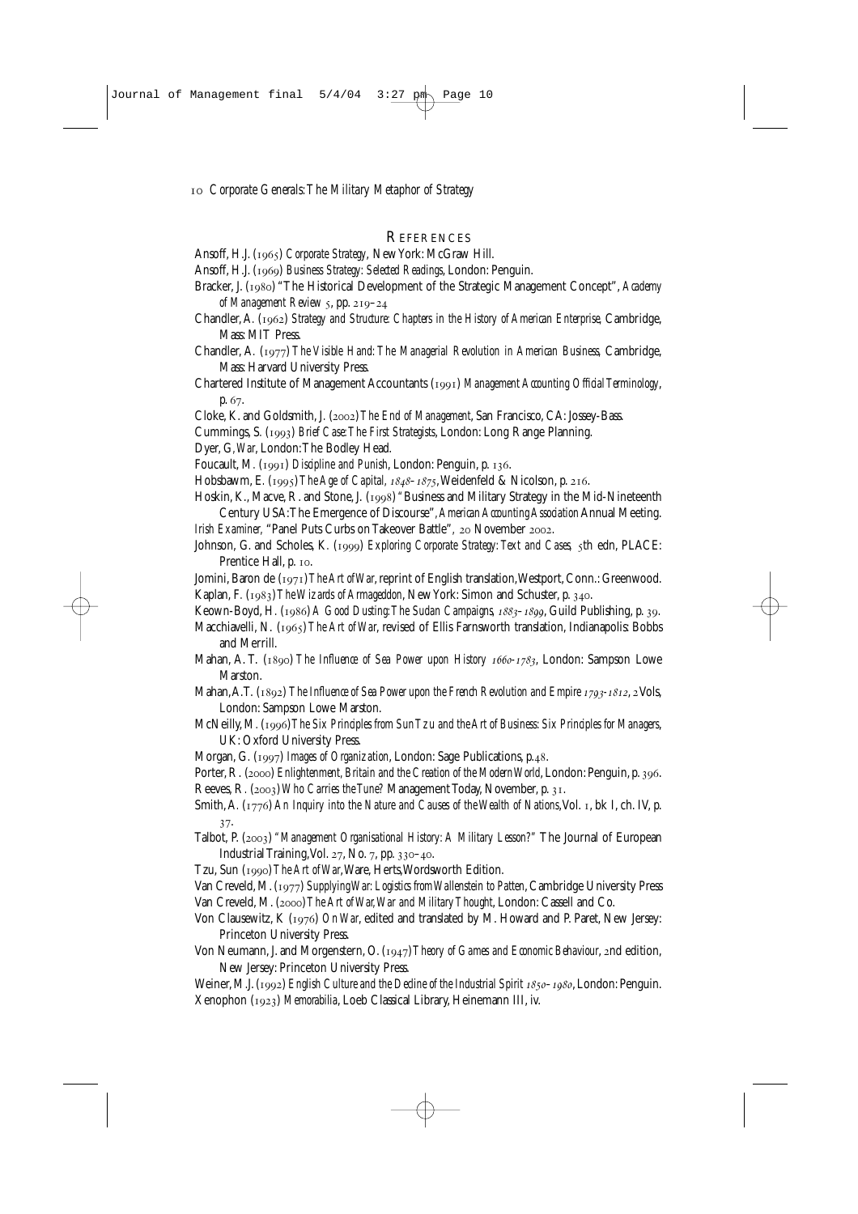## REFERENCES

Ansoff, H.J. (1965) *Corporate Strategy*, New York: McGraw Hill.

Ansoff, H.J. (1969) *Business Strategy: Selected Readings*, London: Penguin.

Bracker, J. (1980) "The Historical Development of the Strategic Management Concept", *Academy of Management Review* 5, pp. 219–24

Chandler, A. (1962) *Strategy and Structure: Chapters in the History of American Enterprise*, Cambridge, Mass: MIT Press.

Chandler, A. (1977) *The Visible Hand: The Managerial Revolution in American Business*, Cambridge, Mass: Harvard University Press.

Chartered Institute of Management Accountants (1991) *Management Accounting Official Terminology*, p. 67.

Cloke, K. and Goldsmith, J. (2002) *The End of Management*, San Francisco, CA: Jossey-Bass.

Cummings, S. (1993) *Brief Case: The First Strategists*, London: Long Range Planning.

Dyer, G, *War*, London: The Bodley Head.

Foucault, M. (1991) *Discipline and Punish*, London: Penguin, p. 136.

Hobsbawm, E. (1995) *The Age of Capital, 1848–1875*, Weidenfeld & Nicolson, p. 216.

Hoskin, K., Macve, R. and Stone, J. (1998) "Business and Military Strategy in the Mid-Nineteenth Century USA: The Emergence of Discourse", *American Accounting Association* Annual Meeting.

*Irish Examiner*, "Panel Puts Curbs on Takeover Battle", 20 November 2002.

Johnson, G. and Scholes, K. (1999) *Exploring Corporate Strategy: Text and Cases*, 5th edn, PLACE: Prentice Hall, p. 10.

Jomini, Baron de (1971) *The Art of War*, reprint of English translation, Westport, Conn.: Greenwood.

Kaplan, F. (1983) *The Wizards of Armageddon*, New York: Simon and Schuster, p. 340.

Keown-Boyd, H. (1986) *A Good Dusting: The Sudan Campaigns, 1883–1899*, Guild Publishing, p. 39.

Macchiavelli, N. (1965) *The Art of War*, revised of Ellis Farnsworth translation, Indianapolis: Bobbs and Merrill.

Mahan, A. T. (1890) *The Influence of Sea Power upon History 1660-1783*, London: Sampson Lowe Marston.

Mahan, A.T. (1892) *The Influence of Sea Power upon the French Revolution and Empire 1793-1812*, 2 Vols, London: Sampson Lowe Marston.

McNeilly, M. (1996) *The Six Principles from Sun Tzu and the Art of Business: Six Principles for Managers*, UK: Oxford University Press.

Morgan, G. (1997) *Images of Organization*, London: Sage Publications, p.48.

Porter, R. (2000) *Enlightenment, Britain and the Creation of the Modern World*, London: Penguin, p. 396.

Reeves, R. (2003) *Who Carries the Tune?* Management Today, November, p. 31.

Smith, A. (1776) *An Inquiry into the Nature and Causes of the Wealth of Nations*, Vol. 1, bk I, ch. IV, p. 37.

Talbot, P. (2003) *"Management Organisational History: A Military Lesson?"* The Journal of European Industrial Training, Vol. 27, No. 7, pp. 330–40.

Tzu, Sun (1990) *The Art of War*, Ware, Herts, Wordsworth Edition.

Van Creveld, M. (1977) *Supplying War: Logistics from Wallenstein to Patten*, Cambridge University Press

Van Creveld, M. (2000) *The Art of War, War and Military Thought*, London: Cassell and Co.

Von Clausewitz, K (1976) *On War*, edited and translated by M. Howard and P. Paret, New Jersey: Princeton University Press.

Von Neumann, J. and Morgenstern, O. (1947) *Theory of Games and Economic Behaviour*, 2nd edition, New Jersey: Princeton University Press.

Weiner, M.J. (1992) *English Culture and the Decline of the Industrial Spirit 1850–1980*, London: Penguin.

Xenophon (1923) *Memorabilia*, Loeb Classical Library, Heinemann III, iv.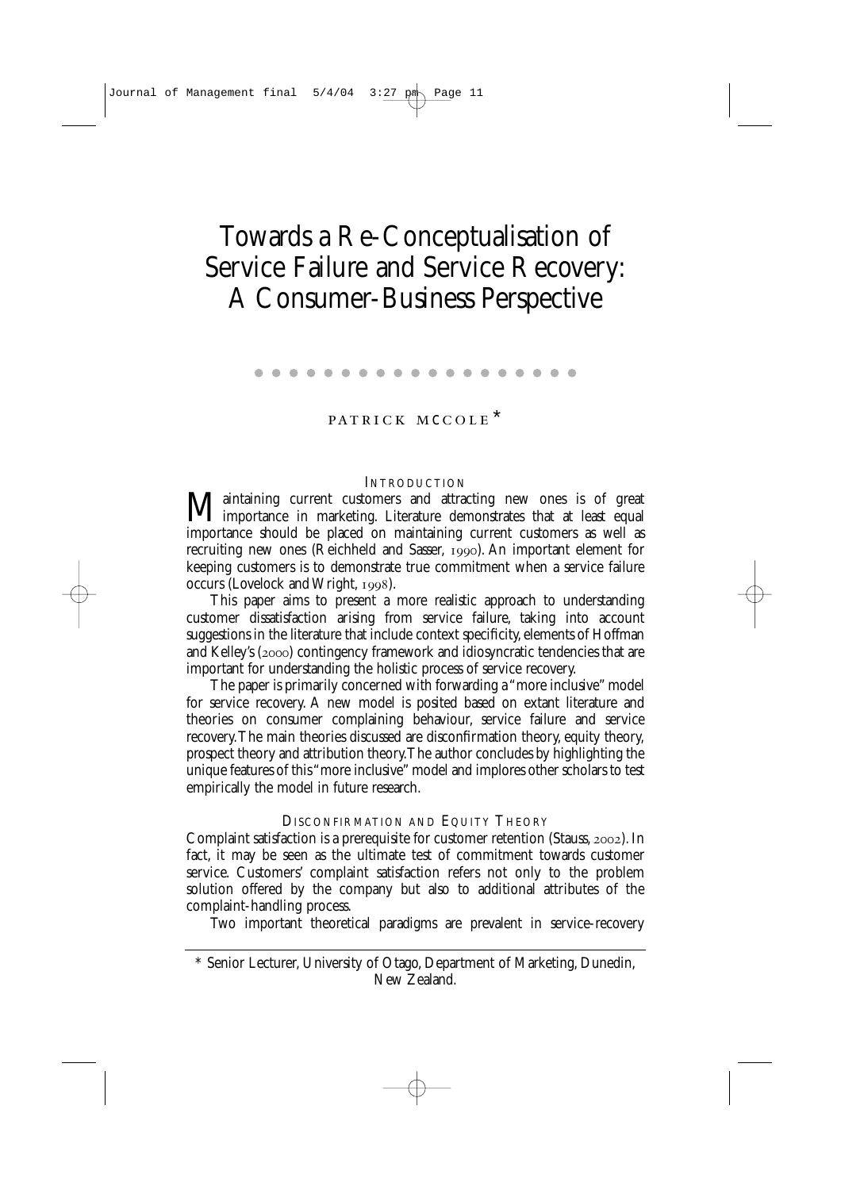# Towards a Re-Conceptualisation of Service Failure and Service Recovery: A Consumer-Business Perspective

PATRICK MCCOLE *

## INTRODUCTION

Maintaining current customers and attracting new ones is of great importance in marketing. Literature demonstrates that at least equal importance should be placed on maintaining current customers as well as recruiting new ones (Reichheld and Sasser, 1990). An important element for keeping customers is to demonstrate true commitment when a service failure occurs (Lovelock and Wright, 1998).

This paper aims to present a more realistic approach to understanding customer dissatisfaction arising from service failure, taking into account suggestions in the literature that include context specificity, elements of Hoffman and Kelley's (2000) contingency framework and idiosyncratic tendencies that are important for understanding the holistic process of service recovery.

The paper is primarily concerned with forwarding a "more inclusive" model for service recovery. A new model is posited based on extant literature and theories on consumer complaining behaviour, service failure and service recovery. The main theories discussed are disconfirmation theory, equity theory, prospect theory and attribution theory. The author concludes by highlighting the unique features of this "more inclusive" model and implores other scholars to test empirically the model in future research.

## DISCONFIRMATION AND EQUITY THEORY

Complaint satisfaction is a prerequisite for customer retention (Stauss, 2002). In fact, it may be seen as the ultimate test of commitment towards customer service. Customers' complaint satisfaction refers not only to the problem solution offered by the company but also to additional attributes of the complaint-handling process.

Two important theoretical paradigms are prevalent in service-recovery

---

\* Senior Lecturer, University of Otago, Department of Marketing, Dunedin, New Zealand.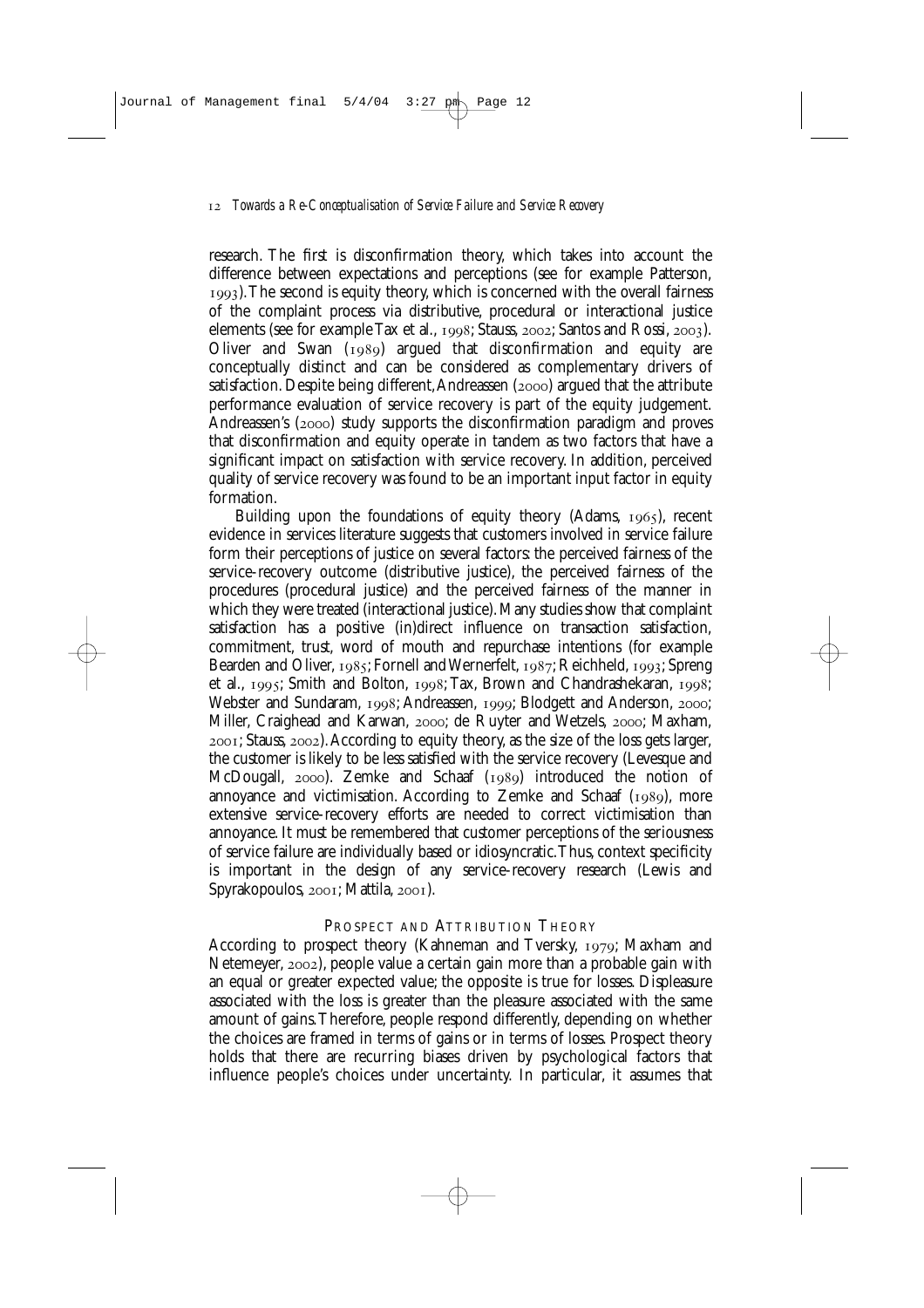research. The first is disconfirmation theory, which takes into account the difference between expectations and perceptions (see for example Patterson, 1993). The second is equity theory, which is concerned with the overall fairness of the complaint process via distributive, procedural or interactional justice elements (see for example Tax et al., 1998; Stauss, 2002; Santos and Rossi, 2003). Oliver and Swan (1989) argued that disconfirmation and equity are conceptually distinct and can be considered as complementary drivers of satisfaction. Despite being different, Andreassen (2000) argued that the attribute performance evaluation of service recovery is part of the equity judgement. Andreassen's (2000) study supports the disconfirmation paradigm and proves that disconfirmation and equity operate in tandem as two factors that have a significant impact on satisfaction with service recovery. In addition, perceived quality of service recovery was found to be an important input factor in equity formation.

Building upon the foundations of equity theory (Adams, 1965), recent evidence in services literature suggests that customers involved in service failure form their perceptions of justice on several factors: the perceived fairness of the service-recovery outcome (distributive justice), the perceived fairness of the procedures (procedural justice) and the perceived fairness of the manner in which they were treated (interactional justice). Many studies show that complaint satisfaction has a positive (in)direct influence on transaction satisfaction, commitment, trust, word of mouth and repurchase intentions (for example Bearden and Oliver, 1985; Fornell and Wernerfelt, 1987; Reichheld, 1993; Spreng et al., 1995; Smith and Bolton, 1998; Tax, Brown and Chandrashekaran, 1998; Webster and Sundaram, 1998; Andreassen, 1999; Blodgett and Anderson, 2000; Miller, Craighead and Karwan, 2000; de Ruyter and Wetzels, 2000; Maxham, 2001; Stauss, 2002). According to equity theory, as the size of the loss gets larger, the customer is likely to be less satisfied with the service recovery (Levesque and McDougall, 2000). Zemke and Schaaf (1989) introduced the notion of annoyance and victimisation. According to Zemke and Schaaf (1989), more extensive service-recovery efforts are needed to correct victimisation than annoyance. It must be remembered that customer perceptions of the seriousness of service failure are individually based or idiosyncratic. Thus, context specificity is important in the design of any service-recovery research (Lewis and Spyrakopoulos, 2001; Mattila, 2001).

## PROSPECT AND ATTRIBUTION THEORY

According to prospect theory (Kahneman and Tversky, 1979; Maxham and Netemeyer, 2002), people value a certain gain more than a probable gain with an equal or greater expected value; the opposite is true for losses. Displeasure associated with the loss is greater than the pleasure associated with the same amount of gains. Therefore, people respond differently, depending on whether the choices are framed in terms of gains or in terms of losses. Prospect theory holds that there are recurring biases driven by psychological factors that influence people's choices under uncertainty. In particular, it assumes that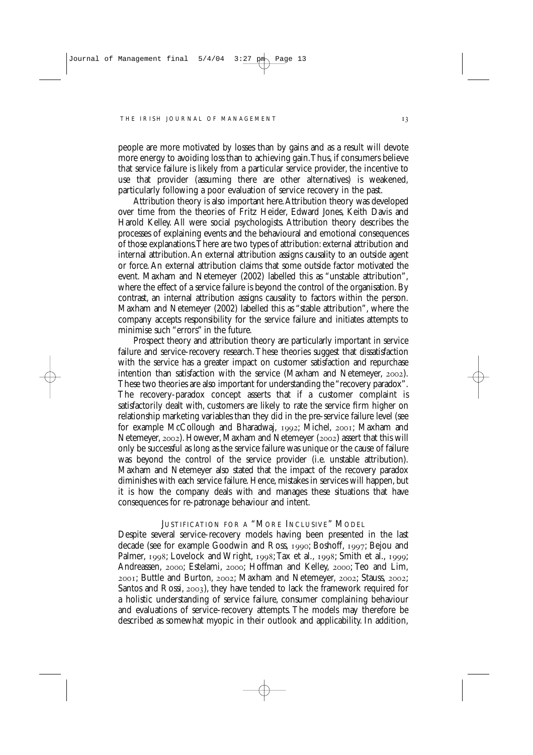people are more motivated by losses than by gains and as a result will devote more energy to avoiding loss than to achieving gain. Thus, if consumers believe that service failure is likely from a particular service provider, the incentive to use that provider (assuming there are other alternatives) is weakened, particularly following a poor evaluation of service recovery in the past.

Attribution theory is also important here. Attribution theory was developed over time from the theories of Fritz Heider, Edward Jones, Keith Davis and Harold Kelley. All were social psychologists. Attribution theory describes the processes of explaining events and the behavioural and emotional consequences of those explanations. There are two types of attribution: external attribution and internal attribution. An external attribution assigns causality to an outside agent or force. An external attribution claims that some outside factor motivated the event. Maxham and Netemeyer (2002) labelled this as "unstable attribution", where the effect of a service failure is beyond the control of the organisation. By contrast, an internal attribution assigns causality to factors within the person. Maxham and Netemeyer (2002) labelled this as "stable attribution", where the company accepts responsibility for the service failure and initiates attempts to minimise such "errors" in the future.

Prospect theory and attribution theory are particularly important in service failure and service-recovery research. These theories suggest that dissatisfaction with the service has a greater impact on customer satisfaction and repurchase intention than satisfaction with the service (Maxham and Netemeyer, 2002). These two theories are also important for understanding the "recovery paradox". The recovery-paradox concept asserts that if a customer complaint is satisfactorily dealt with, customers are likely to rate the service firm higher on relationship marketing variables than they did in the pre-service failure level (see for example McCollough and Bharadwaj, 1992; Michel, 2001; Maxham and Netemeyer, 2002). However, Maxham and Netemeyer (2002) assert that this will only be successful as long as the service failure was unique or the cause of failure was beyond the control of the service provider (i.e. unstable attribution). Maxham and Netemeyer also stated that the impact of the recovery paradox diminishes with each service failure. Hence, mistakes in services will happen, but it is how the company deals with and manages these situations that have consequences for re-patronage behaviour and intent.

## Justification for a "More Inclusive" Model

Despite several service-recovery models having been presented in the last decade (see for example Goodwin and Ross, 1990; Boshoff, 1997; Bejou and Palmer, 1998; Lovelock and Wright, 1998; Tax et al., 1998; Smith et al., 1999; Andreassen, 2000; Estelami, 2000; Hoffman and Kelley, 2000; Teo and Lim, 2001; Buttle and Burton, 2002; Maxham and Netemeyer, 2002; Stauss, 2002; Santos and Rossi, 2003), they have tended to lack the framework required for a holistic understanding of service failure, consumer complaining behaviour and evaluations of service-recovery attempts. The models may therefore be described as somewhat myopic in their outlook and applicability. In addition,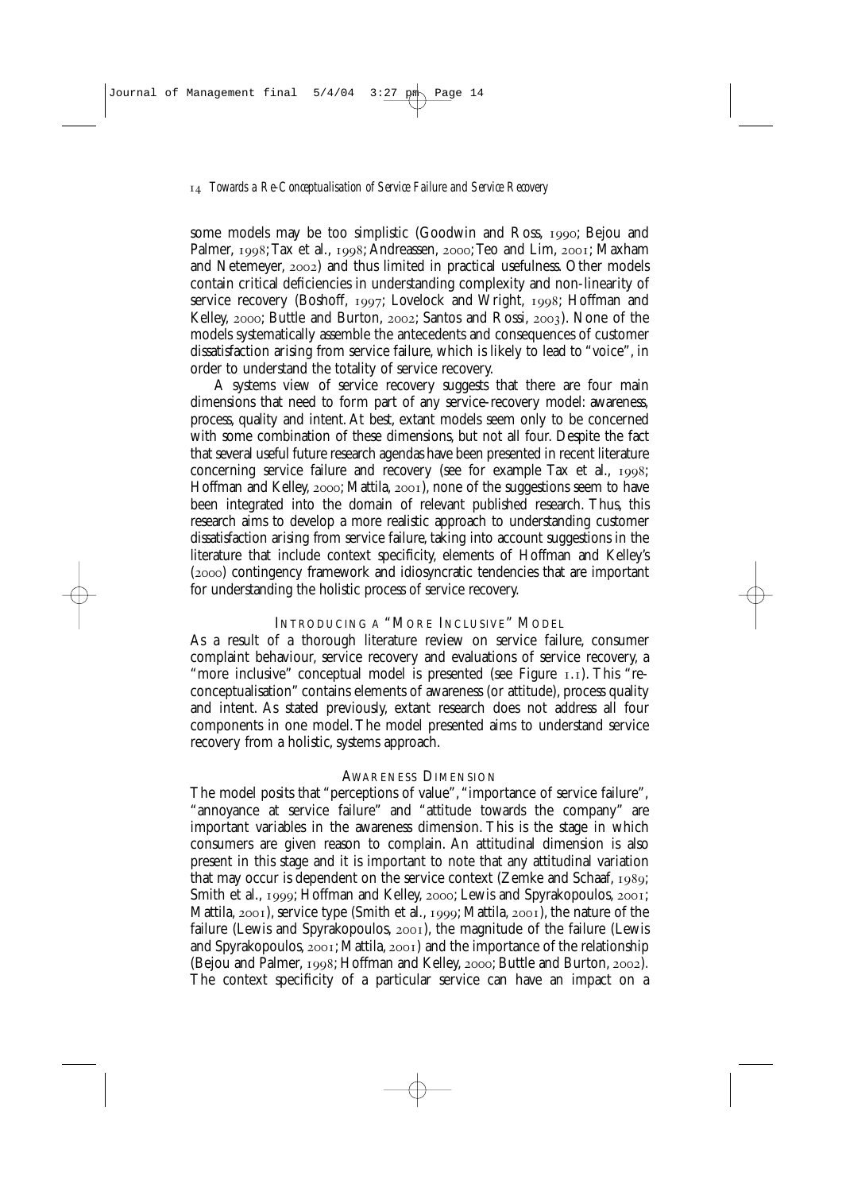some models may be too simplistic (Goodwin and Ross, 1990; Bejou and Palmer, 1998; Tax et al., 1998; Andreassen, 2000; Teo and Lim, 2001; Maxham and Netemeyer, 2002) and thus limited in practical usefulness. Other models contain critical deficiencies in understanding complexity and non-linearity of service recovery (Boshoff, 1997; Lovelock and Wright, 1998; Hoffman and Kelley, 2000; Buttle and Burton, 2002; Santos and Rossi, 2003). None of the models systematically assemble the antecedents and consequences of customer dissatisfaction arising from service failure, which is likely to lead to "voice", in order to understand the totality of service recovery.

A systems view of service recovery suggests that there are four main dimensions that need to form part of any service-recovery model: awareness, process, quality and intent. At best, extant models seem only to be concerned with some combination of these dimensions, but not all four. Despite the fact that several useful future research agendas have been presented in recent literature concerning service failure and recovery (see for example Tax et al., 1998; Hoffman and Kelley, 2000; Mattila, 2001), none of the suggestions seem to have been integrated into the domain of relevant published research. Thus, this research aims to develop a more realistic approach to understanding customer dissatisfaction arising from service failure, taking into account suggestions in the literature that include context specificity, elements of Hoffman and Kelley's (2000) contingency framework and idiosyncratic tendencies that are important for understanding the holistic process of service recovery.

## Introducing a "More Inclusive" Model

As a result of a thorough literature review on service failure, consumer complaint behaviour, service recovery and evaluations of service recovery, a "more inclusive" conceptual model is presented (see Figure 1.1). This "re-conceptualisation" contains elements of awareness (or attitude), process quality and intent. As stated previously, extant research does not address all four components in one model. The model presented aims to understand service recovery from a holistic, systems approach.

### Awareness Dimension

The model posits that "perceptions of value", "importance of service failure", "annoyance at service failure" and "attitude towards the company" are important variables in the awareness dimension. This is the stage in which consumers are given reason to complain. An attitudinal dimension is also present in this stage and it is important to note that any attitudinal variation that may occur is dependent on the service context (Zemke and Schaaf, 1989; Smith et al., 1999; Hoffman and Kelley, 2000; Lewis and Spyrakopoulos, 2001; Mattila, 2001), service type (Smith et al., 1999; Mattila, 2001), the nature of the failure (Lewis and Spyrakopoulos, 2001), the magnitude of the failure (Lewis and Spyrakopoulos, 2001; Mattila, 2001) and the importance of the relationship (Bejou and Palmer, 1998; Hoffman and Kelley, 2000; Buttle and Burton, 2002). The context specificity of a particular service can have an impact on a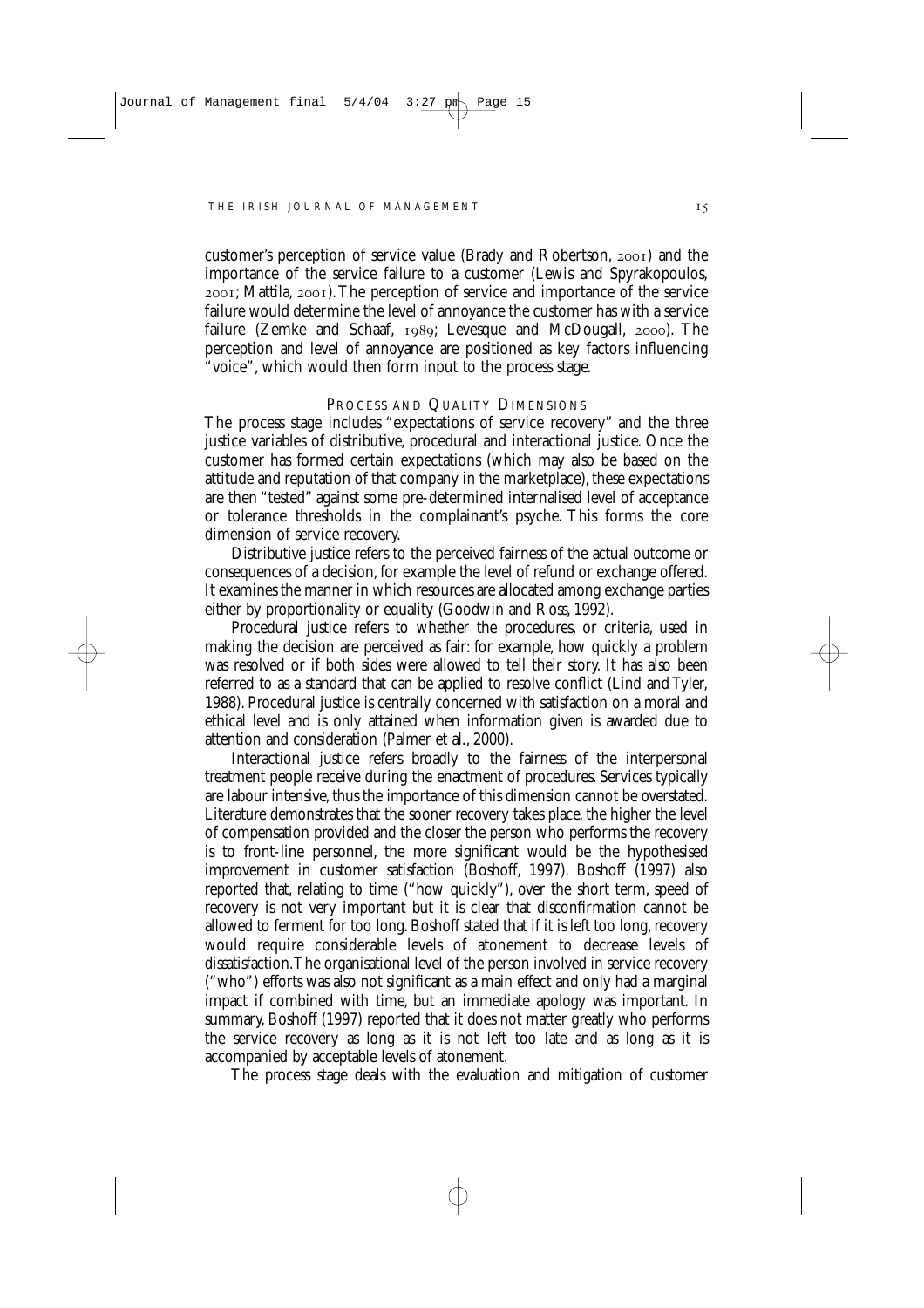customer's perception of service value (Brady and Robertson, 2001) and the importance of the service failure to a customer (Lewis and Spyrakopoulos, 2001; Mattila, 2001). The perception of service and importance of the service failure would determine the level of annoyance the customer has with a service failure (Zemke and Schaaf, 1989; Levesque and McDougall, 2000). The perception and level of annoyance are positioned as key factors influencing "voice", which would then form input to the process stage.

## Process and Quality Dimensions

The process stage includes "expectations of service recovery" and the three justice variables of distributive, procedural and interactional justice. Once the customer has formed certain expectations (which may also be based on the attitude and reputation of that company in the marketplace), these expectations are then "tested" against some pre-determined internalised level of acceptance or tolerance thresholds in the complainant's psyche. This forms the core dimension of service recovery.

Distributive justice refers to the perceived fairness of the actual outcome or consequences of a decision, for example the level of refund or exchange offered. It examines the manner in which resources are allocated among exchange parties either by proportionality or equality (Goodwin and Ross, 1992).

Procedural justice refers to whether the procedures, or criteria, used in making the decision are perceived as fair: for example, how quickly a problem was resolved or if both sides were allowed to tell their story. It has also been referred to as a standard that can be applied to resolve conflict (Lind and Tyler, 1988). Procedural justice is centrally concerned with satisfaction on a moral and ethical level and is only attained when information given is awarded due to attention and consideration (Palmer et al., 2000).

Interactional justice refers broadly to the fairness of the interpersonal treatment people receive during the enactment of procedures. Services typically are labour intensive, thus the importance of this dimension cannot be overstated. Literature demonstrates that the sooner recovery takes place, the higher the level of compensation provided and the closer the person who performs the recovery is to front-line personnel, the more significant would be the hypothesised improvement in customer satisfaction (Boshoff, 1997). Boshoff (1997) also reported that, relating to time ("how quickly"), over the short term, speed of recovery is not very important but it is clear that disconfirmation cannot be allowed to ferment for too long. Boshoff stated that if it is left too long, recovery would require considerable levels of atonement to decrease levels of dissatisfaction. The organisational level of the person involved in service recovery ("who") efforts was also not significant as a main effect and only had a marginal impact if combined with time, but an immediate apology was important. In summary, Boshoff (1997) reported that it does not matter greatly who performs the service recovery as long as it is not left too late and as long as it is accompanied by acceptable levels of atonement.

The process stage deals with the evaluation and mitigation of customer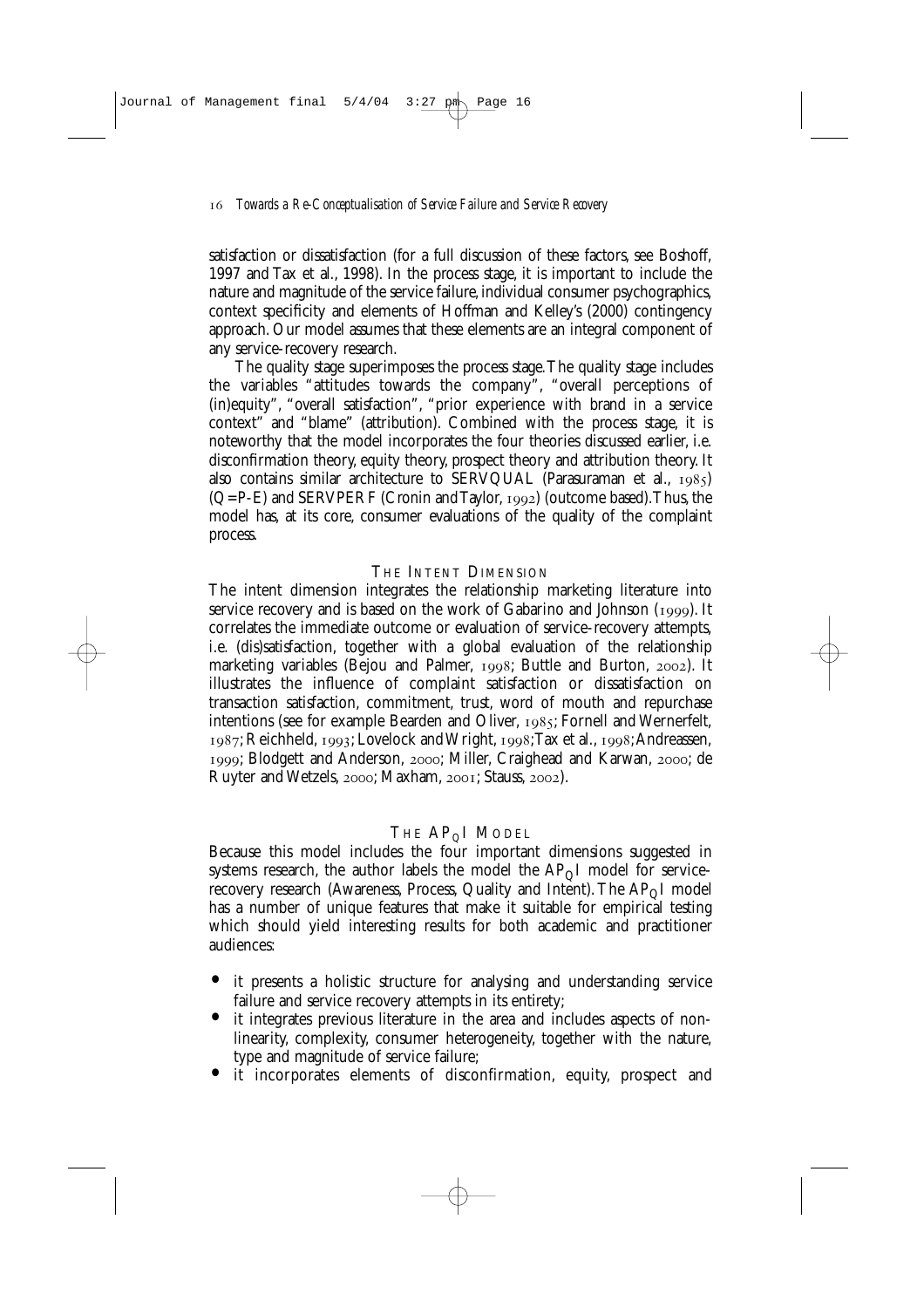satisfaction or dissatisfaction (for a full discussion of these factors, see Boshoff, 1997 and Tax et al., 1998). In the process stage, it is important to include the nature and magnitude of the service failure, individual consumer psychographics, context specificity and elements of Hoffman and Kelley's (2000) contingency approach. Our model assumes that these elements are an integral component of any service-recovery research.

The quality stage superimposes the process stage. The quality stage includes the variables "attitudes towards the company", "overall perceptions of (in)equity", "overall satisfaction", "prior experience with brand in a service context" and "blame" (attribution). Combined with the process stage, it is noteworthy that the model incorporates the four theories discussed earlier, i.e. disconfirmation theory, equity theory, prospect theory and attribution theory. It also contains similar architecture to SERVQUAL (Parasuraman et al., 1985) (Q=P-E) and SERVPERF (Cronin and Taylor, 1992) (outcome based). Thus, the model has, at its core, consumer evaluations of the quality of the complaint process.

### The Intent Dimension

The intent dimension integrates the relationship marketing literature into service recovery and is based on the work of Gabarino and Johnson (1999). It correlates the immediate outcome or evaluation of service-recovery attempts, i.e. (dis)satisfaction, together with a global evaluation of the relationship marketing variables (Bejou and Palmer, 1998; Buttle and Burton, 2002). It illustrates the influence of complaint satisfaction or dissatisfaction on transaction satisfaction, commitment, trust, word of mouth and repurchase intentions (see for example Bearden and Oliver, 1985; Fornell and Wernerfelt, 1987; Reichheld, 1993; Lovelock and Wright, 1998; Tax et al., 1998; Andreassen, 1999; Blodgett and Anderson, 2000; Miller, Craighead and Karwan, 2000; de Ruyter and Wetzels, 2000; Maxham, 2001; Stauss, 2002).

### The $AP_QI$ Model

Because this model includes the four important dimensions suggested in systems research, the author labels the model the $AP_QI$ model for service-recovery research (Awareness, Process, Quality and Intent). The $AP_QI$ model has a number of unique features that make it suitable for empirical testing which should yield interesting results for both academic and practitioner audiences:

- it presents a holistic structure for analysing and understanding service failure and service recovery attempts in its entirety;
- it integrates previous literature in the area and includes aspects of non-linearity, complexity, consumer heterogeneity, together with the nature, type and magnitude of service failure;
- it incorporates elements of disconfirmation, equity, prospect and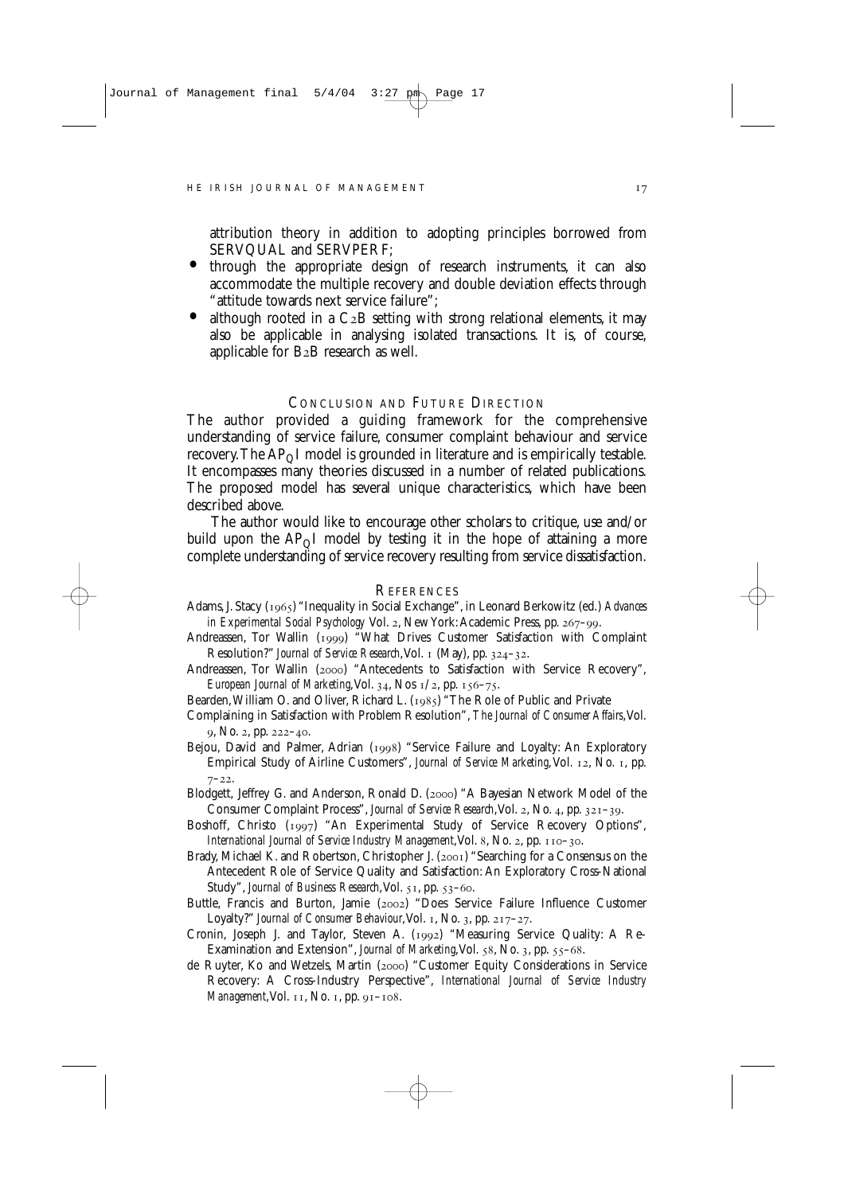attribution theory in addition to adopting principles borrowed from SERVQUAL and SERVPERF;

- through the appropriate design of research instruments, it can also accommodate the multiple recovery and double deviation effects through "attitude towards next service failure";
- although rooted in a C2B setting with strong relational elements, it may also be applicable in analysing isolated transactions. It is, of course, applicable for B2B research as well.

## CONCLUSION AND FUTURE DIRECTION

The author provided a guiding framework for the comprehensive understanding of service failure, consumer complaint behaviour and service recovery. The $AP_QI$ model is grounded in literature and is empirically testable. It encompasses many theories discussed in a number of related publications. The proposed model has several unique characteristics, which have been described above.

The author would like to encourage other scholars to critique, use and/or build upon the $AP_QI$ model by testing it in the hope of attaining a more complete understanding of service recovery resulting from service dissatisfaction.

## REFERENCES

Adams, J. Stacy (1965) "Inequality in Social Exchange", in Leonard Berkowitz (ed.) *Advances in Experimental Social Psychology* Vol. 2, New York: Academic Press, pp. 267–99.

Andreassen, Tor Wallin (1999) "What Drives Customer Satisfaction with Complaint Resolution?" *Journal of Service Research*, Vol. 1 (May), pp. 324–32.

Andreassen, Tor Wallin (2000) "Antecedents to Satisfaction with Service Recovery", *European Journal of Marketing*, Vol. 34, Nos 1/2, pp. 156–75.

Bearden, William O. and Oliver, Richard L. (1985) "The Role of Public and Private Complaining in Satisfaction with Problem Resolution", *The Journal of Consumer Affairs*, Vol. 9, No. 2, pp. 222–40.

Bejou, David and Palmer, Adrian (1998) "Service Failure and Loyalty: An Exploratory Empirical Study of Airline Customers", *Journal of Service Marketing*, Vol. 12, No. 1, pp. 7–22.

Blodgett, Jeffrey G. and Anderson, Ronald D. (2000) "A Bayesian Network Model of the Consumer Complaint Process", *Journal of Service Research*, Vol. 2, No. 4, pp. 321–39.

Boshoff, Christo (1997) "An Experimental Study of Service Recovery Options", *International Journal of Service Industry Management*, Vol. 8, No. 2, pp. 110–30.

Brady, Michael K. and Robertson, Christopher J. (2001) "Searching for a Consensus on the Antecedent Role of Service Quality and Satisfaction: An Exploratory Cross-National Study", *Journal of Business Research*, Vol. 51, pp. 53–60.

Buttle, Francis and Burton, Jamie (2002) "Does Service Failure Influence Customer Loyalty?" *Journal of Consumer Behaviour*, Vol. 1, No. 3, pp. 217–27.

Cronin, Joseph J. and Taylor, Steven A. (1992) "Measuring Service Quality: A Re-Examination and Extension", *Journal of Marketing*, Vol. 58, No. 3, pp. 55–68.

de Ruyter, Ko and Wetzels, Martin (2000) "Customer Equity Considerations in Service Recovery: A Cross-Industry Perspective", *International Journal of Service Industry Management*, Vol. 11, No. 1, pp. 91–108.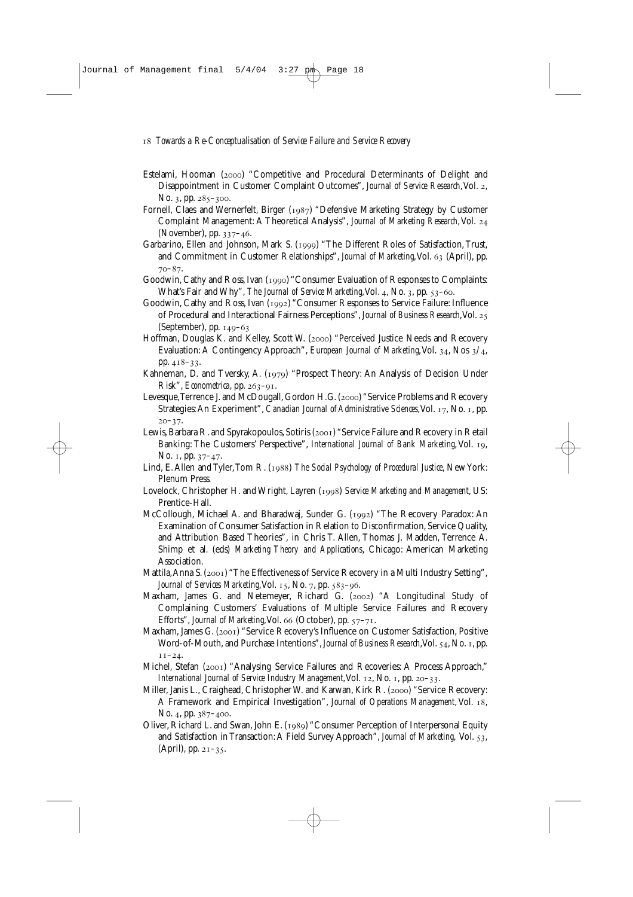Estelami, Hooman (2000) "Competitive and Procedural Determinants of Delight and Disappointment in Customer Complaint Outcomes", *Journal of Service Research*, Vol. 2, No. 3, pp. 285–300.

Fornell, Claes and Wernerfelt, Birger (1987) "Defensive Marketing Strategy by Customer Complaint Management: A Theoretical Analysis", *Journal of Marketing Research*, Vol. 24 (November), pp. 337–46.

Garbarino, Ellen and Johnson, Mark S. (1999) "The Different Roles of Satisfaction, Trust, and Commitment in Customer Relationships", *Journal of Marketing*, Vol. 63 (April), pp. 70–87.

Goodwin, Cathy and Ross, Ivan (1990) "Consumer Evaluation of Responses to Complaints: What's Fair and Why", *The Journal of Service Marketing*, Vol. 4, No. 3, pp. 53–60.

Goodwin, Cathy and Ross, Ivan (1992) "Consumer Responses to Service Failure: Influence of Procedural and Interactional Fairness Perceptions", *Journal of Business Research*, Vol. 25 (September), pp. 149–63

Hoffman, Douglas K. and Kelley, Scott W. (2000) "Perceived Justice Needs and Recovery Evaluation: A Contingency Approach", *European Journal of Marketing*, Vol. 34, Nos 3/4, pp. 418–33.

Kahneman, D. and Tversky, A. (1979) "Prospect Theory: An Analysis of Decision Under Risk", *Econometrica*, pp. 263–91.

Levesque, Terrence J. and McDougall, Gordon H.G. (2000) "Service Problems and Recovery Strategies: An Experiment", *Canadian Journal of Administrative Sciences*, Vol. 17, No. 1, pp. 20–37.

Lewis, Barbara R. and Spyrakopoulos, Sotiris (2001) "Service Failure and Recovery in Retail Banking: The Customers' Perspective", *International Journal of Bank Marketing*, Vol. 19, No. 1, pp. 37–47.

Lind, E. Allen and Tyler, Tom R. (1988) *The Social Psychology of Procedural Justice*, New York: Plenum Press.

Lovelock, Christopher H. and Wright, Layren (1998) *Service Marketing and Management*, US: Prentice-Hall.

McCollough, Michael A. and Bharadwaj, Sunder G. (1992) "The Recovery Paradox: An Examination of Consumer Satisfaction in Relation to Disconfirmation, Service Quality, and Attribution Based Theories", in Chris T. Allen, Thomas J. Madden, Terrence A. Shimp et al. (eds) *Marketing Theory and Applications*, Chicago: American Marketing Association.

Mattila, Anna S. (2001) "The Effectiveness of Service Recovery in a Multi Industry Setting", *Journal of Services Marketing*, Vol. 15, No. 7, pp. 583–96.

Maxham, James G. and Netemeyer, Richard G. (2002) "A Longitudinal Study of Complaining Customers' Evaluations of Multiple Service Failures and Recovery Efforts", *Journal of Marketing*, Vol. 66 (October), pp. 57–71.

Maxham, James G. (2001) "Service Recovery's Influence on Customer Satisfaction, Positive Word-of-Mouth, and Purchase Intentions", *Journal of Business Research*, Vol. 54, No. 1, pp. 11–24.

Michel, Stefan (2001) "Analysing Service Failures and Recoveries: A Process Approach," *International Journal of Service Industry Management*, Vol. 12, No. 1, pp. 20–33.

Miller, Janis L., Craighead, Christopher W. and Karwan, Kirk R. (2000) "Service Recovery: A Framework and Empirical Investigation", *Journal of Operations Management*, Vol. 18, No. 4, pp. 387–400.

Oliver, Richard L. and Swan, John E. (1989) "Consumer Perception of Interpersonal Equity and Satisfaction in Transaction: A Field Survey Approach", *Journal of Marketing*, Vol. 53, (April), pp. 21–35.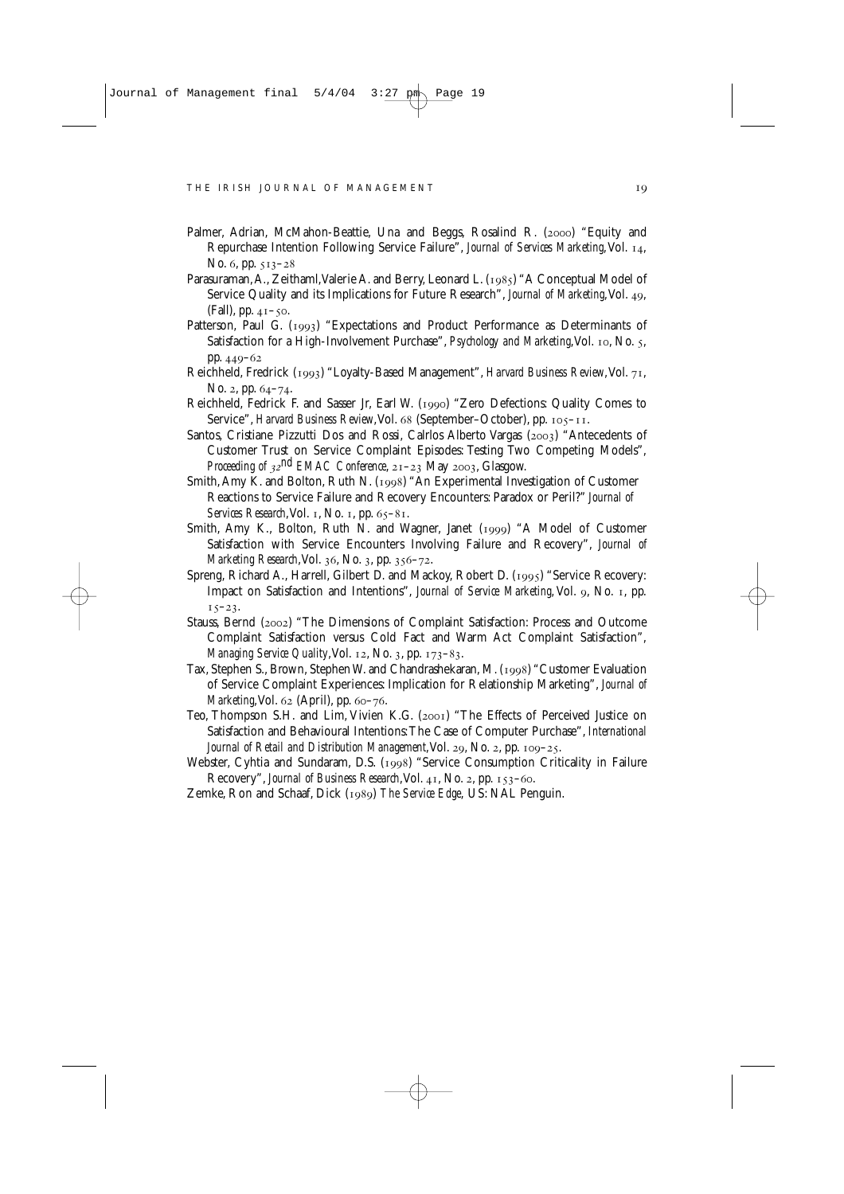Palmer, Adrian, McMahon-Beattie, Una and Beggs, Rosalind R. (2000) "Equity and Repurchase Intention Following Service Failure", *Journal of Services Marketing*, Vol. 14, No. 6, pp. 513–28

Parasuraman, A., Zeithaml, Valerie A. and Berry, Leonard L. (1985) "A Conceptual Model of Service Quality and its Implications for Future Research", *Journal of Marketing*, Vol. 49, (Fall), pp. 41–50.

Patterson, Paul G. (1993) "Expectations and Product Performance as Determinants of Satisfaction for a High-Involvement Purchase", *Psychology and Marketing*, Vol. 10, No. 5, pp. 449–62

Reichheld, Fredrick (1993) "Loyalty-Based Management", *Harvard Business Review*, Vol. 71, No. 2, pp. 64–74.

Reichheld, Fedrick F. and Sasser Jr, Earl W. (1990) "Zero Defections: Quality Comes to Service", *Harvard Business Review*, Vol. 68 (September–October), pp. 105–11.

Santos, Cristiane Pizzutti Dos and Rossi, Calrlos Alberto Vargas (2003) "Antecedents of Customer Trust on Service Complaint Episodes: Testing Two Competing Models", *Proceeding of 32nd EMAC Conference*, 21–23 May 2003, Glasgow.

Smith, Amy K. and Bolton, Ruth N. (1998) "An Experimental Investigation of Customer Reactions to Service Failure and Recovery Encounters: Paradox or Peril?" *Journal of Services Research*, Vol. 1, No. 1, pp. 65–81.

Smith, Amy K., Bolton, Ruth N. and Wagner, Janet (1999) "A Model of Customer Satisfaction with Service Encounters Involving Failure and Recovery", *Journal of Marketing Research*, Vol. 36, No. 3, pp. 356–72.

Spreng, Richard A., Harrell, Gilbert D. and Mackoy, Robert D. (1995) "Service Recovery: Impact on Satisfaction and Intentions", *Journal of Service Marketing*, Vol. 9, No. 1, pp. 15–23.

Stauss, Bernd (2002) "The Dimensions of Complaint Satisfaction: Process and Outcome Complaint Satisfaction versus Cold Fact and Warm Act Complaint Satisfaction", *Managing Service Quality*, Vol. 12, No. 3, pp. 173–83.

Tax, Stephen S., Brown, Stephen W. and Chandrashekaran, M. (1998) "Customer Evaluation of Service Complaint Experiences: Implication for Relationship Marketing", *Journal of Marketing*, Vol. 62 (April), pp. 60–76.

Teo, Thompson S.H. and Lim, Vivien K.G. (2001) "The Effects of Perceived Justice on Satisfaction and Behavioural Intentions: The Case of Computer Purchase", *International Journal of Retail and Distribution Management*, Vol. 29, No. 2, pp. 109–25.

Webster, Cyhtia and Sundaram, D.S. (1998) "Service Consumption Criticality in Failure Recovery", *Journal of Business Research*, Vol. 41, No. 2, pp. 153–60.

Zemke, Ron and Schaaf, Dick (1989) *The Service Edge*, US: NAL Penguin.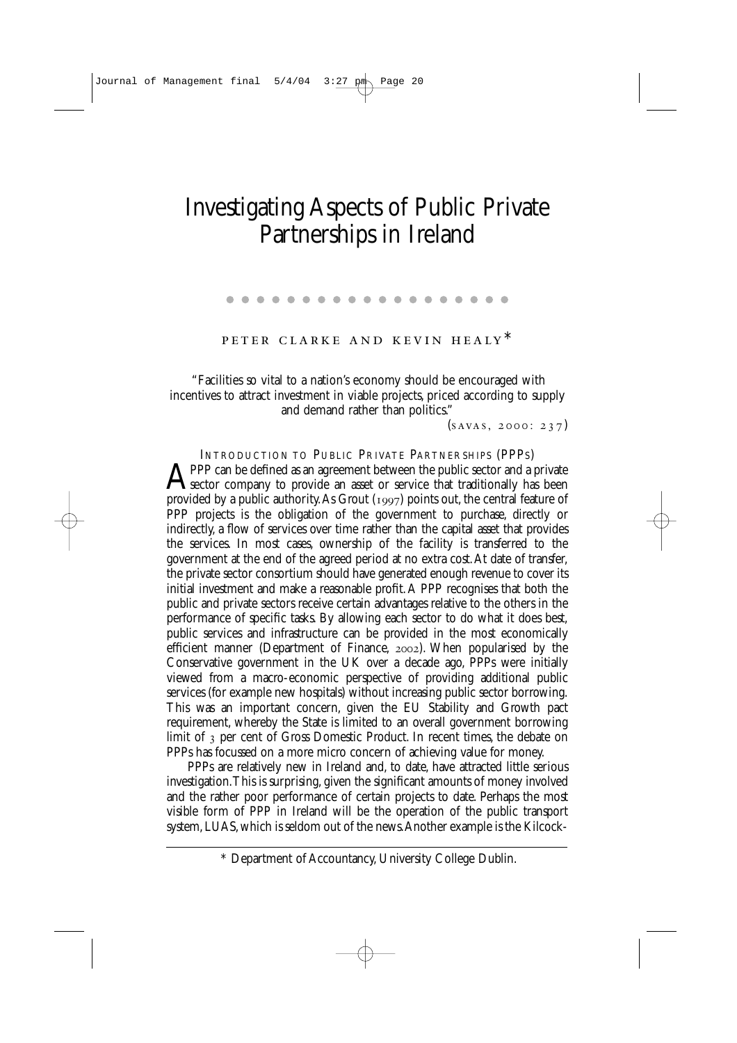# Investigating Aspects of Public Private Partnerships in Ireland

PETER CLARKE AND KEVIN HEALY*

> "Facilities so vital to a nation's economy should be encouraged with incentives to attract investment in viable projects, priced according to supply and demand rather than politics."
>
> (SAVAS, 2000: 237)

## INTRODUCTION TO PUBLIC PRIVATE PARTNERSHIPS (PPPS)

A PPP can be defined as an agreement between the public sector and a private sector company to provide an asset or service that traditionally has been provided by a public authority. As Grout (1997) points out, the central feature of PPP projects is the obligation of the government to purchase, directly or indirectly, a flow of services over time rather than the capital asset that provides the services. In most cases, ownership of the facility is transferred to the government at the end of the agreed period at no extra cost. At date of transfer, the private sector consortium should have generated enough revenue to cover its initial investment and make a reasonable profit. A PPP recognises that both the public and private sectors receive certain advantages relative to the others in the performance of specific tasks. By allowing each sector to do what it does best, public services and infrastructure can be provided in the most economically efficient manner (Department of Finance, 2002). When popularised by the Conservative government in the UK over a decade ago, PPPs were initially viewed from a macro-economic perspective of providing additional public services (for example new hospitals) without increasing public sector borrowing. This was an important concern, given the EU Stability and Growth pact requirement, whereby the State is limited to an overall government borrowing limit of 3 per cent of Gross Domestic Product. In recent times, the debate on PPPs has focussed on a more micro concern of achieving value for money.

PPPs are relatively new in Ireland and, to date, have attracted little serious investigation. This is surprising, given the significant amounts of money involved and the rather poor performance of certain projects to date. Perhaps the most visible form of PPP in Ireland will be the operation of the public transport system, LUAS, which is seldom out of the news. Another example is the Kilcock-

\* Department of Accountancy, University College Dublin.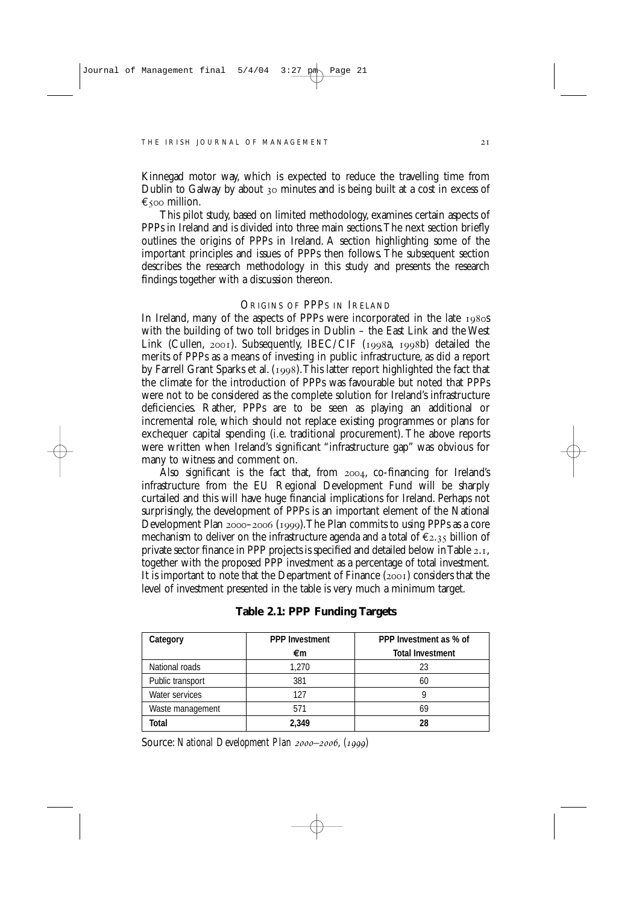Kinnegad motor way, which is expected to reduce the travelling time from Dublin to Galway by about 30 minutes and is being built at a cost in excess of €500 million.

This pilot study, based on limited methodology, examines certain aspects of PPPs in Ireland and is divided into three main sections. The next section briefly outlines the origins of PPPs in Ireland. A section highlighting some of the important principles and issues of PPPs then follows. The subsequent section describes the research methodology in this study and presents the research findings together with a discussion thereon.

## ORIGINS OF PPPS IN IRELAND

In Ireland, many of the aspects of PPPs were incorporated in the late 1980s with the building of two toll bridges in Dublin – the East Link and the West Link (Cullen, 2001). Subsequently, IBEC/CIF (1998a, 1998b) detailed the merits of PPPs as a means of investing in public infrastructure, as did a report by Farrell Grant Sparks et al. (1998). This latter report highlighted the fact that the climate for the introduction of PPPs was favourable but noted that PPPs were not to be considered as the complete solution for Ireland's infrastructure deficiencies. Rather, PPPs are to be seen as playing an additional or incremental role, which should not replace existing programmes or plans for exchequer capital spending (i.e. traditional procurement). The above reports were written when Ireland's significant "infrastructure gap" was obvious for many to witness and comment on.

Also significant is the fact that, from 2004, co-financing for Ireland's infrastructure from the EU Regional Development Fund will be sharply curtailed and this will have huge financial implications for Ireland. Perhaps not surprisingly, the development of PPPs is an important element of the National Development Plan 2000–2006 (1999). The Plan commits to using PPPs as a core mechanism to deliver on the infrastructure agenda and a total of €2.35 billion of private sector finance in PPP projects is specified and detailed below in Table 2.1, together with the proposed PPP investment as a percentage of total investment. It is important to note that the Department of Finance (2001) considers that the level of investment presented in the table is very much a minimum target.

**Table 2.1: PPP Funding Targets**

| Category | PPP Investment €m | PPP Investment as % of Total Investment |
|---|---|---|
| National roads | 1,270 | 23 |
| Public transport | 381 | 60 |
| Water services | 127 | 9 |
| Waste management | 571 | 69 |
| **Total** | **2,349** | **28** |

Source: *National Development Plan 2000–2006, (1999)*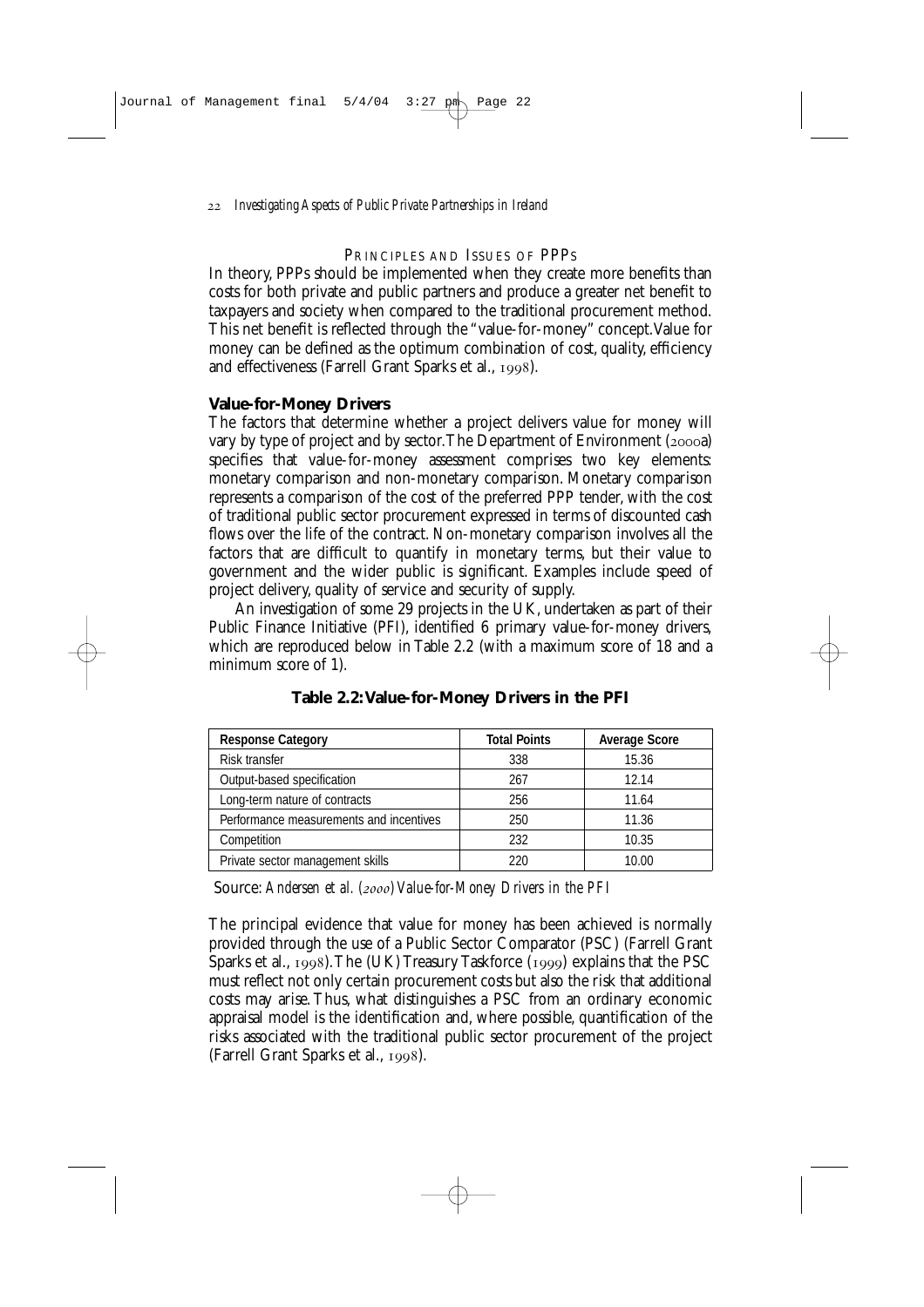## Principles and Issues of PPPs

In theory, PPPs should be implemented when they create more benefits than costs for both private and public partners and produce a greater net benefit to taxpayers and society when compared to the traditional procurement method. This net benefit is reflected through the "value-for-money" concept. Value for money can be defined as the optimum combination of cost, quality, efficiency and effectiveness (Farrell Grant Sparks et al., 1998).

### Value-for-Money Drivers

The factors that determine whether a project delivers value for money will vary by type of project and by sector. The Department of Environment (2000a) specifies that value-for-money assessment comprises two key elements: monetary comparison and non-monetary comparison. Monetary comparison represents a comparison of the cost of the preferred PPP tender, with the cost of traditional public sector procurement expressed in terms of discounted cash flows over the life of the contract. Non-monetary comparison involves all the factors that are difficult to quantify in monetary terms, but their value to government and the wider public is significant. Examples include speed of project delivery, quality of service and security of supply.

An investigation of some 29 projects in the UK, undertaken as part of their Public Finance Initiative (PFI), identified 6 primary value-for-money drivers, which are reproduced below in Table 2.2 (with a maximum score of 18 and a minimum score of 1).

**Table 2.2: Value-for-Money Drivers in the PFI**

| Response Category | Total Points | Average Score |
|---|---|---|
| Risk transfer | 338 | 15.36 |
| Output-based specification | 267 | 12.14 |
| Long-term nature of contracts | 256 | 11.64 |
| Performance measurements and incentives | 250 | 11.36 |
| Competition | 232 | 10.35 |
| Private sector management skills | 220 | 10.00 |

Source: *Andersen et al. (2000) Value-for-Money Drivers in the PFI*

The principal evidence that value for money has been achieved is normally provided through the use of a Public Sector Comparator (PSC) (Farrell Grant Sparks et al., 1998). The (UK) Treasury Taskforce (1999) explains that the PSC must reflect not only certain procurement costs but also the risk that additional costs may arise. Thus, what distinguishes a PSC from an ordinary economic appraisal model is the identification and, where possible, quantification of the risks associated with the traditional public sector procurement of the project (Farrell Grant Sparks et al., 1998).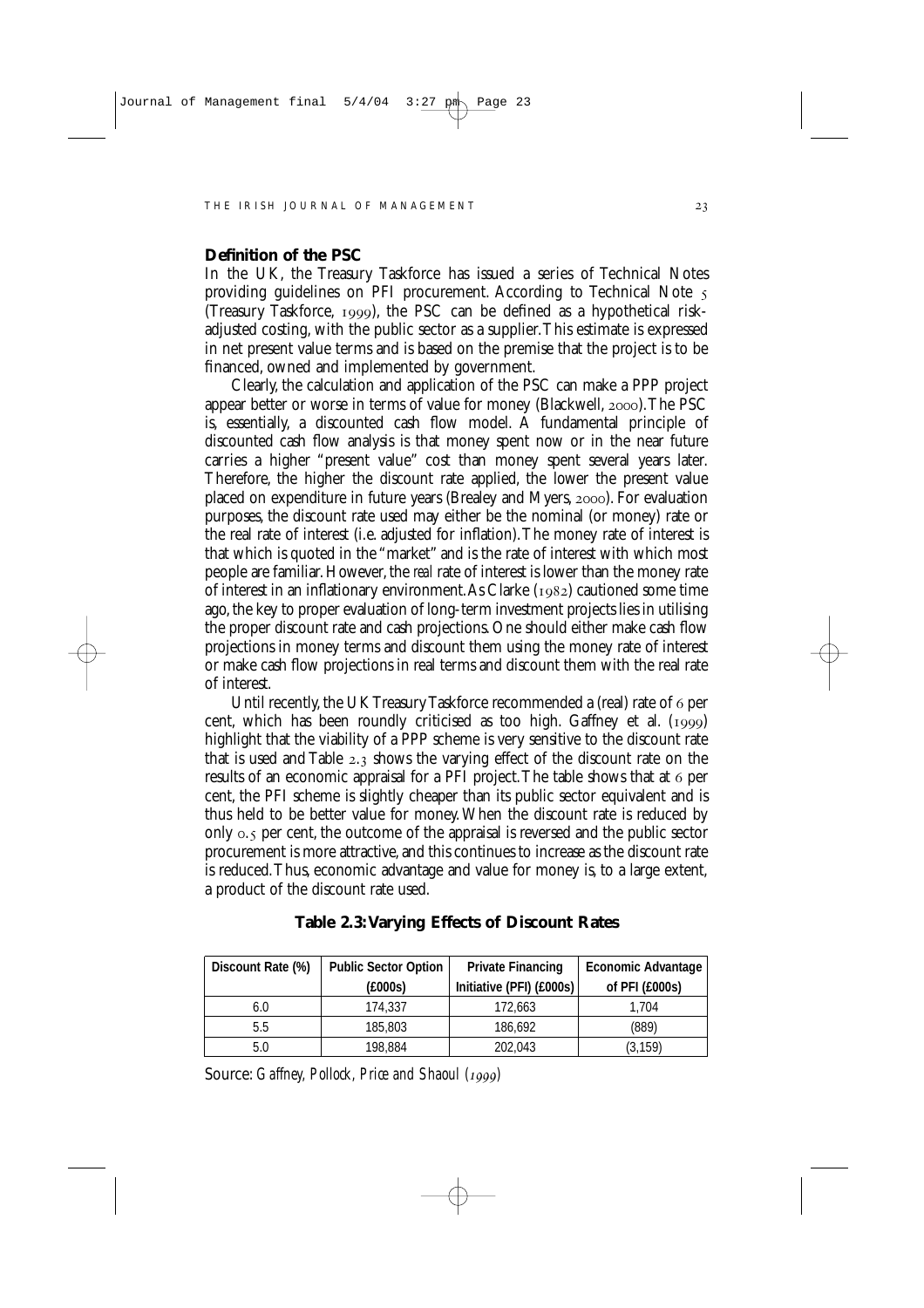### Definition of the PSC

In the UK, the Treasury Taskforce has issued a series of Technical Notes providing guidelines on PFI procurement. According to Technical Note 5 (Treasury Taskforce, 1999), the PSC can be defined as a hypothetical risk-adjusted costing, with the public sector as a supplier. This estimate is expressed in net present value terms and is based on the premise that the project is to be financed, owned and implemented by government.

Clearly, the calculation and application of the PSC can make a PPP project appear better or worse in terms of value for money (Blackwell, 2000). The PSC is, essentially, a discounted cash flow model. A fundamental principle of discounted cash flow analysis is that money spent now or in the near future carries a higher "present value" cost than money spent several years later. Therefore, the higher the discount rate applied, the lower the present value placed on expenditure in future years (Brealey and Myers, 2000). For evaluation purposes, the discount rate used may either be the nominal (or money) rate or the real rate of interest (i.e. adjusted for inflation). The money rate of interest is that which is quoted in the "market" and is the rate of interest with which most people are familiar. However, the *real* rate of interest is lower than the money rate of interest in an inflationary environment. As Clarke (1982) cautioned some time ago, the key to proper evaluation of long-term investment projects lies in utilising the proper discount rate and cash projections. One should either make cash flow projections in money terms and discount them using the money rate of interest or make cash flow projections in real terms and discount them with the real rate of interest.

Until recently, the UK Treasury Taskforce recommended a (real) rate of 6 per cent, which has been roundly criticised as too high. Gaffney et al. (1999) highlight that the viability of a PPP scheme is very sensitive to the discount rate that is used and Table 2.3 shows the varying effect of the discount rate on the results of an economic appraisal for a PFI project. The table shows that at 6 per cent, the PFI scheme is slightly cheaper than its public sector equivalent and is thus held to be better value for money. When the discount rate is reduced by only 0.5 per cent, the outcome of the appraisal is reversed and the public sector procurement is more attractive, and this continues to increase as the discount rate is reduced. Thus, economic advantage and value for money is, to a large extent, a product of the discount rate used.

**Table 2.3: Varying Effects of Discount Rates**

| Discount Rate (%) | Public Sector Option (£000s) | Private Financing Initiative (PFI) (£000s) | Economic Advantage of PFI (£000s) |
|---|---|---|---|
| 6.0 | 174,337 | 172,663 | 1,704 |
| 5.5 | 185,803 | 186,692 | (889) |
| 5.0 | 198,884 | 202,043 | (3,159) |

Source: *Gaffney, Pollock, Price and Shaoul (1999)*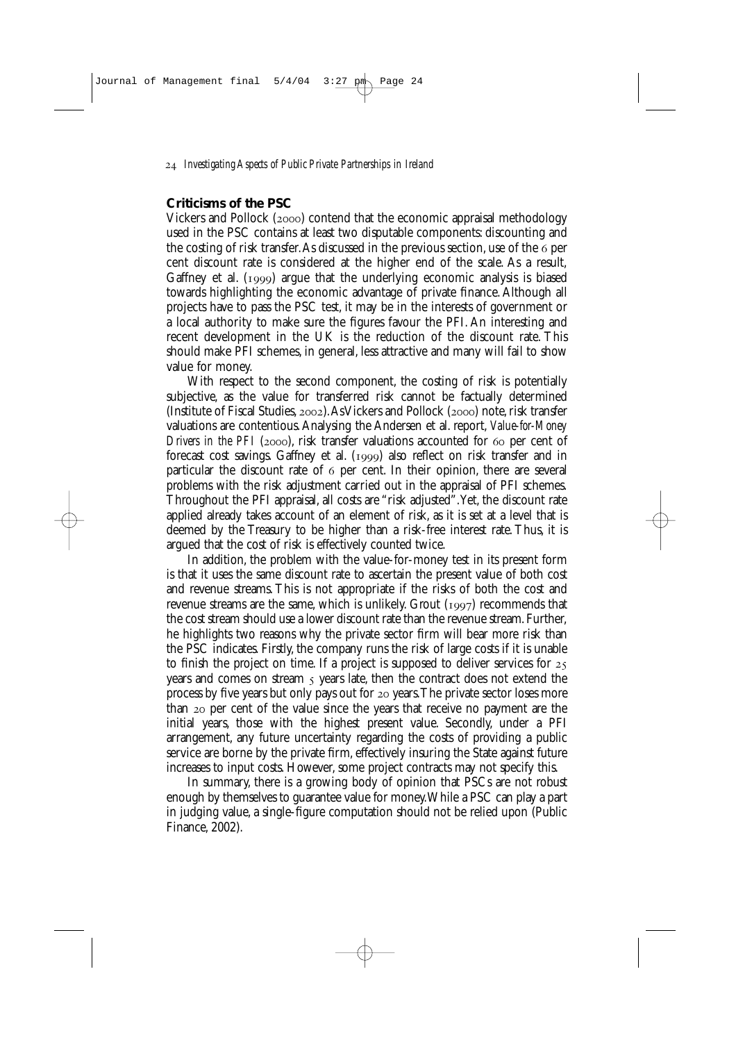## Criticisms of the PSC

Vickers and Pollock (2000) contend that the economic appraisal methodology used in the PSC contains at least two disputable components: discounting and the costing of risk transfer. As discussed in the previous section, use of the 6 per cent discount rate is considered at the higher end of the scale. As a result, Gaffney et al. (1999) argue that the underlying economic analysis is biased towards highlighting the economic advantage of private finance. Although all projects have to pass the PSC test, it may be in the interests of government or a local authority to make sure the figures favour the PFI. An interesting and recent development in the UK is the reduction of the discount rate. This should make PFI schemes, in general, less attractive and many will fail to show value for money.

With respect to the second component, the costing of risk is potentially subjective, as the value for transferred risk cannot be factually determined (Institute of Fiscal Studies, 2002). As Vickers and Pollock (2000) note, risk transfer valuations are contentious. Analysing the Andersen et al. report, *Value-for-Money Drivers in the PFI* (2000), risk transfer valuations accounted for 60 per cent of forecast cost savings. Gaffney et al. (1999) also reflect on risk transfer and in particular the discount rate of 6 per cent. In their opinion, there are several problems with the risk adjustment carried out in the appraisal of PFI schemes. Throughout the PFI appraisal, all costs are "risk adjusted". Yet, the discount rate applied already takes account of an element of risk, as it is set at a level that is deemed by the Treasury to be higher than a risk-free interest rate. Thus, it is argued that the cost of risk is effectively counted twice.

In addition, the problem with the value-for-money test in its present form is that it uses the same discount rate to ascertain the present value of both cost and revenue streams. This is not appropriate if the risks of both the cost and revenue streams are the same, which is unlikely. Grout (1997) recommends that the cost stream should use a lower discount rate than the revenue stream. Further, he highlights two reasons why the private sector firm will bear more risk than the PSC indicates. Firstly, the company runs the risk of large costs if it is unable to finish the project on time. If a project is supposed to deliver services for 25 years and comes on stream 5 years late, then the contract does not extend the process by five years but only pays out for 20 years. The private sector loses more than 20 per cent of the value since the years that receive no payment are the initial years, those with the highest present value. Secondly, under a PFI arrangement, any future uncertainty regarding the costs of providing a public service are borne by the private firm, effectively insuring the State against future increases to input costs. However, some project contracts may not specify this.

In summary, there is a growing body of opinion that PSCs are not robust enough by themselves to guarantee value for money. While a PSC can play a part in judging value, a single-figure computation should not be relied upon (Public Finance, 2002).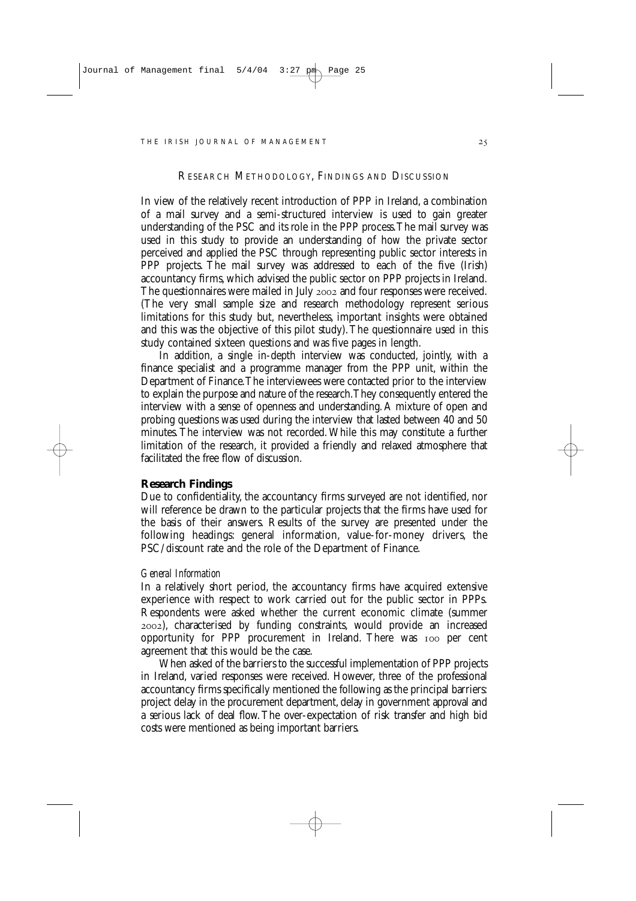## Research Methodology, Findings and Discussion

In view of the relatively recent introduction of PPP in Ireland, a combination of a mail survey and a semi-structured interview is used to gain greater understanding of the PSC and its role in the PPP process. The mail survey was used in this study to provide an understanding of how the private sector perceived and applied the PSC through representing public sector interests in PPP projects. The mail survey was addressed to each of the five (Irish) accountancy firms, which advised the public sector on PPP projects in Ireland. The questionnaires were mailed in July 2002 and four responses were received. (The very small sample size and research methodology represent serious limitations for this study but, nevertheless, important insights were obtained and this was the objective of this pilot study). The questionnaire used in this study contained sixteen questions and was five pages in length.

In addition, a single in-depth interview was conducted, jointly, with a finance specialist and a programme manager from the PPP unit, within the Department of Finance. The interviewees were contacted prior to the interview to explain the purpose and nature of the research. They consequently entered the interview with a sense of openness and understanding. A mixture of open and probing questions was used during the interview that lasted between 40 and 50 minutes. The interview was not recorded. While this may constitute a further limitation of the research, it provided a friendly and relaxed atmosphere that facilitated the free flow of discussion.

### Research Findings

Due to confidentiality, the accountancy firms surveyed are not identified, nor will reference be drawn to the particular projects that the firms have used for the basis of their answers. Results of the survey are presented under the following headings: general information, value-for-money drivers, the PSC/discount rate and the role of the Department of Finance.

#### *General Information*

In a relatively short period, the accountancy firms have acquired extensive experience with respect to work carried out for the public sector in PPPs. Respondents were asked whether the current economic climate (summer 2002), characterised by funding constraints, would provide an increased opportunity for PPP procurement in Ireland. There was 100 per cent agreement that this would be the case.

When asked of the barriers to the successful implementation of PPP projects in Ireland, varied responses were received. However, three of the professional accountancy firms specifically mentioned the following as the principal barriers: project delay in the procurement department, delay in government approval and a serious lack of deal flow. The over-expectation of risk transfer and high bid costs were mentioned as being important barriers.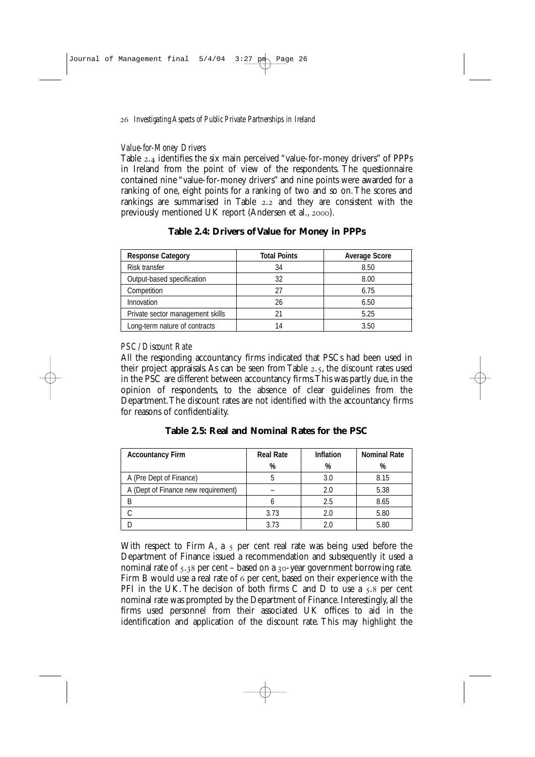### *Value-for-Money Drivers*

Table 2.4 identifies the six main perceived "value-for-money drivers" of PPPs in Ireland from the point of view of the respondents. The questionnaire contained nine "value-for-money drivers" and nine points were awarded for a ranking of one, eight points for a ranking of two and so on. The scores and rankings are summarised in Table 2.2 and they are consistent with the previously mentioned UK report (Andersen et al., 2000).

**Table 2.4: Drivers of Value for Money in PPPs**

| Response Category | Total Points | Average Score |
|---|---|---|
| Risk transfer | 34 | 8.50 |
| Output-based specification | 32 | 8.00 |
| Competition | 27 | 6.75 |
| Innovation | 26 | 6.50 |
| Private sector management skills | 21 | 5.25 |
| Long-term nature of contracts | 14 | 3.50 |

### *PSC/Discount Rate*

All the responding accountancy firms indicated that PSCs had been used in their project appraisals. As can be seen from Table 2.5, the discount rates used in the PSC are different between accountancy firms. This was partly due, in the opinion of respondents, to the absence of clear guidelines from the Department. The discount rates are not identified with the accountancy firms for reasons of confidentiality.

**Table 2.5: Real and Nominal Rates for the PSC**

| Accountancy Firm | Real Rate % | Inflation % | Nominal Rate % |
|---|---|---|---|
| A (Pre Dept of Finance) | 5 | 3.0 | 8.15 |
| A (Dept of Finance new requirement) | – | 2.0 | 5.38 |
| B | 6 | 2.5 | 8.65 |
| C | 3.73 | 2.0 | 5.80 |
| D | 3.73 | 2.0 | 5.80 |

With respect to Firm A, a 5 per cent real rate was being used before the Department of Finance issued a recommendation and subsequently it used a nominal rate of 5.38 per cent – based on a 30-year government borrowing rate. Firm B would use a real rate of 6 per cent, based on their experience with the PFI in the UK. The decision of both firms C and D to use a 5.8 per cent nominal rate was prompted by the Department of Finance. Interestingly, all the firms used personnel from their associated UK offices to aid in the identification and application of the discount rate. This may highlight the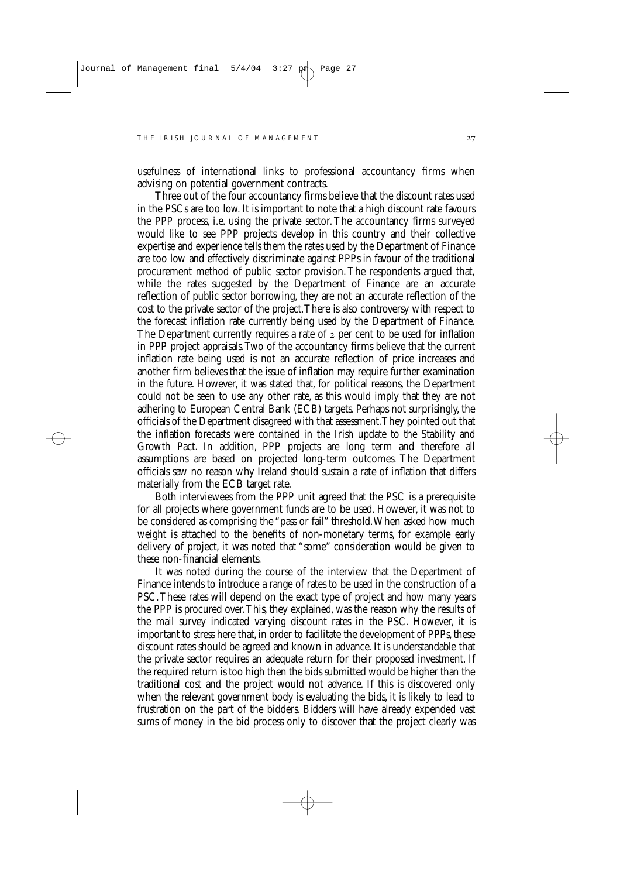usefulness of international links to professional accountancy firms when advising on potential government contracts.

Three out of the four accountancy firms believe that the discount rates used in the PSCs are too low. It is important to note that a high discount rate favours the PPP process, i.e. using the private sector. The accountancy firms surveyed would like to see PPP projects develop in this country and their collective expertise and experience tells them the rates used by the Department of Finance are too low and effectively discriminate against PPPs in favour of the traditional procurement method of public sector provision. The respondents argued that, while the rates suggested by the Department of Finance are an accurate reflection of public sector borrowing, they are not an accurate reflection of the cost to the private sector of the project. There is also controversy with respect to the forecast inflation rate currently being used by the Department of Finance. The Department currently requires a rate of 2 per cent to be used for inflation in PPP project appraisals. Two of the accountancy firms believe that the current inflation rate being used is not an accurate reflection of price increases and another firm believes that the issue of inflation may require further examination in the future. However, it was stated that, for political reasons, the Department could not be seen to use any other rate, as this would imply that they are not adhering to European Central Bank (ECB) targets. Perhaps not surprisingly, the officials of the Department disagreed with that assessment. They pointed out that the inflation forecasts were contained in the Irish update to the Stability and Growth Pact. In addition, PPP projects are long term and therefore all assumptions are based on projected long-term outcomes. The Department officials saw no reason why Ireland should sustain a rate of inflation that differs materially from the ECB target rate.

Both interviewees from the PPP unit agreed that the PSC is a prerequisite for all projects where government funds are to be used. However, it was not to be considered as comprising the "pass or fail" threshold. When asked how much weight is attached to the benefits of non-monetary terms, for example early delivery of project, it was noted that "some" consideration would be given to these non-financial elements.

It was noted during the course of the interview that the Department of Finance intends to introduce a range of rates to be used in the construction of a PSC. These rates will depend on the exact type of project and how many years the PPP is procured over. This, they explained, was the reason why the results of the mail survey indicated varying discount rates in the PSC. However, it is important to stress here that, in order to facilitate the development of PPPs, these discount rates should be agreed and known in advance. It is understandable that the private sector requires an adequate return for their proposed investment. If the required return is too high then the bids submitted would be higher than the traditional cost and the project would not advance. If this is discovered only when the relevant government body is evaluating the bids, it is likely to lead to frustration on the part of the bidders. Bidders will have already expended vast sums of money in the bid process only to discover that the project clearly was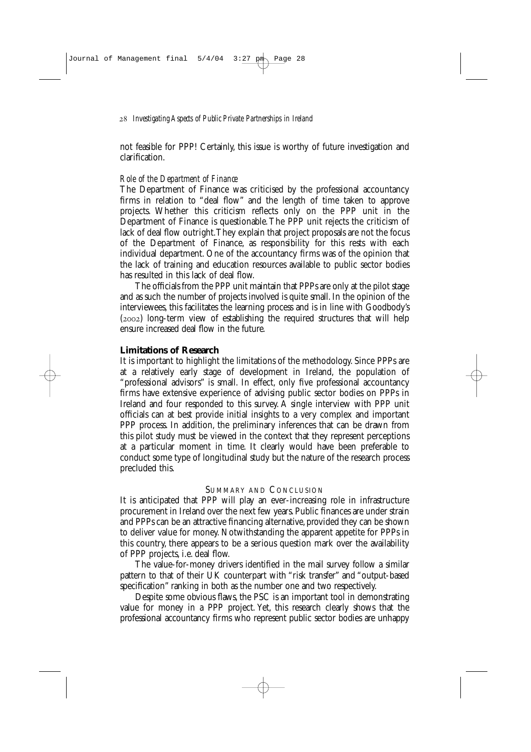not feasible for PPP! Certainly, this issue is worthy of future investigation and clarification.

*Role of the Department of Finance*

The Department of Finance was criticised by the professional accountancy firms in relation to "deal flow" and the length of time taken to approve projects. Whether this criticism reflects only on the PPP unit in the Department of Finance is questionable. The PPP unit rejects the criticism of lack of deal flow outright. They explain that project proposals are not the focus of the Department of Finance, as responsibility for this rests with each individual department. One of the accountancy firms was of the opinion that the lack of training and education resources available to public sector bodies has resulted in this lack of deal flow.

The officials from the PPP unit maintain that PPPs are only at the pilot stage and as such the number of projects involved is quite small. In the opinion of the interviewees, this facilitates the learning process and is in line with Goodbody's (2002) long-term view of establishing the required structures that will help ensure increased deal flow in the future.

### Limitations of Research

It is important to highlight the limitations of the methodology. Since PPPs are at a relatively early stage of development in Ireland, the population of "professional advisors" is small. In effect, only five professional accountancy firms have extensive experience of advising public sector bodies on PPPs in Ireland and four responded to this survey. A single interview with PPP unit officials can at best provide initial insights to a very complex and important PPP process. In addition, the preliminary inferences that can be drawn from this pilot study must be viewed in the context that they represent perceptions at a particular moment in time. It clearly would have been preferable to conduct some type of longitudinal study but the nature of the research process precluded this.

## Summary and Conclusion

It is anticipated that PPP will play an ever-increasing role in infrastructure procurement in Ireland over the next few years. Public finances are under strain and PPPs can be an attractive financing alternative, provided they can be shown to deliver value for money. Notwithstanding the apparent appetite for PPPs in this country, there appears to be a serious question mark over the availability of PPP projects, i.e. deal flow.

The value-for-money drivers identified in the mail survey follow a similar pattern to that of their UK counterpart with "risk transfer" and "output-based specification" ranking in both as the number one and two respectively.

Despite some obvious flaws, the PSC is an important tool in demonstrating value for money in a PPP project. Yet, this research clearly shows that the professional accountancy firms who represent public sector bodies are unhappy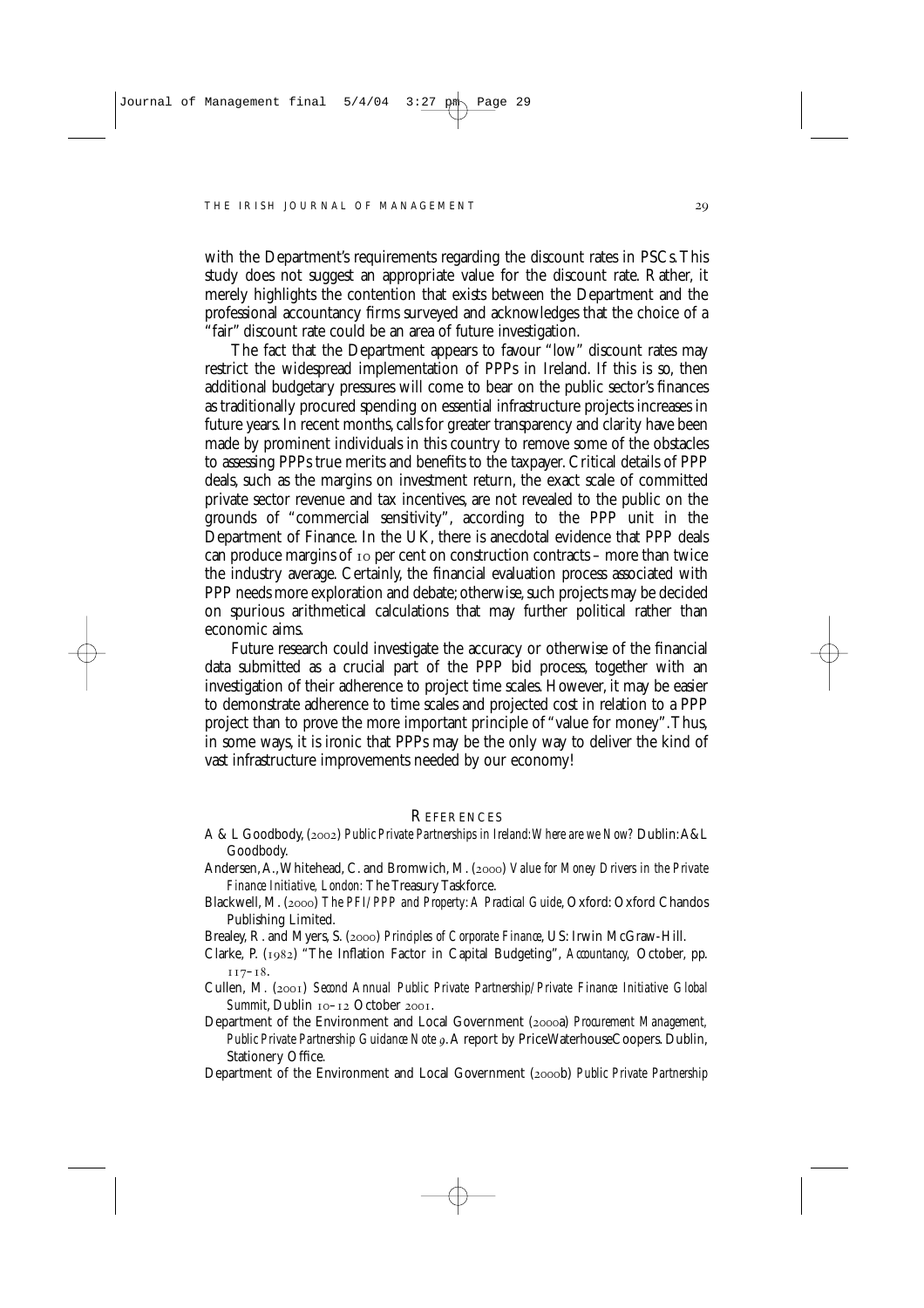with the Department's requirements regarding the discount rates in PSCs. This study does not suggest an appropriate value for the discount rate. Rather, it merely highlights the contention that exists between the Department and the professional accountancy firms surveyed and acknowledges that the choice of a "fair" discount rate could be an area of future investigation.

The fact that the Department appears to favour "low" discount rates may restrict the widespread implementation of PPPs in Ireland. If this is so, then additional budgetary pressures will come to bear on the public sector's finances as traditionally procured spending on essential infrastructure projects increases in future years. In recent months, calls for greater transparency and clarity have been made by prominent individuals in this country to remove some of the obstacles to assessing PPPs true merits and benefits to the taxpayer. Critical details of PPP deals, such as the margins on investment return, the exact scale of committed private sector revenue and tax incentives, are not revealed to the public on the grounds of "commercial sensitivity", according to the PPP unit in the Department of Finance. In the UK, there is anecdotal evidence that PPP deals can produce margins of 10 per cent on construction contracts – more than twice the industry average. Certainly, the financial evaluation process associated with PPP needs more exploration and debate; otherwise, such projects may be decided on spurious arithmetical calculations that may further political rather than economic aims.

Future research could investigate the accuracy or otherwise of the financial data submitted as a crucial part of the PPP bid process, together with an investigation of their adherence to project time scales. However, it may be easier to demonstrate adherence to time scales and projected cost in relation to a PPP project than to prove the more important principle of "value for money". Thus, in some ways, it is ironic that PPPs may be the only way to deliver the kind of vast infrastructure improvements needed by our economy!

## REFERENCES

A & L Goodbody, (2002) *Public Private Partnerships in Ireland: Where are we Now?* Dublin: A&L Goodbody.

Andersen, A., Whitehead, C. and Bromwich, M. (2000) *Value for Money Drivers in the Private Finance Initiative, London:* The Treasury Taskforce.

Blackwell, M. (2000) *The PFI/PPP and Property: A Practical Guide*, Oxford: Oxford Chandos Publishing Limited.

Brealey, R. and Myers, S. (2000) *Principles of Corporate Finance*, US: Irwin McGraw-Hill.

Clarke, P. (1982) "The Inflation Factor in Capital Budgeting", *Accountancy,* October, pp. 117–18.

Cullen, M. (2001) *Second Annual Public Private Partnership/Private Finance Initiative Global Summit*, Dublin 10–12 October 2001.

Department of the Environment and Local Government (2000a) *Procurement Management, Public Private Partnership Guidance Note 9*. A report by PriceWaterhouseCoopers. Dublin, Stationery Office.

Department of the Environment and Local Government (2000b) *Public Private Partnership*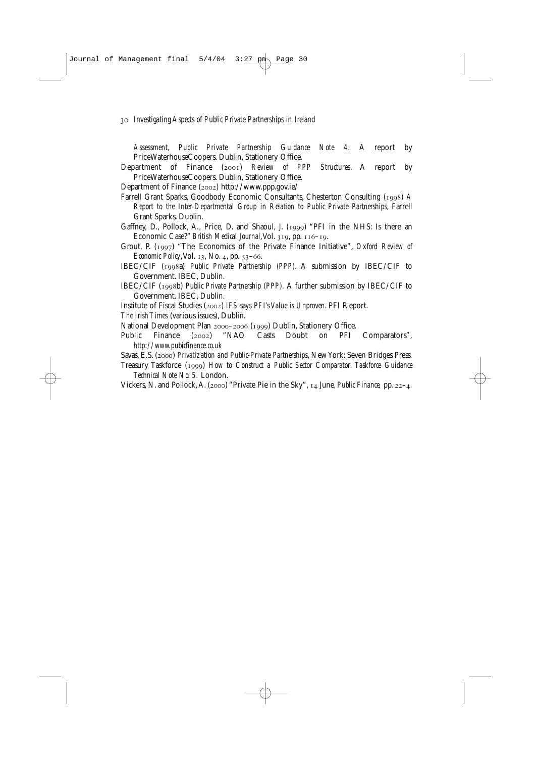*Assessment, Public Private Partnership Guidance Note 4.* A report by PriceWaterhouseCoopers. Dublin, Stationery Office.

Department of Finance (2001) *Review of PPP Structures*. A report by PriceWaterhouseCoopers. Dublin, Stationery Office.

Department of Finance (2002) http://www.ppp.gov.ie/

Farrell Grant Sparks, Goodbody Economic Consultants, Chesterton Consulting (1998) *A Report to the Inter-Departmental Group in Relation to Public Private Partnerships*, Farrell Grant Sparks, Dublin.

Gaffney, D., Pollock, A., Price, D. and Shaoul, J. (1999) "PFI in the NHS: Is there an Economic Case?" *British Medical Journal*, Vol. 319, pp. 116–19.

Grout, P. (1997) "The Economics of the Private Finance Initiative", *Oxford Review of Economic Policy*, Vol. 13, No. 4, pp. 53–66.

IBEC/CIF (1998a) *Public Private Partnership (PPP)*. A submission by IBEC/CIF to Government. IBEC, Dublin.

IBEC/CIF (1998b) *Public Private Partnership (PPP)*. A further submission by IBEC/CIF to Government. IBEC, Dublin.

Institute of Fiscal Studies (2002) *IFS says PFI's Value is Unproven*. PFI Report.

*The Irish Times* (various issues), Dublin.

National Development Plan 2000–2006 (1999) Dublin, Stationery Office.

Public Finance (2002) "NAO Casts Doubt on PFI Comparators", *http://www.pubicfinance.co.uk*

Savas, E.S. (2000) *Privatization and Public-Private Partnerships*, New York: Seven Bridges Press.

Treasury Taskforce (1999) *How to Construct a Public Sector Comparator*. *Taskforce Guidance Technical Note No. 5.* London.

Vickers, N. and Pollock, A. (2000) "Private Pie in the Sky", 14 June, *Public Finance*, pp. 22–4.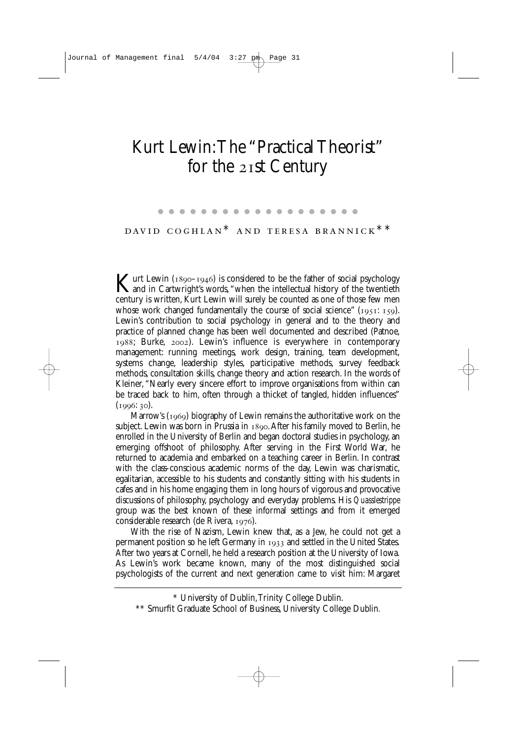# Kurt Lewin: The "Practical Theorist" for the 21st Century

DAVID COGHLAN* AND TERESA BRANNICK**

Kurt Lewin (1890–1946) is considered to be the father of social psychology and in Cartwright's words, "when the intellectual history of the twentieth century is written, Kurt Lewin will surely be counted as one of those few men whose work changed fundamentally the course of social science" (1951: 159). Lewin's contribution to social psychology in general and to the theory and practice of planned change has been well documented and described (Patnoe, 1988; Burke, 2002). Lewin's influence is everywhere in contemporary management: running meetings, work design, training, team development, systems change, leadership styles, participative methods, survey feedback methods, consultation skills, change theory and action research. In the words of Kleiner, "Nearly every sincere effort to improve organisations from within can be traced back to him, often through a thicket of tangled, hidden influences" (1996: 30).

Marrow's (1969) biography of Lewin remains the authoritative work on the subject. Lewin was born in Prussia in 1890. After his family moved to Berlin, he enrolled in the University of Berlin and began doctoral studies in psychology, an emerging offshoot of philosophy. After serving in the First World War, he returned to academia and embarked on a teaching career in Berlin. In contrast with the class-conscious academic norms of the day, Lewin was charismatic, egalitarian, accessible to his students and constantly sitting with his students in cafes and in his home engaging them in long hours of vigorous and provocative discussions of philosophy, psychology and everyday problems. His *Quasslestrippe* group was the best known of these informal settings and from it emerged considerable research (de Rivera, 1976).

With the rise of Nazism, Lewin knew that, as a Jew, he could not get a permanent position so he left Germany in 1933 and settled in the United States. After two years at Cornell, he held a research position at the University of Iowa. As Lewin's work became known, many of the most distinguished social psychologists of the current and next generation came to visit him: Margaret

\* University of Dublin, Trinity College Dublin.

\*\* Smurfit Graduate School of Business, University College Dublin.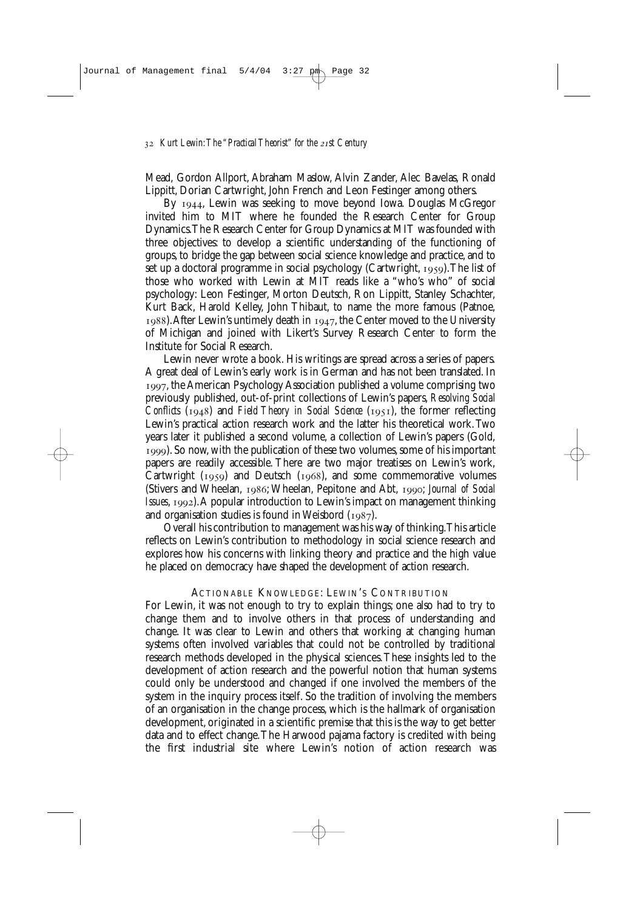Mead, Gordon Allport, Abraham Maslow, Alvin Zander, Alec Bavelas, Ronald Lippitt, Dorian Cartwright, John French and Leon Festinger among others.

By 1944, Lewin was seeking to move beyond Iowa. Douglas McGregor invited him to MIT where he founded the Research Center for Group Dynamics. The Research Center for Group Dynamics at MIT was founded with three objectives: to develop a scientific understanding of the functioning of groups, to bridge the gap between social science knowledge and practice, and to set up a doctoral programme in social psychology (Cartwright, 1959). The list of those who worked with Lewin at MIT reads like a "who's who" of social psychology: Leon Festinger, Morton Deutsch, Ron Lippitt, Stanley Schachter, Kurt Back, Harold Kelley, John Thibaut, to name the more famous (Patnoe, 1988). After Lewin's untimely death in 1947, the Center moved to the University of Michigan and joined with Likert's Survey Research Center to form the Institute for Social Research.

Lewin never wrote a book. His writings are spread across a series of papers. A great deal of Lewin's early work is in German and has not been translated. In 1997, the American Psychology Association published a volume comprising two previously published, out-of-print collections of Lewin's papers, *Resolving Social Conflicts* (1948) and *Field Theory in Social Science* (1951), the former reflecting Lewin's practical action research work and the latter his theoretical work. Two years later it published a second volume, a collection of Lewin's papers (Gold, 1999). So now, with the publication of these two volumes, some of his important papers are readily accessible. There are two major treatises on Lewin's work, Cartwright (1959) and Deutsch (1968), and some commemorative volumes (Stivers and Wheelan, 1986; Wheelan, Pepitone and Abt, 1990; *Journal of Social Issues*, 1992). A popular introduction to Lewin's impact on management thinking and organisation studies is found in Weisbord (1987).

Overall his contribution to management was his way of thinking. This article reflects on Lewin's contribution to methodology in social science research and explores how his concerns with linking theory and practice and the high value he placed on democracy have shaped the development of action research.

## Actionable Knowledge: Lewin's Contribution

For Lewin, it was not enough to try to explain things; one also had to try to change them and to involve others in that process of understanding and change. It was clear to Lewin and others that working at changing human systems often involved variables that could not be controlled by traditional research methods developed in the physical sciences. These insights led to the development of action research and the powerful notion that human systems could only be understood and changed if one involved the members of the system in the inquiry process itself. So the tradition of involving the members of an organisation in the change process, which is the hallmark of organisation development, originated in a scientific premise that this is the way to get better data and to effect change. The Harwood pajama factory is credited with being the first industrial site where Lewin's notion of action research was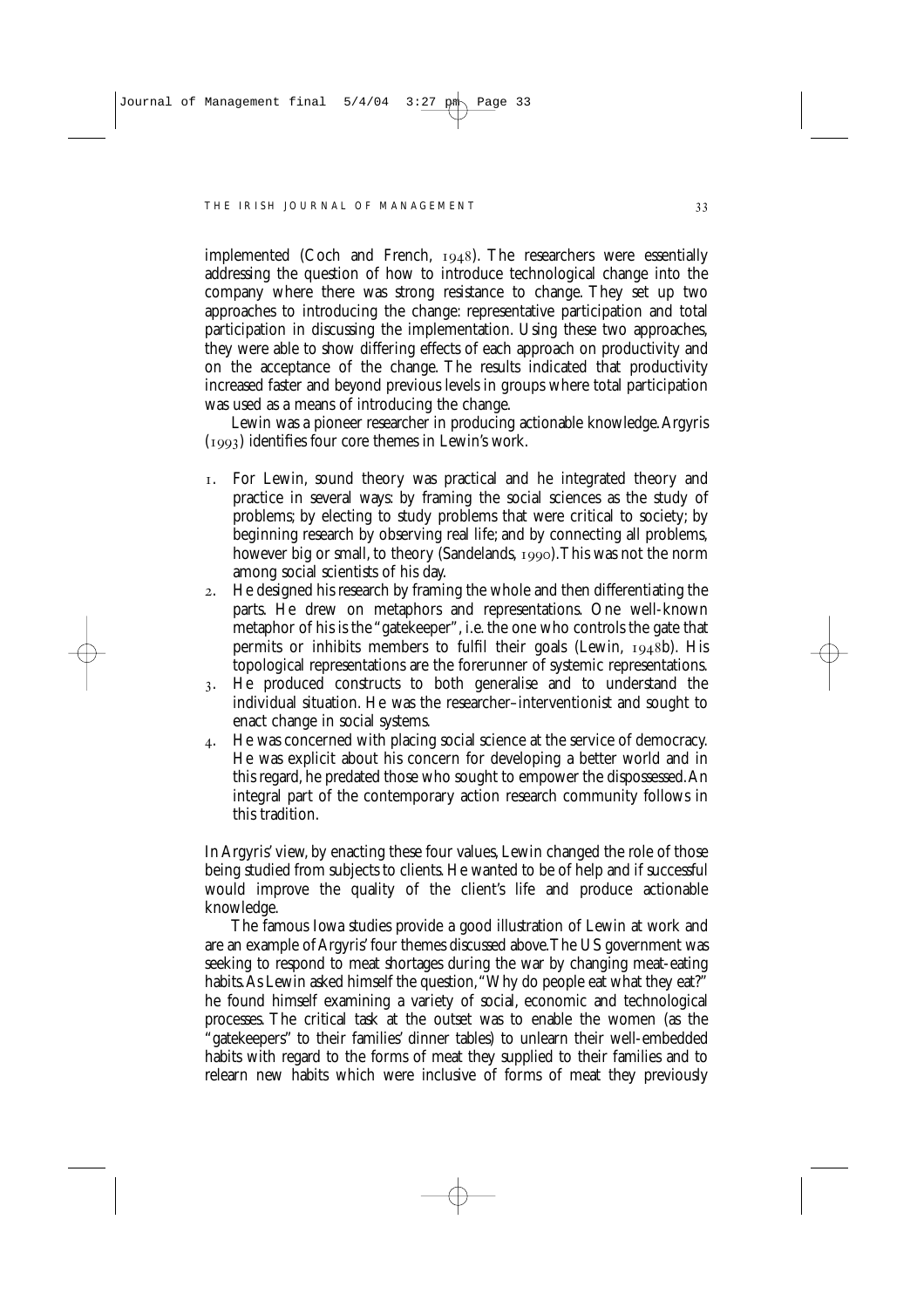implemented (Coch and French, 1948). The researchers were essentially addressing the question of how to introduce technological change into the company where there was strong resistance to change. They set up two approaches to introducing the change: representative participation and total participation in discussing the implementation. Using these two approaches, they were able to show differing effects of each approach on productivity and on the acceptance of the change. The results indicated that productivity increased faster and beyond previous levels in groups where total participation was used as a means of introducing the change.

Lewin was a pioneer researcher in producing actionable knowledge. Argyris (1993) identifies four core themes in Lewin's work.

1. For Lewin, sound theory was practical and he integrated theory and practice in several ways: by framing the social sciences as the study of problems; by electing to study problems that were critical to society; by beginning research by observing real life; and by connecting all problems, however big or small, to theory (Sandelands, 1990). This was not the norm among social scientists of his day.
2. He designed his research by framing the whole and then differentiating the parts. He drew on metaphors and representations. One well-known metaphor of his is the "gatekeeper", i.e. the one who controls the gate that permits or inhibits members to fulfil their goals (Lewin, 1948b). His topological representations are the forerunner of systemic representations.
3. He produced constructs to both generalise and to understand the individual situation. He was the researcher–interventionist and sought to enact change in social systems.
4. He was concerned with placing social science at the service of democracy. He was explicit about his concern for developing a better world and in this regard, he predated those who sought to empower the dispossessed. An integral part of the contemporary action research community follows in this tradition.

In Argyris' view, by enacting these four values, Lewin changed the role of those being studied from subjects to clients. He wanted to be of help and if successful would improve the quality of the client's life and produce actionable knowledge.

The famous Iowa studies provide a good illustration of Lewin at work and are an example of Argyris' four themes discussed above. The US government was seeking to respond to meat shortages during the war by changing meat-eating habits. As Lewin asked himself the question, "Why do people eat what they eat?" he found himself examining a variety of social, economic and technological processes. The critical task at the outset was to enable the women (as the "gatekeepers" to their families' dinner tables) to unlearn their well-embedded habits with regard to the forms of meat they supplied to their families and to relearn new habits which were inclusive of forms of meat they previously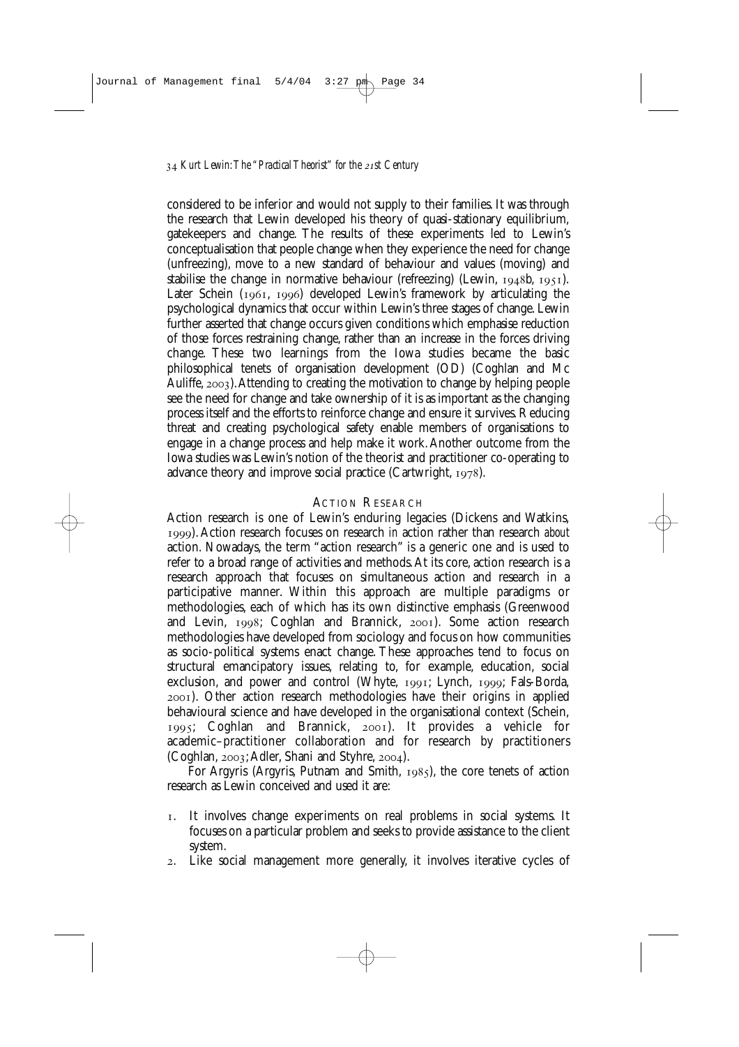considered to be inferior and would not supply to their families. It was through the research that Lewin developed his theory of quasi-stationary equilibrium, gatekeepers and change. The results of these experiments led to Lewin's conceptualisation that people change when they experience the need for change (unfreezing), move to a new standard of behaviour and values (moving) and stabilise the change in normative behaviour (refreezing) (Lewin, 1948b, 1951). Later Schein (1961, 1996) developed Lewin's framework by articulating the psychological dynamics that occur within Lewin's three stages of change. Lewin further asserted that change occurs given conditions which emphasise reduction of those forces restraining change, rather than an increase in the forces driving change. These two learnings from the Iowa studies became the basic philosophical tenets of organisation development (OD) (Coghlan and Mc Auliffe, 2003). Attending to creating the motivation to change by helping people see the need for change and take ownership of it is as important as the changing process itself and the efforts to reinforce change and ensure it survives. Reducing threat and creating psychological safety enable members of organisations to engage in a change process and help make it work. Another outcome from the Iowa studies was Lewin's notion of the theorist and practitioner co-operating to advance theory and improve social practice (Cartwright, 1978).

## Action Research

Action research is one of Lewin's enduring legacies (Dickens and Watkins, 1999). Action research focuses on research *in* action rather than research *about* action. Nowadays, the term "action research" is a generic one and is used to refer to a broad range of activities and methods. At its core, action research is a research approach that focuses on simultaneous action and research in a participative manner. Within this approach are multiple paradigms or methodologies, each of which has its own distinctive emphasis (Greenwood and Levin, 1998; Coghlan and Brannick, 2001). Some action research methodologies have developed from sociology and focus on how communities as socio-political systems enact change. These approaches tend to focus on structural emancipatory issues, relating to, for example, education, social exclusion, and power and control (Whyte, 1991; Lynch, 1999; Fals-Borda, 2001). Other action research methodologies have their origins in applied behavioural science and have developed in the organisational context (Schein, 1995; Coghlan and Brannick, 2001). It provides a vehicle for academic–practitioner collaboration and for research by practitioners (Coghlan, 2003; Adler, Shani and Styhre, 2004).

For Argyris (Argyris, Putnam and Smith, 1985), the core tenets of action research as Lewin conceived and used it are:

1. It involves change experiments on real problems in social systems. It focuses on a particular problem and seeks to provide assistance to the client system.
2. Like social management more generally, it involves iterative cycles of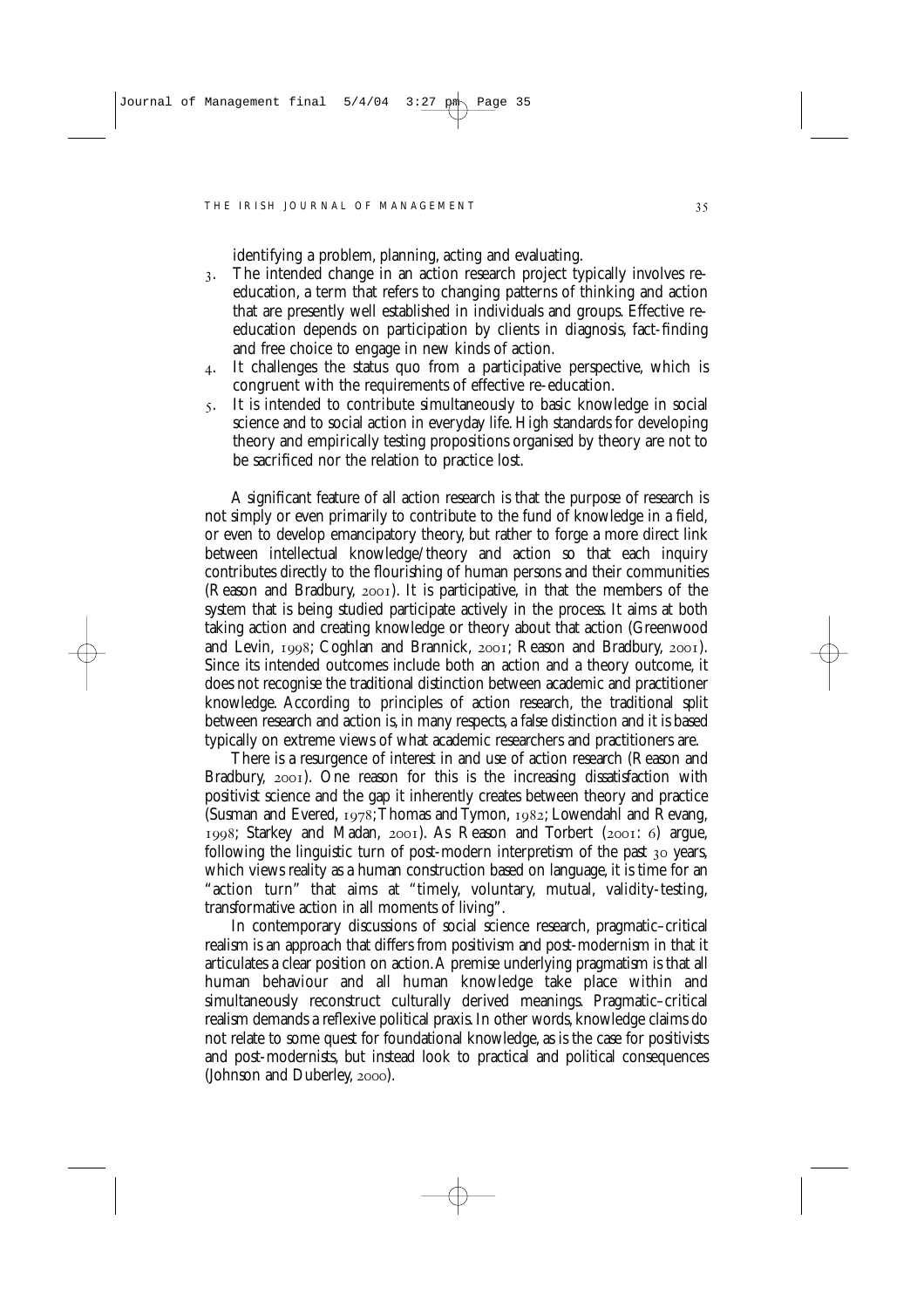identifying a problem, planning, acting and evaluating.

3. The intended change in an action research project typically involves re-education, a term that refers to changing patterns of thinking and action that are presently well established in individuals and groups. Effective re-education depends on participation by clients in diagnosis, fact-finding and free choice to engage in new kinds of action.
4. It challenges the status quo from a participative perspective, which is congruent with the requirements of effective re-education.
5. It is intended to contribute simultaneously to basic knowledge in social science and to social action in everyday life. High standards for developing theory and empirically testing propositions organised by theory are not to be sacrificed nor the relation to practice lost.

A significant feature of all action research is that the purpose of research is not simply or even primarily to contribute to the fund of knowledge in a field, or even to develop emancipatory theory, but rather to forge a more direct link between intellectual knowledge/theory and action so that each inquiry contributes directly to the flourishing of human persons and their communities (Reason and Bradbury, 2001). It is participative, in that the members of the system that is being studied participate actively in the process. It aims at both taking action and creating knowledge or theory about that action (Greenwood and Levin, 1998; Coghlan and Brannick, 2001; Reason and Bradbury, 2001). Since its intended outcomes include both an action and a theory outcome, it does not recognise the traditional distinction between academic and practitioner knowledge. According to principles of action research, the traditional split between research and action is, in many respects, a false distinction and it is based typically on extreme views of what academic researchers and practitioners are.

There is a resurgence of interest in and use of action research (Reason and Bradbury, 2001). One reason for this is the increasing dissatisfaction with positivist science and the gap it inherently creates between theory and practice (Susman and Evered, 1978; Thomas and Tymon, 1982; Lowendahl and Revang, 1998; Starkey and Madan, 2001). As Reason and Torbert (2001: 6) argue, following the linguistic turn of post-modern interpretism of the past 30 years, which views reality as a human construction based on language, it is time for an "action turn" that aims at "timely, voluntary, mutual, validity-testing, transformative action in all moments of living".

In contemporary discussions of social science research, pragmatic–critical realism is an approach that differs from positivism and post-modernism in that it articulates a clear position on action. A premise underlying pragmatism is that all human behaviour and all human knowledge take place within and simultaneously reconstruct culturally derived meanings. Pragmatic–critical realism demands a reflexive political praxis. In other words, knowledge claims do not relate to some quest for foundational knowledge, as is the case for positivists and post-modernists, but instead look to practical and political consequences (Johnson and Duberley, 2000).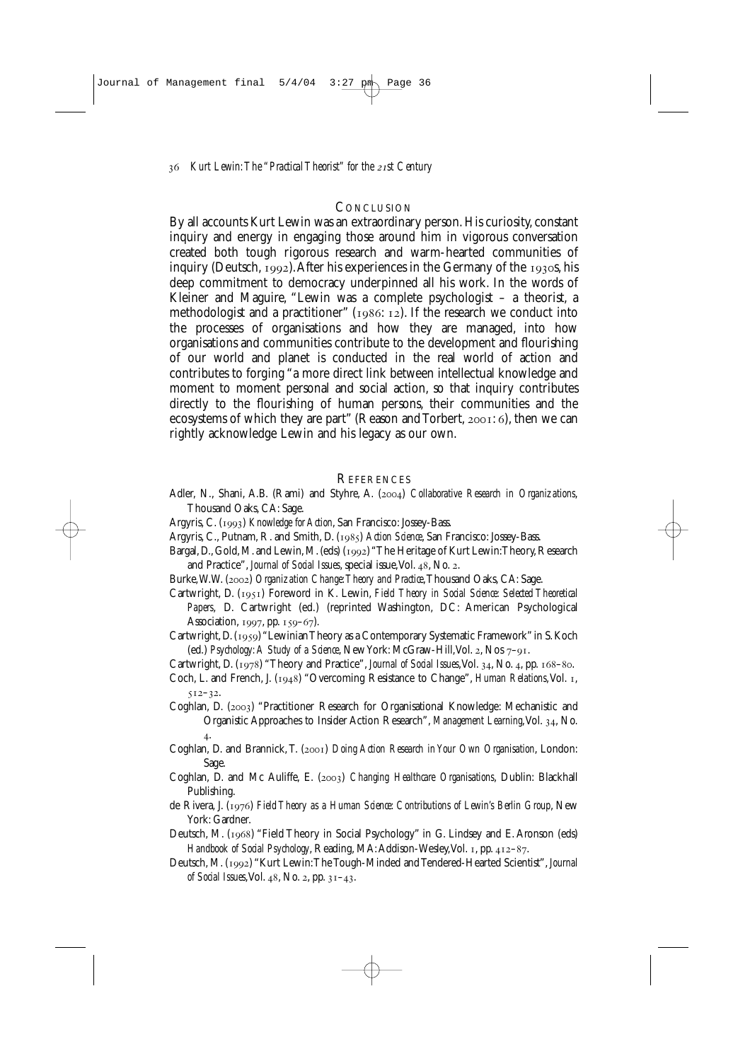## CONCLUSION

By all accounts Kurt Lewin was an extraordinary person. His curiosity, constant inquiry and energy in engaging those around him in vigorous conversation created both tough rigorous research and warm-hearted communities of inquiry (Deutsch, 1992). After his experiences in the Germany of the 1930s, his deep commitment to democracy underpinned all his work. In the words of Kleiner and Maguire, "Lewin was a complete psychologist – a theorist, a methodologist and a practitioner" (1986: 12). If the research we conduct into the processes of organisations and how they are managed, into how organisations and communities contribute to the development and flourishing of our world and planet is conducted in the real world of action and contributes to forging "a more direct link between intellectual knowledge and moment to moment personal and social action, so that inquiry contributes directly to the flourishing of human persons, their communities and the ecosystems of which they are part" (Reason and Torbert, 2001: 6), then we can rightly acknowledge Lewin and his legacy as our own.

## REFERENCES

Adler, N., Shani, A.B. (Rami) and Styhre, A. (2004) *Collaborative Research in Organizations*, Thousand Oaks, CA: Sage.

Argyris, C. (1993) *Knowledge for Action*, San Francisco: Jossey-Bass.

Argyris, C., Putnam, R. and Smith, D. (1985) *Action Science*, San Francisco: Jossey-Bass.

Bargal, D., Gold, M. and Lewin, M. (eds) (1992) "The Heritage of Kurt Lewin: Theory, Research and Practice", *Journal of Social Issues*, special issue, Vol. 48, No. 2.

Burke, W.W. (2002) *Organization Change: Theory and Practice*, Thousand Oaks, CA: Sage.

Cartwright, D. (1951) Foreword in K. Lewin, *Field Theory in Social Science: Selected Theoretical Papers*, D. Cartwright (ed.) (reprinted Washington, DC: American Psychological Association, 1997, pp. 159–67).

Cartwright, D. (1959) "Lewinian Theory as a Contemporary Systematic Framework" in S. Koch (ed.) *Psychology: A Study of a Science*, New York: McGraw-Hill, Vol. 2, Nos 7–91.

Cartwright, D. (1978) "Theory and Practice", *Journal of Social Issues*, Vol. 34, No. 4, pp. 168–80.

Coch, L. and French, J. (1948) "Overcoming Resistance to Change", *Human Relations*, Vol. 1, 512–32.

Coghlan, D. (2003) "Practitioner Research for Organisational Knowledge: Mechanistic and Organistic Approaches to Insider Action Research", *Management Learning*, Vol. 34, No. 4.

Coghlan, D. and Brannick, T. (2001) *Doing Action Research in Your Own Organisation*, London: Sage.

Coghlan, D. and Mc Auliffe, E. (2003) *Changing Healthcare Organisations*, Dublin: Blackhall Publishing.

de Rivera, J. (1976) *Field Theory as a Human Science: Contributions of Lewin's Berlin Group*, New York: Gardner.

Deutsch, M. (1968) "Field Theory in Social Psychology" in G. Lindsey and E. Aronson (eds) *Handbook of Social Psychology*, Reading, MA: Addison-Wesley, Vol. 1, pp. 412–87.

Deutsch, M. (1992) "Kurt Lewin: The Tough-Minded and Tendered-Hearted Scientist", *Journal of Social Issues*, Vol. 48, No. 2, pp. 31–43.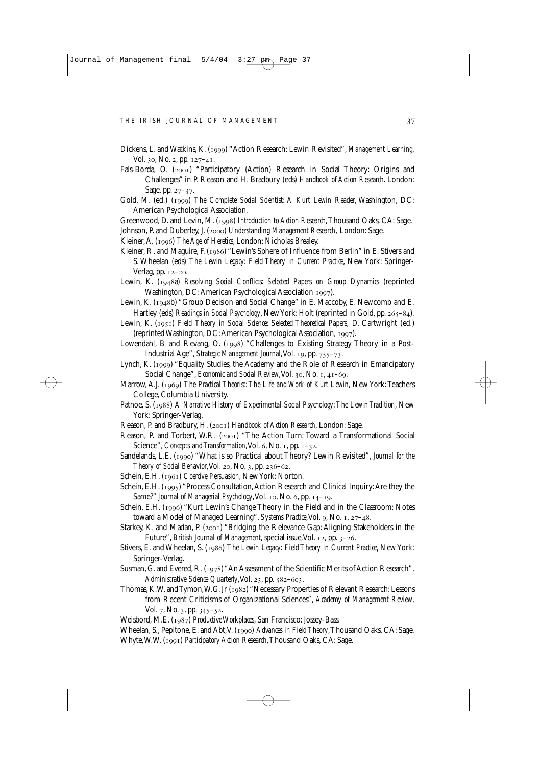Dickens, L. and Watkins, K. (1999) "Action Research: Lewin Revisited", *Management Learning*, Vol. 30, No. 2, pp. 127–41.

Fals-Borda, O. (2001) "Participatory (Action) Research in Social Theory: Origins and Challenges" in P. Reason and H. Bradbury (eds) *Handbook of Action Research*. London: Sage, pp. 27–37.

Gold, M. (ed.) (1999) *The Complete Social Scientist: A Kurt Lewin Reader*, Washington, DC: American Psychological Association.

Greenwood, D. and Levin, M. (1998) *Introduction to Action Research*, Thousand Oaks, CA: Sage.

Johnson, P. and Duberley, J. (2000) *Understanding Management Research*, London: Sage.

Kleiner, A. (1996) *The Age of Heretics*, London: Nicholas Brealey.

Kleiner, R. and Maguire, F. (1986) "Lewin's Sphere of Influence from Berlin" in E. Stivers and S. Wheelan (eds) *The Lewin Legacy: Field Theory in Current Practice*, New York: Springer-Verlag, pp. 12–20.

Lewin, K. (1948a) *Resolving Social Conflicts: Selected Papers on Group Dynamics* (reprinted Washington, DC: American Psychological Association 1997).

Lewin, K. (1948b) "Group Decision and Social Change" in E. Maccoby, E. Newcomb and E. Hartley (eds) *Readings in Social Psychology*, New York: Holt (reprinted in Gold, pp. 265–84).

Lewin, K. (1951) *Field Theory in Social Science: Selected Theoretical Papers*, D. Cartwright (ed.) (reprinted Washington, DC: American Psychological Association, 1997).

Lowendahl, B and Revang, O. (1998) "Challenges to Existing Strategy Theory in a Post-Industrial Age", *Strategic Management Journal*, Vol. 19, pp. 755–73.

Lynch, K. (1999) "Equality Studies, the Academy and the Role of Research in Emancipatory Social Change", *Economic and Social Review*, Vol. 30, No. 1, 41–69.

Marrow, A.J. (1969) *The Practical Theorist: The Life and Work of Kurt Lewin*, New York: Teachers College, Columbia University.

Patnoe, S. (1988) *A Narrative History of Experimental Social Psychology: The Lewin Tradition*, New York: Springer-Verlag.

Reason, P. and Bradbury, H. (2001) *Handbook of Action Research*, London: Sage.

Reason, P. and Torbert, W.R. (2001) "The Action Turn: Toward a Transformational Social Science", *Concepts and Transformation*, Vol. 6, No. 1, pp. 1–32.

Sandelands, L.E. (1990) "What is so Practical about Theory? Lewin Revisited", *Journal for the Theory of Social Behavior*, Vol. 20, No. 3, pp. 236–62.

Schein, E.H. (1961) *Coercive Persuasion*, New York: Norton.

Schein, E.H. (1995) "Process Consultation, Action Research and Clinical Inquiry: Are they the Same?" *Journal of Managerial Psychology*, Vol. 10, No. 6, pp. 14–19.

Schein, E.H. (1996) "Kurt Lewin's Change Theory in the Field and in the Classroom: Notes toward a Model of Managed Learning", *Systems Practice*, Vol. 9, No. 1, 27–48.

Starkey, K. and Madan, P. (2001) "Bridging the Relevance Gap: Aligning Stakeholders in the Future", *British Journal of Management*, special issue, Vol. 12, pp. 3–26.

Stivers, E. and Wheelan, S. (1986) *The Lewin Legacy: Field Theory in Current Practice*, New York: Springer-Verlag.

Susman, G. and Evered, R. (1978) "An Assessment of the Scientific Merits of Action Research", *Administrative Science Quarterly*, Vol. 23, pp. 582–603.

Thomas, K.W. and Tymon, W.G. Jr (1982) "Necessary Properties of Relevant Research: Lessons from Recent Criticisms of Organizational Sciences", *Academy of Management Review*, Vol. 7, No. 3, pp. 345–52.

Weisbord, M.E. (1987) *Productive Workplaces*, San Francisco: Jossey-Bass.

Wheelan, S., Pepitone, E. and Abt, V. (1990) *Advances in Field Theory*, Thousand Oaks, CA: Sage.

Whyte, W.W. (1991) *Participatory Action Research*, Thousand Oaks, CA: Sage.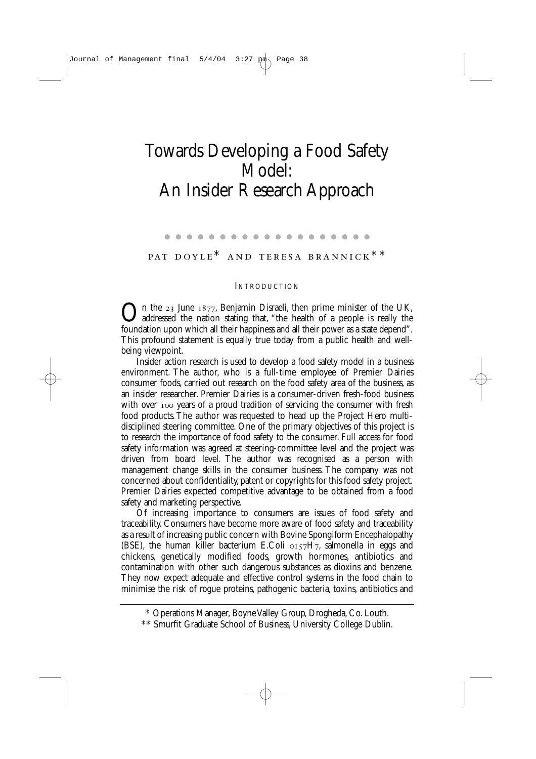# Towards Developing a Food Safety Model: An Insider Research Approach

PAT DOYLE* AND TERESA BRANNICK**

## INTRODUCTION

On the 23 June 1877, Benjamin Disraeli, then prime minister of the UK, addressed the nation stating that, "the health of a people is really the foundation upon which all their happiness and all their power as a state depend". This profound statement is equally true today from a public health and well-being viewpoint.

Insider action research is used to develop a food safety model in a business environment. The author, who is a full-time employee of Premier Dairies consumer foods, carried out research on the food safety area of the business, as an insider researcher. Premier Dairies is a consumer-driven fresh-food business with over 100 years of a proud tradition of servicing the consumer with fresh food products. The author was requested to head up the Project Hero multi-disciplined steering committee. One of the primary objectives of this project is to research the importance of food safety to the consumer. Full access for food safety information was agreed at steering-committee level and the project was driven from board level. The author was recognised as a person with management change skills in the consumer business. The company was not concerned about confidentiality, patent or copyrights for this food safety project. Premier Dairies expected competitive advantage to be obtained from a food safety and marketing perspective.

Of increasing importance to consumers are issues of food safety and traceability. Consumers have become more aware of food safety and traceability as a result of increasing public concern with Bovine Spongiform Encephalopathy (BSE), the human killer bacterium E.Coli 0157H7, salmonella in eggs and chickens, genetically modified foods, growth hormones, antibiotics and contamination with other such dangerous substances as dioxins and benzene. They now expect adequate and effective control systems in the food chain to minimise the risk of rogue proteins, pathogenic bacteria, toxins, antibiotics and

\* Operations Manager, Boyne Valley Group, Drogheda, Co. Louth.

\*\* Smurfit Graduate School of Business, University College Dublin.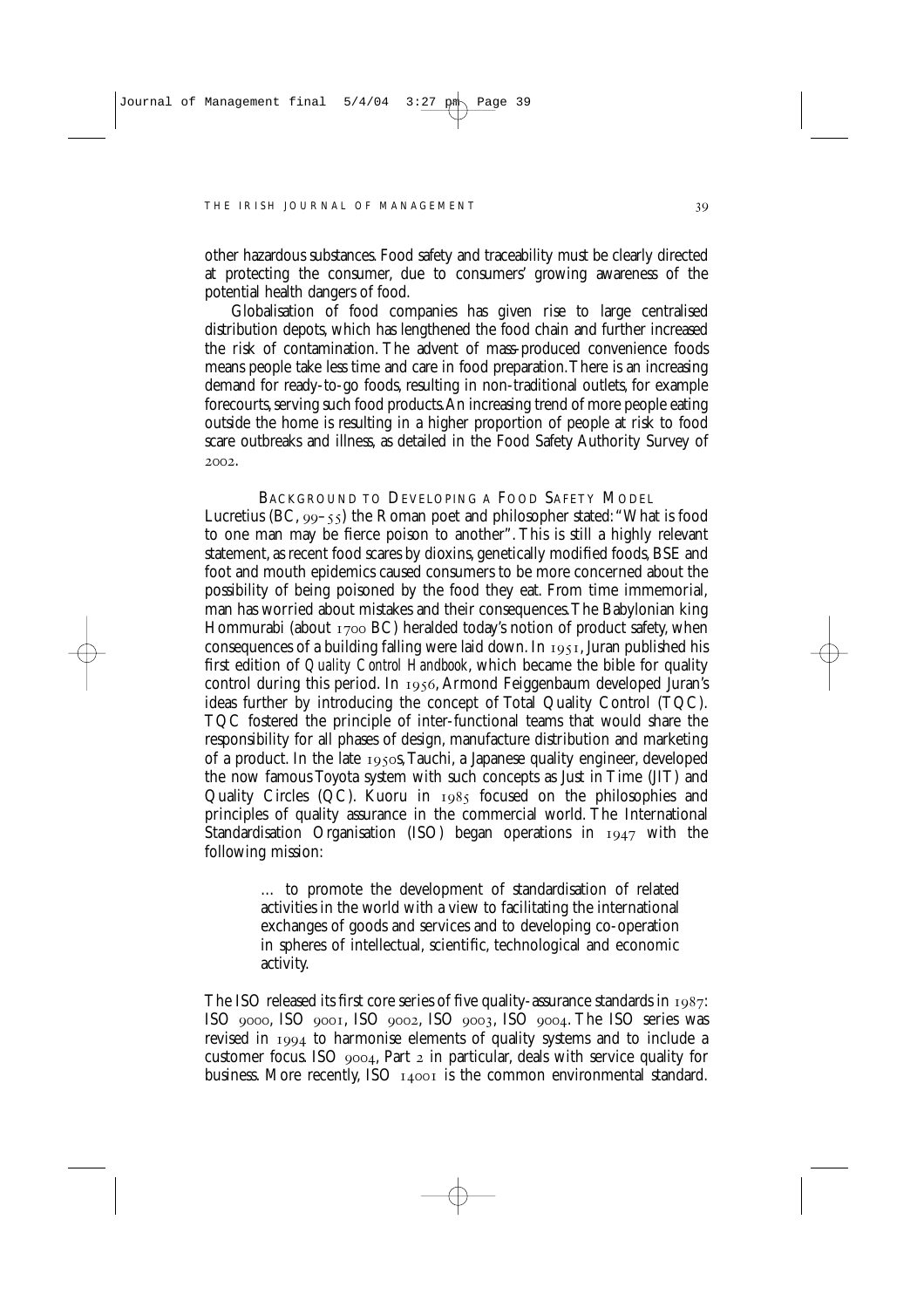other hazardous substances. Food safety and traceability must be clearly directed at protecting the consumer, due to consumers' growing awareness of the potential health dangers of food.

Globalisation of food companies has given rise to large centralised distribution depots, which has lengthened the food chain and further increased the risk of contamination. The advent of mass-produced convenience foods means people take less time and care in food preparation. There is an increasing demand for ready-to-go foods, resulting in non-traditional outlets, for example forecourts, serving such food products. An increasing trend of more people eating outside the home is resulting in a higher proportion of people at risk to food scare outbreaks and illness, as detailed in the Food Safety Authority Survey of 2002.

## BACKGROUND TO DEVELOPING A FOOD SAFETY MODEL

Lucretius (BC, 99–55) the Roman poet and philosopher stated: "What is food to one man may be fierce poison to another". This is still a highly relevant statement, as recent food scares by dioxins, genetically modified foods, BSE and foot and mouth epidemics caused consumers to be more concerned about the possibility of being poisoned by the food they eat. From time immemorial, man has worried about mistakes and their consequences. The Babylonian king Hommurabi (about 1700 BC) heralded today's notion of product safety, when consequences of a building falling were laid down. In 1951, Juran published his first edition of *Quality Control Handbook*, which became the bible for quality control during this period. In 1956, Armond Feiggenbaum developed Juran's ideas further by introducing the concept of Total Quality Control (TQC). TQC fostered the principle of inter-functional teams that would share the responsibility for all phases of design, manufacture distribution and marketing of a product. In the late 1950s, Tauchi, a Japanese quality engineer, developed the now famous Toyota system with such concepts as Just in Time (JIT) and Quality Circles (QC). Kuoru in 1985 focused on the philosophies and principles of quality assurance in the commercial world. The International Standardisation Organisation (ISO) began operations in 1947 with the following mission:

> … to promote the development of standardisation of related activities in the world with a view to facilitating the international exchanges of goods and services and to developing co-operation in spheres of intellectual, scientific, technological and economic activity.

The ISO released its first core series of five quality-assurance standards in 1987: ISO 9000, ISO 9001, ISO 9002, ISO 9003, ISO 9004. The ISO series was revised in 1994 to harmonise elements of quality systems and to include a customer focus. ISO 9004, Part 2 in particular, deals with service quality for business. More recently, ISO 14001 is the common environmental standard.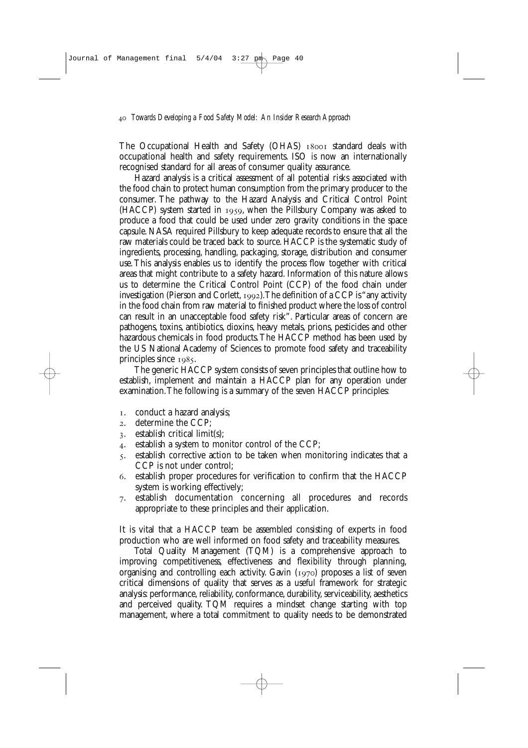The Occupational Health and Safety (OHAS) 18001 standard deals with occupational health and safety requirements. ISO is now an internationally recognised standard for all areas of consumer quality assurance.

Hazard analysis is a critical assessment of all potential risks associated with the food chain to protect human consumption from the primary producer to the consumer. The pathway to the Hazard Analysis and Critical Control Point (HACCP) system started in 1959, when the Pillsbury Company was asked to produce a food that could be used under zero gravity conditions in the space capsule. NASA required Pillsbury to keep adequate records to ensure that all the raw materials could be traced back to source. HACCP is the systematic study of ingredients, processing, handling, packaging, storage, distribution and consumer use. This analysis enables us to identify the process flow together with critical areas that might contribute to a safety hazard. Information of this nature allows us to determine the Critical Control Point (CCP) of the food chain under investigation (Pierson and Corlett, 1992). The definition of a CCP is "any activity in the food chain from raw material to finished product where the loss of control can result in an unacceptable food safety risk". Particular areas of concern are pathogens, toxins, antibiotics, dioxins, heavy metals, prions, pesticides and other hazardous chemicals in food products. The HACCP method has been used by the US National Academy of Sciences to promote food safety and traceability principles since 1985.

The generic HACCP system consists of seven principles that outline how to establish, implement and maintain a HACCP plan for any operation under examination. The following is a summary of the seven HACCP principles:

1. conduct a hazard analysis;
2. determine the CCP;
3. establish critical limit(s);
4. establish a system to monitor control of the CCP;
5. establish corrective action to be taken when monitoring indicates that a CCP is not under control;
6. establish proper procedures for verification to confirm that the HACCP system is working effectively;
7. establish documentation concerning all procedures and records appropriate to these principles and their application.

It is vital that a HACCP team be assembled consisting of experts in food production who are well informed on food safety and traceability measures.

Total Quality Management (TQM) is a comprehensive approach to improving competitiveness, effectiveness and flexibility through planning, organising and controlling each activity. Gavin (1970) proposes a list of seven critical dimensions of quality that serves as a useful framework for strategic analysis: performance, reliability, conformance, durability, serviceability, aesthetics and perceived quality. TQM requires a mindset change starting with top management, where a total commitment to quality needs to be demonstrated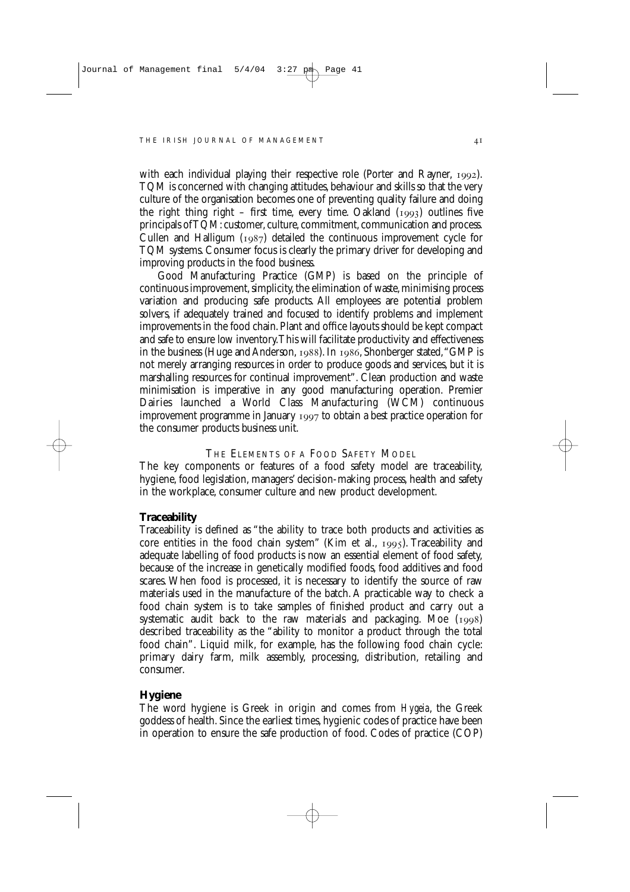with each individual playing their respective role (Porter and Rayner, 1992). TQM is concerned with changing attitudes, behaviour and skills so that the very culture of the organisation becomes one of preventing quality failure and doing the right thing right – first time, every time. Oakland (1993) outlines five principals of TQM: customer, culture, commitment, communication and process. Cullen and Halligum (1987) detailed the continuous improvement cycle for TQM systems. Consumer focus is clearly the primary driver for developing and improving products in the food business.

Good Manufacturing Practice (GMP) is based on the principle of continuous improvement, simplicity, the elimination of waste, minimising process variation and producing safe products. All employees are potential problem solvers, if adequately trained and focused to identify problems and implement improvements in the food chain. Plant and office layouts should be kept compact and safe to ensure low inventory. This will facilitate productivity and effectiveness in the business (Huge and Anderson, 1988). In 1986, Shonberger stated, "GMP is not merely arranging resources in order to produce goods and services, but it is marshalling resources for continual improvement". Clean production and waste minimisation is imperative in any good manufacturing operation. Premier Dairies launched a World Class Manufacturing (WCM) continuous improvement programme in January 1997 to obtain a best practice operation for the consumer products business unit.

## THE ELEMENTS OF A FOOD SAFETY MODEL

The key components or features of a food safety model are traceability, hygiene, food legislation, managers' decision-making process, health and safety in the workplace, consumer culture and new product development.

### Traceability

Traceability is defined as "the ability to trace both products and activities as core entities in the food chain system" (Kim et al., 1995). Traceability and adequate labelling of food products is now an essential element of food safety, because of the increase in genetically modified foods, food additives and food scares. When food is processed, it is necessary to identify the source of raw materials used in the manufacture of the batch. A practicable way to check a food chain system is to take samples of finished product and carry out a systematic audit back to the raw materials and packaging. Moe (1998) described traceability as the "ability to monitor a product through the total food chain". Liquid milk, for example, has the following food chain cycle: primary dairy farm, milk assembly, processing, distribution, retailing and consumer.

### Hygiene

The word hygiene is Greek in origin and comes from *Hygeia*, the Greek goddess of health. Since the earliest times, hygienic codes of practice have been in operation to ensure the safe production of food. Codes of practice (COP)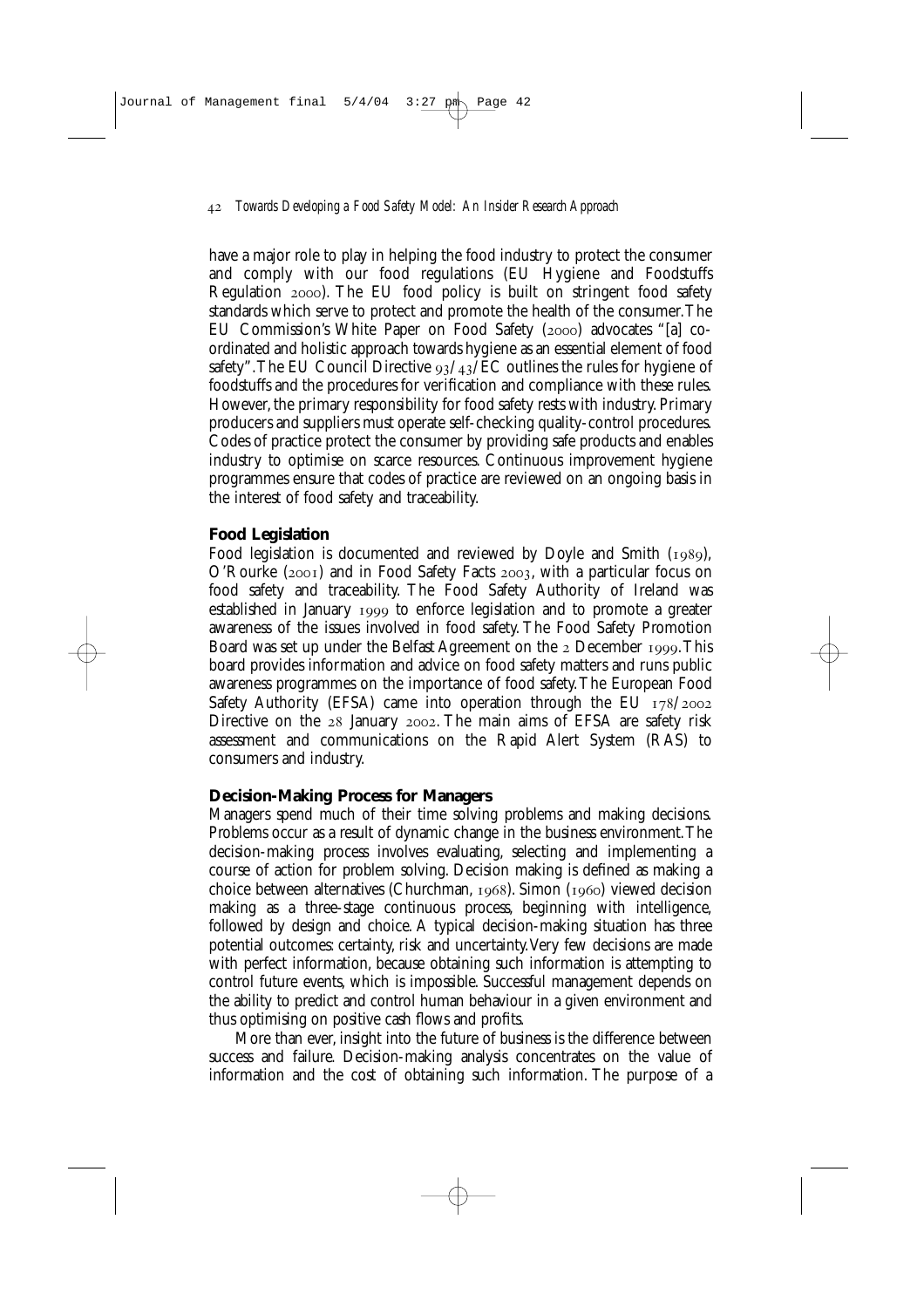have a major role to play in helping the food industry to protect the consumer and comply with our food regulations (EU Hygiene and Foodstuffs Regulation 2000). The EU food policy is built on stringent food safety standards which serve to protect and promote the health of the consumer. The EU Commission's White Paper on Food Safety (2000) advocates "[a] co-ordinated and holistic approach towards hygiene as an essential element of food safety". The EU Council Directive 93/43/EC outlines the rules for hygiene of foodstuffs and the procedures for verification and compliance with these rules. However, the primary responsibility for food safety rests with industry. Primary producers and suppliers must operate self-checking quality-control procedures. Codes of practice protect the consumer by providing safe products and enables industry to optimise on scarce resources. Continuous improvement hygiene programmes ensure that codes of practice are reviewed on an ongoing basis in the interest of food safety and traceability.

## Food Legislation

Food legislation is documented and reviewed by Doyle and Smith (1989), O'Rourke (2001) and in Food Safety Facts 2003, with a particular focus on food safety and traceability. The Food Safety Authority of Ireland was established in January 1999 to enforce legislation and to promote a greater awareness of the issues involved in food safety. The Food Safety Promotion Board was set up under the Belfast Agreement on the 2 December 1999. This board provides information and advice on food safety matters and runs public awareness programmes on the importance of food safety. The European Food Safety Authority (EFSA) came into operation through the EU 178/2002 Directive on the 28 January 2002. The main aims of EFSA are safety risk assessment and communications on the Rapid Alert System (RAS) to consumers and industry.

## Decision-Making Process for Managers

Managers spend much of their time solving problems and making decisions. Problems occur as a result of dynamic change in the business environment. The decision-making process involves evaluating, selecting and implementing a course of action for problem solving. Decision making is defined as making a choice between alternatives (Churchman, 1968). Simon (1960) viewed decision making as a three-stage continuous process, beginning with intelligence, followed by design and choice. A typical decision-making situation has three potential outcomes: certainty, risk and uncertainty. Very few decisions are made with perfect information, because obtaining such information is attempting to control future events, which is impossible. Successful management depends on the ability to predict and control human behaviour in a given environment and thus optimising on positive cash flows and profits.

More than ever, insight into the future of business is the difference between success and failure. Decision-making analysis concentrates on the value of information and the cost of obtaining such information. The purpose of a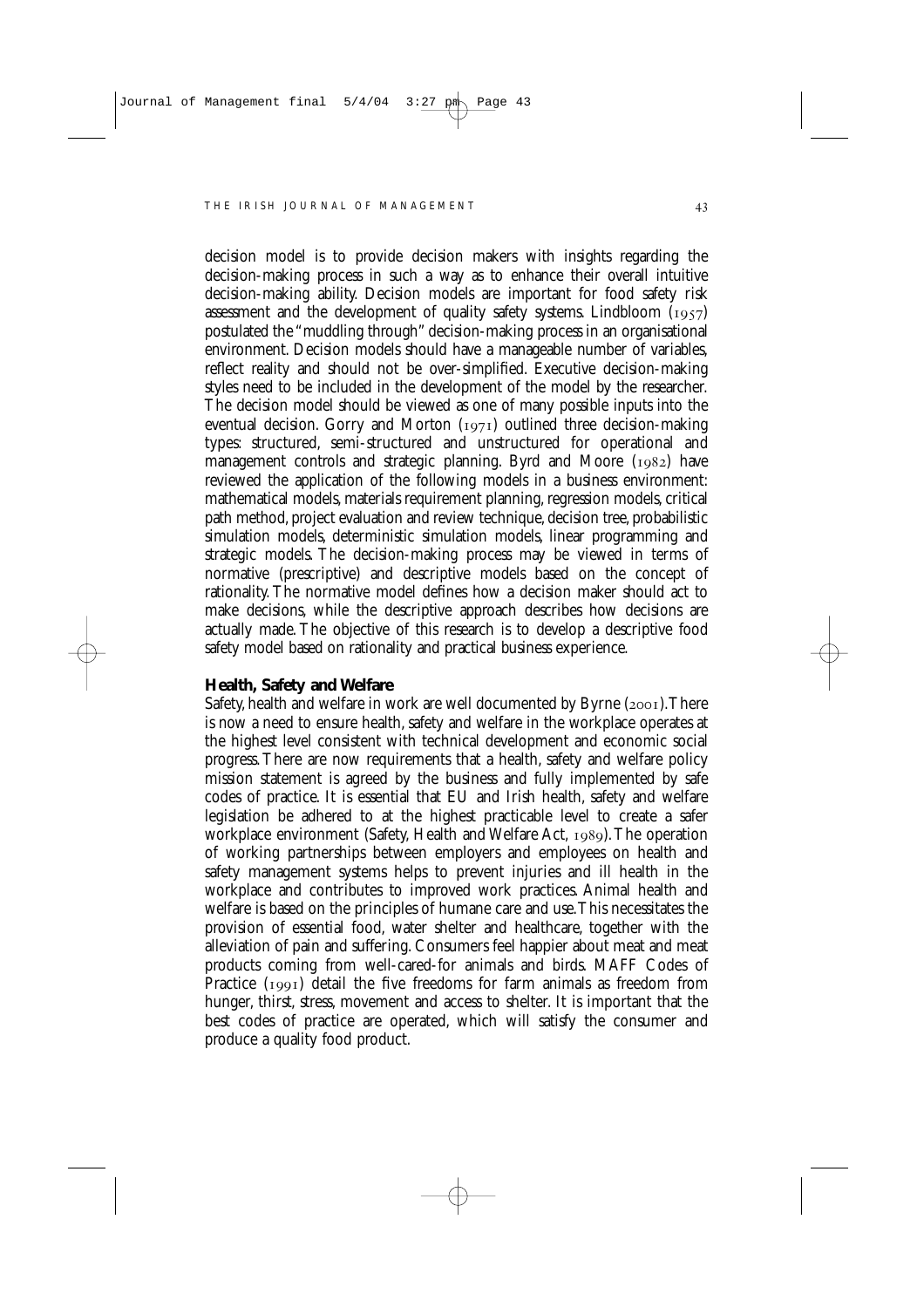decision model is to provide decision makers with insights regarding the decision-making process in such a way as to enhance their overall intuitive decision-making ability. Decision models are important for food safety risk assessment and the development of quality safety systems. Lindbloom (1957) postulated the "muddling through" decision-making process in an organisational environment. Decision models should have a manageable number of variables, reflect reality and should not be over-simplified. Executive decision-making styles need to be included in the development of the model by the researcher. The decision model should be viewed as one of many possible inputs into the eventual decision. Gorry and Morton (1971) outlined three decision-making types: structured, semi-structured and unstructured for operational and management controls and strategic planning. Byrd and Moore (1982) have reviewed the application of the following models in a business environment: mathematical models, materials requirement planning, regression models, critical path method, project evaluation and review technique, decision tree, probabilistic simulation models, deterministic simulation models, linear programming and strategic models. The decision-making process may be viewed in terms of normative (prescriptive) and descriptive models based on the concept of rationality. The normative model defines how a decision maker should act to make decisions, while the descriptive approach describes how decisions are actually made. The objective of this research is to develop a descriptive food safety model based on rationality and practical business experience.

### Health, Safety and Welfare

Safety, health and welfare in work are well documented by Byrne (2001). There is now a need to ensure health, safety and welfare in the workplace operates at the highest level consistent with technical development and economic social progress. There are now requirements that a health, safety and welfare policy mission statement is agreed by the business and fully implemented by safe codes of practice. It is essential that EU and Irish health, safety and welfare legislation be adhered to at the highest practicable level to create a safer workplace environment (Safety, Health and Welfare Act, 1989). The operation of working partnerships between employers and employees on health and safety management systems helps to prevent injuries and ill health in the workplace and contributes to improved work practices. Animal health and welfare is based on the principles of humane care and use. This necessitates the provision of essential food, water shelter and healthcare, together with the alleviation of pain and suffering. Consumers feel happier about meat and meat products coming from well-cared-for animals and birds. MAFF Codes of Practice (1991) detail the five freedoms for farm animals as freedom from hunger, thirst, stress, movement and access to shelter. It is important that the best codes of practice are operated, which will satisfy the consumer and produce a quality food product.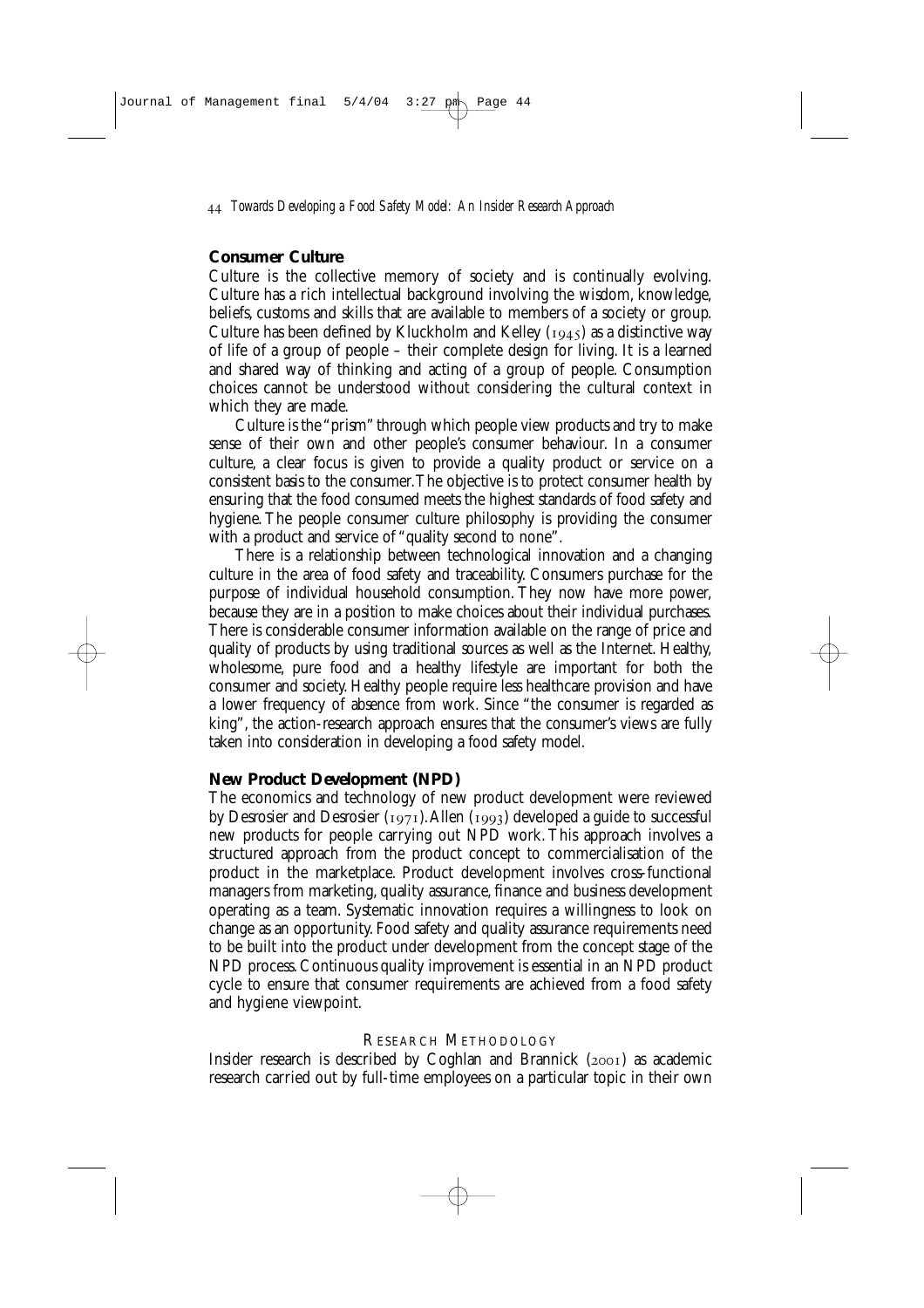### Consumer Culture

Culture is the collective memory of society and is continually evolving. Culture has a rich intellectual background involving the wisdom, knowledge, beliefs, customs and skills that are available to members of a society or group. Culture has been defined by Kluckholm and Kelley (1945) as a distinctive way of life of a group of people – their complete design for living. It is a learned and shared way of thinking and acting of a group of people. Consumption choices cannot be understood without considering the cultural context in which they are made.

Culture is the "prism" through which people view products and try to make sense of their own and other people's consumer behaviour. In a consumer culture, a clear focus is given to provide a quality product or service on a consistent basis to the consumer. The objective is to protect consumer health by ensuring that the food consumed meets the highest standards of food safety and hygiene. The people consumer culture philosophy is providing the consumer with a product and service of "quality second to none".

There is a relationship between technological innovation and a changing culture in the area of food safety and traceability. Consumers purchase for the purpose of individual household consumption. They now have more power, because they are in a position to make choices about their individual purchases. There is considerable consumer information available on the range of price and quality of products by using traditional sources as well as the Internet. Healthy, wholesome, pure food and a healthy lifestyle are important for both the consumer and society. Healthy people require less healthcare provision and have a lower frequency of absence from work. Since "the consumer is regarded as king", the action-research approach ensures that the consumer's views are fully taken into consideration in developing a food safety model.

### New Product Development (NPD)

The economics and technology of new product development were reviewed by Desrosier and Desrosier (1971). Allen (1993) developed a guide to successful new products for people carrying out NPD work. This approach involves a structured approach from the product concept to commercialisation of the product in the marketplace. Product development involves cross-functional managers from marketing, quality assurance, finance and business development operating as a team. Systematic innovation requires a willingness to look on change as an opportunity. Food safety and quality assurance requirements need to be built into the product under development from the concept stage of the NPD process. Continuous quality improvement is essential in an NPD product cycle to ensure that consumer requirements are achieved from a food safety and hygiene viewpoint.

## Research Methodology

Insider research is described by Coghlan and Brannick (2001) as academic research carried out by full-time employees on a particular topic in their own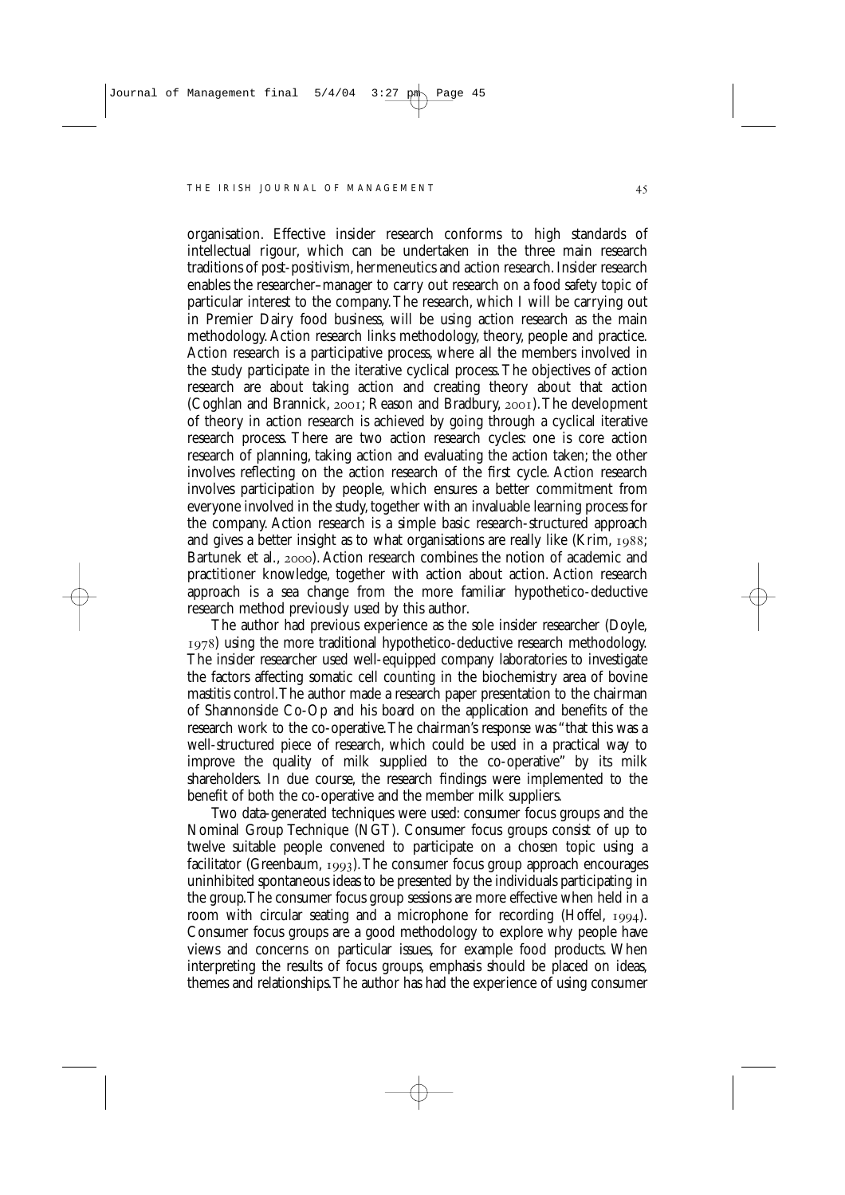organisation. Effective insider research conforms to high standards of intellectual rigour, which can be undertaken in the three main research traditions of post-positivism, hermeneutics and action research. Insider research enables the researcher–manager to carry out research on a food safety topic of particular interest to the company. The research, which I will be carrying out in Premier Dairy food business, will be using action research as the main methodology. Action research links methodology, theory, people and practice. Action research is a participative process, where all the members involved in the study participate in the iterative cyclical process. The objectives of action research are about taking action and creating theory about that action (Coghlan and Brannick, 2001; Reason and Bradbury, 2001). The development of theory in action research is achieved by going through a cyclical iterative research process. There are two action research cycles: one is core action research of planning, taking action and evaluating the action taken; the other involves reflecting on the action research of the first cycle. Action research involves participation by people, which ensures a better commitment from everyone involved in the study, together with an invaluable learning process for the company. Action research is a simple basic research-structured approach and gives a better insight as to what organisations are really like (Krim, 1988; Bartunek et al., 2000). Action research combines the notion of academic and practitioner knowledge, together with action about action. Action research approach is a sea change from the more familiar hypothetico-deductive research method previously used by this author.

The author had previous experience as the sole insider researcher (Doyle, 1978) using the more traditional hypothetico-deductive research methodology. The insider researcher used well-equipped company laboratories to investigate the factors affecting somatic cell counting in the biochemistry area of bovine mastitis control. The author made a research paper presentation to the chairman of Shannonside Co-Op and his board on the application and benefits of the research work to the co-operative. The chairman's response was "that this was a well-structured piece of research, which could be used in a practical way to improve the quality of milk supplied to the co-operative" by its milk shareholders. In due course, the research findings were implemented to the benefit of both the co-operative and the member milk suppliers.

Two data-generated techniques were used: consumer focus groups and the Nominal Group Technique (NGT). Consumer focus groups consist of up to twelve suitable people convened to participate on a chosen topic using a facilitator (Greenbaum, 1993). The consumer focus group approach encourages uninhibited spontaneous ideas to be presented by the individuals participating in the group. The consumer focus group sessions are more effective when held in a room with circular seating and a microphone for recording (Hoffel, 1994). Consumer focus groups are a good methodology to explore why people have views and concerns on particular issues, for example food products. When interpreting the results of focus groups, emphasis should be placed on ideas, themes and relationships. The author has had the experience of using consumer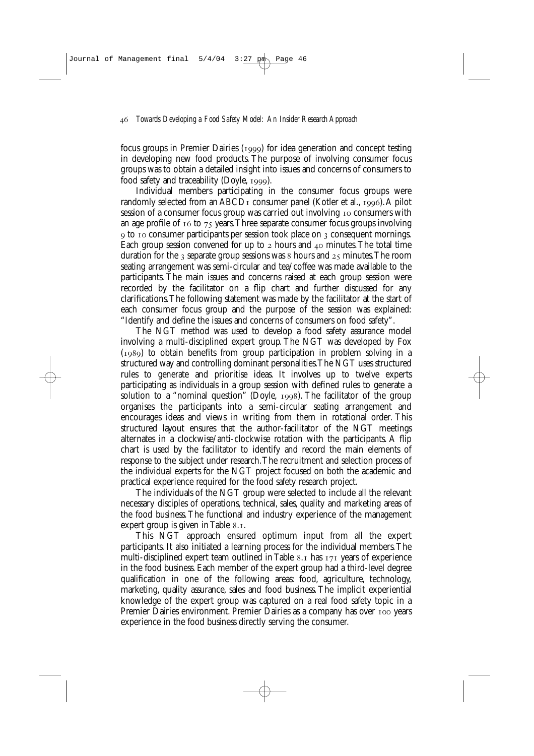focus groups in Premier Dairies (1999) for idea generation and concept testing in developing new food products. The purpose of involving consumer focus groups was to obtain a detailed insight into issues and concerns of consumers to food safety and traceability (Doyle, 1999).

Individual members participating in the consumer focus groups were randomly selected from an ABCD1 consumer panel (Kotler et al., 1996). A pilot session of a consumer focus group was carried out involving 10 consumers with an age profile of 16 to 75 years. Three separate consumer focus groups involving 9 to 10 consumer participants per session took place on 3 consequent mornings. Each group session convened for up to 2 hours and 40 minutes. The total time duration for the 3 separate group sessions was 8 hours and 25 minutes. The room seating arrangement was semi-circular and tea/coffee was made available to the participants. The main issues and concerns raised at each group session were recorded by the facilitator on a flip chart and further discussed for any clarifications. The following statement was made by the facilitator at the start of each consumer focus group and the purpose of the session was explained: "Identify and define the issues and concerns of consumers on food safety".

The NGT method was used to develop a food safety assurance model involving a multi-disciplined expert group. The NGT was developed by Fox (1989) to obtain benefits from group participation in problem solving in a structured way and controlling dominant personalities. The NGT uses structured rules to generate and prioritise ideas. It involves up to twelve experts participating as individuals in a group session with defined rules to generate a solution to a "nominal question" (Doyle, 1998). The facilitator of the group organises the participants into a semi-circular seating arrangement and encourages ideas and views in writing from them in rotational order. This structured layout ensures that the author-facilitator of the NGT meetings alternates in a clockwise/anti-clockwise rotation with the participants. A flip chart is used by the facilitator to identify and record the main elements of response to the subject under research. The recruitment and selection process of the individual experts for the NGT project focused on both the academic and practical experience required for the food safety research project.

The individuals of the NGT group were selected to include all the relevant necessary disciples of operations, technical, sales, quality and marketing areas of the food business. The functional and industry experience of the management expert group is given in Table 8.1.

This NGT approach ensured optimum input from all the expert participants. It also initiated a learning process for the individual members. The multi-disciplined expert team outlined in Table 8.1 has 171 years of experience in the food business. Each member of the expert group had a third-level degree qualification in one of the following areas: food, agriculture, technology, marketing, quality assurance, sales and food business. The implicit experiential knowledge of the expert group was captured on a real food safety topic in a Premier Dairies environment. Premier Dairies as a company has over 100 years experience in the food business directly serving the consumer.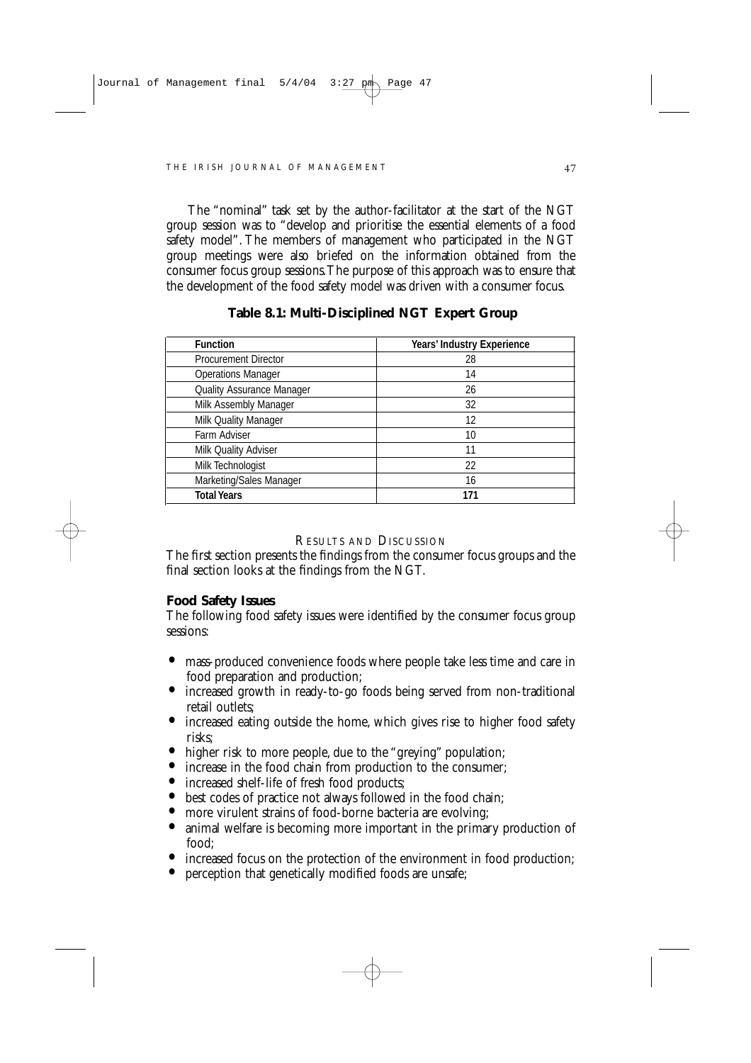The "nominal" task set by the author-facilitator at the start of the NGT group session was to "develop and prioritise the essential elements of a food safety model". The members of management who participated in the NGT group meetings were also briefed on the information obtained from the consumer focus group sessions. The purpose of this approach was to ensure that the development of the food safety model was driven with a consumer focus.

**Table 8.1: Multi-Disciplined NGT Expert Group**

| Function | Years' Industry Experience |
|---|---|
| Procurement Director | 28 |
| Operations Manager | 14 |
| Quality Assurance Manager | 26 |
| Milk Assembly Manager | 32 |
| Milk Quality Manager | 12 |
| Farm Adviser | 10 |
| Milk Quality Adviser | 11 |
| Milk Technologist | 22 |
| Marketing/Sales Manager | 16 |
| **Total Years** | **171** |

## RESULTS AND DISCUSSION

The first section presents the findings from the consumer focus groups and the final section looks at the findings from the NGT.

### Food Safety Issues

The following food safety issues were identified by the consumer focus group sessions:

- mass-produced convenience foods where people take less time and care in food preparation and production;
- increased growth in ready-to-go foods being served from non-traditional retail outlets;
- increased eating outside the home, which gives rise to higher food safety risks;
- higher risk to more people, due to the "greying" population;
- increase in the food chain from production to the consumer;
- increased shelf-life of fresh food products;
- best codes of practice not always followed in the food chain;
- more virulent strains of food-borne bacteria are evolving;
- animal welfare is becoming more important in the primary production of food;
- increased focus on the protection of the environment in food production;
- perception that genetically modified foods are unsafe;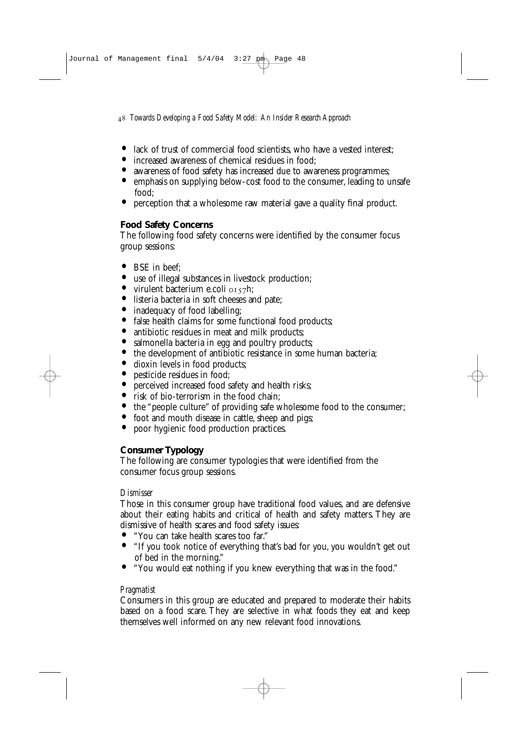- lack of trust of commercial food scientists, who have a vested interest;
- increased awareness of chemical residues in food;
- awareness of food safety has increased due to awareness programmes;
- emphasis on supplying below-cost food to the consumer, leading to unsafe food;
- perception that a wholesome raw material gave a quality final product.

### Food Safety Concerns

The following food safety concerns were identified by the consumer focus group sessions:

- BSE in beef;
- use of illegal substances in livestock production;
- virulent bacterium e.coli 0157h;
- listeria bacteria in soft cheeses and pate;
- inadequacy of food labelling;
- false health claims for some functional food products;
- antibiotic residues in meat and milk products;
- salmonella bacteria in egg and poultry products;
- the development of antibiotic resistance in some human bacteria;
- dioxin levels in food products;
- pesticide residues in food;
- perceived increased food safety and health risks;
- risk of bio-terrorism in the food chain;
- the "people culture" of providing safe wholesome food to the consumer;
- foot and mouth disease in cattle, sheep and pigs;
- poor hygienic food production practices.

### Consumer Typology

The following are consumer typologies that were identified from the consumer focus group sessions.

#### *Dismisser*

Those in this consumer group have traditional food values, and are defensive about their eating habits and critical of health and safety matters. They are dismissive of health scares and food safety issues:

- "You can take health scares too far."
- "If you took notice of everything that's bad for you, you wouldn't get out of bed in the morning."
- "You would eat nothing if you knew everything that was in the food."

#### *Pragmatist*

Consumers in this group are educated and prepared to moderate their habits based on a food scare. They are selective in what foods they eat and keep themselves well informed on any new relevant food innovations.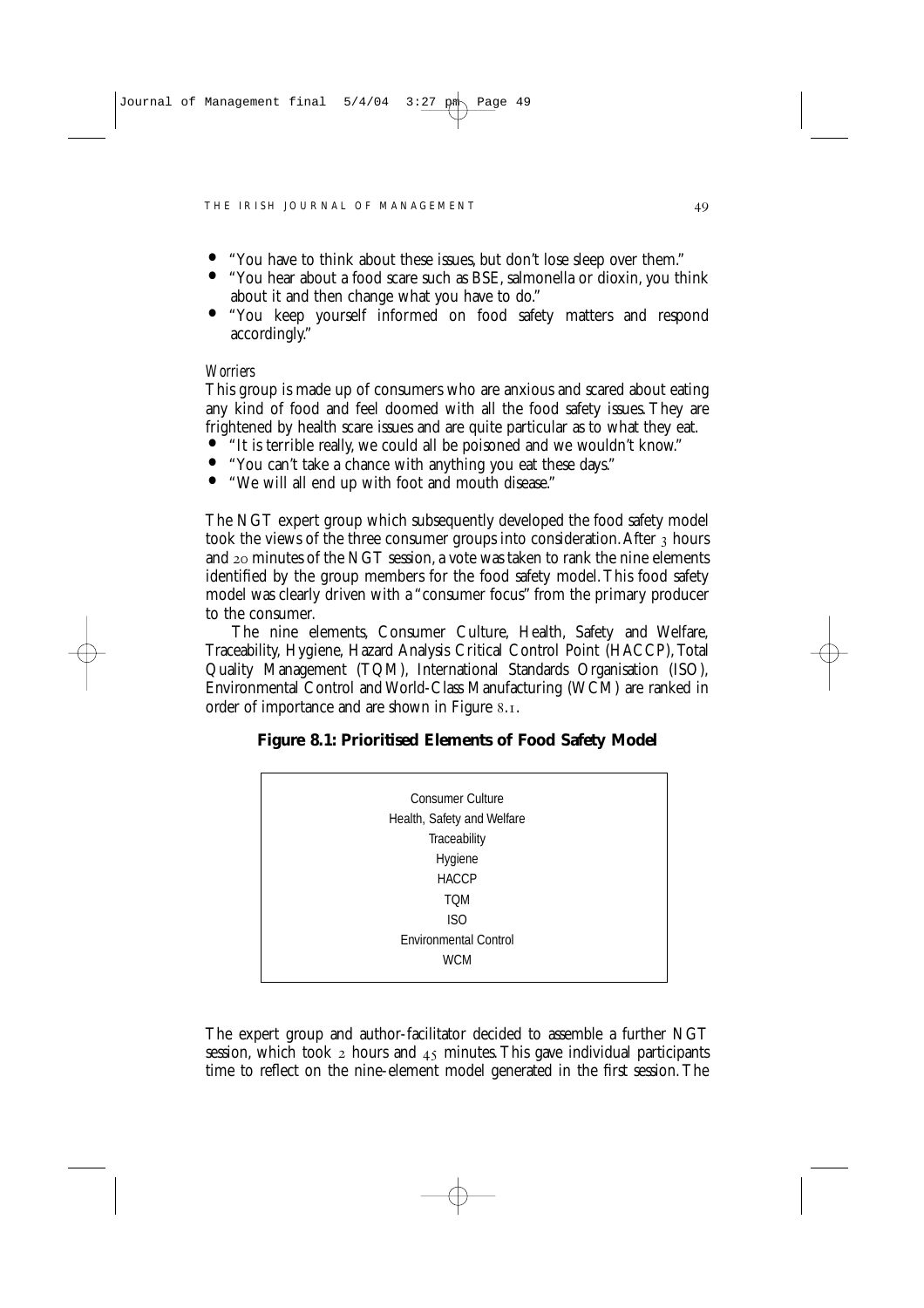- "You have to think about these issues, but don't lose sleep over them."
- "You hear about a food scare such as BSE, salmonella or dioxin, you think about it and then change what you have to do."
- "You keep yourself informed on food safety matters and respond accordingly."

*Worriers*

This group is made up of consumers who are anxious and scared about eating any kind of food and feel doomed with all the food safety issues. They are frightened by health scare issues and are quite particular as to what they eat.

- "It is terrible really, we could all be poisoned and we wouldn't know."
- "You can't take a chance with anything you eat these days."
- "We will all end up with foot and mouth disease."

The NGT expert group which subsequently developed the food safety model took the views of the three consumer groups into consideration. After 3 hours and 20 minutes of the NGT session, a vote was taken to rank the nine elements identified by the group members for the food safety model. This food safety model was clearly driven with a "consumer focus" from the primary producer to the consumer.

The nine elements, Consumer Culture, Health, Safety and Welfare, Traceability, Hygiene, Hazard Analysis Critical Control Point (HACCP), Total Quality Management (TQM), International Standards Organisation (ISO), Environmental Control and World-Class Manufacturing (WCM) are ranked in order of importance and are shown in Figure 8.1.

**Figure 8.1: Prioritised Elements of Food Safety Model**

| |
|---|
| Consumer Culture |
| Health, Safety and Welfare |
| Traceability |
| Hygiene |
| HACCP |
| TQM |
| ISO |
| Environmental Control |
| WCM |

The expert group and author-facilitator decided to assemble a further NGT session, which took 2 hours and 45 minutes. This gave individual participants time to reflect on the nine-element model generated in the first session. The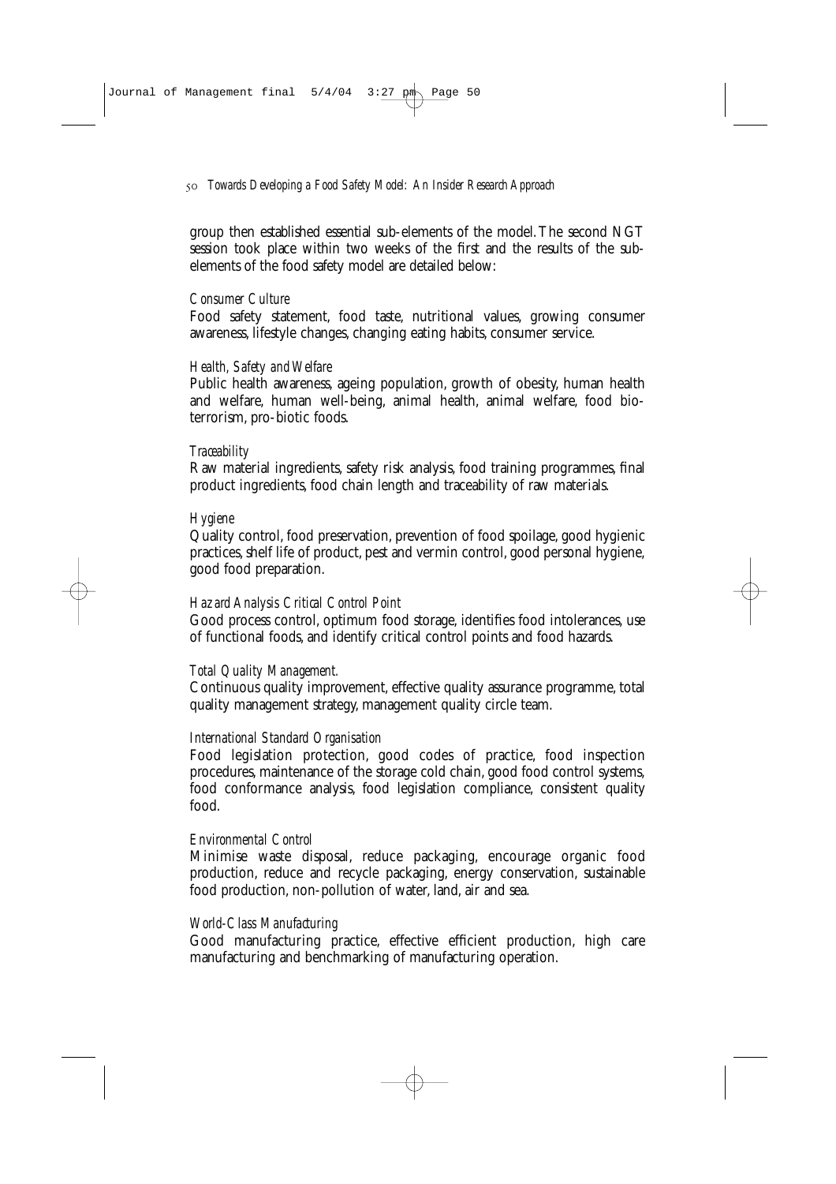group then established essential sub-elements of the model. The second NGT session took place within two weeks of the first and the results of the sub-elements of the food safety model are detailed below:

*Consumer Culture*
Food safety statement, food taste, nutritional values, growing consumer awareness, lifestyle changes, changing eating habits, consumer service.

*Health, Safety and Welfare*
Public health awareness, ageing population, growth of obesity, human health and welfare, human well-being, animal health, animal welfare, food bio-terrorism, pro-biotic foods.

*Traceability*
Raw material ingredients, safety risk analysis, food training programmes, final product ingredients, food chain length and traceability of raw materials.

*Hygiene*
Quality control, food preservation, prevention of food spoilage, good hygienic practices, shelf life of product, pest and vermin control, good personal hygiene, good food preparation.

*Hazard Analysis Critical Control Point*
Good process control, optimum food storage, identifies food intolerances, use of functional foods, and identify critical control points and food hazards.

*Total Quality Management.*
Continuous quality improvement, effective quality assurance programme, total quality management strategy, management quality circle team.

*International Standard Organisation*
Food legislation protection, good codes of practice, food inspection procedures, maintenance of the storage cold chain, good food control systems, food conformance analysis, food legislation compliance, consistent quality food.

*Environmental Control*
Minimise waste disposal, reduce packaging, encourage organic food production, reduce and recycle packaging, energy conservation, sustainable food production, non-pollution of water, land, air and sea.

*World-Class Manufacturing*
Good manufacturing practice, effective efficient production, high care manufacturing and benchmarking of manufacturing operation.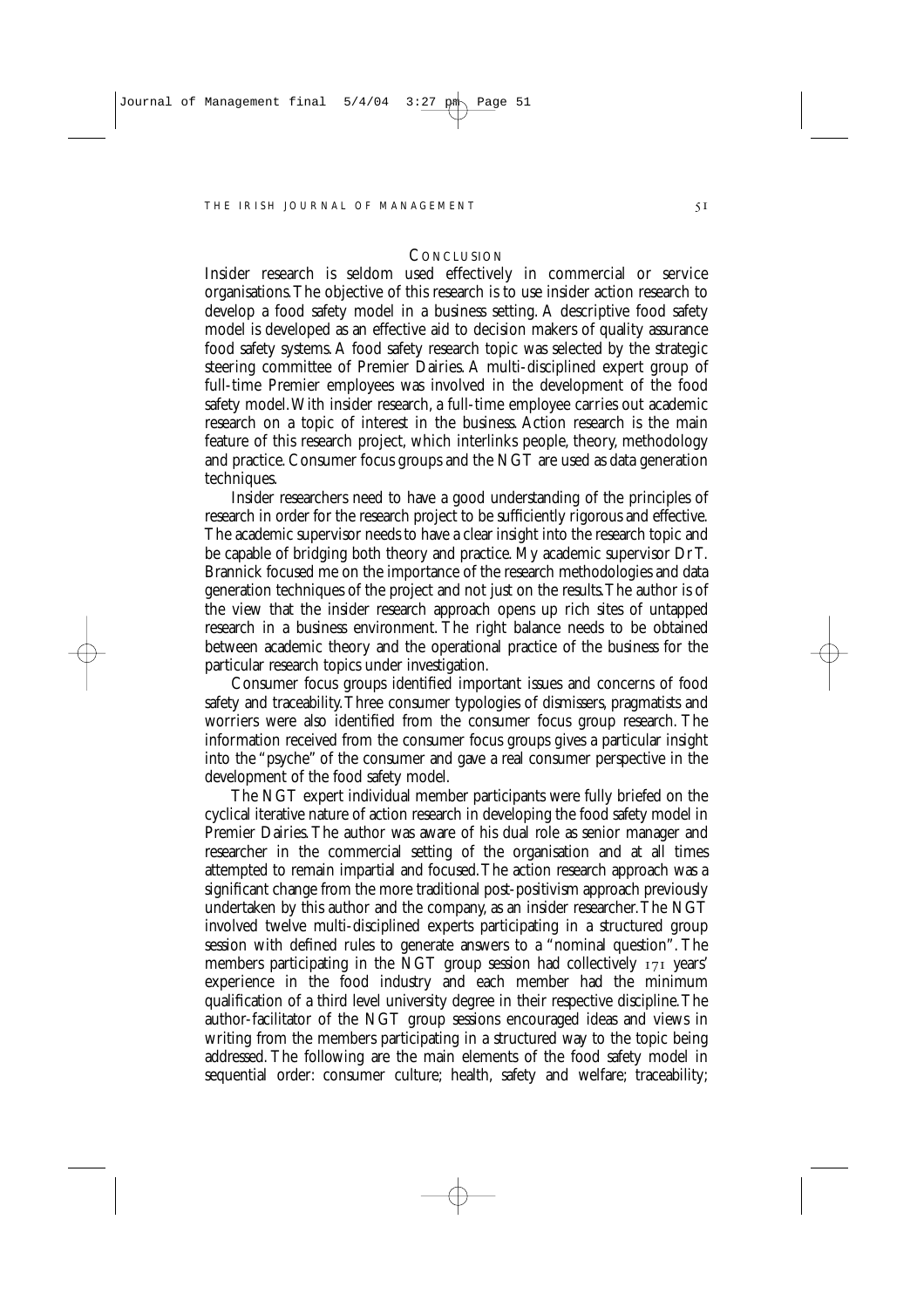## Conclusion

Insider research is seldom used effectively in commercial or service organisations. The objective of this research is to use insider action research to develop a food safety model in a business setting. A descriptive food safety model is developed as an effective aid to decision makers of quality assurance food safety systems. A food safety research topic was selected by the strategic steering committee of Premier Dairies. A multi-disciplined expert group of full-time Premier employees was involved in the development of the food safety model. With insider research, a full-time employee carries out academic research on a topic of interest in the business. Action research is the main feature of this research project, which interlinks people, theory, methodology and practice. Consumer focus groups and the NGT are used as data generation techniques.

Insider researchers need to have a good understanding of the principles of research in order for the research project to be sufficiently rigorous and effective. The academic supervisor needs to have a clear insight into the research topic and be capable of bridging both theory and practice. My academic supervisor Dr T. Brannick focused me on the importance of the research methodologies and data generation techniques of the project and not just on the results. The author is of the view that the insider research approach opens up rich sites of untapped research in a business environment. The right balance needs to be obtained between academic theory and the operational practice of the business for the particular research topics under investigation.

Consumer focus groups identified important issues and concerns of food safety and traceability. Three consumer typologies of dismissers, pragmatists and worriers were also identified from the consumer focus group research. The information received from the consumer focus groups gives a particular insight into the "psyche" of the consumer and gave a real consumer perspective in the development of the food safety model.

The NGT expert individual member participants were fully briefed on the cyclical iterative nature of action research in developing the food safety model in Premier Dairies. The author was aware of his dual role as senior manager and researcher in the commercial setting of the organisation and at all times attempted to remain impartial and focused. The action research approach was a significant change from the more traditional post-positivism approach previously undertaken by this author and the company, as an insider researcher. The NGT involved twelve multi-disciplined experts participating in a structured group session with defined rules to generate answers to a "nominal question". The members participating in the NGT group session had collectively 171 years' experience in the food industry and each member had the minimum qualification of a third level university degree in their respective discipline. The author-facilitator of the NGT group sessions encouraged ideas and views in writing from the members participating in a structured way to the topic being addressed. The following are the main elements of the food safety model in sequential order: consumer culture; health, safety and welfare; traceability;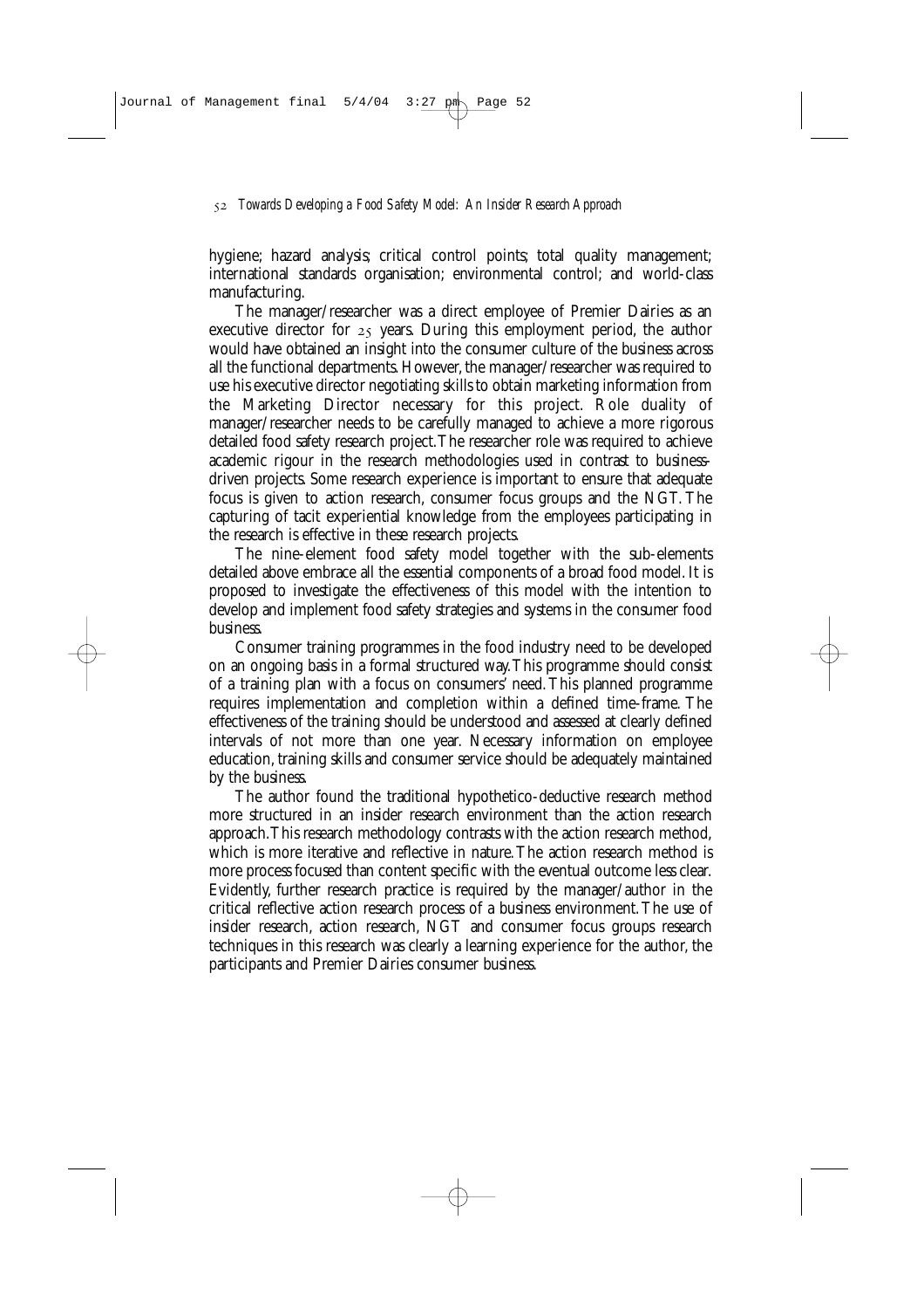hygiene; hazard analysis; critical control points; total quality management; international standards organisation; environmental control; and world-class manufacturing.

The manager/researcher was a direct employee of Premier Dairies as an executive director for 25 years. During this employment period, the author would have obtained an insight into the consumer culture of the business across all the functional departments. However, the manager/researcher was required to use his executive director negotiating skills to obtain marketing information from the Marketing Director necessary for this project. Role duality of manager/researcher needs to be carefully managed to achieve a more rigorous detailed food safety research project. The researcher role was required to achieve academic rigour in the research methodologies used in contrast to business-driven projects. Some research experience is important to ensure that adequate focus is given to action research, consumer focus groups and the NGT. The capturing of tacit experiential knowledge from the employees participating in the research is effective in these research projects.

The nine-element food safety model together with the sub-elements detailed above embrace all the essential components of a broad food model. It is proposed to investigate the effectiveness of this model with the intention to develop and implement food safety strategies and systems in the consumer food business.

Consumer training programmes in the food industry need to be developed on an ongoing basis in a formal structured way. This programme should consist of a training plan with a focus on consumers' need. This planned programme requires implementation and completion within a defined time-frame. The effectiveness of the training should be understood and assessed at clearly defined intervals of not more than one year. Necessary information on employee education, training skills and consumer service should be adequately maintained by the business.

The author found the traditional hypothetico-deductive research method more structured in an insider research environment than the action research approach. This research methodology contrasts with the action research method, which is more iterative and reflective in nature. The action research method is more process focused than content specific with the eventual outcome less clear. Evidently, further research practice is required by the manager/author in the critical reflective action research process of a business environment. The use of insider research, action research, NGT and consumer focus groups research techniques in this research was clearly a learning experience for the author, the participants and Premier Dairies consumer business.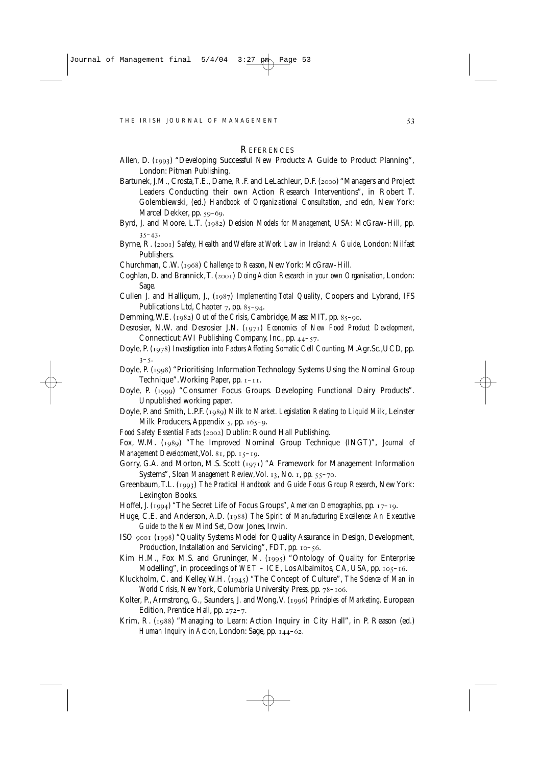## REFERENCES

Allen, D. (1993) "Developing Successful New Products: A Guide to Product Planning", London: Pitman Publishing.

Bartunek, J.M., Crosta, T.E., Dame, R.F. and LeLachleur, D.F. (2000) "Managers and Project Leaders Conducting their own Action Research Interventions", in Robert T. Golembiewski, (ed.) *Handbook of Organizational Consultation*, 2nd edn, New York: Marcel Dekker, pp. 59–69.

Byrd, J. and Moore, L.T. (1982) *Decision Models for Management*, USA: McGraw-Hill, pp. 35–43.

Byrne, R. (2001) *Safety, Health and Welfare at Work Law in Ireland: A Guide*, London: Nilfast Publishers.

Churchman, C.W. (1968) *Challenge to Reason*, New York: McGraw-Hill.

Coghlan, D. and Brannick, T. (2001) *Doing Action Research in your own Organisation*, London: Sage.

Cullen J. and Halligum, J., (1987) *Implementing Total Quality*, Coopers and Lybrand, IFS Publications Ltd, Chapter 7, pp. 85–94.

Demming, W.E. (1982) *Out of the Crisis*, Cambridge, Mass: MIT, pp. 85–90.

Desrosier, N.W. and Desrosier J.N. (1971) *Economics of New Food Product Development*, Connecticut: AVI Publishing Company, Inc., pp. 44–57.

Doyle, P. (1978) *Investigation into Factors Affecting Somatic Cell Counting*, M.Agr.Sc., UCD, pp. 3–5.

Doyle, P. (1998) "Prioritising Information Technology Systems Using the Nominal Group Technique". Working Paper, pp. 1–11.

Doyle, P. (1999) "Consumer Focus Groups. Developing Functional Dairy Products". Unpublished working paper.

Doyle, P. and Smith, L.P.F. (1989) *Milk to Market. Legislation Relating to Liquid Milk*, Leinster Milk Producers, Appendix 5, pp. 165–9.

*Food Safety Essential Facts* (2002) Dublin: Round Hall Publishing.

Fox, W.M. (1989) "The Improved Nominal Group Technique (INGT)", *Journal of Management Development*, Vol. 81, pp. 15–19.

Gorry, G.A. and Morton, M.S. Scott (1971) "A Framework for Management Information Systems", *Sloan Management Review*, Vol. 13, No. 1, pp. 55–70.

Greenbaum, T.L. (1993) *The Practical Handbook and Guide Focus Group Research*, New York: Lexington Books.

Hoffel, J. (1994) "The Secret Life of Focus Groups", *American Demographics*, pp. 17–19.

Huge, C.E. and Anderson, A.D. (1988) *The Spirit of Manufacturing Excellence: An Executive Guide to the New Mind Set*, Dow Jones, Irwin.

ISO 9001 (1998) "Quality Systems Model for Quality Assurance in Design, Development, Production, Installation and Servicing", FDT, pp. 10–56.

Kim H.M., Fox M.S. and Gruninger, M. (1995) "Ontology of Quality for Enterprise Modelling", in proceedings of *WET – ICE*, Los Albalmitos, CA, USA, pp. 105–16.

Kluckholm, C. and Kelley, W.H. (1945) "The Concept of Culture", *The Science of Man in World Crisis*, New York, Columbria University Press, pp. 78–106.

Kolter, P., Armstrong, G., Saunders, J. and Wong, V. (1996) *Principles of Marketing*, European Edition, Prentice Hall, pp. 272–7.

Krim, R. (1988) "Managing to Learn: Action Inquiry in City Hall", in P. Reason (ed.) *Human Inquiry in Action*, London: Sage, pp. 144–62.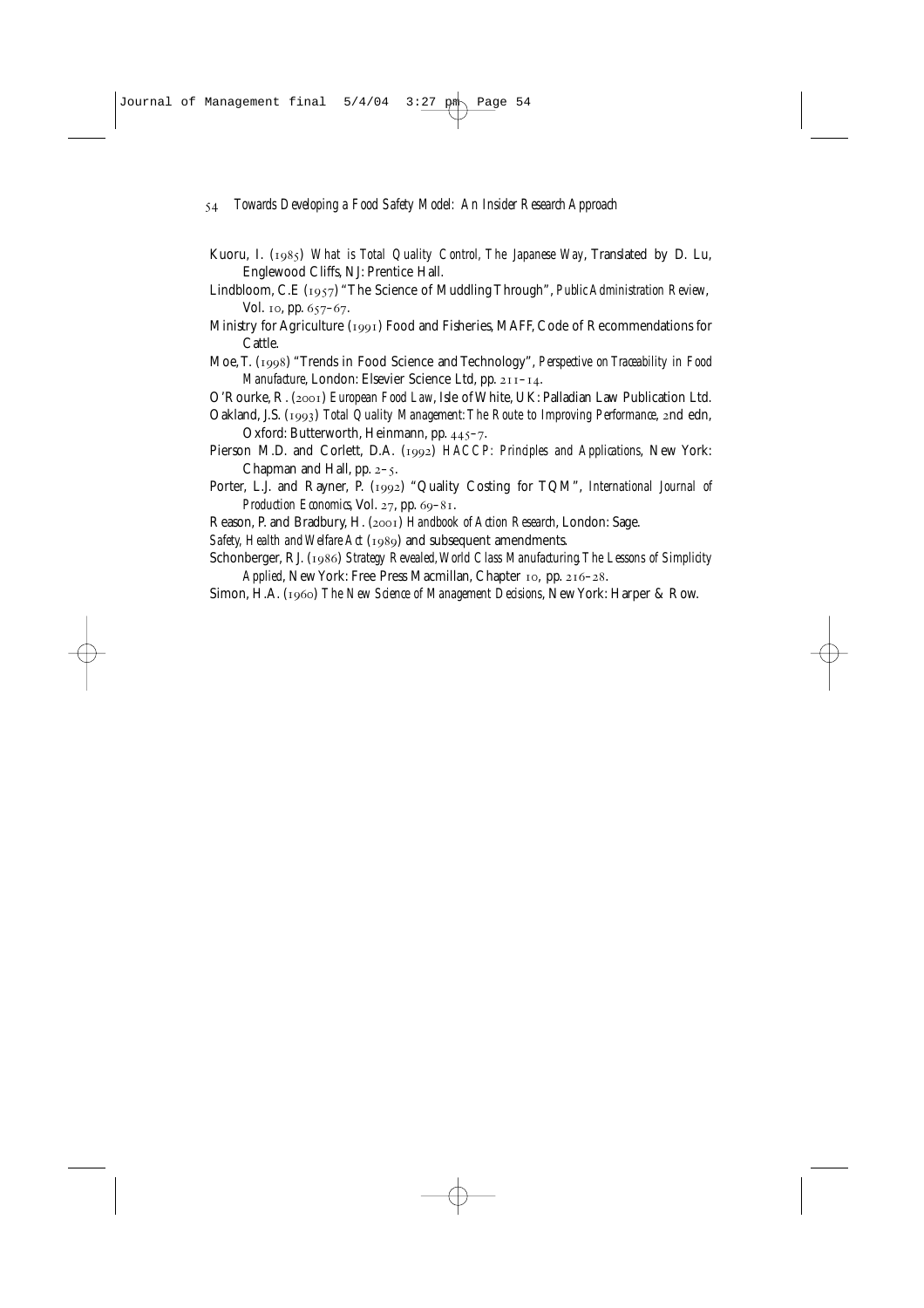Kuoru, I. (1985) *What is Total Quality Control, The Japanese Way*, Translated by D. Lu, Englewood Cliffs, NJ: Prentice Hall.

Lindbloom, C.E (1957) "The Science of Muddling Through", *Public Administration Review*, Vol. 10, pp. 657–67.

Ministry for Agriculture (1991) Food and Fisheries, MAFF, Code of Recommendations for Cattle.

Moe, T. (1998) "Trends in Food Science and Technology", *Perspective on Traceability in Food Manufacture*, London: Elsevier Science Ltd, pp. 211–14.

O'Rourke, R. (2001) *European Food Law*, Isle of White, UK: Palladian Law Publication Ltd.

Oakland, J.S. (1993) *Total Quality Management: The Route to Improving Performance*, 2nd edn, Oxford: Butterworth, Heinmann, pp. 445–7.

Pierson M.D. and Corlett, D.A. (1992) *HACCP: Principles and Applications*, New York: Chapman and Hall, pp. 2–5.

Porter, L.J. and Rayner, P. (1992) "Quality Costing for TQM", *International Journal of Production Economics*, Vol. 27, pp. 69–81.

Reason, P. and Bradbury, H. (2001) *Handbook of Action Research*, London: Sage.

*Safety, Health and Welfare Act* (1989) and subsequent amendments.

Schonberger, R.J. (1986) *Strategy Revealed, World Class Manufacturing. The Lessons of Simplicity Applied*, New York: Free Press Macmillan, Chapter 10, pp. 216–28.

Simon, H.A. (1960) *The New Science of Management Decisions*, New York: Harper & Row.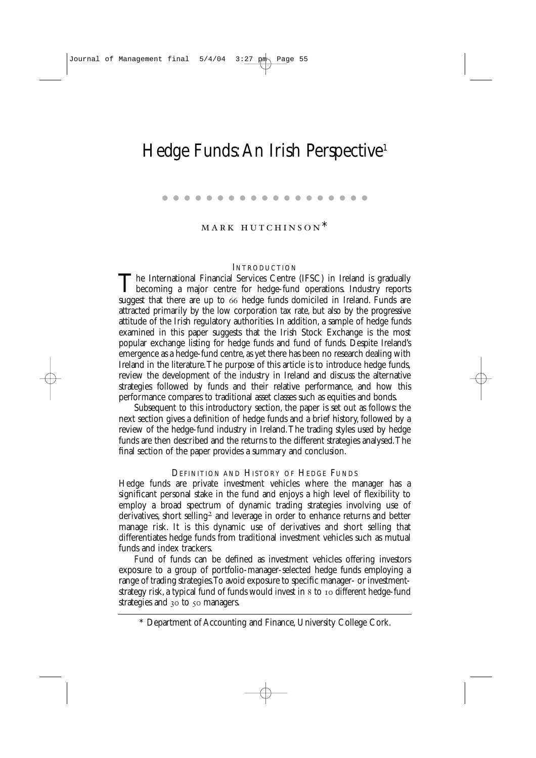# Hedge Funds: An Irish Perspective[1]

MARK HUTCHINSON*

## INTRODUCTION

The International Financial Services Centre (IFSC) in Ireland is gradually becoming a major centre for hedge-fund operations. Industry reports suggest that there are up to 66 hedge funds domiciled in Ireland. Funds are attracted primarily by the low corporation tax rate, but also by the progressive attitude of the Irish regulatory authorities. In addition, a sample of hedge funds examined in this paper suggests that the Irish Stock Exchange is the most popular exchange listing for hedge funds and fund of funds. Despite Ireland's emergence as a hedge-fund centre, as yet there has been no research dealing with Ireland in the literature. The purpose of this article is to introduce hedge funds, review the development of the industry in Ireland and discuss the alternative strategies followed by funds and their relative performance, and how this performance compares to traditional asset classes such as equities and bonds.

Subsequent to this introductory section, the paper is set out as follows: the next section gives a definition of hedge funds and a brief history, followed by a review of the hedge-fund industry in Ireland. The trading styles used by hedge funds are then described and the returns to the different strategies analysed. The final section of the paper provides a summary and conclusion.

## DEFINITION AND HISTORY OF HEDGE FUNDS

Hedge funds are private investment vehicles where the manager has a significant personal stake in the fund and enjoys a high level of flexibility to employ a broad spectrum of dynamic trading strategies involving use of derivatives, short selling[2] and leverage in order to enhance returns and better manage risk. It is this dynamic use of derivatives and short selling that differentiates hedge funds from traditional investment vehicles such as mutual funds and index trackers.

Fund of funds can be defined as investment vehicles offering investors exposure to a group of portfolio-manager-selected hedge funds employing a range of trading strategies. To avoid exposure to specific manager- or investment-strategy risk, a typical fund of funds would invest in 8 to 10 different hedge-fund strategies and 30 to 50 managers.

* Department of Accounting and Finance, University College Cork.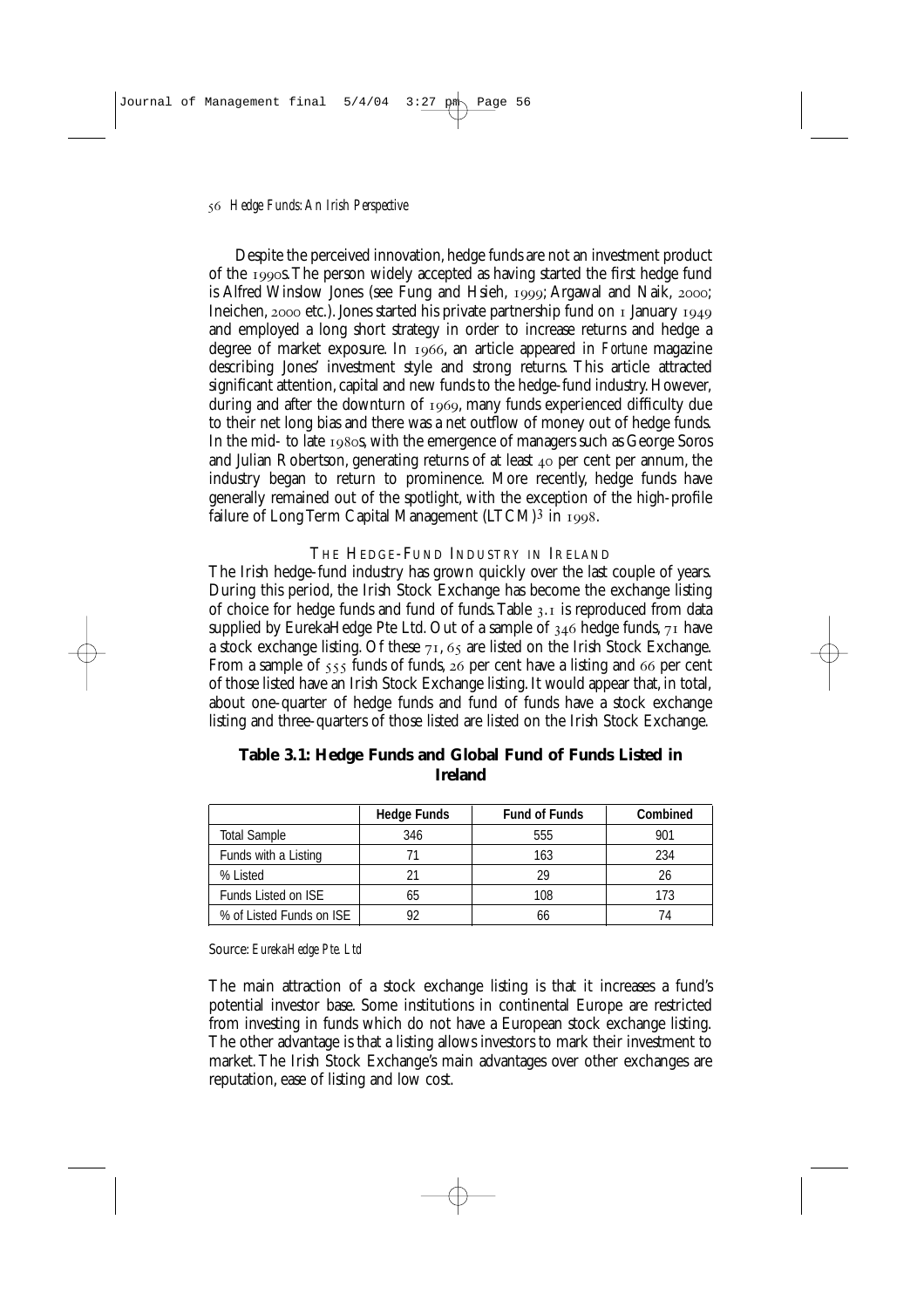Despite the perceived innovation, hedge funds are not an investment product of the 1990s. The person widely accepted as having started the first hedge fund is Alfred Winslow Jones (see Fung and Hsieh, 1999; Argawal and Naik, 2000; Ineichen, 2000 etc.). Jones started his private partnership fund on 1 January 1949 and employed a long short strategy in order to increase returns and hedge a degree of market exposure. In 1966, an article appeared in *Fortune* magazine describing Jones' investment style and strong returns. This article attracted significant attention, capital and new funds to the hedge-fund industry. However, during and after the downturn of 1969, many funds experienced difficulty due to their net long bias and there was a net outflow of money out of hedge funds. In the mid- to late 1980s, with the emergence of managers such as George Soros and Julian Robertson, generating returns of at least 40 per cent per annum, the industry began to return to prominence. More recently, hedge funds have generally remained out of the spotlight, with the exception of the high-profile failure of Long Term Capital Management (LTCM)[3] in 1998.

## THE HEDGE-FUND INDUSTRY IN IRELAND

The Irish hedge-fund industry has grown quickly over the last couple of years. During this period, the Irish Stock Exchange has become the exchange listing of choice for hedge funds and fund of funds. Table 3.1 is reproduced from data supplied by EurekaHedge Pte Ltd. Out of a sample of 346 hedge funds, 71 have a stock exchange listing. Of these 71, 65 are listed on the Irish Stock Exchange. From a sample of 555 funds of funds, 26 per cent have a listing and 66 per cent of those listed have an Irish Stock Exchange listing. It would appear that, in total, about one-quarter of hedge funds and fund of funds have a stock exchange listing and three-quarters of those listed are listed on the Irish Stock Exchange.

**Table 3.1: Hedge Funds and Global Fund of Funds Listed in Ireland**

| | Hedge Funds | Fund of Funds | Combined |
|---|---|---|---|
| Total Sample | 346 | 555 | 901 |
| Funds with a Listing | 71 | 163 | 234 |
| % Listed | 21 | 29 | 26 |
| Funds Listed on ISE | 65 | 108 | 173 |
| % of Listed Funds on ISE | 92 | 66 | 74 |

Source: *EurekaHedge Pte. Ltd*

The main attraction of a stock exchange listing is that it increases a fund's potential investor base. Some institutions in continental Europe are restricted from investing in funds which do not have a European stock exchange listing. The other advantage is that a listing allows investors to mark their investment to market. The Irish Stock Exchange's main advantages over other exchanges are reputation, ease of listing and low cost.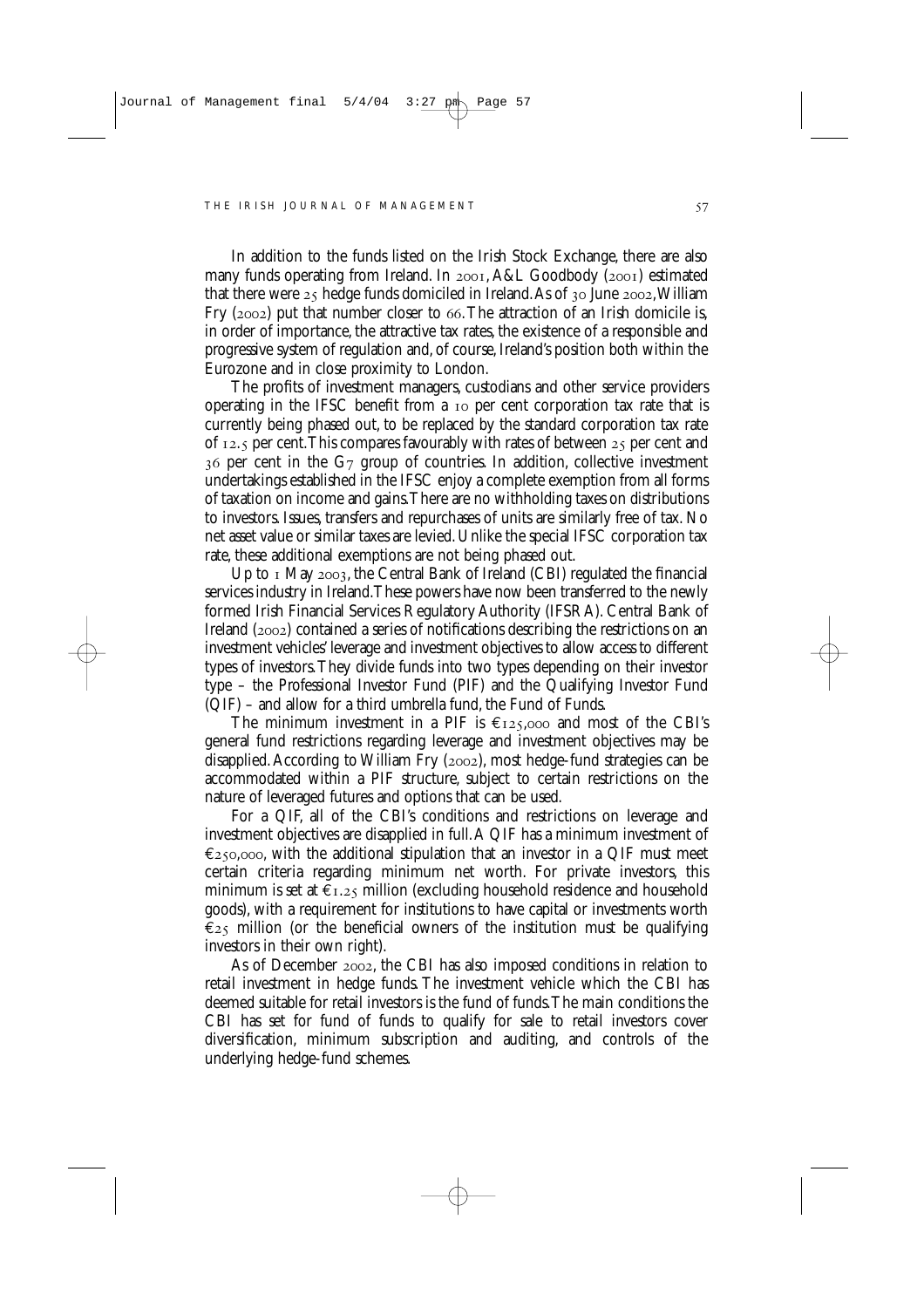In addition to the funds listed on the Irish Stock Exchange, there are also many funds operating from Ireland. In 2001, A&L Goodbody (2001) estimated that there were 25 hedge funds domiciled in Ireland. As of 30 June 2002, William Fry (2002) put that number closer to 66. The attraction of an Irish domicile is, in order of importance, the attractive tax rates, the existence of a responsible and progressive system of regulation and, of course, Ireland's position both within the Eurozone and in close proximity to London.

The profits of investment managers, custodians and other service providers operating in the IFSC benefit from a 10 per cent corporation tax rate that is currently being phased out, to be replaced by the standard corporation tax rate of 12.5 per cent. This compares favourably with rates of between 25 per cent and 36 per cent in the G7 group of countries. In addition, collective investment undertakings established in the IFSC enjoy a complete exemption from all forms of taxation on income and gains. There are no withholding taxes on distributions to investors. Issues, transfers and repurchases of units are similarly free of tax. No net asset value or similar taxes are levied. Unlike the special IFSC corporation tax rate, these additional exemptions are not being phased out.

Up to 1 May 2003, the Central Bank of Ireland (CBI) regulated the financial services industry in Ireland. These powers have now been transferred to the newly formed Irish Financial Services Regulatory Authority (IFSRA). Central Bank of Ireland (2002) contained a series of notifications describing the restrictions on an investment vehicles' leverage and investment objectives to allow access to different types of investors. They divide funds into two types depending on their investor type – the Professional Investor Fund (PIF) and the Qualifying Investor Fund (QIF) – and allow for a third umbrella fund, the Fund of Funds.

The minimum investment in a PIF is €125,000 and most of the CBI's general fund restrictions regarding leverage and investment objectives may be disapplied. According to William Fry (2002), most hedge-fund strategies can be accommodated within a PIF structure, subject to certain restrictions on the nature of leveraged futures and options that can be used.

For a QIF, all of the CBI's conditions and restrictions on leverage and investment objectives are disapplied in full. A QIF has a minimum investment of €250,000, with the additional stipulation that an investor in a QIF must meet certain criteria regarding minimum net worth. For private investors, this minimum is set at €1.25 million (excluding household residence and household goods), with a requirement for institutions to have capital or investments worth €25 million (or the beneficial owners of the institution must be qualifying investors in their own right).

As of December 2002, the CBI has also imposed conditions in relation to retail investment in hedge funds. The investment vehicle which the CBI has deemed suitable for retail investors is the fund of funds. The main conditions the CBI has set for fund of funds to qualify for sale to retail investors cover diversification, minimum subscription and auditing, and controls of the underlying hedge-fund schemes.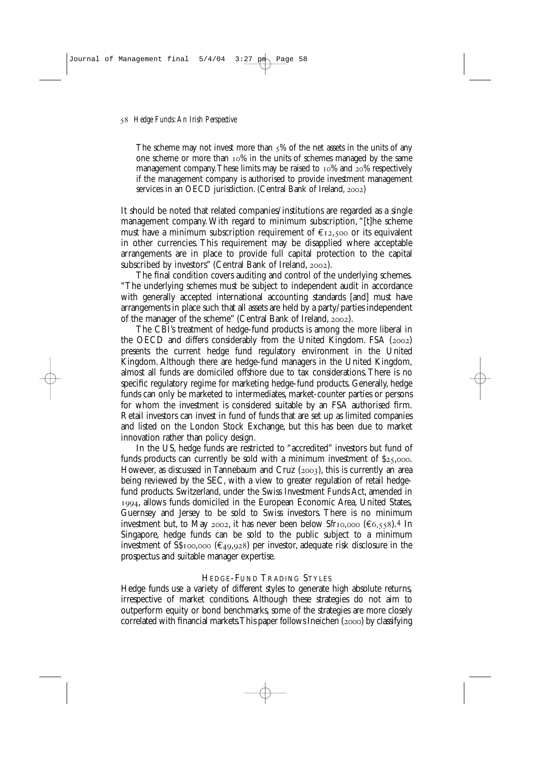> The scheme may not invest more than 5% of the net assets in the units of any one scheme or more than 10% in the units of schemes managed by the same management company. These limits may be raised to 10% and 20% respectively if the management company is authorised to provide investment management services in an OECD jurisdiction. (Central Bank of Ireland, 2002)

It should be noted that related companies/institutions are regarded as a single management company. With regard to minimum subscription, "[t]he scheme must have a minimum subscription requirement of €12,500 or its equivalent in other currencies. This requirement may be disapplied where acceptable arrangements are in place to provide full capital protection to the capital subscribed by investors" (Central Bank of Ireland, 2002).

The final condition covers auditing and control of the underlying schemes. "The underlying schemes must be subject to independent audit in accordance with generally accepted international accounting standards [and] must have arrangements in place such that all assets are held by a party/parties independent of the manager of the scheme" (Central Bank of Ireland, 2002).

The CBI's treatment of hedge-fund products is among the more liberal in the OECD and differs considerably from the United Kingdom. FSA (2002) presents the current hedge fund regulatory environment in the United Kingdom. Although there are hedge-fund managers in the United Kingdom, almost all funds are domiciled offshore due to tax considerations. There is no specific regulatory regime for marketing hedge-fund products. Generally, hedge funds can only be marketed to intermediates, market-counter parties or persons for whom the investment is considered suitable by an FSA authorised firm. Retail investors can invest in fund of funds that are set up as limited companies and listed on the London Stock Exchange, but this has been due to market innovation rather than policy design.

In the US, hedge funds are restricted to "accredited" investors but fund of funds products can currently be sold with a minimum investment of $25,000. However, as discussed in Tannebaum and Cruz (2003), this is currently an area being reviewed by the SEC, with a view to greater regulation of retail hedge-fund products. Switzerland, under the Swiss Investment Funds Act, amended in 1994, allows funds domiciled in the European Economic Area, United States, Guernsey and Jersey to be sold to Swiss investors. There is no minimum investment but, to May 2002, it has never been below Sfr10,000 (€6,558).[4] In Singapore, hedge funds can be sold to the public subject to a minimum investment of S$100,000 (€49,928) per investor, adequate risk disclosure in the prospectus and suitable manager expertise.

## HEDGE-FUND TRADING STYLES

Hedge funds use a variety of different styles to generate high absolute returns, irrespective of market conditions. Although these strategies do not aim to outperform equity or bond benchmarks, some of the strategies are more closely correlated with financial markets. This paper follows Ineichen (2000) by classifying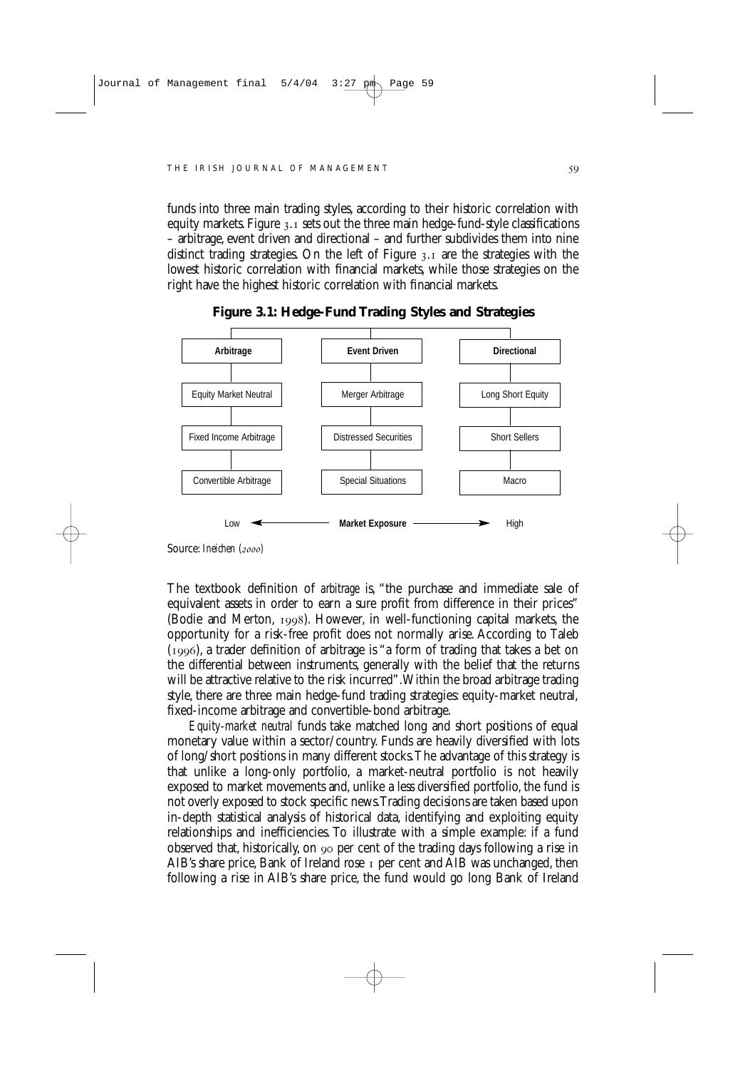funds into three main trading styles, according to their historic correlation with equity markets. Figure 3.1 sets out the three main hedge-fund-style classifications – arbitrage, event driven and directional – and further subdivides them into nine distinct trading strategies. On the left of Figure 3.1 are the strategies with the lowest historic correlation with financial markets, while those strategies on the right have the highest historic correlation with financial markets.

**Figure 3.1: Hedge-Fund Trading Styles and Strategies**

| Arbitrage | Event Driven | Directional |
|---|---|---|
| Equity Market Neutral | Merger Arbitrage | Long Short Equity |
| Fixed Income Arbitrage | Distressed Securities | Short Sellers |
| Convertible Arbitrage | Special Situations | Macro |

Low ← **Market Exposure** → High

Source: *Ineichen (2000)*

The textbook definition of *arbitrage* is, "the purchase and immediate sale of equivalent assets in order to earn a sure profit from difference in their prices" (Bodie and Merton, 1998). However, in well-functioning capital markets, the opportunity for a risk-free profit does not normally arise. According to Taleb (1996), a trader definition of arbitrage is "a form of trading that takes a bet on the differential between instruments, generally with the belief that the returns will be attractive relative to the risk incurred". Within the broad arbitrage trading style, there are three main hedge-fund trading strategies: equity-market neutral, fixed-income arbitrage and convertible-bond arbitrage.

*Equity-market neutral* funds take matched long and short positions of equal monetary value within a sector/country. Funds are heavily diversified with lots of long/short positions in many different stocks. The advantage of this strategy is that unlike a long-only portfolio, a market-neutral portfolio is not heavily exposed to market movements and, unlike a less diversified portfolio, the fund is not overly exposed to stock specific news. Trading decisions are taken based upon in-depth statistical analysis of historical data, identifying and exploiting equity relationships and inefficiencies. To illustrate with a simple example: if a fund observed that, historically, on 90 per cent of the trading days following a rise in AIB's share price, Bank of Ireland rose 1 per cent and AIB was unchanged, then following a rise in AIB's share price, the fund would go long Bank of Ireland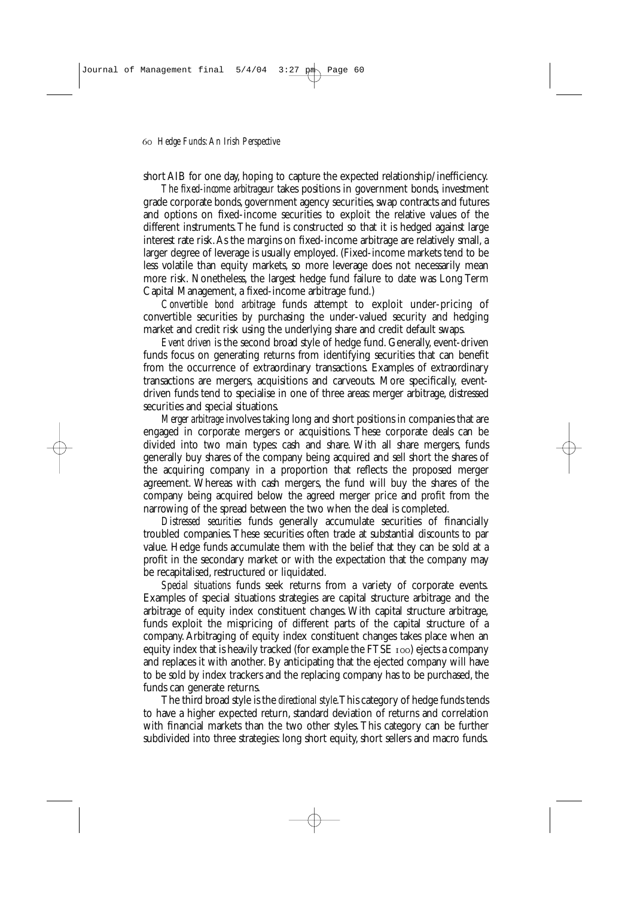short AIB for one day, hoping to capture the expected relationship/inefficiency.

*The fixed-income arbitrageur* takes positions in government bonds, investment grade corporate bonds, government agency securities, swap contracts and futures and options on fixed-income securities to exploit the relative values of the different instruments. The fund is constructed so that it is hedged against large interest rate risk. As the margins on fixed-income arbitrage are relatively small, a larger degree of leverage is usually employed. (Fixed-income markets tend to be less volatile than equity markets, so more leverage does not necessarily mean more risk. Nonetheless, the largest hedge fund failure to date was Long Term Capital Management, a fixed-income arbitrage fund.)

*Convertible bond arbitrage* funds attempt to exploit under-pricing of convertible securities by purchasing the under-valued security and hedging market and credit risk using the underlying share and credit default swaps.

*Event driven* is the second broad style of hedge fund. Generally, event-driven funds focus on generating returns from identifying securities that can benefit from the occurrence of extraordinary transactions. Examples of extraordinary transactions are mergers, acquisitions and carveouts. More specifically, event-driven funds tend to specialise in one of three areas: merger arbitrage, distressed securities and special situations.

*Merger arbitrage* involves taking long and short positions in companies that are engaged in corporate mergers or acquisitions. These corporate deals can be divided into two main types: cash and share. With all share mergers, funds generally buy shares of the company being acquired and sell short the shares of the acquiring company in a proportion that reflects the proposed merger agreement. Whereas with cash mergers, the fund will buy the shares of the company being acquired below the agreed merger price and profit from the narrowing of the spread between the two when the deal is completed.

*Distressed securities* funds generally accumulate securities of financially troubled companies. These securities often trade at substantial discounts to par value. Hedge funds accumulate them with the belief that they can be sold at a profit in the secondary market or with the expectation that the company may be recapitalised, restructured or liquidated.

*Special situations* funds seek returns from a variety of corporate events. Examples of special situations strategies are capital structure arbitrage and the arbitrage of equity index constituent changes. With capital structure arbitrage, funds exploit the mispricing of different parts of the capital structure of a company. Arbitraging of equity index constituent changes takes place when an equity index that is heavily tracked (for example the FTSE 100) ejects a company and replaces it with another. By anticipating that the ejected company will have to be sold by index trackers and the replacing company has to be purchased, the funds can generate returns.

The third broad style is the *directional style*. This category of hedge funds tends to have a higher expected return, standard deviation of returns and correlation with financial markets than the two other styles. This category can be further subdivided into three strategies: long short equity, short sellers and macro funds.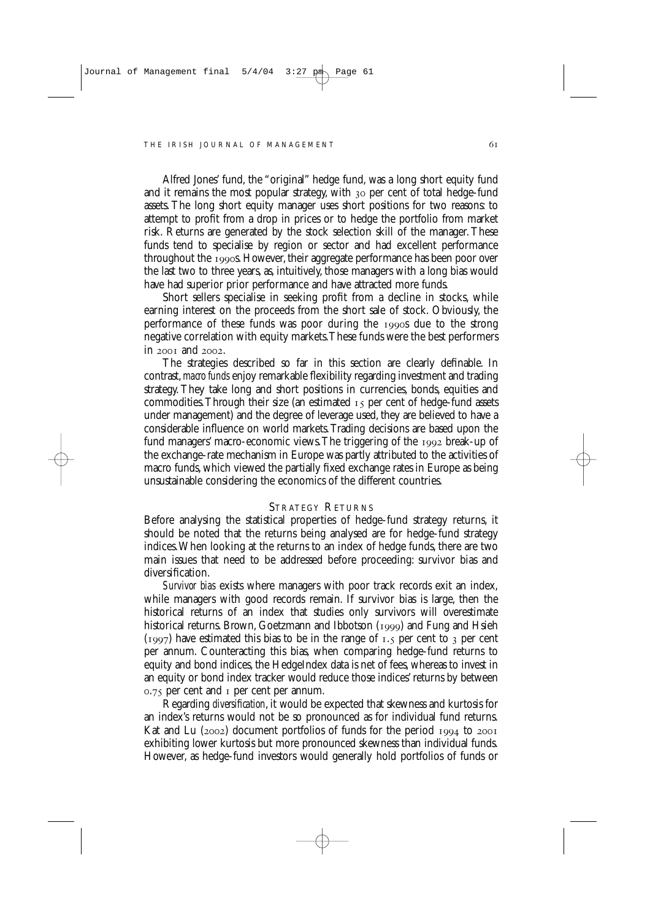Alfred Jones' fund, the "original" hedge fund, was a long short equity fund and it remains the most popular strategy, with 30 per cent of total hedge-fund assets. The long short equity manager uses short positions for two reasons: to attempt to profit from a drop in prices or to hedge the portfolio from market risk. Returns are generated by the stock selection skill of the manager. These funds tend to specialise by region or sector and had excellent performance throughout the 1990s. However, their aggregate performance has been poor over the last two to three years, as, intuitively, those managers with a long bias would have had superior prior performance and have attracted more funds.

Short sellers specialise in seeking profit from a decline in stocks, while earning interest on the proceeds from the short sale of stock. Obviously, the performance of these funds was poor during the 1990s due to the strong negative correlation with equity markets. These funds were the best performers in 2001 and 2002.

The strategies described so far in this section are clearly definable. In contrast, *macro funds* enjoy remarkable flexibility regarding investment and trading strategy. They take long and short positions in currencies, bonds, equities and commodities. Through their size (an estimated 15 per cent of hedge-fund assets under management) and the degree of leverage used, they are believed to have a considerable influence on world markets. Trading decisions are based upon the fund managers' macro-economic views. The triggering of the 1992 break-up of the exchange-rate mechanism in Europe was partly attributed to the activities of macro funds, which viewed the partially fixed exchange rates in Europe as being unsustainable considering the economics of the different countries.

## STRATEGY RETURNS

Before analysing the statistical properties of hedge-fund strategy returns, it should be noted that the returns being analysed are for hedge-fund strategy indices. When looking at the returns to an index of hedge funds, there are two main issues that need to be addressed before proceeding: survivor bias and diversification.

*Survivor bias* exists where managers with poor track records exit an index, while managers with good records remain. If survivor bias is large, then the historical returns of an index that studies only survivors will overestimate historical returns. Brown, Goetzmann and Ibbotson (1999) and Fung and Hsieh (1997) have estimated this bias to be in the range of 1.5 per cent to 3 per cent per annum. Counteracting this bias, when comparing hedge-fund returns to equity and bond indices, the HedgeIndex data is net of fees, whereas to invest in an equity or bond index tracker would reduce those indices' returns by between 0.75 per cent and 1 per cent per annum.

Regarding *diversification*, it would be expected that skewness and kurtosis for an index's returns would not be so pronounced as for individual fund returns. Kat and Lu (2002) document portfolios of funds for the period 1994 to 2001 exhibiting lower kurtosis but more pronounced skewness than individual funds. However, as hedge-fund investors would generally hold portfolios of funds or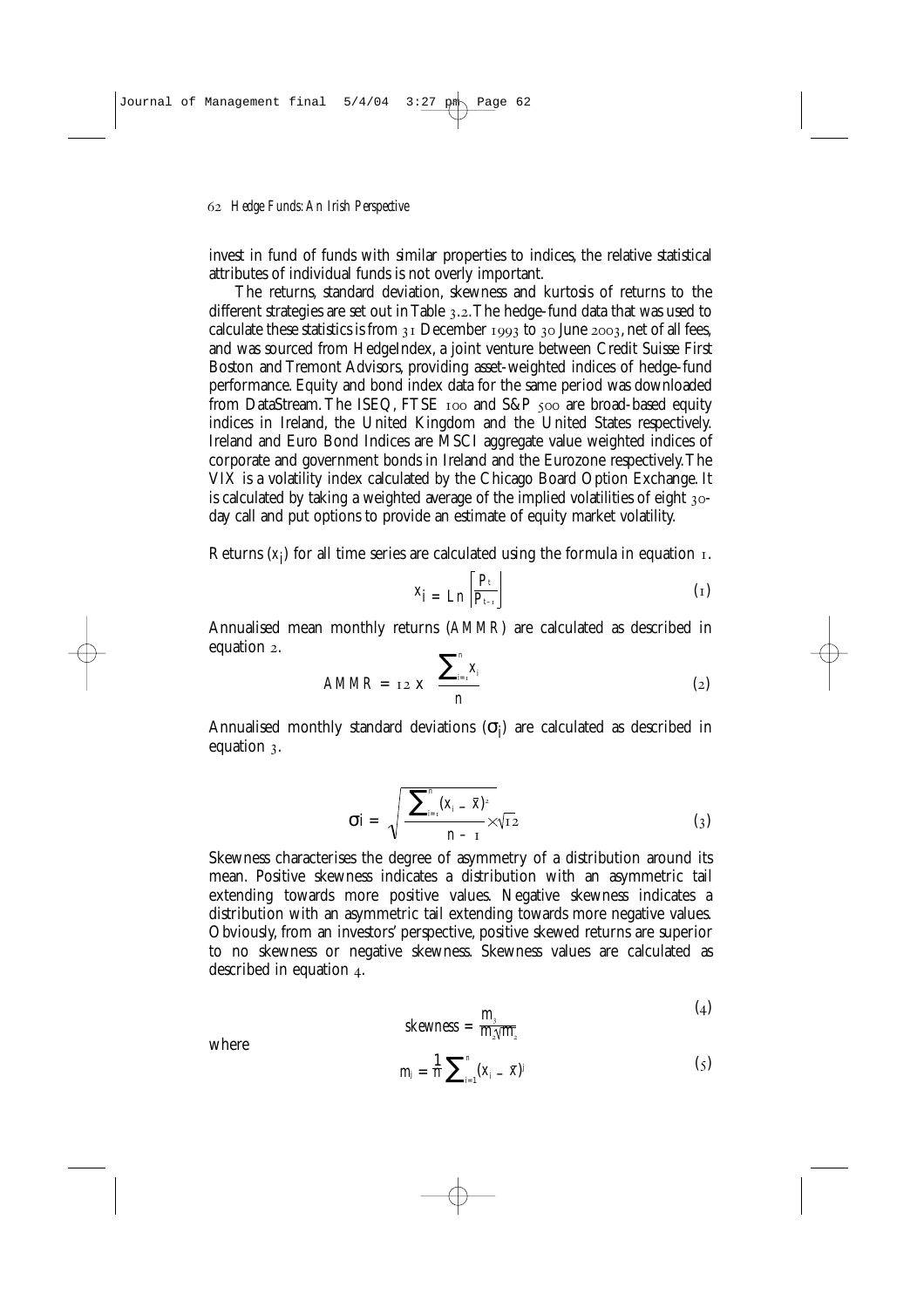invest in fund of funds with similar properties to indices, the relative statistical attributes of individual funds is not overly important.

The returns, standard deviation, skewness and kurtosis of returns to the different strategies are set out in Table 3.2. The hedge-fund data that was used to calculate these statistics is from 31 December 1993 to 30 June 2003, net of all fees, and was sourced from HedgeIndex, a joint venture between Credit Suisse First Boston and Tremont Advisors, providing asset-weighted indices of hedge-fund performance. Equity and bond index data for the same period was downloaded from DataStream. The ISEQ, FTSE 100 and S&P 500 are broad-based equity indices in Ireland, the United Kingdom and the United States respectively. Ireland and Euro Bond Indices are MSCI aggregate value weighted indices of corporate and government bonds in Ireland and the Eurozone respectively. The VIX is a volatility index calculated by the Chicago Board Option Exchange. It is calculated by taking a weighted average of the implied volatilities of eight 30-day call and put options to provide an estimate of equity market volatility.

Returns ($x_i$) for all time series are calculated using the formula in equation 1.

$$x_i = Ln\left[\frac{P_t}{P_{t-1}}\right] \tag{1}$$

Annualised mean monthly returns (*AMMR*) are calculated as described in equation 2.

$$AMMR = 12 \times \frac{\sum_{i=1}^{n} x_i}{n} \tag{2}$$

Annualised monthly standard deviations ($\sigma_i$) are calculated as described in equation 3.

$$\sigma i = \sqrt{\frac{\sum_{i=1}^{n}(x_i - \bar{x})^2}{n-1}} \times \sqrt{12} \tag{3}$$

Skewness characterises the degree of asymmetry of a distribution around its mean. Positive skewness indicates a distribution with an asymmetric tail extending towards more positive values. Negative skewness indicates a distribution with an asymmetric tail extending towards more negative values. Obviously, from an investors' perspective, positive skewed returns are superior to no skewness or negative skewness. Skewness values are calculated as described in equation 4.

$$skewness = \frac{m_3}{m_2\sqrt{m_2}} \tag{4}$$

where

$$m_j = \frac{1}{n}\sum_{i=1}^{n}(x_i - \bar{x})^j \tag{5}$$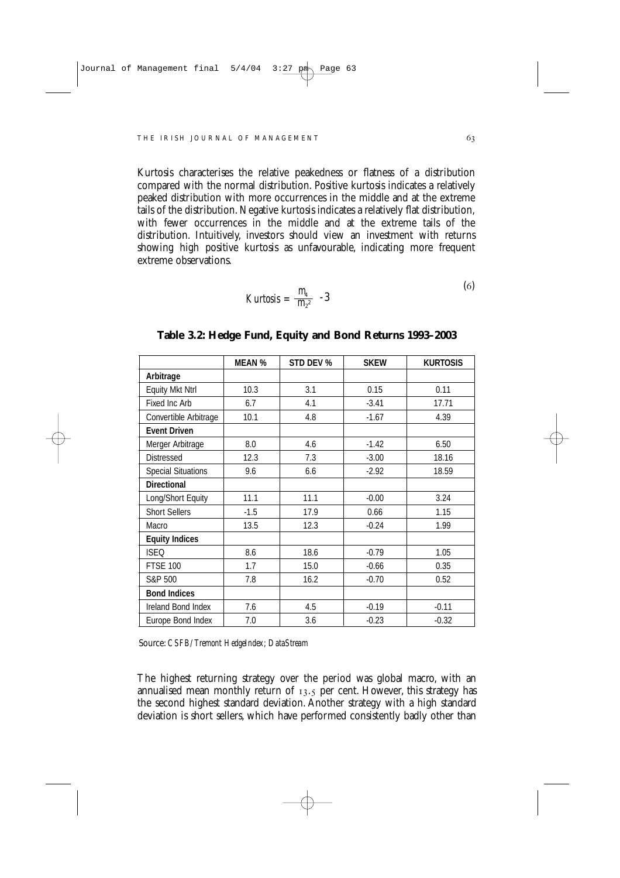Kurtosis characterises the relative peakedness or flatness of a distribution compared with the normal distribution. Positive kurtosis indicates a relatively peaked distribution with more occurrences in the middle and at the extreme tails of the distribution. Negative kurtosis indicates a relatively flat distribution, with fewer occurrences in the middle and at the extreme tails of the distribution. Intuitively, investors should view an investment with returns showing high positive kurtosis as unfavourable, indicating more frequent extreme observations.

$$Kurtosis = \frac{m_4}{m_2{}^2} - 3 \tag{6}$$

**Table 3.2: Hedge Fund, Equity and Bond Returns 1993–2003**

| | MEAN % | STD DEV % | SKEW | KURTOSIS |
|---|---|---|---|---|
| **Arbitrage** | | | | |
| Equity Mkt Ntrl | 10.3 | 3.1 | 0.15 | 0.11 |
| Fixed Inc Arb | 6.7 | 4.1 | -3.41 | 17.71 |
| Convertible Arbitrage | 10.1 | 4.8 | -1.67 | 4.39 |
| **Event Driven** | | | | |
| Merger Arbitrage | 8.0 | 4.6 | -1.42 | 6.50 |
| Distressed | 12.3 | 7.3 | -3.00 | 18.16 |
| Special Situations | 9.6 | 6.6 | -2.92 | 18.59 |
| **Directional** | | | | |
| Long/Short Equity | 11.1 | 11.1 | -0.00 | 3.24 |
| Short Sellers | -1.5 | 17.9 | 0.66 | 1.15 |
| Macro | 13.5 | 12.3 | -0.24 | 1.99 |
| **Equity Indices** | | | | |
| ISEQ | 8.6 | 18.6 | -0.79 | 1.05 |
| FTSE 100 | 1.7 | 15.0 | -0.66 | 0.35 |
| S&P 500 | 7.8 | 16.2 | -0.70 | 0.52 |
| **Bond Indices** | | | | |
| Ireland Bond Index | 7.6 | 4.5 | -0.19 | -0.11 |
| Europe Bond Index | 7.0 | 3.6 | -0.23 | -0.32 |

Source: *CSFB/Tremont HedgeIndex; DataStream*

The highest returning strategy over the period was global macro, with an annualised mean monthly return of 13.5 per cent. However, this strategy has the second highest standard deviation. Another strategy with a high standard deviation is short sellers, which have performed consistently badly other than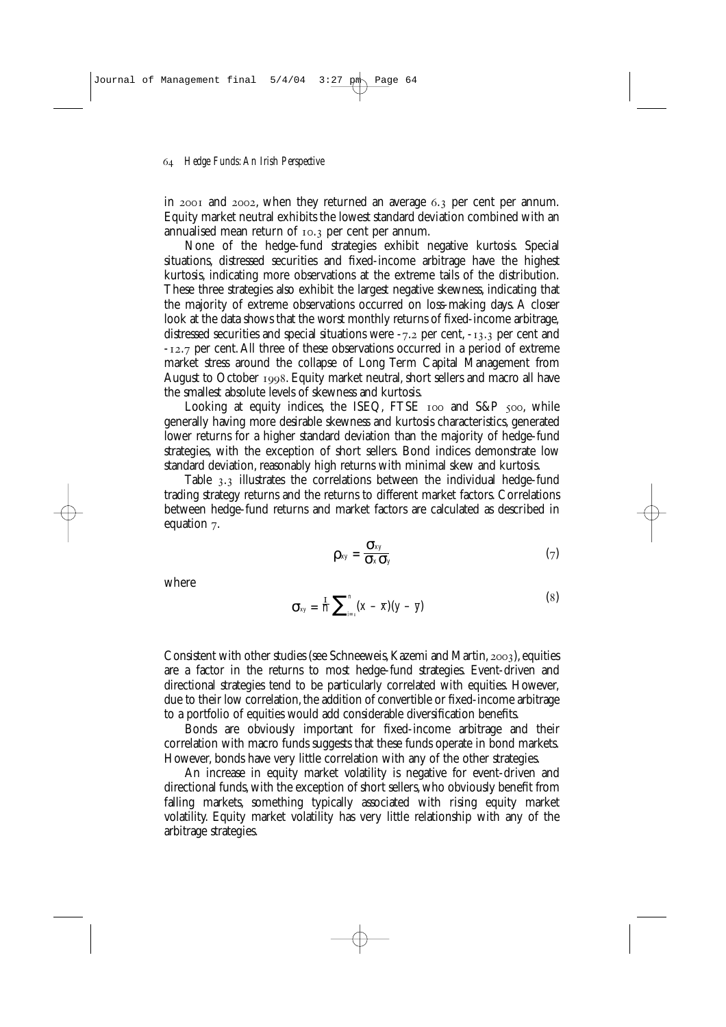in 2001 and 2002, when they returned an average 6.3 per cent per annum. Equity market neutral exhibits the lowest standard deviation combined with an annualised mean return of 10.3 per cent per annum.

None of the hedge-fund strategies exhibit negative kurtosis. Special situations, distressed securities and fixed-income arbitrage have the highest kurtosis, indicating more observations at the extreme tails of the distribution. These three strategies also exhibit the largest negative skewness, indicating that the majority of extreme observations occurred on loss-making days. A closer look at the data shows that the worst monthly returns of fixed-income arbitrage, distressed securities and special situations were -7.2 per cent, -13.3 per cent and -12.7 per cent. All three of these observations occurred in a period of extreme market stress around the collapse of Long Term Capital Management from August to October 1998. Equity market neutral, short sellers and macro all have the smallest absolute levels of skewness and kurtosis.

Looking at equity indices, the ISEQ, FTSE 100 and S&P 500, while generally having more desirable skewness and kurtosis characteristics, generated lower returns for a higher standard deviation than the majority of hedge-fund strategies, with the exception of short sellers. Bond indices demonstrate low standard deviation, reasonably high returns with minimal skew and kurtosis.

Table 3.3 illustrates the correlations between the individual hedge-fund trading strategy returns and the returns to different market factors. Correlations between hedge-fund returns and market factors are calculated as described in equation 7.

$$\rho_{xy} = \frac{\sigma_{xy}}{\sigma_x \sigma_y} \tag{7}$$

where

$$\sigma_{xy} = \frac{1}{n} \sum_{i=1}^{n} (x - \bar{x})(y - \bar{y}) \tag{8}$$

Consistent with other studies (see Schneeweis, Kazemi and Martin, 2003), equities are a factor in the returns to most hedge-fund strategies. Event-driven and directional strategies tend to be particularly correlated with equities. However, due to their low correlation, the addition of convertible or fixed-income arbitrage to a portfolio of equities would add considerable diversification benefits.

Bonds are obviously important for fixed-income arbitrage and their correlation with macro funds suggests that these funds operate in bond markets. However, bonds have very little correlation with any of the other strategies.

An increase in equity market volatility is negative for event-driven and directional funds, with the exception of short sellers, who obviously benefit from falling markets, something typically associated with rising equity market volatility. Equity market volatility has very little relationship with any of the arbitrage strategies.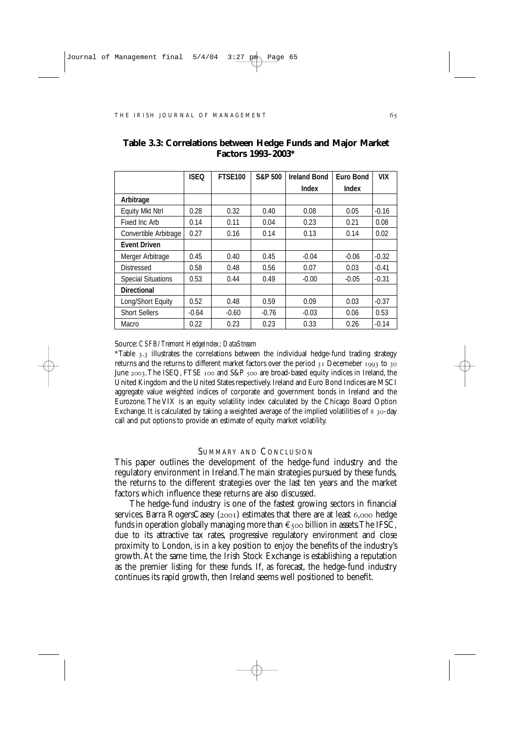**Table 3.3: Correlations between Hedge Funds and Major Market Factors 1993–2003***

| | ISEQ | FTSE100 | S&P 500 | Ireland Bond Index | Euro Bond Index | VIX |
|---|---|---|---|---|---|---|
| **Arbitrage** | | | | | | |
| Equity Mkt Ntrl | 0.28 | 0.32 | 0.40 | 0.08 | 0.05 | -0.16 |
| Fixed Inc Arb | 0.14 | 0.11 | 0.04 | 0.23 | 0.21 | 0.08 |
| Convertible Arbitrage | 0.27 | 0.16 | 0.14 | 0.13 | 0.14 | 0.02 |
| **Event Driven** | | | | | | |
| Merger Arbitrage | 0.45 | 0.40 | 0.45 | -0.04 | -0.06 | -0.32 |
| Distressed | 0.58 | 0.48 | 0.56 | 0.07 | 0.03 | -0.41 |
| Special Situations | 0.53 | 0.44 | 0.49 | -0.00 | -0.05 | -0.31 |
| **Directional** | | | | | | |
| Long/Short Equity | 0.52 | 0.48 | 0.59 | 0.09 | 0.03 | -0.37 |
| Short Sellers | -0.64 | -0.60 | -0.76 | -0.03 | 0.06 | 0.53 |
| Macro | 0.22 | 0.23 | 0.23 | 0.33 | 0.26 | -0.14 |

Source: *CSFB/Tremont HedgeIndex; DataStream*

*Table 3.3 illustrates the correlations between the individual hedge-fund trading strategy returns and the returns to different market factors over the period 31 Decemeber 1993 to 30 June 2003. The ISEQ, FTSE 100 and S&P 500 are broad-based equity indices in Ireland, the United Kingdom and the United States respectively. Ireland and Euro Bond Indices are MSCI aggregate value weighted indices of corporate and government bonds in Ireland and the Eurozone. The VIX is an equity volatility index calculated by the Chicago Board Option Exchange. It is calculated by taking a weighted average of the implied volatilities of 8 30-day call and put options to provide an estimate of equity market volatility.

## SUMMARY AND CONCLUSION

This paper outlines the development of the hedge-fund industry and the regulatory environment in Ireland. The main strategies pursued by these funds, the returns to the different strategies over the last ten years and the market factors which influence these returns are also discussed.

The hedge-fund industry is one of the fastest growing sectors in financial services. Barra RogersCasey (2001) estimates that there are at least 6,000 hedge funds in operation globally managing more than €500 billion in assets. The IFSC, due to its attractive tax rates, progressive regulatory environment and close proximity to London, is in a key position to enjoy the benefits of the industry's growth. At the same time, the Irish Stock Exchange is establishing a reputation as the premier listing for these funds. If, as forecast, the hedge-fund industry continues its rapid growth, then Ireland seems well positioned to benefit.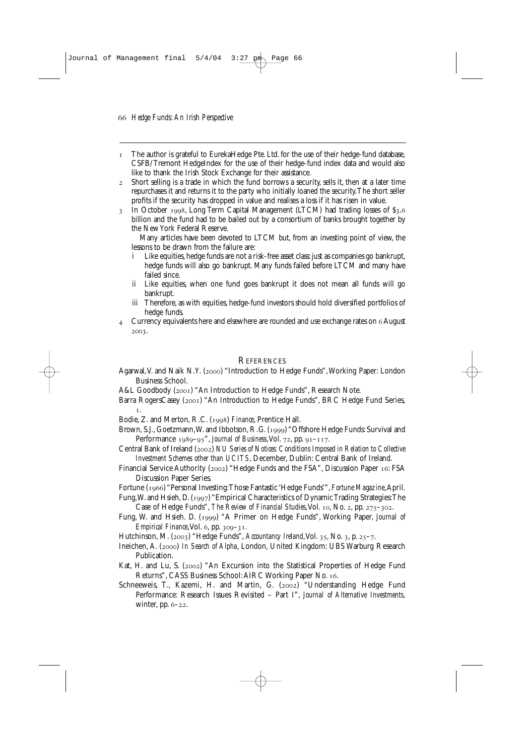1 The author is grateful to EurekaHedge Pte. Ltd. for the use of their hedge-fund database, CSFB/Tremont HedgeIndex for the use of their hedge-fund index data and would also like to thank the Irish Stock Exchange for their assistance.

2 Short selling is a trade in which the fund borrows a security, sells it, then at a later time repurchases it and returns it to the party who initially loaned the security. The short seller profits if the security has dropped in value and realises a loss if it has risen in value.

3 In October 1998, Long Term Capital Management (LTCM) had trading losses of $3.6 billion and the fund had to be bailed out by a consortium of banks brought together by the New York Federal Reserve.

Many articles have been devoted to LTCM but, from an investing point of view, the lessons to be drawn from the failure are:

- i Like equities, hedge funds are not a risk-free asset class: just as companies go bankrupt, hedge funds will also go bankrupt. Many funds failed before LTCM and many have failed since.
- ii Like equities, when one fund goes bankrupt it does not mean all funds will go bankrupt.
- iii Therefore, as with equities, hedge-fund investors should hold diversified portfolios of hedge funds.

4 Currency equivalents here and elsewhere are rounded and use exchange rates on 6 August 2003.

## References

Agarwal, V. and Naik N.Y. (2000) "Introduction to Hedge Funds", Working Paper: London Business School.

A&L Goodbody (2001) "An Introduction to Hedge Funds", Research Note.

Barra RogersCasey (2001) "An Introduction to Hedge Funds", BRC Hedge Fund Series, 1.

Bodie, Z. and Merton, R.C. (1998) *Finance*, Prentice Hall.

Brown, S.J., Goetzmann, W. and Ibbotson, R.G. (1999) "Offshore Hedge Funds: Survival and Performance 1989–95", *Journal of Business*, Vol. 72, pp. 91–117.

Central Bank of Ireland (2002) *NU Series of Notices: Conditions Imposed in Relation to Collective Investment Schemes other than UCITS*, December, Dublin: Central Bank of Ireland.

Financial Service Authority (2002) "Hedge Funds and the FSA", Discussion Paper 16: FSA Discussion Paper Series.

Fortune (1966) "Personal Investing: Those Fantastic 'Hedge Funds'", *Fortune Magazine*, April.

Fung, W. and Hsieh, D. (1997) "Empirical Characteristics of Dynamic Trading Strategies: The Case of Hedge Funds", *The Review of Financial Studies*, Vol. 10, No. 2, pp. 275–302.

Fung, W. and Hsieh. D. (1999) "A Primer on Hedge Funds", Working Paper, *Journal of Empirical Finance*, Vol. 6, pp. 309–31.

Hutchinson, M. (2003) "Hedge Funds", *Accountancy Ireland*, Vol. 35, No. 3, p. 25–7.

Ineichen, A. (2000) *In Search of Alpha*, London, United Kingdom: UBS Warburg Research Publication.

Kat, H. and Lu, S. (2002) "An Excursion into the Statistical Properties of Hedge Fund Returns", CASS Business School: AIRC Working Paper No. 16.

Schneeweis, T., Kazemi, H. and Martin, G. (2002) "Understanding Hedge Fund Performance: Research Issues Revisited – Part I", *Journal of Alternative Investments*, winter, pp. 6–22.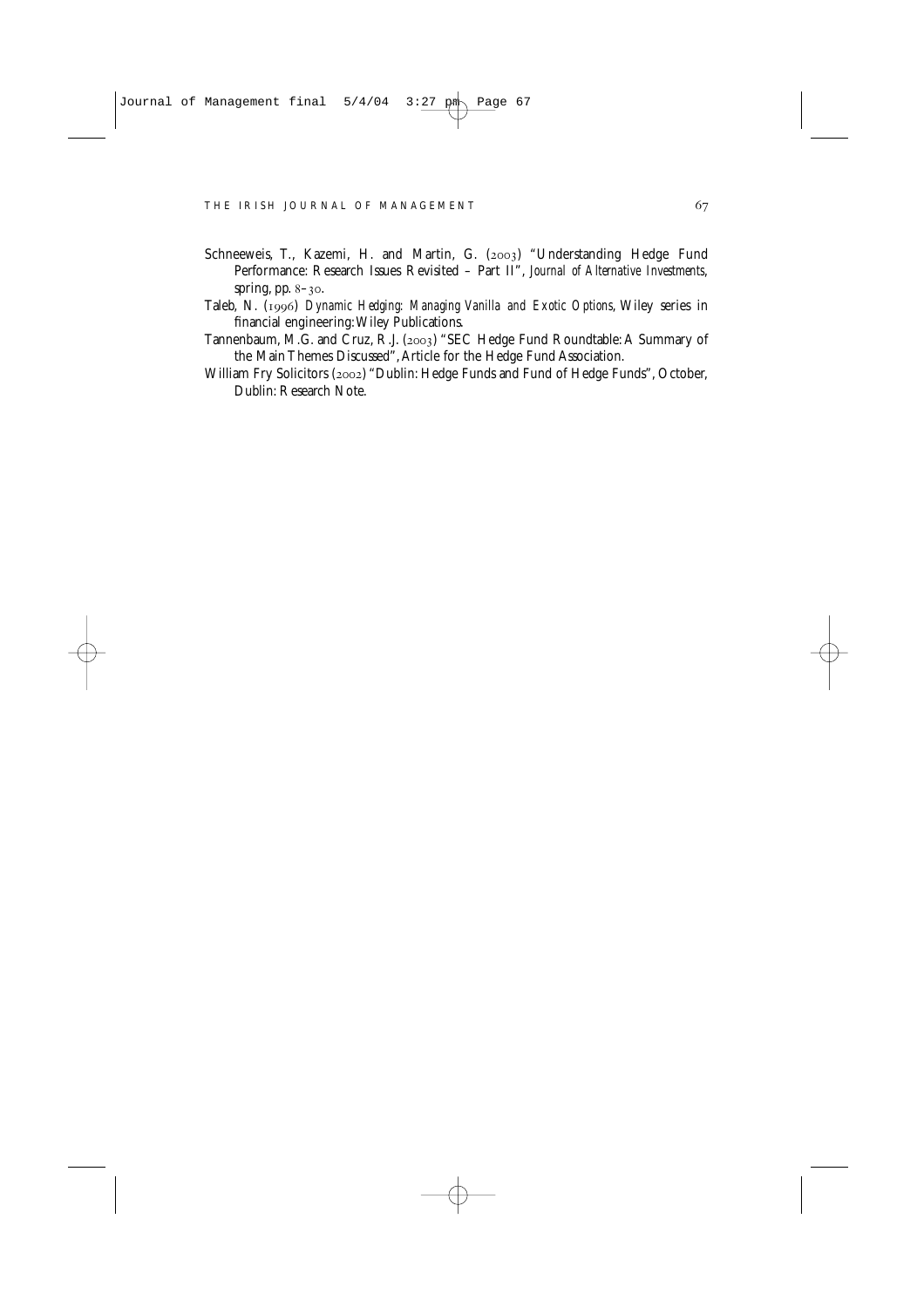Schneeweis, T., Kazemi, H. and Martin, G. (2003) "Understanding Hedge Fund Performance: Research Issues Revisited – Part II", *Journal of Alternative Investments*, spring, pp. 8–30.

Taleb, N. (1996) *Dynamic Hedging: Managing Vanilla and Exotic Options*, Wiley series in financial engineering: Wiley Publications.

Tannenbaum, M.G. and Cruz, R.J. (2003) "SEC Hedge Fund Roundtable: A Summary of the Main Themes Discussed", Article for the Hedge Fund Association.

William Fry Solicitors (2002) "Dublin: Hedge Funds and Fund of Hedge Funds", October, Dublin: Research Note.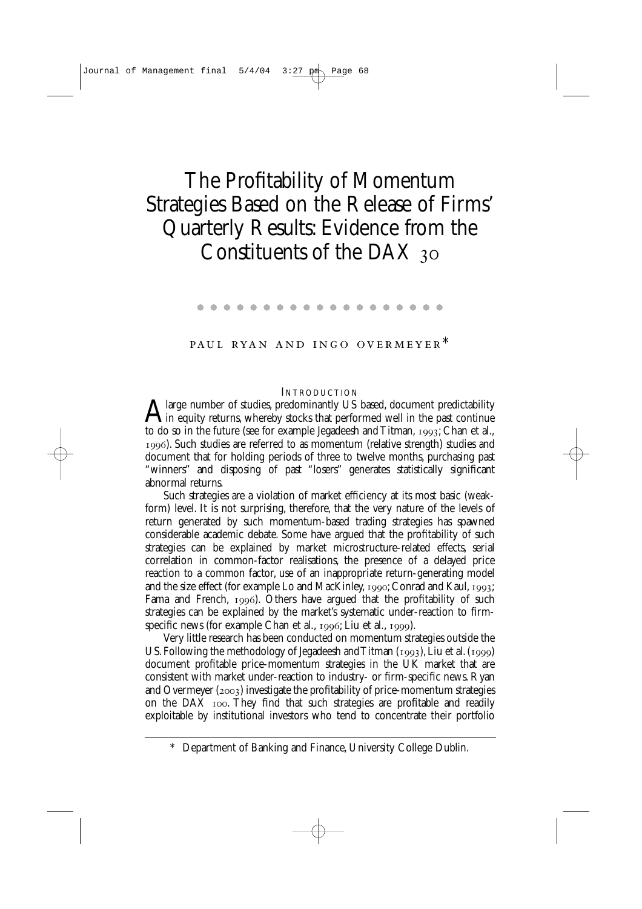# The Profitability of Momentum Strategies Based on the Release of Firms' Quarterly Results: Evidence from the Constituents of the DAX 30

PAUL RYAN AND INGO OVERMEYER*

## INTRODUCTION

A large number of studies, predominantly US based, document predictability in equity returns, whereby stocks that performed well in the past continue to do so in the future (see for example Jegadeesh and Titman, 1993; Chan et al., 1996). Such studies are referred to as momentum (relative strength) studies and document that for holding periods of three to twelve months, purchasing past "winners" and disposing of past "losers" generates statistically significant abnormal returns.

Such strategies are a violation of market efficiency at its most basic (weak-form) level. It is not surprising, therefore, that the very nature of the levels of return generated by such momentum-based trading strategies has spawned considerable academic debate. Some have argued that the profitability of such strategies can be explained by market microstructure-related effects, serial correlation in common-factor realisations, the presence of a delayed price reaction to a common factor, use of an inappropriate return-generating model and the size effect (for example Lo and MacKinley, 1990; Conrad and Kaul, 1993; Fama and French, 1996). Others have argued that the profitability of such strategies can be explained by the market's systematic under-reaction to firm-specific news (for example Chan et al., 1996; Liu et al., 1999).

Very little research has been conducted on momentum strategies outside the US. Following the methodology of Jegadeesh and Titman (1993), Liu et al. (1999) document profitable price-momentum strategies in the UK market that are consistent with market under-reaction to industry- or firm-specific news. Ryan and Overmeyer (2003) investigate the profitability of price-momentum strategies on the DAX 100. They find that such strategies are profitable and readily exploitable by institutional investors who tend to concentrate their portfolio

---

\* Department of Banking and Finance, University College Dublin.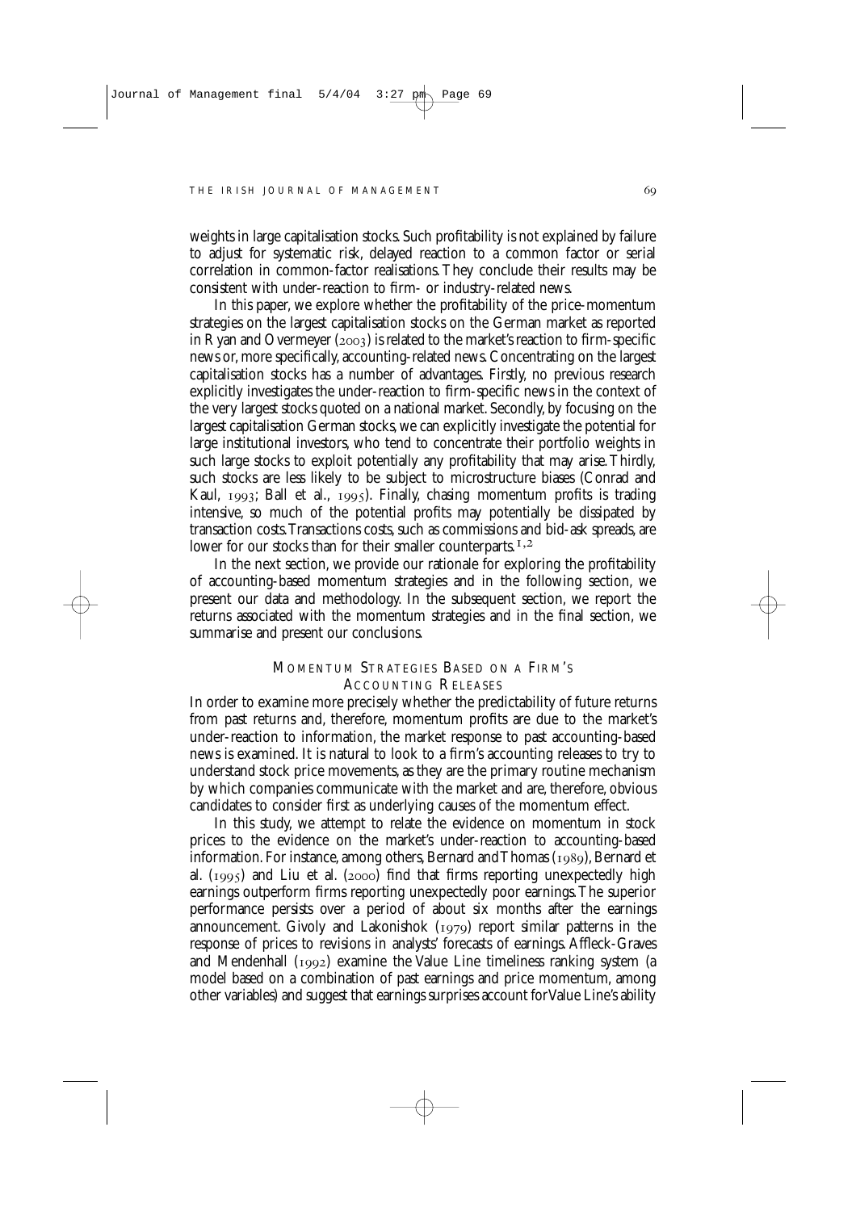weights in large capitalisation stocks. Such profitability is not explained by failure to adjust for systematic risk, delayed reaction to a common factor or serial correlation in common-factor realisations. They conclude their results may be consistent with under-reaction to firm- or industry-related news.

In this paper, we explore whether the profitability of the price-momentum strategies on the largest capitalisation stocks on the German market as reported in Ryan and Overmeyer (2003) is related to the market's reaction to firm-specific news or, more specifically, accounting-related news. Concentrating on the largest capitalisation stocks has a number of advantages. Firstly, no previous research explicitly investigates the under-reaction to firm-specific news in the context of the very largest stocks quoted on a national market. Secondly, by focusing on the largest capitalisation German stocks, we can explicitly investigate the potential for large institutional investors, who tend to concentrate their portfolio weights in such large stocks to exploit potentially any profitability that may arise. Thirdly, such stocks are less likely to be subject to microstructure biases (Conrad and Kaul, 1993; Ball et al., 1995). Finally, chasing momentum profits is trading intensive, so much of the potential profits may potentially be dissipated by transaction costs. Transactions costs, such as commissions and bid-ask spreads, are lower for our stocks than for their smaller counterparts.[1,2]

In the next section, we provide our rationale for exploring the profitability of accounting-based momentum strategies and in the following section, we present our data and methodology. In the subsequent section, we report the returns associated with the momentum strategies and in the final section, we summarise and present our conclusions.

## Momentum Strategies Based on a Firm's Accounting Releases

In order to examine more precisely whether the predictability of future returns from past returns and, therefore, momentum profits are due to the market's under-reaction to information, the market response to past accounting-based news is examined. It is natural to look to a firm's accounting releases to try to understand stock price movements, as they are the primary routine mechanism by which companies communicate with the market and are, therefore, obvious candidates to consider first as underlying causes of the momentum effect.

In this study, we attempt to relate the evidence on momentum in stock prices to the evidence on the market's under-reaction to accounting-based information. For instance, among others, Bernard and Thomas (1989), Bernard et al. (1995) and Liu et al. (2000) find that firms reporting unexpectedly high earnings outperform firms reporting unexpectedly poor earnings. The superior performance persists over a period of about six months after the earnings announcement. Givoly and Lakonishok (1979) report similar patterns in the response of prices to revisions in analysts' forecasts of earnings. Affleck-Graves and Mendenhall (1992) examine the Value Line timeliness ranking system (a model based on a combination of past earnings and price momentum, among other variables) and suggest that earnings surprises account for Value Line's ability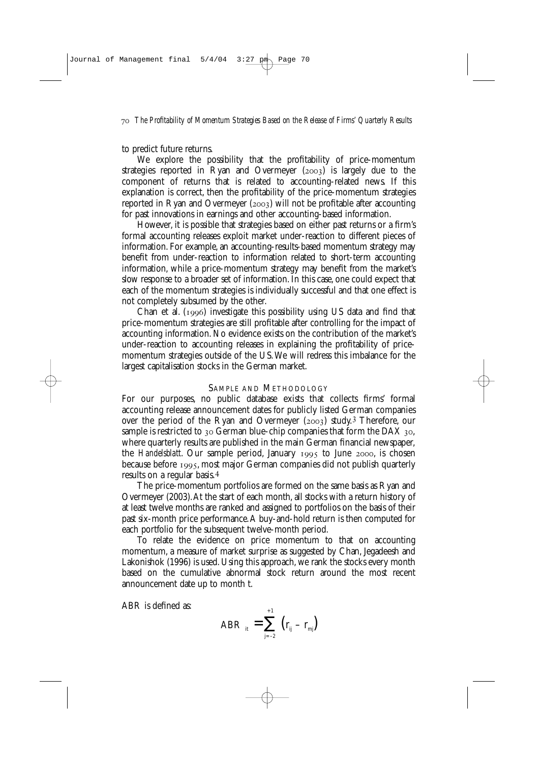to predict future returns.

We explore the possibility that the profitability of price-momentum strategies reported in Ryan and Overmeyer (2003) is largely due to the component of returns that is related to accounting-related news. If this explanation is correct, then the profitability of the price-momentum strategies reported in Ryan and Overmeyer (2003) will not be profitable after accounting for past innovations in earnings and other accounting-based information.

However, it is possible that strategies based on either past returns or a firm's formal accounting releases exploit market under-reaction to different pieces of information. For example, an accounting-results-based momentum strategy may benefit from under-reaction to information related to short-term accounting information, while a price-momentum strategy may benefit from the market's slow response to a broader set of information. In this case, one could expect that each of the momentum strategies is individually successful and that one effect is not completely subsumed by the other.

Chan et al. (1996) investigate this possibility using US data and find that price-momentum strategies are still profitable after controlling for the impact of accounting information. No evidence exists on the contribution of the market's under-reaction to accounting releases in explaining the profitability of price-momentum strategies outside of the US. We will redress this imbalance for the largest capitalisation stocks in the German market.

## Sample and Methodology

For our purposes, no public database exists that collects firms' formal accounting release announcement dates for publicly listed German companies over the period of the Ryan and Overmeyer (2003) study.[3] Therefore, our sample is restricted to 30 German blue-chip companies that form the DAX 30, where quarterly results are published in the main German financial newspaper, the *Handelsblatt*. Our sample period, January 1995 to June 2000, is chosen because before 1995, most major German companies did not publish quarterly results on a regular basis.[4]

The price-momentum portfolios are formed on the same basis as Ryan and Overmeyer (2003). At the start of each month, all stocks with a return history of at least twelve months are ranked and assigned to portfolios on the basis of their past six-month price performance. A buy-and-hold return is then computed for each portfolio for the subsequent twelve-month period.

To relate the evidence on price momentum to that on accounting momentum, a measure of market surprise as suggested by Chan, Jegadeesh and Lakonishok (1996) is used. Using this approach, we rank the stocks every month based on the cumulative abnormal stock return around the most recent announcement date up to month t.

ABR is defined as:

$$ABR_{it} = \sum_{j=-2}^{+1} \left( r_{ij} - r_{mj} \right)$$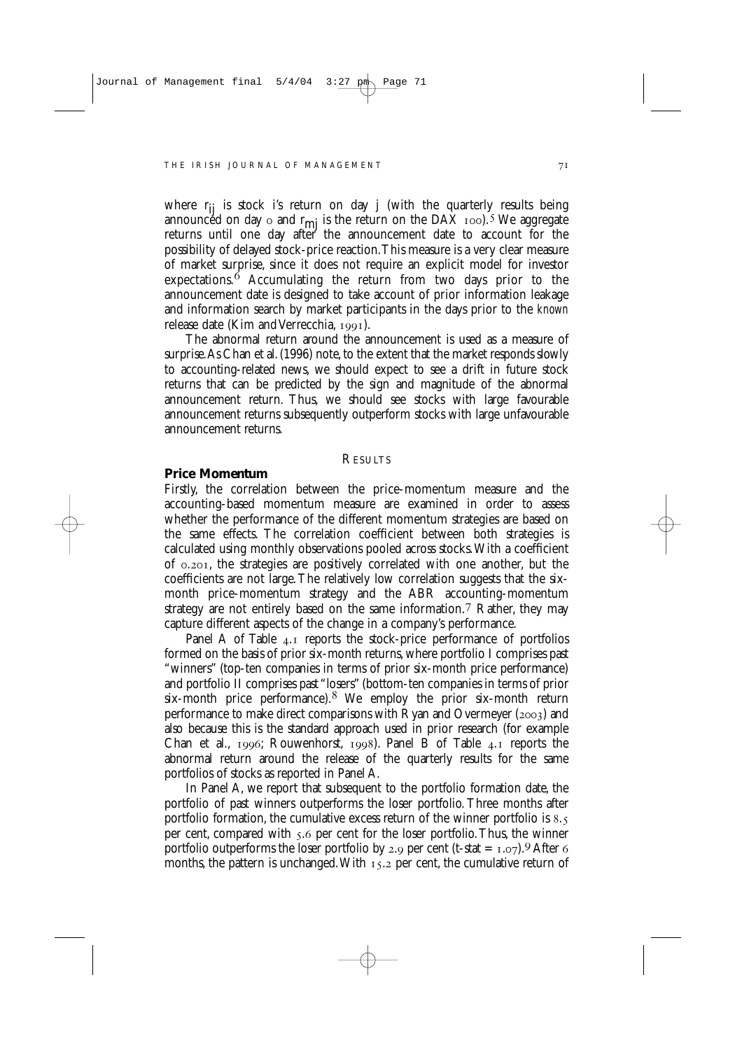where $r_{ij}$ is stock i's return on day j (with the quarterly results being announced on day 0 and $r_{mj}$ is the return on the DAX 100).[5] We aggregate returns until one day after the announcement date to account for the possibility of delayed stock-price reaction. This measure is a very clear measure of market surprise, since it does not require an explicit model for investor expectations.[6] Accumulating the return from two days prior to the announcement date is designed to take account of prior information leakage and information search by market participants in the days prior to the *known* release date (Kim and Verrecchia, 1991).

The abnormal return around the announcement is used as a measure of surprise. As Chan et al. (1996) note, to the extent that the market responds slowly to accounting-related news, we should expect to see a drift in future stock returns that can be predicted by the sign and magnitude of the abnormal announcement return. Thus, we should see stocks with large favourable announcement returns subsequently outperform stocks with large unfavourable announcement returns.

## RESULTS

### Price Momentum

Firstly, the correlation between the price-momentum measure and the accounting-based momentum measure are examined in order to assess whether the performance of the different momentum strategies are based on the same effects. The correlation coefficient between both strategies is calculated using monthly observations pooled across stocks. With a coefficient of 0.201, the strategies are positively correlated with one another, but the coefficients are not large. The relatively low correlation suggests that the six-month price-momentum strategy and the ABR accounting-momentum strategy are not entirely based on the same information.[7] Rather, they may capture different aspects of the change in a company's performance.

Panel A of Table 4.1 reports the stock-price performance of portfolios formed on the basis of prior six-month returns, where portfolio I comprises past "winners" (top-ten companies in terms of prior six-month price performance) and portfolio II comprises past "losers" (bottom-ten companies in terms of prior six-month price performance).[8] We employ the prior six-month return performance to make direct comparisons with Ryan and Overmeyer (2003) and also because this is the standard approach used in prior research (for example Chan et al., 1996; Rouwenhorst, 1998). Panel B of Table 4.1 reports the abnormal return around the release of the quarterly results for the same portfolios of stocks as reported in Panel A.

In Panel A, we report that subsequent to the portfolio formation date, the portfolio of past winners outperforms the loser portfolio. Three months after portfolio formation, the cumulative excess return of the winner portfolio is 8.5 per cent, compared with 5.6 per cent for the loser portfolio. Thus, the winner portfolio outperforms the loser portfolio by 2.9 per cent (t-stat = 1.07).[9] After 6 months, the pattern is unchanged. With 15.2 per cent, the cumulative return of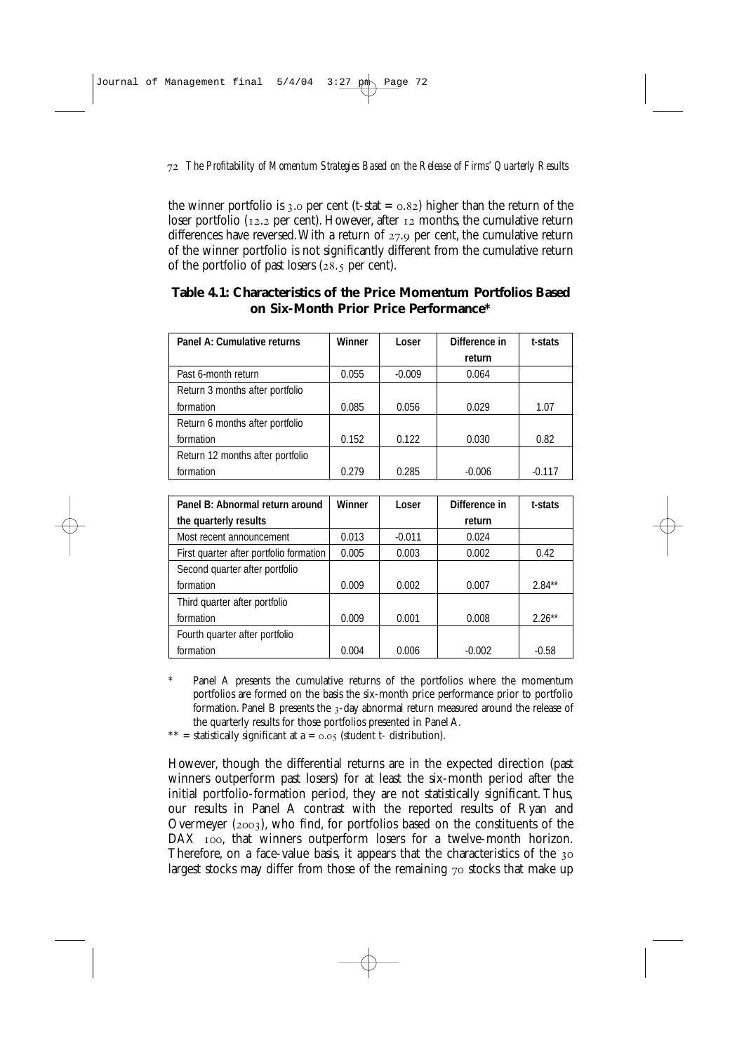the winner portfolio is 3.0 per cent (t-stat = 0.82) higher than the return of the loser portfolio (12.2 per cent). However, after 12 months, the cumulative return differences have reversed. With a return of 27.9 per cent, the cumulative return of the winner portfolio is not significantly different from the cumulative return of the portfolio of past losers (28.5 per cent).

**Table 4.1: Characteristics of the Price Momentum Portfolios Based on Six-Month Prior Price Performance***

| Panel A: Cumulative returns | Winner | Loser | Difference in return | t-stats |
|---|---|---|---|---|
| Past 6-month return | 0.055 | -0.009 | 0.064 | |
| Return 3 months after portfolio formation | 0.085 | 0.056 | 0.029 | 1.07 |
| Return 6 months after portfolio formation | 0.152 | 0.122 | 0.030 | 0.82 |
| Return 12 months after portfolio formation | 0.279 | 0.285 | -0.006 | -0.117 |

| Panel B: Abnormal return around the quarterly results | Winner | Loser | Difference in return | t-stats |
|---|---|---|---|---|
| Most recent announcement | 0.013 | -0.011 | 0.024 | |
| First quarter after portfolio formation | 0.005 | 0.003 | 0.002 | 0.42 |
| Second quarter after portfolio formation | 0.009 | 0.002 | 0.007 | 2.84** |
| Third quarter after portfolio formation | 0.009 | 0.001 | 0.008 | 2.26** |
| Fourth quarter after portfolio formation | 0.004 | 0.006 | -0.002 | -0.58 |

\* Panel A presents the cumulative returns of the portfolios where the momentum portfolios are formed on the basis the six-month price performance prior to portfolio formation. Panel B presents the 3-day abnormal return measured around the release of the quarterly results for those portfolios presented in Panel A.

\*\* = statistically significant at a = 0.05 (student t- distribution).

However, though the differential returns are in the expected direction (past winners outperform past losers) for at least the six-month period after the initial portfolio-formation period, they are not statistically significant. Thus, our results in Panel A contrast with the reported results of Ryan and Overmeyer (2003), who find, for portfolios based on the constituents of the DAX 100, that winners outperform losers for a twelve-month horizon. Therefore, on a face-value basis, it appears that the characteristics of the 30 largest stocks may differ from those of the remaining 70 stocks that make up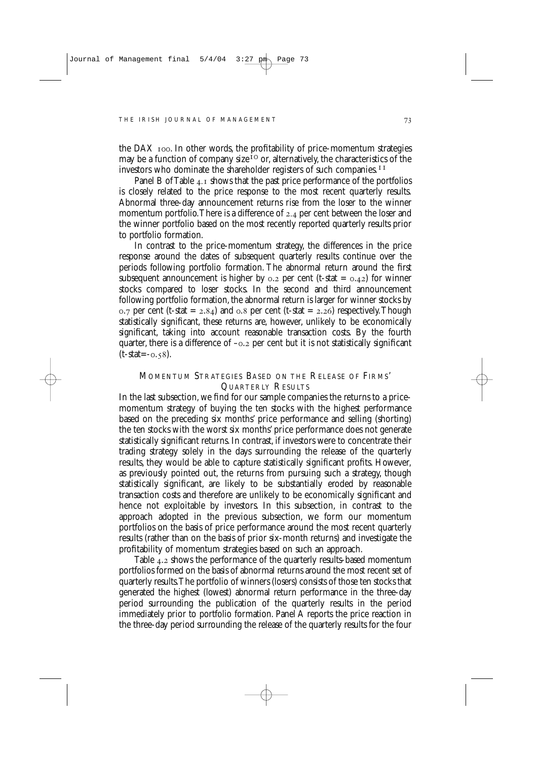the DAX 100. In other words, the profitability of price-momentum strategies may be a function of company size[10] or, alternatively, the characteristics of the investors who dominate the shareholder registers of such companies.[11]

Panel B of Table 4.1 shows that the past price performance of the portfolios is closely related to the price response to the most recent quarterly results. Abnormal three-day announcement returns rise from the loser to the winner momentum portfolio. There is a difference of 2.4 per cent between the loser and the winner portfolio based on the most recently reported quarterly results prior to portfolio formation.

In contrast to the price-momentum strategy, the differences in the price response around the dates of subsequent quarterly results continue over the periods following portfolio formation. The abnormal return around the first subsequent announcement is higher by 0.2 per cent (t-stat = 0.42) for winner stocks compared to loser stocks. In the second and third announcement following portfolio formation, the abnormal return is larger for winner stocks by 0.7 per cent (t-stat = 2.84) and 0.8 per cent (t-stat = 2.26) respectively. Though statistically significant, these returns are, however, unlikely to be economically significant, taking into account reasonable transaction costs. By the fourth quarter, there is a difference of –0.2 per cent but it is not statistically significant (t-stat=-0.58).

## Momentum Strategies Based on the Release of Firms' Quarterly Results

In the last subsection, we find for our sample companies the returns to a price-momentum strategy of buying the ten stocks with the highest performance based on the preceding six months' price performance and selling (shorting) the ten stocks with the worst six months' price performance does not generate statistically significant returns. In contrast, if investors were to concentrate their trading strategy solely in the days surrounding the release of the quarterly results, they would be able to capture statistically significant profits. However, as previously pointed out, the returns from pursuing such a strategy, though statistically significant, are likely to be substantially eroded by reasonable transaction costs and therefore are unlikely to be economically significant and hence not exploitable by investors. In this subsection, in contrast to the approach adopted in the previous subsection, we form our momentum portfolios on the basis of price performance around the most recent quarterly results (rather than on the basis of prior six-month returns) and investigate the profitability of momentum strategies based on such an approach.

Table 4.2 shows the performance of the quarterly results-based momentum portfolios formed on the basis of abnormal returns around the most recent set of quarterly results. The portfolio of winners (losers) consists of those ten stocks that generated the highest (lowest) abnormal return performance in the three-day period surrounding the publication of the quarterly results in the period immediately prior to portfolio formation. Panel A reports the price reaction in the three-day period surrounding the release of the quarterly results for the four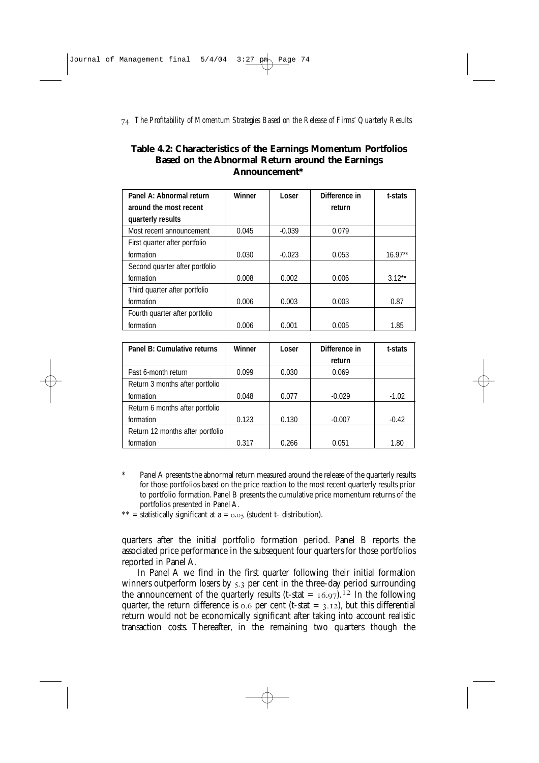### Table 4.2: Characteristics of the Earnings Momentum Portfolios Based on the Abnormal Return around the Earnings Announcement*

| Panel A: Abnormal return around the most recent quarterly results | Winner | Loser | Difference in return | t-stats |
|---|---|---|---|---|
| Most recent announcement | 0.045 | -0.039 | 0.079 | |
| First quarter after portfolio formation | 0.030 | -0.023 | 0.053 | 16.97** |
| Second quarter after portfolio formation | 0.008 | 0.002 | 0.006 | 3.12** |
| Third quarter after portfolio formation | 0.006 | 0.003 | 0.003 | 0.87 |
| Fourth quarter after portfolio formation | 0.006 | 0.001 | 0.005 | 1.85 |

| Panel B: Cumulative returns | Winner | Loser | Difference in return | t-stats |
|---|---|---|---|---|
| Past 6-month return | 0.099 | 0.030 | 0.069 | |
| Return 3 months after portfolio formation | 0.048 | 0.077 | -0.029 | -1.02 |
| Return 6 months after portfolio formation | 0.123 | 0.130 | -0.007 | -0.42 |
| Return 12 months after portfolio formation | 0.317 | 0.266 | 0.051 | 1.80 |

\* Panel A presents the abnormal return measured around the release of the quarterly results for those portfolios based on the price reaction to the most recent quarterly results prior to portfolio formation. Panel B presents the cumulative price momentum returns of the portfolios presented in Panel A.

\*\* = statistically significant at a = 0.05 (student t- distribution).

quarters after the initial portfolio formation period. Panel B reports the associated price performance in the subsequent four quarters for those portfolios reported in Panel A.

In Panel A we find in the first quarter following their initial formation winners outperform losers by 5.3 per cent in the three-day period surrounding the announcement of the quarterly results (t-stat = 16.97).[12] In the following quarter, the return difference is 0.6 per cent (t-stat = 3.12), but this differential return would not be economically significant after taking into account realistic transaction costs. Thereafter, in the remaining two quarters though the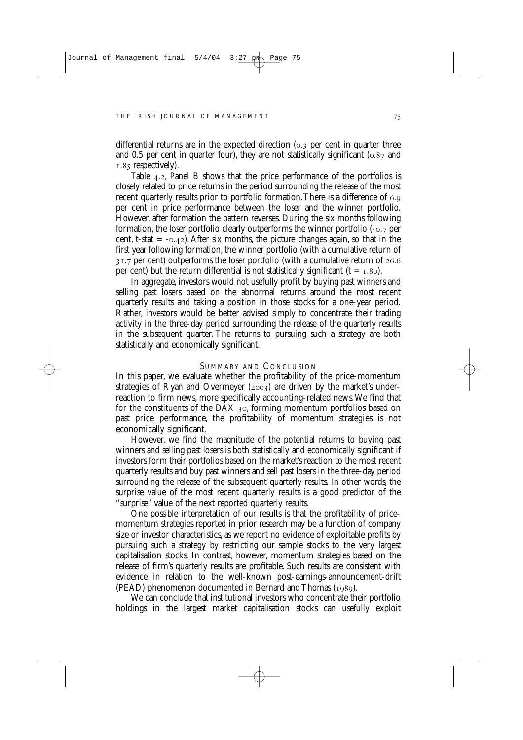differential returns are in the expected direction (0.3 per cent in quarter three and 0.5 per cent in quarter four), they are not statistically significant (0.87 and 1.85 respectively).

Table 4.2, Panel B shows that the price performance of the portfolios is closely related to price returns in the period surrounding the release of the most recent quarterly results prior to portfolio formation. There is a difference of 6.9 per cent in price performance between the loser and the winner portfolio. However, after formation the pattern reverses. During the six months following formation, the loser portfolio clearly outperforms the winner portfolio (-0.7 per cent, t-stat = -0.42). After six months, the picture changes again, so that in the first year following formation, the winner portfolio (with a cumulative return of 31.7 per cent) outperforms the loser portfolio (with a cumulative return of 26.6 per cent) but the return differential is not statistically significant (t = 1.80).

In aggregate, investors would not usefully profit by buying past winners and selling past losers based on the abnormal returns around the most recent quarterly results and taking a position in those stocks for a one-year period. Rather, investors would be better advised simply to concentrate their trading activity in the three-day period surrounding the release of the quarterly results in the subsequent quarter. The returns to pursuing such a strategy are both statistically and economically significant.

## SUMMARY AND CONCLUSION

In this paper, we evaluate whether the profitability of the price-momentum strategies of Ryan and Overmeyer (2003) are driven by the market's under-reaction to firm news, more specifically accounting-related news. We find that for the constituents of the DAX 30, forming momentum portfolios based on past price performance, the profitability of momentum strategies is not economically significant.

However, we find the magnitude of the potential returns to buying past winners and selling past losers is both statistically and economically significant if investors form their portfolios based on the market's reaction to the most recent quarterly results and buy past winners and sell past losers in the three-day period surrounding the release of the subsequent quarterly results. In other words, the surprise value of the most recent quarterly results is a good predictor of the "surprise" value of the next reported quarterly results.

One possible interpretation of our results is that the profitability of price-momentum strategies reported in prior research may be a function of company size or investor characteristics, as we report no evidence of exploitable profits by pursuing such a strategy by restricting our sample stocks to the very largest capitalisation stocks. In contrast, however, momentum strategies based on the release of firm's quarterly results are profitable. Such results are consistent with evidence in relation to the well-known post-earnings-announcement-drift (PEAD) phenomenon documented in Bernard and Thomas (1989).

We can conclude that institutional investors who concentrate their portfolio holdings in the largest market capitalisation stocks can usefully exploit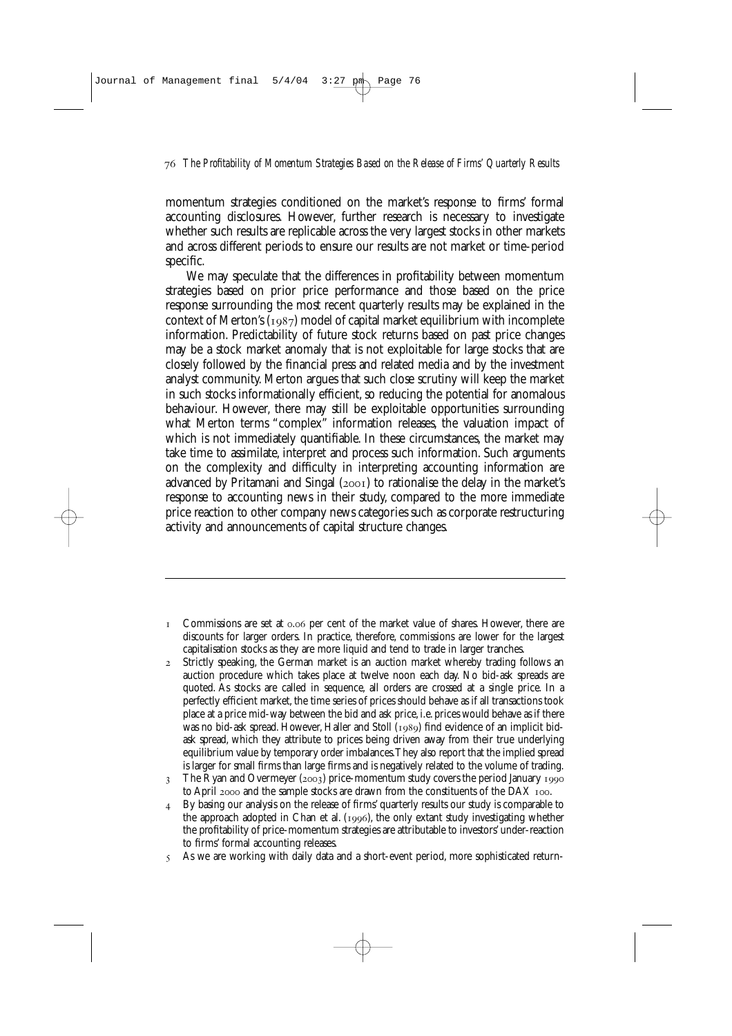momentum strategies conditioned on the market's response to firms' formal accounting disclosures. However, further research is necessary to investigate whether such results are replicable across the very largest stocks in other markets and across different periods to ensure our results are not market or time-period specific.

We may speculate that the differences in profitability between momentum strategies based on prior price performance and those based on the price response surrounding the most recent quarterly results may be explained in the context of Merton's (1987) model of capital market equilibrium with incomplete information. Predictability of future stock returns based on past price changes may be a stock market anomaly that is not exploitable for large stocks that are closely followed by the financial press and related media and by the investment analyst community. Merton argues that such close scrutiny will keep the market in such stocks informationally efficient, so reducing the potential for anomalous behaviour. However, there may still be exploitable opportunities surrounding what Merton terms "complex" information releases, the valuation impact of which is not immediately quantifiable. In these circumstances, the market may take time to assimilate, interpret and process such information. Such arguments on the complexity and difficulty in interpreting accounting information are advanced by Pritamani and Singal (2001) to rationalise the delay in the market's response to accounting news in their study, compared to the more immediate price reaction to other company news categories such as corporate restructuring activity and announcements of capital structure changes.

---

1. Commissions are set at 0.06 per cent of the market value of shares. However, there are discounts for larger orders. In practice, therefore, commissions are lower for the largest capitalisation stocks as they are more liquid and tend to trade in larger tranches.
2. Strictly speaking, the German market is an auction market whereby trading follows an auction procedure which takes place at twelve noon each day. No bid-ask spreads are quoted. As stocks are called in sequence, all orders are crossed at a single price. In a perfectly efficient market, the time series of prices should behave as if all transactions took place at a price mid-way between the bid and ask price, i.e. prices would behave as if there was no bid-ask spread. However, Haller and Stoll (1989) find evidence of an implicit bid-ask spread, which they attribute to prices being driven away from their true underlying equilibrium value by temporary order imbalances. They also report that the implied spread is larger for small firms than large firms and is negatively related to the volume of trading.
3. The Ryan and Overmeyer (2003) price-momentum study covers the period January 1990 to April 2000 and the sample stocks are drawn from the constituents of the DAX 100.
4. By basing our analysis on the release of firms' quarterly results our study is comparable to the approach adopted in Chan et al. (1996), the only extant study investigating whether the profitability of price-momentum strategies are attributable to investors' under-reaction to firms' formal accounting releases.
5. As we are working with daily data and a short-event period, more sophisticated return-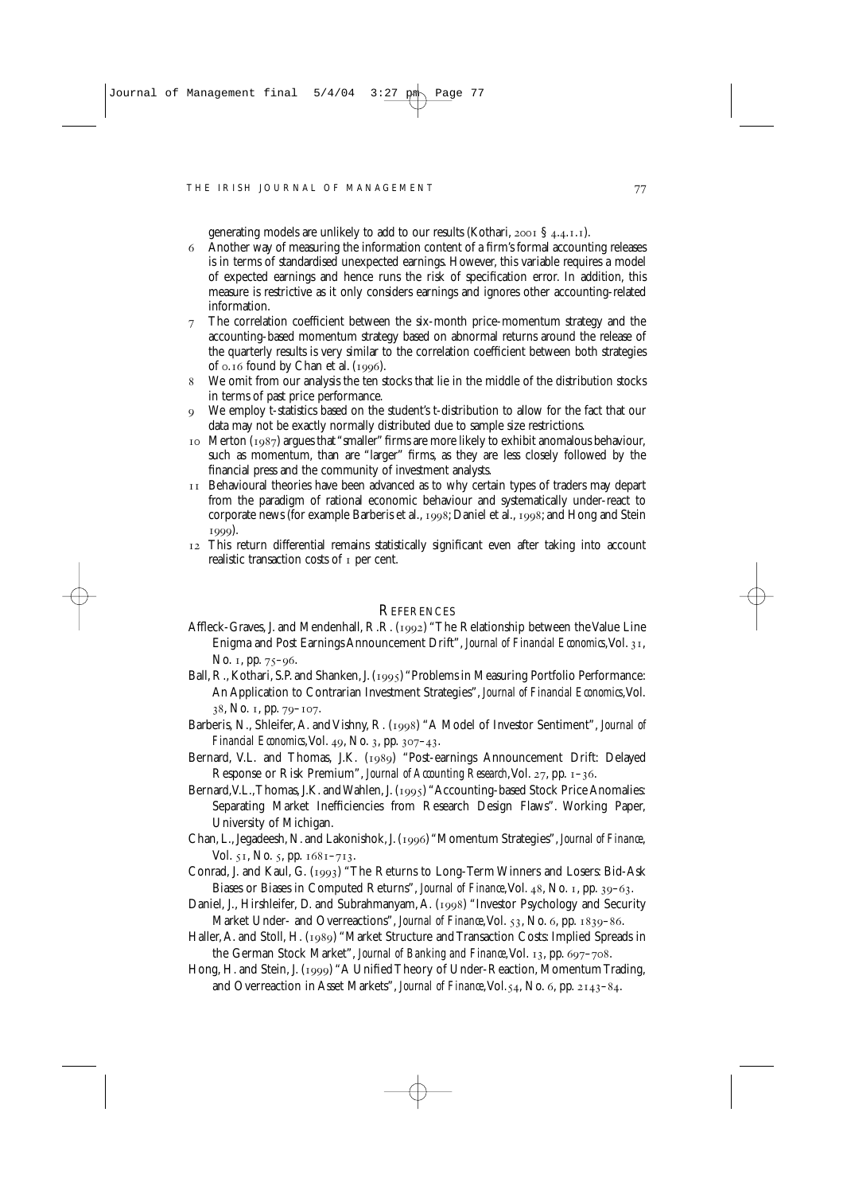generating models are unlikely to add to our results (Kothari, 2001 § 4.4.1.1).

6 Another way of measuring the information content of a firm's formal accounting releases is in terms of standardised unexpected earnings. However, this variable requires a model of expected earnings and hence runs the risk of specification error. In addition, this measure is restrictive as it only considers earnings and ignores other accounting-related information.

7 The correlation coefficient between the six-month price-momentum strategy and the accounting-based momentum strategy based on abnormal returns around the release of the quarterly results is very similar to the correlation coefficient between both strategies of 0.16 found by Chan et al. (1996).

8 We omit from our analysis the ten stocks that lie in the middle of the distribution stocks in terms of past price performance.

9 We employ t-statistics based on the student's t-distribution to allow for the fact that our data may not be exactly normally distributed due to sample size restrictions.

10 Merton (1987) argues that "smaller" firms are more likely to exhibit anomalous behaviour, such as momentum, than are "larger" firms, as they are less closely followed by the financial press and the community of investment analysts.

11 Behavioural theories have been advanced as to why certain types of traders may depart from the paradigm of rational economic behaviour and systematically under-react to corporate news (for example Barberis et al., 1998; Daniel et al., 1998; and Hong and Stein 1999).

12 This return differential remains statistically significant even after taking into account realistic transaction costs of 1 per cent.

## References

Affleck-Graves, J. and Mendenhall, R.R. (1992) "The Relationship between the Value Line Enigma and Post Earnings Announcement Drift", *Journal of Financial Economics*, Vol. 31, No. 1, pp. 75–96.

Ball, R., Kothari, S.P. and Shanken, J. (1995) "Problems in Measuring Portfolio Performance: An Application to Contrarian Investment Strategies", *Journal of Financial Economics*, Vol. 38, No. 1, pp. 79–107.

Barberis, N., Shleifer, A. and Vishny, R. (1998) "A Model of Investor Sentiment", *Journal of Financial Economics*, Vol. 49, No. 3, pp. 307–43.

Bernard, V.L. and Thomas, J.K. (1989) "Post-earnings Announcement Drift: Delayed Response or Risk Premium", *Journal of Accounting Research*, Vol. 27, pp. 1–36.

Bernard, V.L., Thomas, J.K. and Wahlen, J. (1995) "Accounting-based Stock Price Anomalies: Separating Market Inefficiencies from Research Design Flaws". Working Paper, University of Michigan.

Chan, L., Jegadeesh, N. and Lakonishok, J. (1996) "Momentum Strategies", *Journal of Finance*, Vol. 51, No. 5, pp. 1681–713.

Conrad, J. and Kaul, G. (1993) "The Returns to Long-Term Winners and Losers: Bid-Ask Biases or Biases in Computed Returns", *Journal of Finance*, Vol. 48, No. 1, pp. 39–63.

Daniel, J., Hirshleifer, D. and Subrahmanyam, A. (1998) "Investor Psychology and Security Market Under- and Overreactions", *Journal of Finance*, Vol. 53, No. 6, pp. 1839–86.

Haller, A. and Stoll, H. (1989) "Market Structure and Transaction Costs: Implied Spreads in the German Stock Market", *Journal of Banking and Finance*, Vol. 13, pp. 697–708.

Hong, H. and Stein, J. (1999) "A Unified Theory of Under-Reaction, Momentum Trading, and Overreaction in Asset Markets", *Journal of Finance*, Vol. 54, No. 6, pp. 2143–84.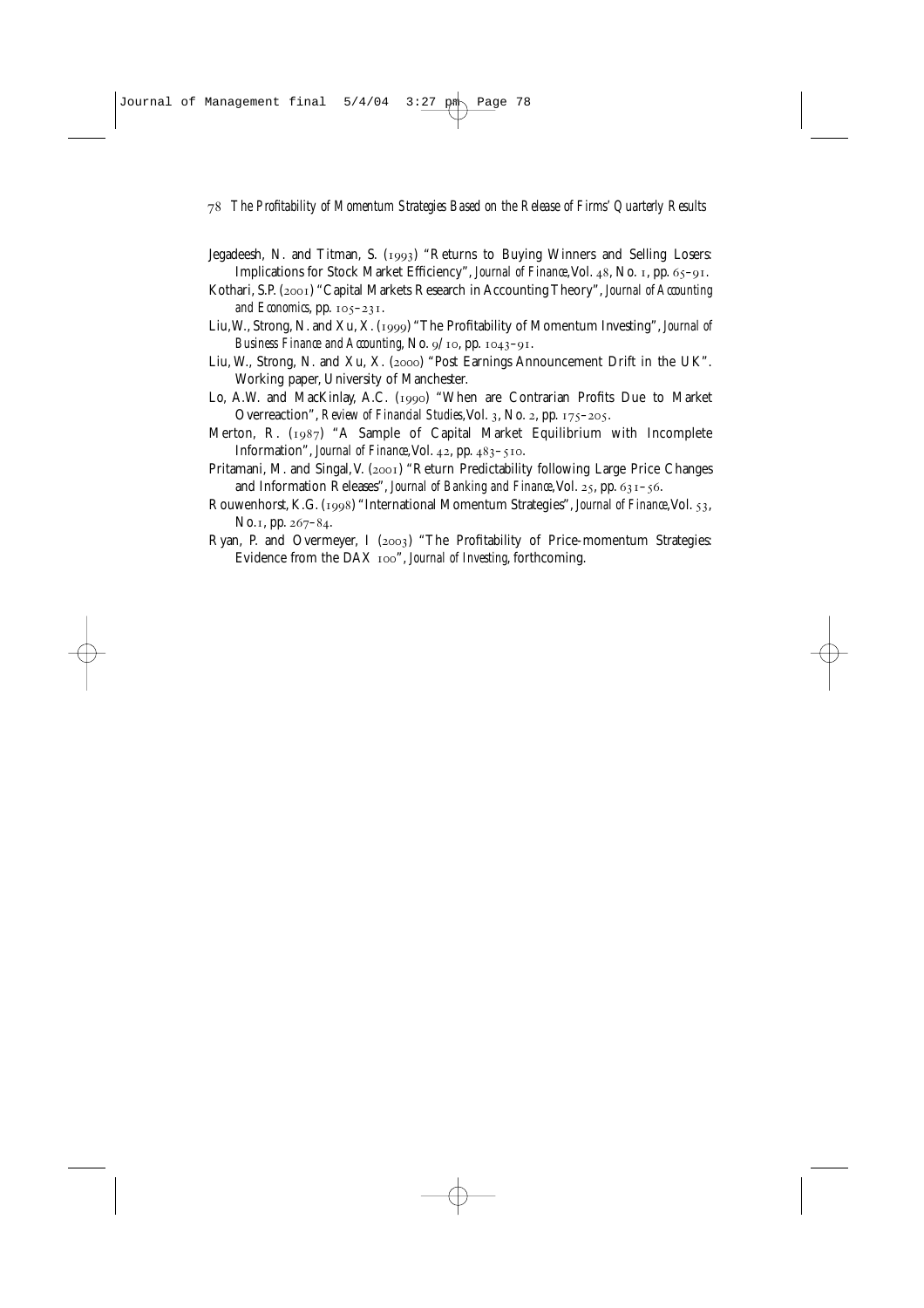Jegadeesh, N. and Titman, S. (1993) "Returns to Buying Winners and Selling Losers: Implications for Stock Market Efficiency", *Journal of Finance*, Vol. 48, No. 1, pp. 65–91.

Kothari, S.P. (2001) "Capital Markets Research in Accounting Theory", *Journal of Accounting and Economics*, pp. 105–231.

Liu, W., Strong, N. and Xu, X. (1999) "The Profitability of Momentum Investing", *Journal of Business Finance and Accounting*, No. 9/10, pp. 1043–91.

Liu, W., Strong, N. and Xu, X. (2000) "Post Earnings Announcement Drift in the UK". Working paper, University of Manchester.

Lo, A.W. and MacKinlay, A.C. (1990) "When are Contrarian Profits Due to Market Overreaction", *Review of Financial Studies*, Vol. 3, No. 2, pp. 175–205.

Merton, R. (1987) "A Sample of Capital Market Equilibrium with Incomplete Information", *Journal of Finance*, Vol. 42, pp. 483–510.

Pritamani, M. and Singal, V. (2001) "Return Predictability following Large Price Changes and Information Releases", *Journal of Banking and Finance*, Vol. 25, pp. 631–56.

Rouwenhorst, K.G. (1998) "International Momentum Strategies", *Journal of Finance*, Vol. 53, No. 1, pp. 267–84.

Ryan, P. and Overmeyer, I (2003) "The Profitability of Price-momentum Strategies: Evidence from the DAX 100", *Journal of Investing*, forthcoming.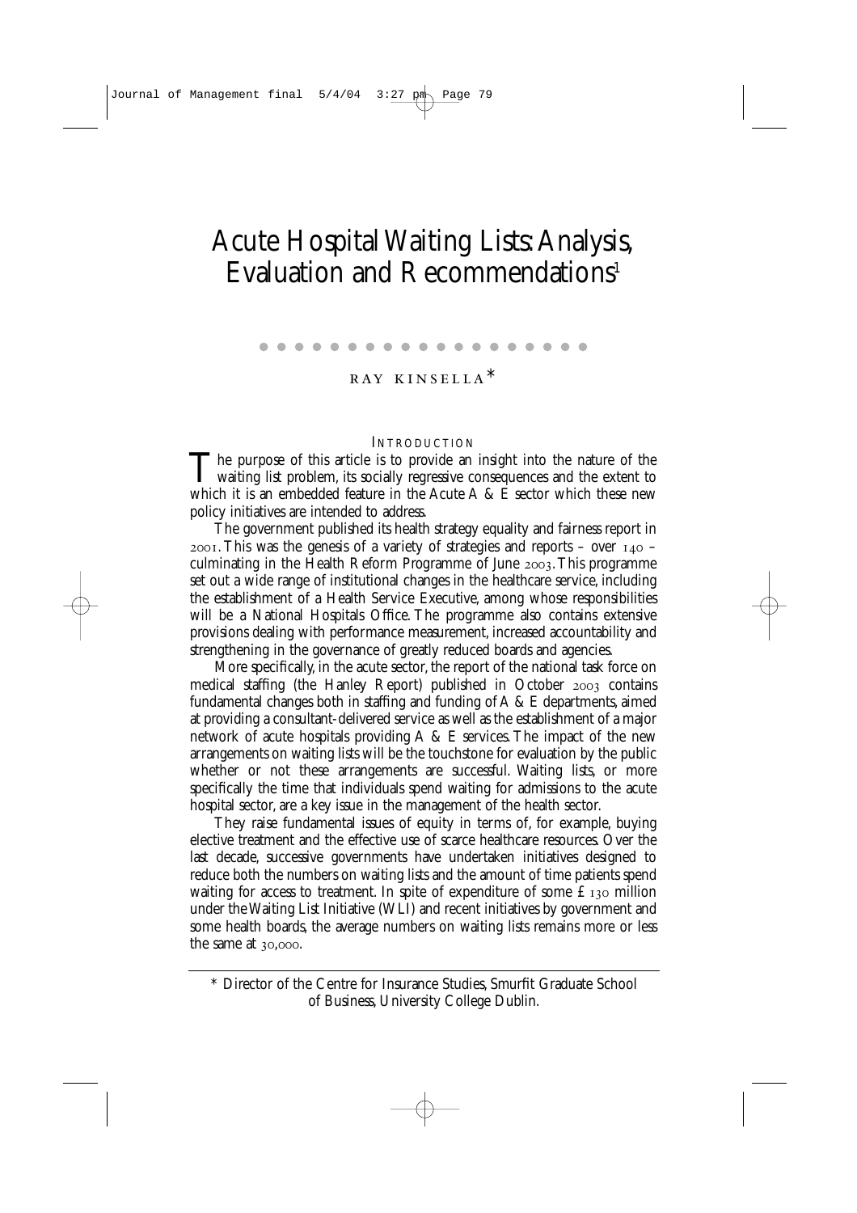# Acute Hospital Waiting Lists: Analysis, Evaluation and Recommendations[1]

RAY KINSELLA*

## INTRODUCTION

The purpose of this article is to provide an insight into the nature of the waiting list problem, its socially regressive consequences and the extent to which it is an embedded feature in the Acute A & E sector which these new policy initiatives are intended to address.

The government published its health strategy equality and fairness report in 2001. This was the genesis of a variety of strategies and reports – over 140 – culminating in the Health Reform Programme of June 2003. This programme set out a wide range of institutional changes in the healthcare service, including the establishment of a Health Service Executive, among whose responsibilities will be a National Hospitals Office. The programme also contains extensive provisions dealing with performance measurement, increased accountability and strengthening in the governance of greatly reduced boards and agencies.

More specifically, in the acute sector, the report of the national task force on medical staffing (the Hanley Report) published in October 2003 contains fundamental changes both in staffing and funding of A & E departments, aimed at providing a consultant-delivered service as well as the establishment of a major network of acute hospitals providing A & E services. The impact of the new arrangements on waiting lists will be the touchstone for evaluation by the public whether or not these arrangements are successful. Waiting lists, or more specifically the time that individuals spend waiting for admissions to the acute hospital sector, are a key issue in the management of the health sector.

They raise fundamental issues of equity in terms of, for example, buying elective treatment and the effective use of scarce healthcare resources. Over the last decade, successive governments have undertaken initiatives designed to reduce both the numbers on waiting lists and the amount of time patients spend waiting for access to treatment. In spite of expenditure of some £130 million under the Waiting List Initiative (WLI) and recent initiatives by government and some health boards, the average numbers on waiting lists remains more or less the same at 30,000.

---

\* Director of the Centre for Insurance Studies, Smurfit Graduate School of Business, University College Dublin.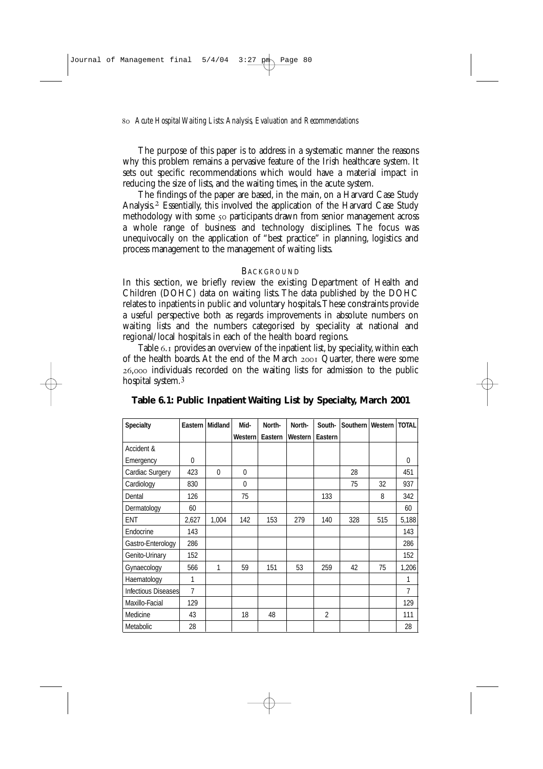The purpose of this paper is to address in a systematic manner the reasons why this problem remains a pervasive feature of the Irish healthcare system. It sets out specific recommendations which would have a material impact in reducing the size of lists, and the waiting times, in the acute system.

The findings of the paper are based, in the main, on a Harvard Case Study Analysis.[2] Essentially, this involved the application of the Harvard Case Study methodology with some 50 participants drawn from senior management across a whole range of business and technology disciplines. The focus was unequivocally on the application of "best practice" in planning, logistics and process management to the management of waiting lists.

## BACKGROUND

In this section, we briefly review the existing Department of Health and Children (DOHC) data on waiting lists. The data published by the DOHC relates to inpatients in public and voluntary hospitals. These constraints provide a useful perspective both as regards improvements in absolute numbers on waiting lists and the numbers categorised by speciality at national and regional/local hospitals in each of the health board regions.

Table 6.1 provides an overview of the inpatient list, by speciality, within each of the health boards. At the end of the March 2001 Quarter, there were some 26,000 individuals recorded on the waiting lists for admission to the public hospital system.[3]

**Table 6.1: Public Inpatient Waiting List by Specialty, March 2001**

| Specialty | Eastern | Midland | Mid-Western | North-Eastern | North-Western | South-Eastern | Southern | Western | TOTAL |
|---|---|---|---|---|---|---|---|---|---|
| Accident & Emergency | 0 | | | | | | | | 0 |
| Cardiac Surgery | 423 | 0 | 0 | | | | 28 | | 451 |
| Cardiology | 830 | | 0 | | | | 75 | 32 | 937 |
| Dental | 126 | | 75 | | | 133 | | 8 | 342 |
| Dermatology | 60 | | | | | | | | 60 |
| ENT | 2,627 | 1,004 | 142 | 153 | 279 | 140 | 328 | 515 | 5,188 |
| Endocrine | 143 | | | | | | | | 143 |
| Gastro-Enterology | 286 | | | | | | | | 286 |
| Genito-Urinary | 152 | | | | | | | | 152 |
| Gynaecology | 566 | 1 | 59 | 151 | 53 | 259 | 42 | 75 | 1,206 |
| Haematology | 1 | | | | | | | | 1 |
| Infectious Diseases | 7 | | | | | | | | 7 |
| Maxillo-Facial | 129 | | | | | | | | 129 |
| Medicine | 43 | | 18 | 48 | | 2 | | | 111 |
| Metabolic | 28 | | | | | | | | 28 |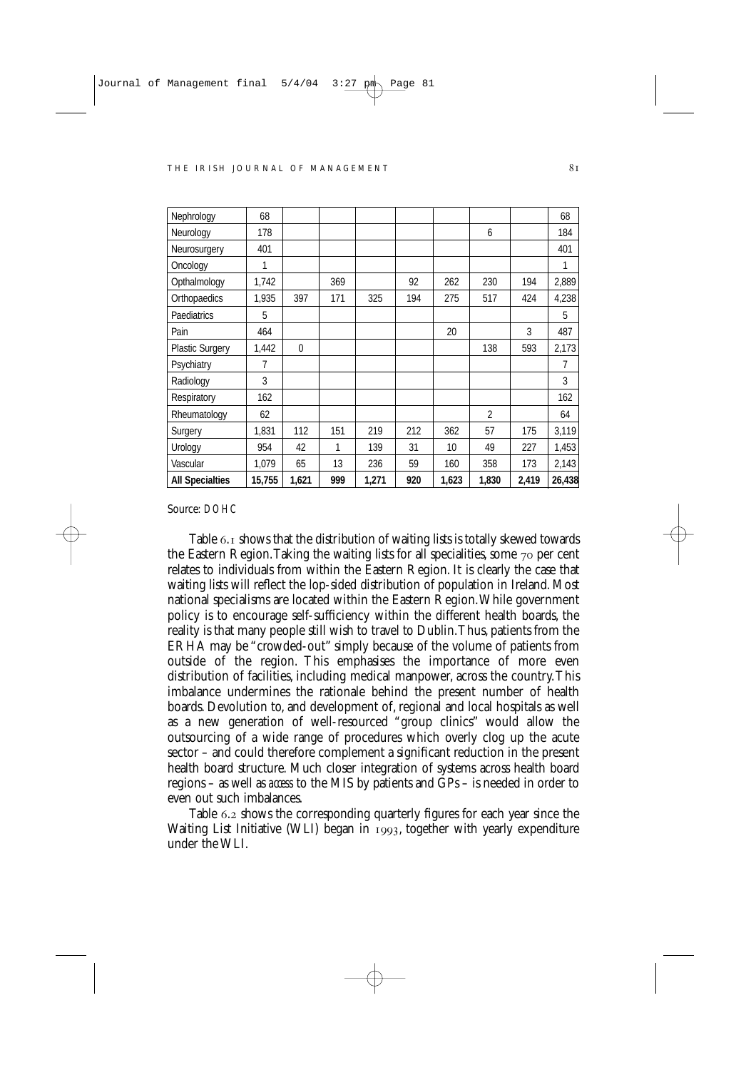| | | | | | | | | | |
|---|---|---|---|---|---|---|---|---|---|
| Nephrology | 68 | | | | | | | | 68 |
| Neurology | 178 | | | | | | 6 | | 184 |
| Neurosurgery | 401 | | | | | | | | 401 |
| Oncology | 1 | | | | | | | | 1 |
| Opthalmology | 1,742 | | 369 | | 92 | 262 | 230 | 194 | 2,889 |
| Orthopaedics | 1,935 | 397 | 171 | 325 | 194 | 275 | 517 | 424 | 4,238 |
| Paediatrics | 5 | | | | | | | | 5 |
| Pain | 464 | | | | | 20 | | 3 | 487 |
| Plastic Surgery | 1,442 | 0 | | | | | 138 | 593 | 2,173 |
| Psychiatry | 7 | | | | | | | | 7 |
| Radiology | 3 | | | | | | | | 3 |
| Respiratory | 162 | | | | | | | | 162 |
| Rheumatology | 62 | | | | | | 2 | | 64 |
| Surgery | 1,831 | 112 | 151 | 219 | 212 | 362 | 57 | 175 | 3,119 |
| Urology | 954 | 42 | 1 | 139 | 31 | 10 | 49 | 227 | 1,453 |
| Vascular | 1,079 | 65 | 13 | 236 | 59 | 160 | 358 | 173 | 2,143 |
| **All Specialties** | **15,755** | **1,621** | **999** | **1,271** | **920** | **1,623** | **1,830** | **2,419** | **26,438** |

Source: DOHC

Table 6.1 shows that the distribution of waiting lists is totally skewed towards the Eastern Region. Taking the waiting lists for all specialities, some 70 per cent relates to individuals from within the Eastern Region. It is clearly the case that waiting lists will reflect the lop-sided distribution of population in Ireland. Most national specialisms are located within the Eastern Region. While government policy is to encourage self-sufficiency within the different health boards, the reality is that many people still wish to travel to Dublin. Thus, patients from the ERHA may be "crowded-out" simply because of the volume of patients from outside of the region. This emphasises the importance of more even distribution of facilities, including medical manpower, across the country. This imbalance undermines the rationale behind the present number of health boards. Devolution to, and development of, regional and local hospitals as well as a new generation of well-resourced "group clinics" would allow the outsourcing of a wide range of procedures which overly clog up the acute sector – and could therefore complement a significant reduction in the present health board structure. Much closer integration of systems across health board regions – as well as *access* to the MIS by patients and GPs – is needed in order to even out such imbalances.

Table 6.2 shows the corresponding quarterly figures for each year since the Waiting List Initiative (WLI) began in 1993, together with yearly expenditure under the WLI.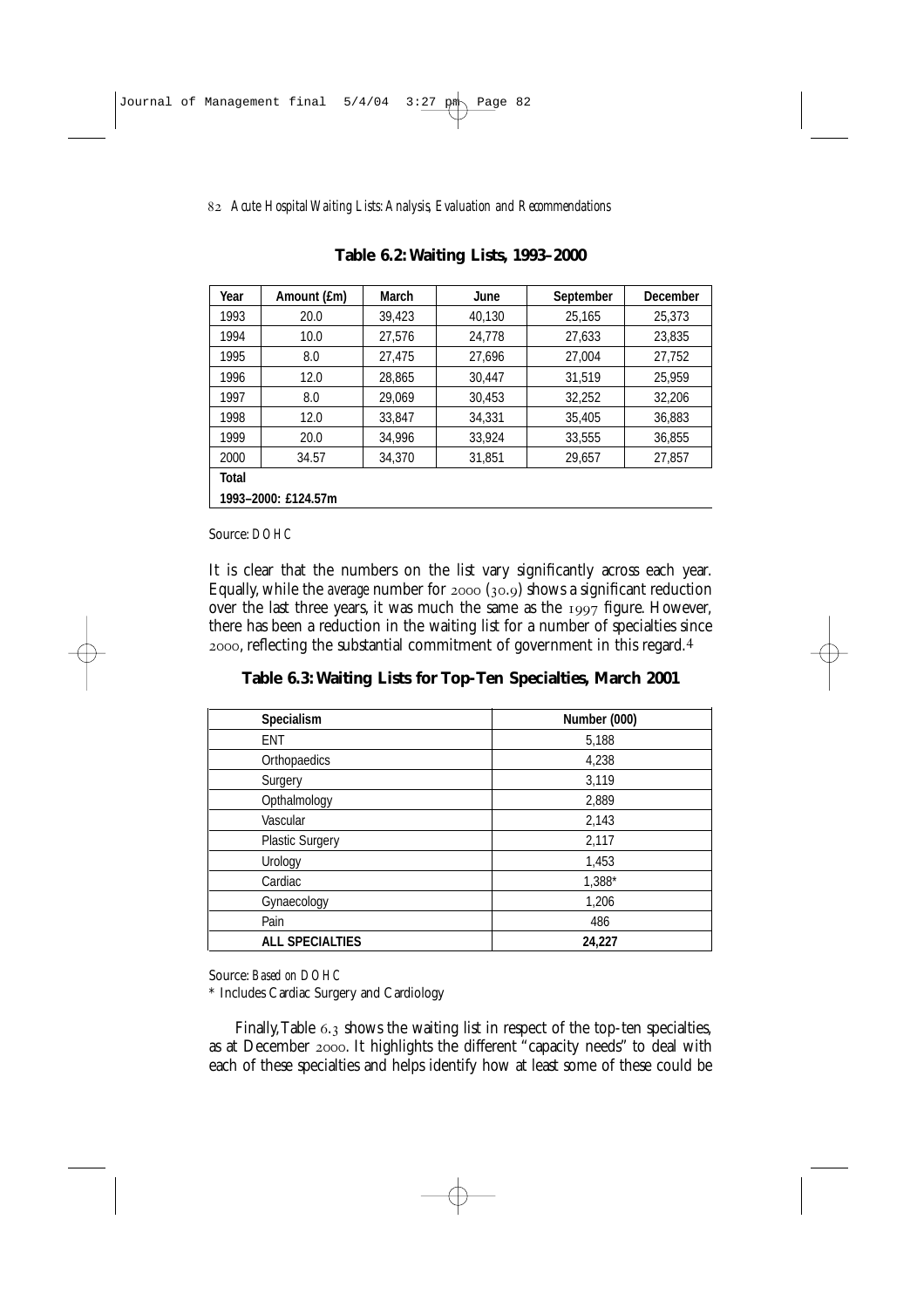**Table 6.2: Waiting Lists, 1993–2000**

| Year | Amount (£m) | March | June | September | December |
|---|---|---|---|---|---|
| 1993 | 20.0 | 39,423 | 40,130 | 25,165 | 25,373 |
| 1994 | 10.0 | 27,576 | 24,778 | 27,633 | 23,835 |
| 1995 | 8.0 | 27,475 | 27,696 | 27,004 | 27,752 |
| 1996 | 12.0 | 28,865 | 30,447 | 31,519 | 25,959 |
| 1997 | 8.0 | 29,069 | 30,453 | 32,252 | 32,206 |
| 1998 | 12.0 | 33,847 | 34,331 | 35,405 | 36,883 |
| 1999 | 20.0 | 34,996 | 33,924 | 33,555 | 36,855 |
| 2000 | 34.57 | 34,370 | 31,851 | 29,657 | 27,857 |
| **Total** | | | | | |
| **1993–2000: £124.57m** | | | | | |

Source: *DOHC*

It is clear that the numbers on the list vary significantly across each year. Equally, while the *average* number for 2000 (30.9) shows a significant reduction over the last three years, it was much the same as the 1997 figure. However, there has been a reduction in the waiting list for a number of specialties since 2000, reflecting the substantial commitment of government in this regard.[4]

**Table 6.3: Waiting Lists for Top-Ten Specialties, March 2001**

| Specialism | Number (000) |
|---|---|
| ENT | 5,188 |
| Orthopaedics | 4,238 |
| Surgery | 3,119 |
| Opthalmology | 2,889 |
| Vascular | 2,143 |
| Plastic Surgery | 2,117 |
| Urology | 1,453 |
| Cardiac | 1,388* |
| Gynaecology | 1,206 |
| Pain | 486 |
| **ALL SPECIALTIES** | **24,227** |

Source: *Based on DOHC*

\* Includes Cardiac Surgery and Cardiology

Finally, Table 6.3 shows the waiting list in respect of the top-ten specialties, as at December 2000. It highlights the different "capacity needs" to deal with each of these specialties and helps identify how at least some of these could be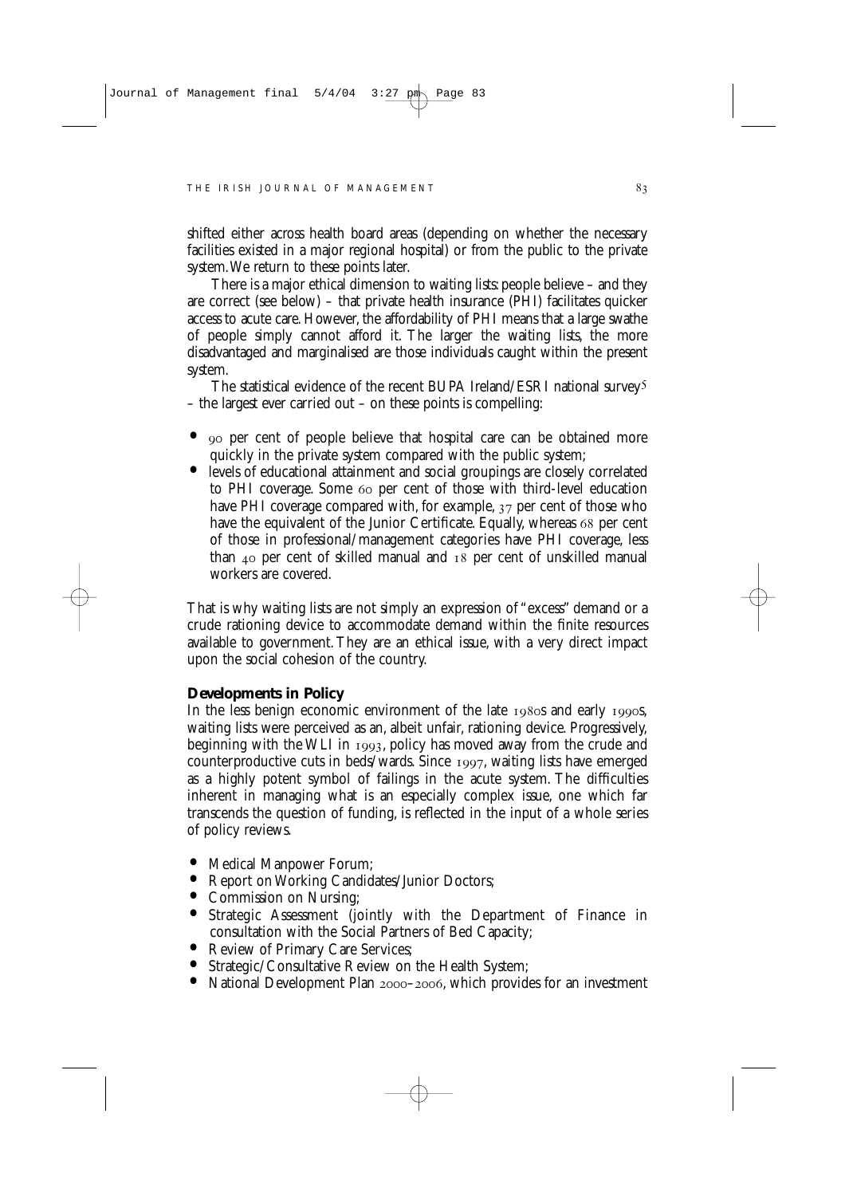shifted either across health board areas (depending on whether the necessary facilities existed in a major regional hospital) or from the public to the private system. We return to these points later.

There is a major ethical dimension to waiting lists: people believe – and they are correct (see below) – that private health insurance (PHI) facilitates quicker access to acute care. However, the affordability of PHI means that a large swathe of people simply cannot afford it. The larger the waiting lists, the more disadvantaged and marginalised are those individuals caught within the present system.

The statistical evidence of the recent BUPA Ireland/ESRI national survey[5] – the largest ever carried out – on these points is compelling:

- 90 per cent of people believe that hospital care can be obtained more quickly in the private system compared with the public system;
- levels of educational attainment and social groupings are closely correlated to PHI coverage. Some 60 per cent of those with third-level education have PHI coverage compared with, for example, 37 per cent of those who have the equivalent of the Junior Certificate. Equally, whereas 68 per cent of those in professional/management categories have PHI coverage, less than 40 per cent of skilled manual and 18 per cent of unskilled manual workers are covered.

That is why waiting lists are not simply an expression of "excess" demand or a crude rationing device to accommodate demand within the finite resources available to government. They are an ethical issue, with a very direct impact upon the social cohesion of the country.

## Developments in Policy

In the less benign economic environment of the late 1980s and early 1990s, waiting lists were perceived as an, albeit unfair, rationing device. Progressively, beginning with the WLI in 1993, policy has moved away from the crude and counterproductive cuts in beds/wards. Since 1997, waiting lists have emerged as a highly potent symbol of failings in the acute system. The difficulties inherent in managing what is an especially complex issue, one which far transcends the question of funding, is reflected in the input of a whole series of policy reviews.

- Medical Manpower Forum;
- Report on Working Candidates/Junior Doctors;
- Commission on Nursing;
- Strategic Assessment (jointly with the Department of Finance in consultation with the Social Partners of Bed Capacity;
- Review of Primary Care Services;
- Strategic/Consultative Review on the Health System;
- National Development Plan 2000–2006, which provides for an investment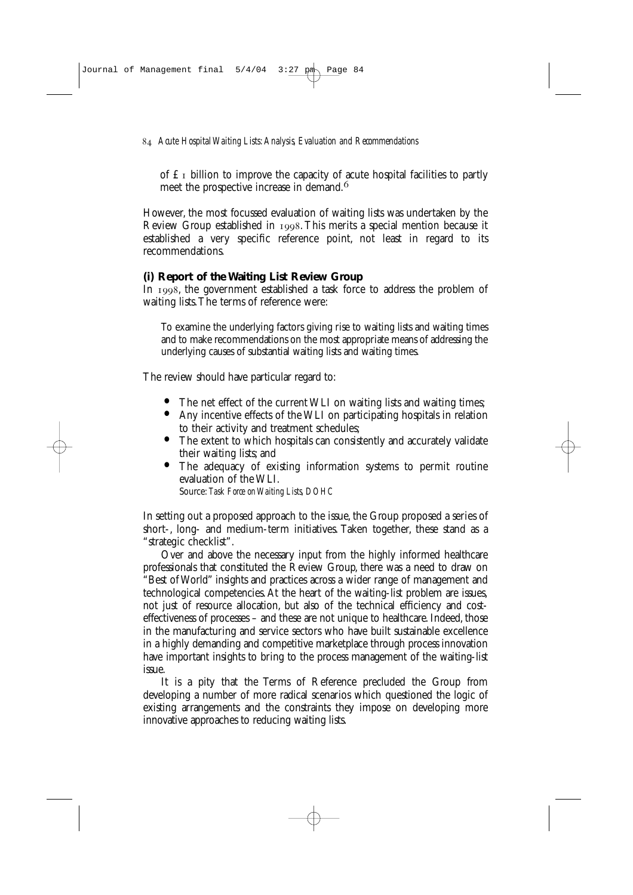of £1 billion to improve the capacity of acute hospital facilities to partly meet the prospective increase in demand.[6]

However, the most focussed evaluation of waiting lists was undertaken by the Review Group established in 1998. This merits a special mention because it established a very specific reference point, not least in regard to its recommendations.

### (i) Report of the Waiting List Review Group

In 1998, the government established a task force to address the problem of waiting lists. The terms of reference were:

> To examine the underlying factors giving rise to waiting lists and waiting times and to make recommendations on the most appropriate means of addressing the underlying causes of substantial waiting lists and waiting times.

The review should have particular regard to:

- The net effect of the current WLI on waiting lists and waiting times;
- Any incentive effects of the WLI on participating hospitals in relation to their activity and treatment schedules;
- The extent to which hospitals can consistently and accurately validate their waiting lists; and
- The adequacy of existing information systems to permit routine evaluation of the WLI.

Source: *Task Force on Waiting Lists, DOHC*

In setting out a proposed approach to the issue, the Group proposed a series of short-, long- and medium-term initiatives. Taken together, these stand as a "strategic checklist".

Over and above the necessary input from the highly informed healthcare professionals that constituted the Review Group, there was a need to draw on "Best of World" insights and practices across a wider range of management and technological competencies. At the heart of the waiting-list problem are issues, not just of resource allocation, but also of the technical efficiency and cost-effectiveness of processes – and these are not unique to healthcare. Indeed, those in the manufacturing and service sectors who have built sustainable excellence in a highly demanding and competitive marketplace through process innovation have important insights to bring to the process management of the waiting-list issue.

It is a pity that the Terms of Reference precluded the Group from developing a number of more radical scenarios which questioned the logic of existing arrangements and the constraints they impose on developing more innovative approaches to reducing waiting lists.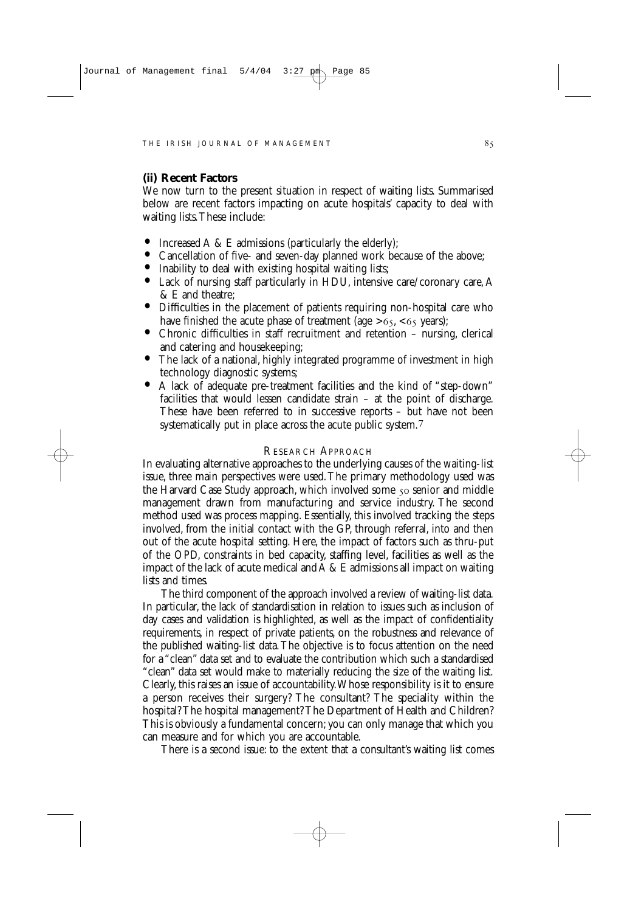### (ii) Recent Factors

We now turn to the present situation in respect of waiting lists. Summarised below are recent factors impacting on acute hospitals' capacity to deal with waiting lists. These include:

- Increased A & E admissions (particularly the elderly);
- Cancellation of five- and seven-day planned work because of the above;
- Inability to deal with existing hospital waiting lists;
- Lack of nursing staff particularly in HDU, intensive care/coronary care, A & E and theatre;
- Difficulties in the placement of patients requiring non-hospital care who have finished the acute phase of treatment (age >65, <65 years);
- Chronic difficulties in staff recruitment and retention – nursing, clerical and catering and housekeeping;
- The lack of a national, highly integrated programme of investment in high technology diagnostic systems;
- A lack of adequate pre-treatment facilities and the kind of "step-down" facilities that would lessen candidate strain – at the point of discharge. These have been referred to in successive reports – but have not been systematically put in place across the acute public system.[7]

## Research Approach

In evaluating alternative approaches to the underlying causes of the waiting-list issue, three main perspectives were used. The primary methodology used was the Harvard Case Study approach, which involved some 50 senior and middle management drawn from manufacturing and service industry. The second method used was process mapping. Essentially, this involved tracking the steps involved, from the initial contact with the GP, through referral, into and then out of the acute hospital setting. Here, the impact of factors such as thru-put of the OPD, constraints in bed capacity, staffing level, facilities as well as the impact of the lack of acute medical and A & E admissions all impact on waiting lists and times.

The third component of the approach involved a review of waiting-list data. In particular, the lack of standardisation in relation to issues such as inclusion of day cases and validation is highlighted, as well as the impact of confidentiality requirements, in respect of private patients, on the robustness and relevance of the published waiting-list data. The objective is to focus attention on the need for a "clean" data set and to evaluate the contribution which such a standardised "clean" data set would make to materially reducing the size of the waiting list. Clearly, this raises an issue of accountability. Whose responsibility is it to ensure a person receives their surgery? The consultant? The speciality within the hospital? The hospital management? The Department of Health and Children? This is obviously a fundamental concern; you can only manage that which you can measure and for which you are accountable.

There is a second issue: to the extent that a consultant's waiting list comes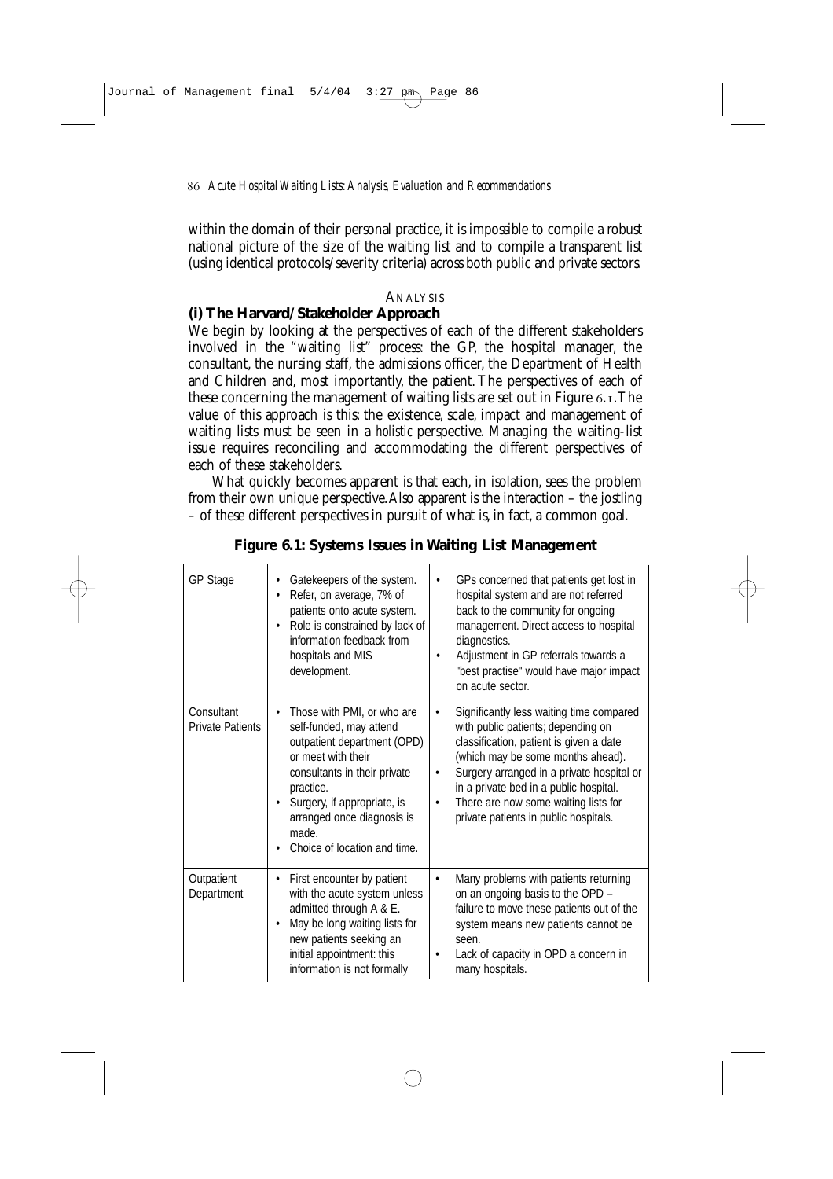within the domain of their personal practice, it is impossible to compile a robust national picture of the size of the waiting list and to compile a transparent list (using identical protocols/severity criteria) across both public and private sectors.

## ANALYSIS

### (i) The Harvard/Stakeholder Approach

We begin by looking at the perspectives of each of the different stakeholders involved in the "waiting list" process: the GP, the hospital manager, the consultant, the nursing staff, the admissions officer, the Department of Health and Children and, most importantly, the patient. The perspectives of each of these concerning the management of waiting lists are set out in Figure 6.1. The value of this approach is this: the existence, scale, impact and management of waiting lists must be seen in a *holistic* perspective. Managing the waiting-list issue requires reconciling and accommodating the different perspectives of each of these stakeholders.

What quickly becomes apparent is that each, in isolation, sees the problem from their own unique perspective. Also apparent is the interaction – the jostling – of these different perspectives in pursuit of what is, in fact, a common goal.

**Figure 6.1: Systems Issues in Waiting List Management**

| | | |
|---|---|---|
| GP Stage | • Gatekeepers of the system.<br>• Refer, on average, 7% of patients onto acute system.<br>• Role is constrained by lack of information feedback from hospitals and MIS development. | • GPs concerned that patients get lost in hospital system and are not referred back to the community for ongoing management. Direct access to hospital diagnostics.<br>• Adjustment in GP referrals towards a "best practise" would have major impact on acute sector. |
| Consultant Private Patients | • Those with PMI, or who are self-funded, may attend outpatient department (OPD) or meet with their consultants in their private practice.<br>• Surgery, if appropriate, is arranged once diagnosis is made.<br>• Choice of location and time. | • Significantly less waiting time compared with public patients; depending on classification, patient is given a date (which may be some months ahead).<br>• Surgery arranged in a private hospital or in a private bed in a public hospital.<br>• There are now some waiting lists for private patients in public hospitals. |
| Outpatient Department | • First encounter by patient with the acute system unless admitted through A & E.<br>• May be long waiting lists for new patients seeking an initial appointment: this information is not formally | • Many problems with patients returning on an ongoing basis to the OPD – failure to move these patients out of the system means new patients cannot be seen.<br>• Lack of capacity in OPD a concern in many hospitals. |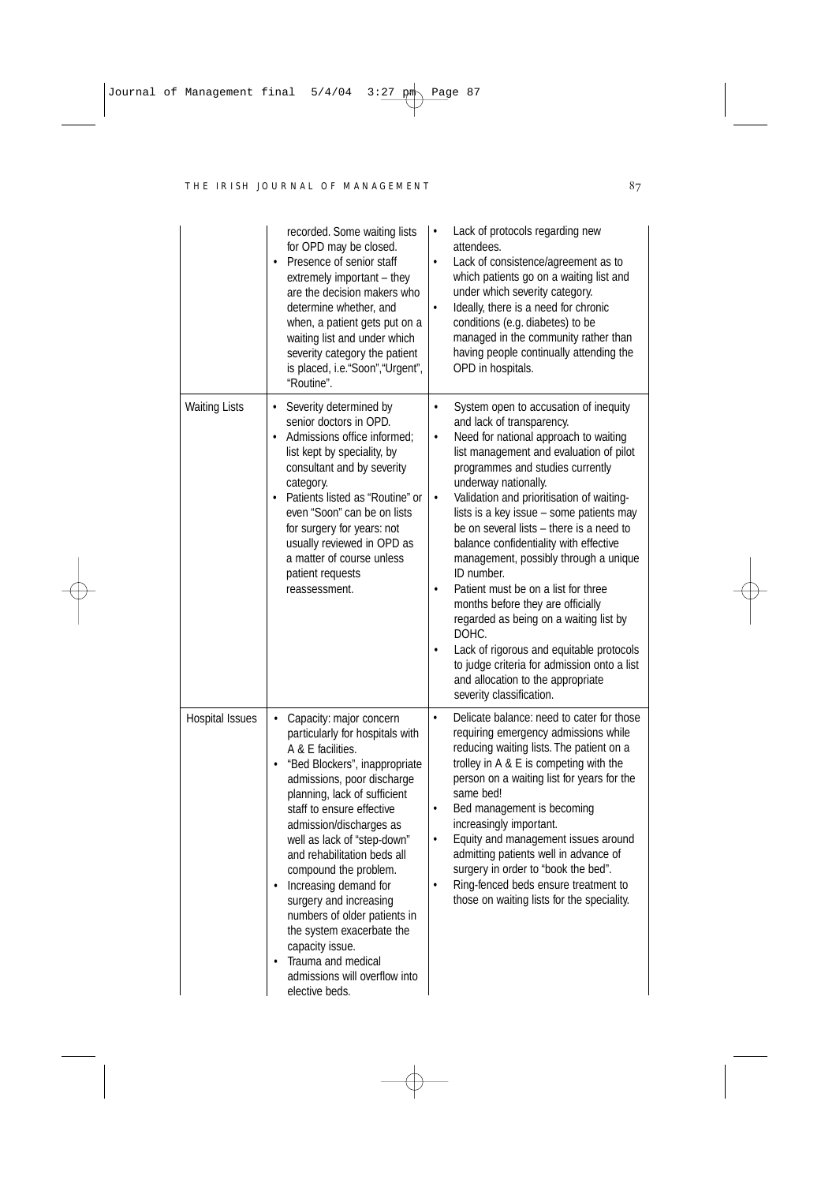| | | |
|---|---|---|
| | recorded. Some waiting lists for OPD may be closed.<br>• Presence of senior staff extremely important – they are the decision makers who determine whether, and when, a patient gets put on a waiting list and under which severity category the patient is placed, i.e."Soon","Urgent", "Routine". | • Lack of protocols regarding new attendees.<br>• Lack of consistence/agreement as to which patients go on a waiting list and under which severity category.<br>• Ideally, there is a need for chronic conditions (e.g. diabetes) to be managed in the community rather than having people continually attending the OPD in hospitals. |
| Waiting Lists | • Severity determined by senior doctors in OPD.<br>• Admissions office informed; list kept by speciality, by consultant and by severity category.<br>• Patients listed as "Routine" or even "Soon" can be on lists for surgery for years: not usually reviewed in OPD as a matter of course unless patient requests reassessment. | • System open to accusation of inequity and lack of transparency.<br>• Need for national approach to waiting list management and evaluation of pilot programmes and studies currently underway nationally.<br>• Validation and prioritisation of waiting-lists is a key issue – some patients may be on several lists – there is a need to balance confidentiality with effective management, possibly through a unique ID number.<br>• Patient must be on a list for three months before they are officially regarded as being on a waiting list by DOHC.<br>• Lack of rigorous and equitable protocols to judge criteria for admission onto a list and allocation to the appropriate severity classification. |
| Hospital Issues | • Capacity: major concern particularly for hospitals with A & E facilities.<br>• "Bed Blockers", inappropriate admissions, poor discharge planning, lack of sufficient staff to ensure effective admission/discharges as well as lack of "step-down" and rehabilitation beds all compound the problem.<br>• Increasing demand for surgery and increasing numbers of older patients in the system exacerbate the capacity issue.<br>• Trauma and medical admissions will overflow into elective beds. | • Delicate balance: need to cater for those requiring emergency admissions while reducing waiting lists. The patient on a trolley in A & E is competing with the person on a waiting list for years for the same bed!<br>• Bed management is becoming increasingly important.<br>• Equity and management issues around admitting patients well in advance of surgery in order to "book the bed".<br>• Ring-fenced beds ensure treatment to those on waiting lists for the speciality. |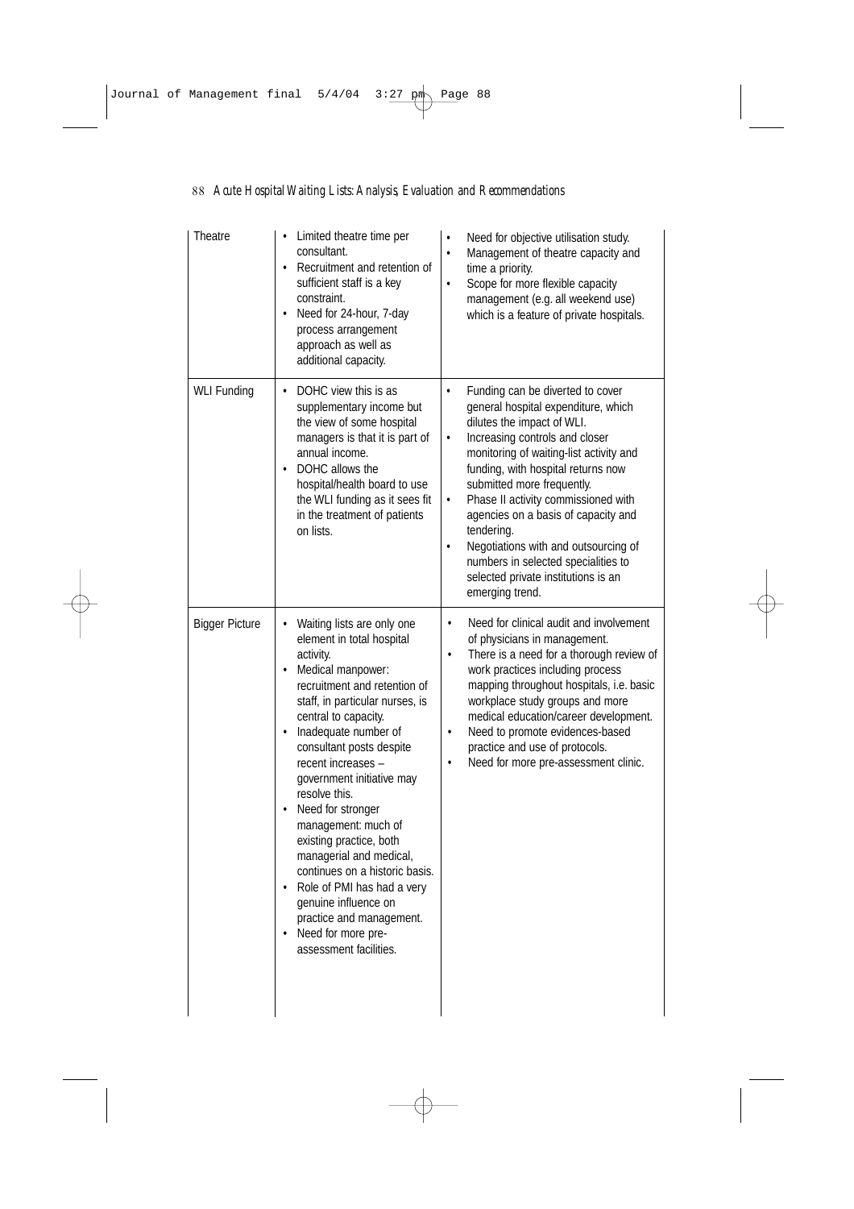| Theatre | • Limited theatre time per consultant.<br>• Recruitment and retention of sufficient staff is a key constraint.<br>• Need for 24-hour, 7-day process arrangement approach as well as additional capacity. | • Need for objective utilisation study.<br>• Management of theatre capacity and time a priority.<br>• Scope for more flexible capacity management (e.g. all weekend use) which is a feature of private hospitals. |
|---|---|---|
| WLI Funding | • DOHC view this is as supplementary income but the view of some hospital managers is that it is part of annual income.<br>• DOHC allows the hospital/health board to use the WLI funding as it sees fit in the treatment of patients on lists. | • Funding can be diverted to cover general hospital expenditure, which dilutes the impact of WLI.<br>• Increasing controls and closer monitoring of waiting-list activity and funding, with hospital returns now submitted more frequently.<br>• Phase II activity commissioned with agencies on a basis of capacity and tendering.<br>• Negotiations with and outsourcing of numbers in selected specialities to selected private institutions is an emerging trend. |
| Bigger Picture | • Waiting lists are only one element in total hospital activity.<br>• Medical manpower: recruitment and retention of staff, in particular nurses, is central to capacity.<br>• Inadequate number of consultant posts despite recent increases – government initiative may resolve this.<br>• Need for stronger management: much of existing practice, both managerial and medical, continues on a historic basis.<br>• Role of PMI has had a very genuine influence on practice and management.<br>• Need for more pre-assessment facilities. | • Need for clinical audit and involvement of physicians in management.<br>• There is a need for a thorough review of work practices including process mapping throughout hospitals, i.e. basic workplace study groups and more medical education/career development.<br>• Need to promote evidences-based practice and use of protocols.<br>• Need for more pre-assessment clinic. |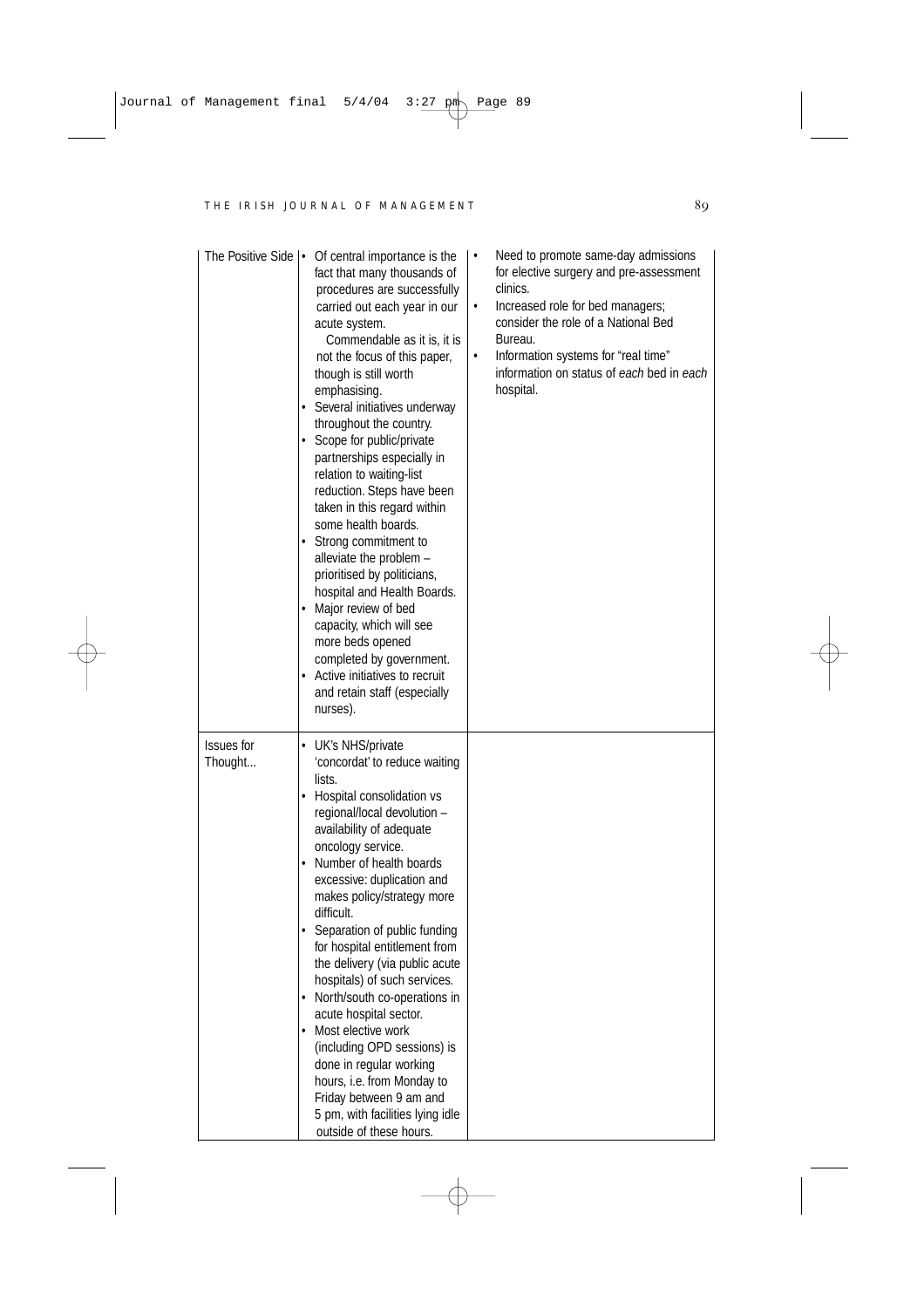| | | |
|---|---|---|
| The Positive Side | • Of central importance is the fact that many thousands of procedures are successfully carried out each year in our acute system. Commendable as it is, it is not the focus of this paper, though is still worth emphasising.<br>• Several initiatives underway throughout the country.<br>• Scope for public/private partnerships especially in relation to waiting-list reduction. Steps have been taken in this regard within some health boards.<br>• Strong commitment to alleviate the problem – prioritised by politicians, hospital and Health Boards.<br>• Major review of bed capacity, which will see more beds opened completed by government.<br>• Active initiatives to recruit and retain staff (especially nurses). | • Need to promote same-day admissions for elective surgery and pre-assessment clinics.<br>• Increased role for bed managers; consider the role of a National Bed Bureau.<br>• Information systems for "real time" information on status of *each* bed in *each* hospital. |
| Issues for Thought... | • UK's NHS/private 'concordat' to reduce waiting lists.<br>• Hospital consolidation vs regional/local devolution – availability of adequate oncology service.<br>• Number of health boards excessive: duplication and makes policy/strategy more difficult.<br>• Separation of public funding for hospital entitlement from the delivery (via public acute hospitals) of such services.<br>• North/south co-operations in acute hospital sector.<br>• Most elective work (including OPD sessions) is done in regular working hours, i.e. from Monday to Friday between 9 am and 5 pm, with facilities lying idle outside of these hours. | |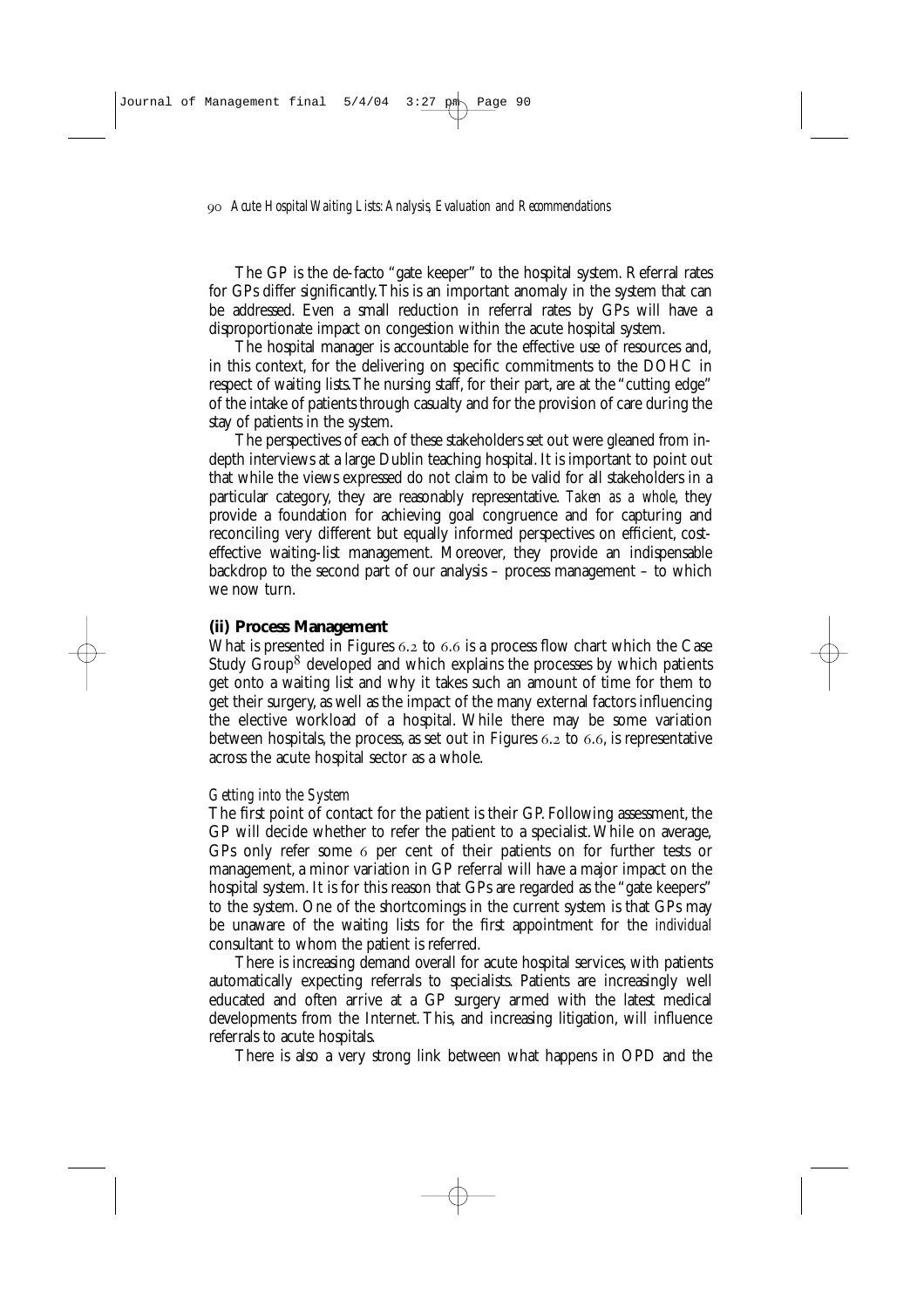The GP is the de-facto "gate keeper" to the hospital system. Referral rates for GPs differ significantly. This is an important anomaly in the system that can be addressed. Even a small reduction in referral rates by GPs will have a disproportionate impact on congestion within the acute hospital system.

The hospital manager is accountable for the effective use of resources and, in this context, for the delivering on specific commitments to the DOHC in respect of waiting lists. The nursing staff, for their part, are at the "cutting edge" of the intake of patients through casualty and for the provision of care during the stay of patients in the system.

The perspectives of each of these stakeholders set out were gleaned from in-depth interviews at a large Dublin teaching hospital. It is important to point out that while the views expressed do not claim to be valid for all stakeholders in a particular category, they are reasonably representative. *Taken as a whole*, they provide a foundation for achieving goal congruence and for capturing and reconciling very different but equally informed perspectives on efficient, cost-effective waiting-list management. Moreover, they provide an indispensable backdrop to the second part of our analysis – process management – to which we now turn.

### (ii) Process Management

What is presented in Figures 6.2 to 6.6 is a process flow chart which the Case Study Group[8] developed and which explains the processes by which patients get onto a waiting list and why it takes such an amount of time for them to get their surgery, as well as the impact of the many external factors influencing the elective workload of a hospital. While there may be some variation between hospitals, the process, as set out in Figures 6.2 to 6.6, is representative across the acute hospital sector as a whole.

#### *Getting into the System*

The first point of contact for the patient is their GP. Following assessment, the GP will decide whether to refer the patient to a specialist. While on average, GPs only refer some 6 per cent of their patients on for further tests or management, a minor variation in GP referral will have a major impact on the hospital system. It is for this reason that GPs are regarded as the "gate keepers" to the system. One of the shortcomings in the current system is that GPs may be unaware of the waiting lists for the first appointment for the *individual* consultant to whom the patient is referred.

There is increasing demand overall for acute hospital services, with patients automatically expecting referrals to specialists. Patients are increasingly well educated and often arrive at a GP surgery armed with the latest medical developments from the Internet. This, and increasing litigation, will influence referrals to acute hospitals.

There is also a very strong link between what happens in OPD and the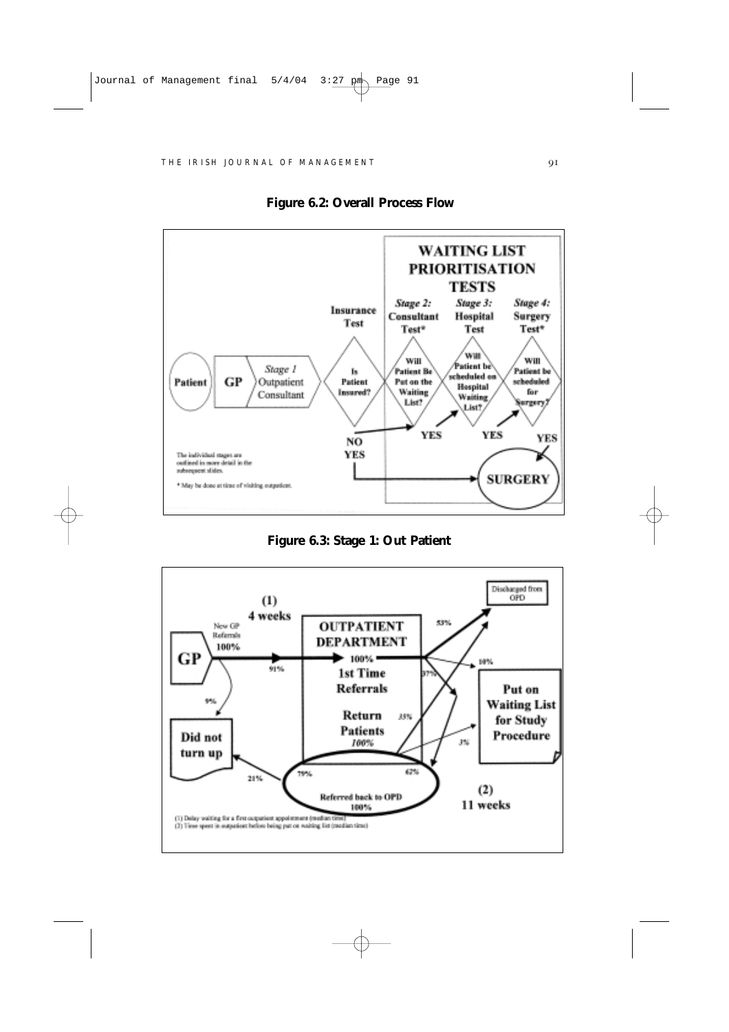**Figure 6.2: Overall Process Flow**

**Figure 6.3: Stage 1: Out Patient**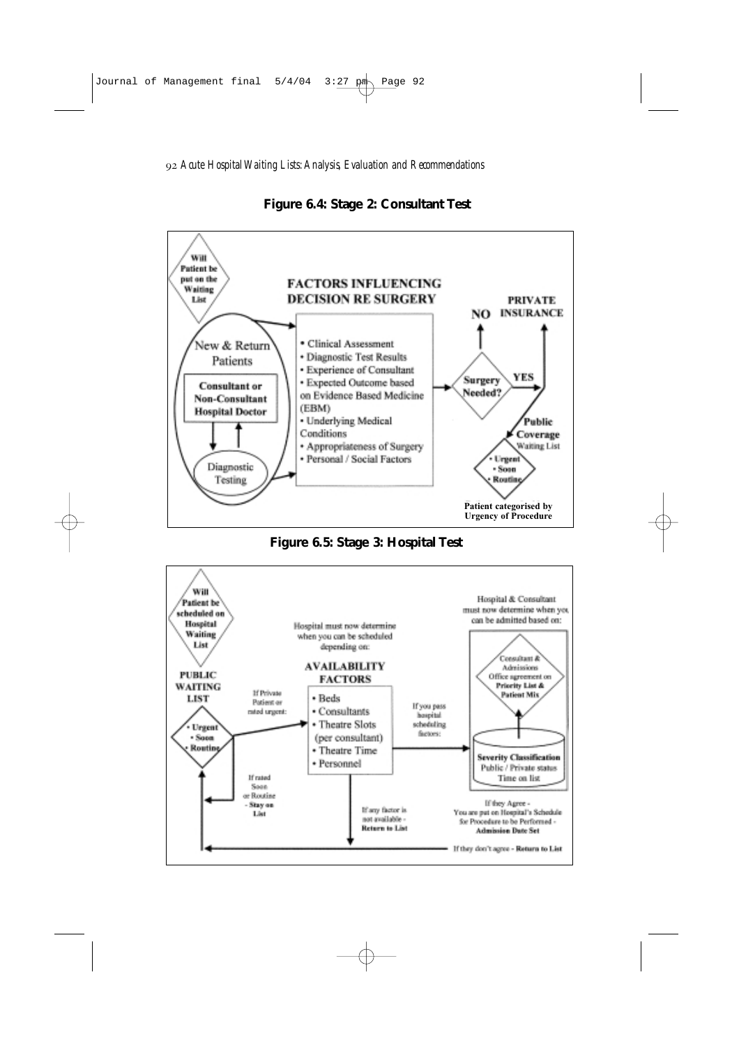**Figure 6.4: Stage 2: Consultant Test**

Will Patient be put on the Waiting List

New & Return Patients

Consultant or Non-Consultant Hospital Doctor

Diagnostic Testing

FACTORS INFLUENCING DECISION RE SURGERY

- Clinical Assessment
- Diagnostic Test Results
- Experience of Consultant
- Expected Outcome based on Evidence Based Medicine (EBM)
- Underlying Medical Conditions
- Appropriateness of Surgery
- Personal / Social Factors

Surgery Needed?

NO

YES

PRIVATE INSURANCE

Public Coverage Waiting List

- Urgent
- Soon
- Routine

Patient categorised by Urgency of Procedure

**Figure 6.5: Stage 3: Hospital Test**

Will Patient be scheduled on Hospital Waiting List

PUBLIC WAITING LIST

- Urgent
- Soon
- Routine

If Private Patient or rated urgent:

If rated Soon or Routine - **Stay on List**

Hospital must now determine when you can be scheduled depending on:

AVAILABILITY FACTORS

- Beds
- Consultants
- Theatre Slots (per consultant)
- Theatre Time
- Personnel

If any factor is not available - **Return to List**

If you pass hospital scheduling factors:

Hospital & Consultant must now determine when you can be admitted based on:

Consultant & Admissions Office agreement on **Priority List & Patient Mix**

**Severity Classification**
Public / Private status
Time on list

If they Agree - You are put on Hospital's Schedule for Procedure to be Performed - **Admission Date Set**

If they don't agree - **Return to List**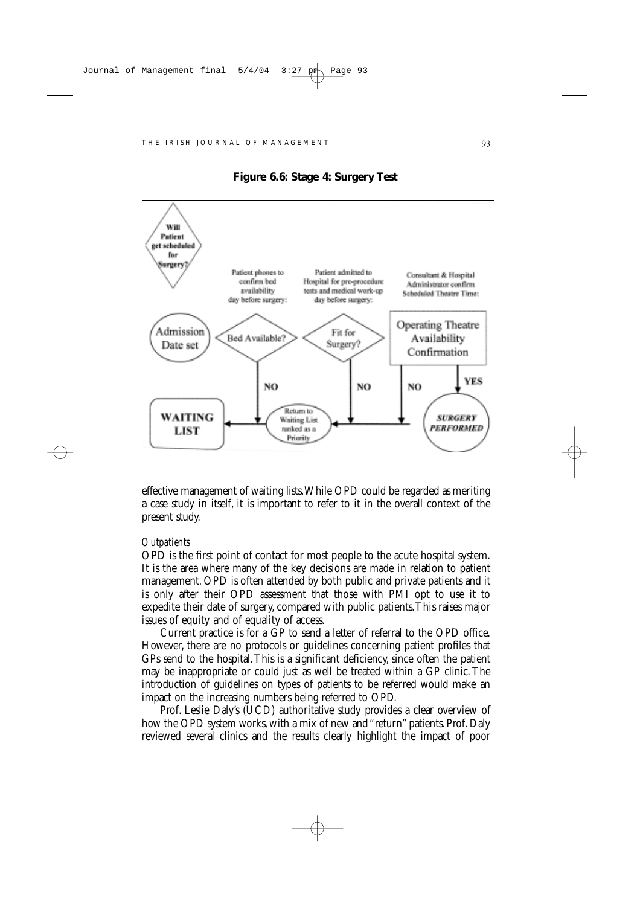**Figure 6.6: Stage 4: Surgery Test**

effective management of waiting lists. While OPD could be regarded as meriting a case study in itself, it is important to refer to it in the overall context of the present study.

*Outpatients*

OPD is the first point of contact for most people to the acute hospital system. It is the area where many of the key decisions are made in relation to patient management. OPD is often attended by both public and private patients and it is only after their OPD assessment that those with PMI opt to use it to expedite their date of surgery, compared with public patients. This raises major issues of equity and of equality of access.

Current practice is for a GP to send a letter of referral to the OPD office. However, there are no protocols or guidelines concerning patient profiles that GPs send to the hospital. This is a significant deficiency, since often the patient may be inappropriate or could just as well be treated within a GP clinic. The introduction of guidelines on types of patients to be referred would make an impact on the increasing numbers being referred to OPD.

Prof. Leslie Daly's (UCD) authoritative study provides a clear overview of how the OPD system works, with a mix of new and "return" patients. Prof. Daly reviewed several clinics and the results clearly highlight the impact of poor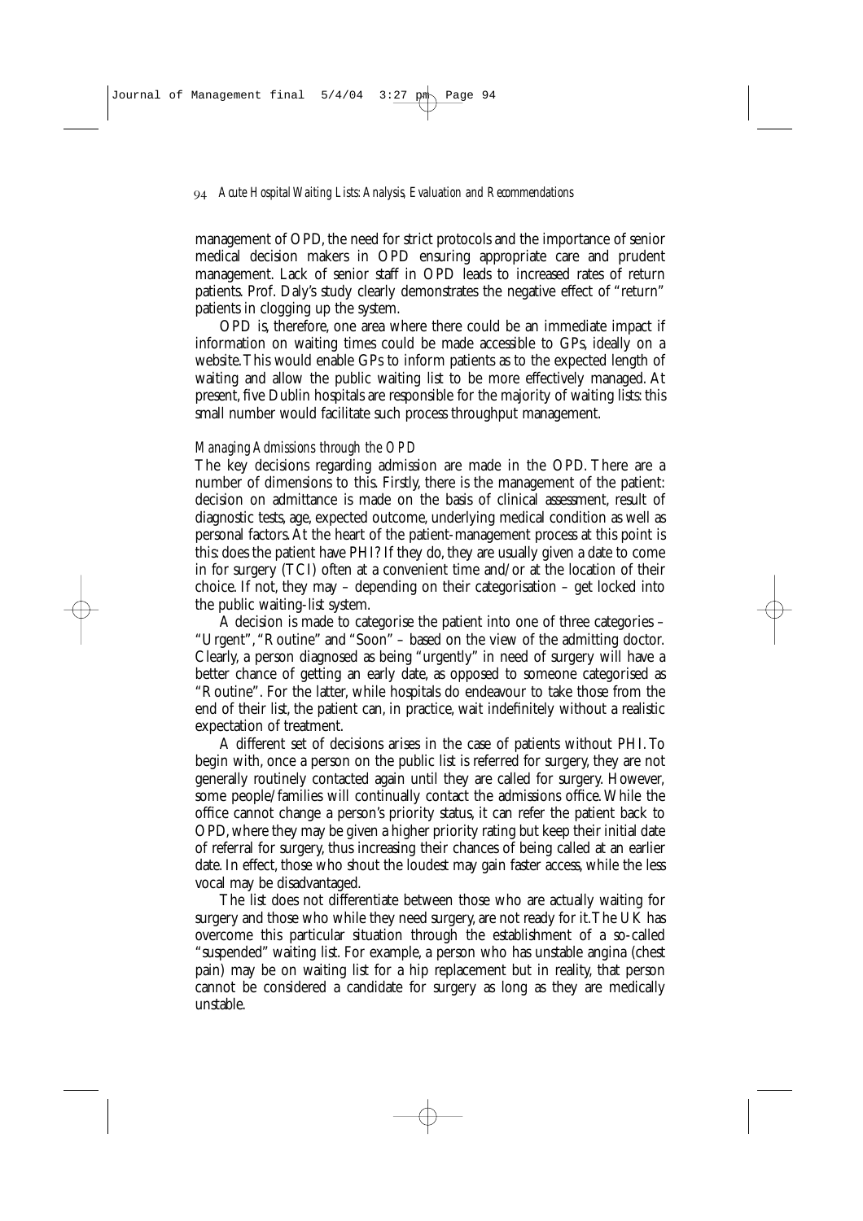management of OPD, the need for strict protocols and the importance of senior medical decision makers in OPD ensuring appropriate care and prudent management. Lack of senior staff in OPD leads to increased rates of return patients. Prof. Daly's study clearly demonstrates the negative effect of "return" patients in clogging up the system.

OPD is, therefore, one area where there could be an immediate impact if information on waiting times could be made accessible to GPs, ideally on a website. This would enable GPs to inform patients as to the expected length of waiting and allow the public waiting list to be more effectively managed. At present, five Dublin hospitals are responsible for the majority of waiting lists: this small number would facilitate such process throughput management.

*Managing Admissions through the OPD*

The key decisions regarding admission are made in the OPD. There are a number of dimensions to this. Firstly, there is the management of the patient: decision on admittance is made on the basis of clinical assessment, result of diagnostic tests, age, expected outcome, underlying medical condition as well as personal factors. At the heart of the patient-management process at this point is this: does the patient have PHI? If they do, they are usually given a date to come in for surgery (TCI) often at a convenient time and/or at the location of their choice. If not, they may – depending on their categorisation – get locked into the public waiting-list system.

A decision is made to categorise the patient into one of three categories – "Urgent", "Routine" and "Soon" – based on the view of the admitting doctor. Clearly, a person diagnosed as being "urgently" in need of surgery will have a better chance of getting an early date, as opposed to someone categorised as "Routine". For the latter, while hospitals do endeavour to take those from the end of their list, the patient can, in practice, wait indefinitely without a realistic expectation of treatment.

A different set of decisions arises in the case of patients without PHI. To begin with, once a person on the public list is referred for surgery, they are not generally routinely contacted again until they are called for surgery. However, some people/families will continually contact the admissions office. While the office cannot change a person's priority status, it can refer the patient back to OPD, where they may be given a higher priority rating but keep their initial date of referral for surgery, thus increasing their chances of being called at an earlier date. In effect, those who shout the loudest may gain faster access, while the less vocal may be disadvantaged.

The list does not differentiate between those who are actually waiting for surgery and those who while they need surgery, are not ready for it. The UK has overcome this particular situation through the establishment of a so-called "suspended" waiting list. For example, a person who has unstable angina (chest pain) may be on waiting list for a hip replacement but in reality, that person cannot be considered a candidate for surgery as long as they are medically unstable.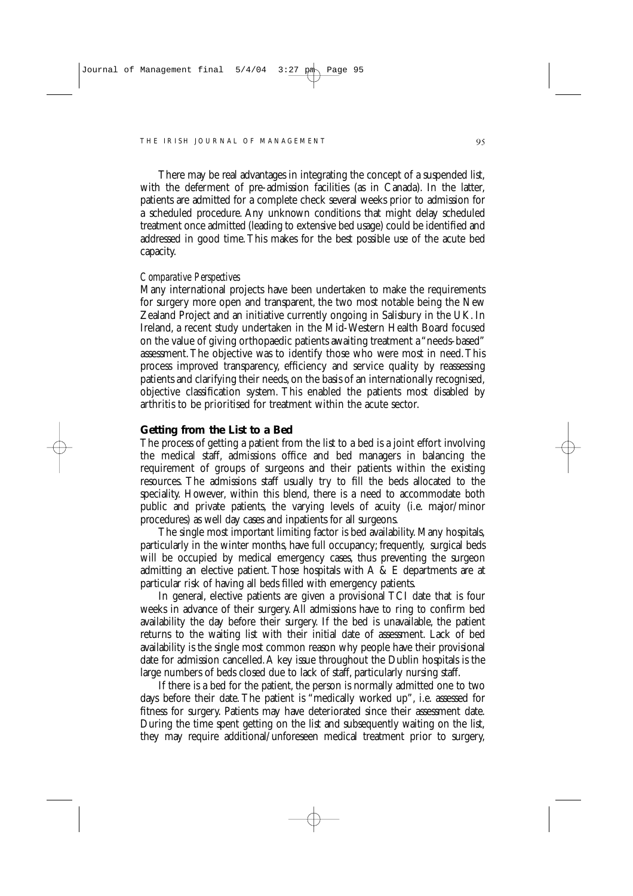There may be real advantages in integrating the concept of a suspended list, with the deferment of pre-admission facilities (as in Canada). In the latter, patients are admitted for a complete check several weeks prior to admission for a scheduled procedure. Any unknown conditions that might delay scheduled treatment once admitted (leading to extensive bed usage) could be identified and addressed in good time. This makes for the best possible use of the acute bed capacity.

*Comparative Perspectives*

Many international projects have been undertaken to make the requirements for surgery more open and transparent, the two most notable being the New Zealand Project and an initiative currently ongoing in Salisbury in the UK. In Ireland, a recent study undertaken in the Mid-Western Health Board focused on the value of giving orthopaedic patients awaiting treatment a "needs-based" assessment. The objective was to identify those who were most in need. This process improved transparency, efficiency and service quality by reassessing patients and clarifying their needs, on the basis of an internationally recognised, objective classification system. This enabled the patients most disabled by arthritis to be prioritised for treatment within the acute sector.

## Getting from the List to a Bed

The process of getting a patient from the list to a bed is a joint effort involving the medical staff, admissions office and bed managers in balancing the requirement of groups of surgeons and their patients within the existing resources. The admissions staff usually try to fill the beds allocated to the speciality. However, within this blend, there is a need to accommodate both public and private patients, the varying levels of acuity (i.e. major/minor procedures) as well day cases and inpatients for all surgeons.

The single most important limiting factor is bed availability. Many hospitals, particularly in the winter months, have full occupancy; frequently, surgical beds will be occupied by medical emergency cases, thus preventing the surgeon admitting an elective patient. Those hospitals with A & E departments are at particular risk of having all beds filled with emergency patients.

In general, elective patients are given a provisional TCI date that is four weeks in advance of their surgery. All admissions have to ring to confirm bed availability the day before their surgery. If the bed is unavailable, the patient returns to the waiting list with their initial date of assessment. Lack of bed availability is the single most common reason why people have their provisional date for admission cancelled. A key issue throughout the Dublin hospitals is the large numbers of beds closed due to lack of staff, particularly nursing staff.

If there is a bed for the patient, the person is normally admitted one to two days before their date. The patient is "medically worked up", i.e. assessed for fitness for surgery. Patients may have deteriorated since their assessment date. During the time spent getting on the list and subsequently waiting on the list, they may require additional/unforeseen medical treatment prior to surgery,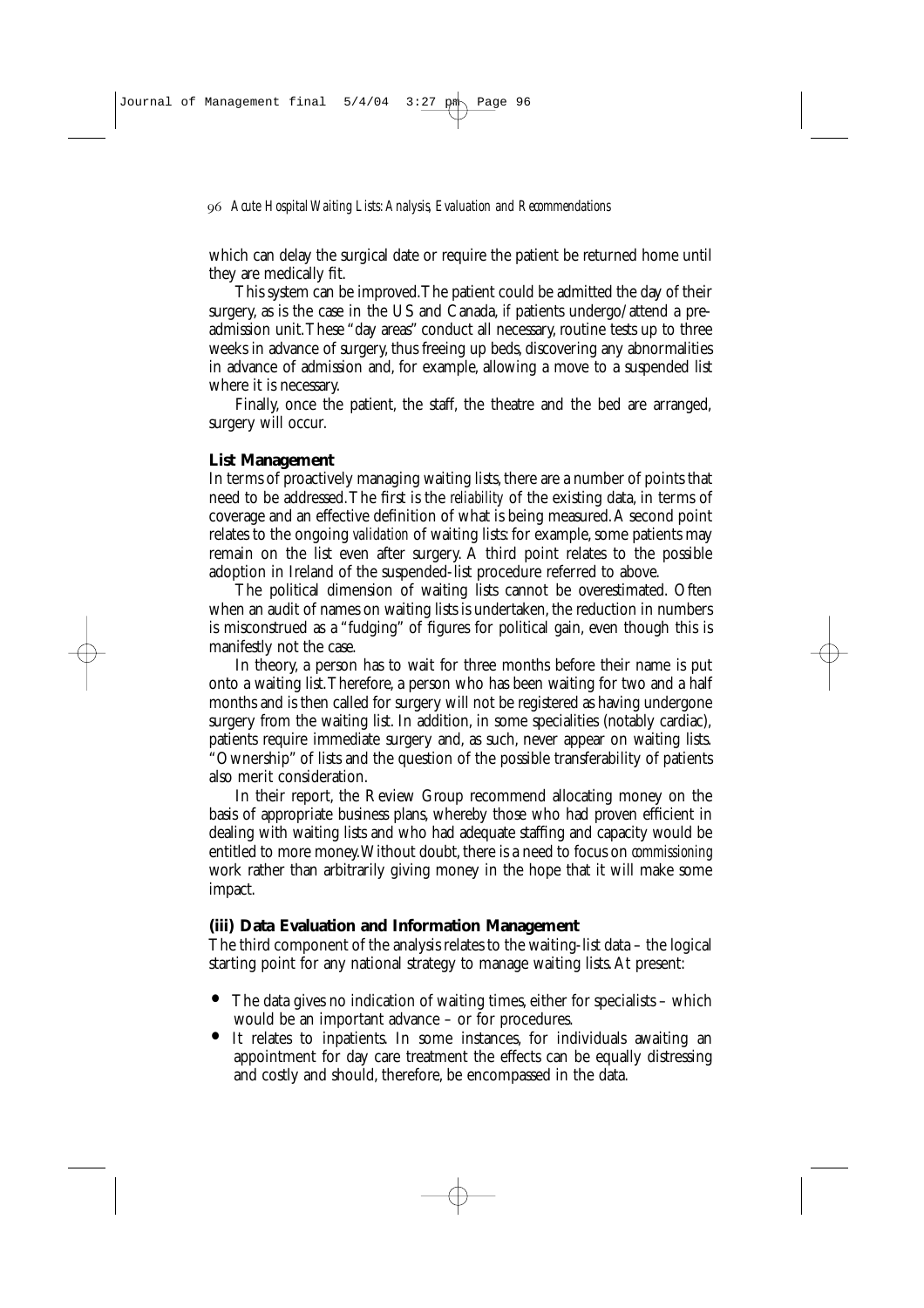which can delay the surgical date or require the patient be returned home until they are medically fit.

This system can be improved. The patient could be admitted the day of their surgery, as is the case in the US and Canada, if patients undergo/attend a pre-admission unit. These "day areas" conduct all necessary, routine tests up to three weeks in advance of surgery, thus freeing up beds, discovering any abnormalities in advance of admission and, for example, allowing a move to a suspended list where it is necessary.

Finally, once the patient, the staff, the theatre and the bed are arranged, surgery will occur.

### List Management

In terms of proactively managing waiting lists, there are a number of points that need to be addressed. The first is the *reliability* of the existing data, in terms of coverage and an effective definition of what is being measured. A second point relates to the ongoing *validation* of waiting lists: for example, some patients may remain on the list even after surgery. A third point relates to the possible adoption in Ireland of the suspended-list procedure referred to above.

The political dimension of waiting lists cannot be overestimated. Often when an audit of names on waiting lists is undertaken, the reduction in numbers is misconstrued as a "fudging" of figures for political gain, even though this is manifestly not the case.

In theory, a person has to wait for three months before their name is put onto a waiting list. Therefore, a person who has been waiting for two and a half months and is then called for surgery will not be registered as having undergone surgery from the waiting list. In addition, in some specialities (notably cardiac), patients require immediate surgery and, as such, never appear on waiting lists. "Ownership" of lists and the question of the possible transferability of patients also merit consideration.

In their report, the Review Group recommend allocating money on the basis of appropriate business plans, whereby those who had proven efficient in dealing with waiting lists and who had adequate staffing and capacity would be entitled to more money. Without doubt, there is a need to focus on *commissioning* work rather than arbitrarily giving money in the hope that it will make some impact.

### (iii) Data Evaluation and Information Management

The third component of the analysis relates to the waiting-list data – the logical starting point for any national strategy to manage waiting lists. At present:

- The data gives no indication of waiting times, either for specialists – which would be an important advance – or for procedures.
- It relates to inpatients. In some instances, for individuals awaiting an appointment for day care treatment the effects can be equally distressing and costly and should, therefore, be encompassed in the data.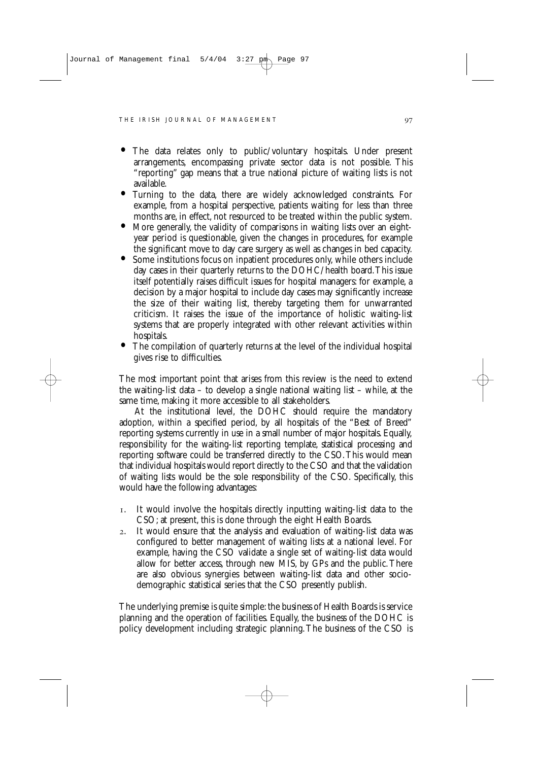- The data relates only to public/voluntary hospitals. Under present arrangements, encompassing private sector data is not possible. This "reporting" gap means that a true national picture of waiting lists is not available.
- Turning to the data, there are widely acknowledged constraints. For example, from a hospital perspective, patients waiting for less than three months are, in effect, not resourced to be treated within the public system.
- More generally, the validity of comparisons in waiting lists over an eight-year period is questionable, given the changes in procedures, for example the significant move to day care surgery as well as changes in bed capacity.
- Some institutions focus on inpatient procedures only, while others include day cases in their quarterly returns to the DOHC/health board. This issue itself potentially raises difficult issues for hospital managers: for example, a decision by a major hospital to include day cases may significantly increase the size of their waiting list, thereby targeting them for unwarranted criticism. It raises the issue of the importance of holistic waiting-list systems that are properly integrated with other relevant activities within hospitals.
- The compilation of quarterly returns at the level of the individual hospital gives rise to difficulties.

The most important point that arises from this review is the need to extend the waiting-list data – to develop a single national waiting list – while, at the same time, making it more accessible to all stakeholders.

At the institutional level, the DOHC should require the mandatory adoption, within a specified period, by all hospitals of the "Best of Breed" reporting systems currently in use in a small number of major hospitals. Equally, responsibility for the waiting-list reporting template, statistical processing and reporting software could be transferred directly to the CSO. This would mean that individual hospitals would report directly to the CSO and that the validation of waiting lists would be the sole responsibility of the CSO. Specifically, this would have the following advantages:

1. It would involve the hospitals directly inputting waiting-list data to the CSO; at present, this is done through the eight Health Boards.
2. It would ensure that the analysis and evaluation of waiting-list data was configured to better management of waiting lists at a national level. For example, having the CSO validate a single set of waiting-list data would allow for better access, through new MIS, by GPs and the public. There are also obvious synergies between waiting-list data and other socio-demographic statistical series that the CSO presently publish.

The underlying premise is quite simple: the business of Health Boards is service planning and the operation of facilities. Equally, the business of the DOHC is policy development including strategic planning. The business of the CSO is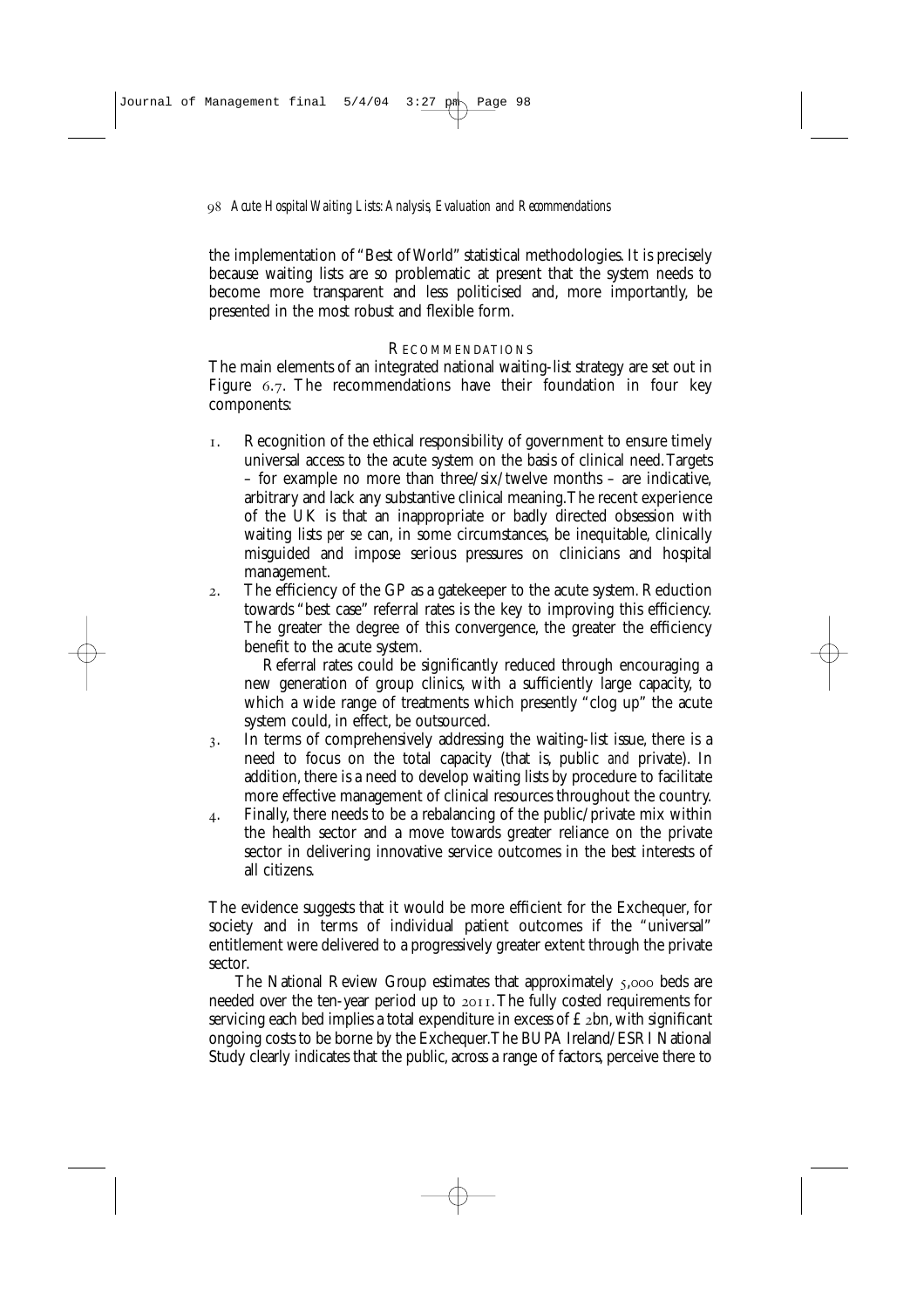the implementation of "Best of World" statistical methodologies. It is precisely because waiting lists are so problematic at present that the system needs to become more transparent and less politicised and, more importantly, be presented in the most robust and flexible form.

## Recommendations

The main elements of an integrated national waiting-list strategy are set out in Figure 6.7. The recommendations have their foundation in four key components:

1. Recognition of the ethical responsibility of government to ensure timely universal access to the acute system on the basis of clinical need. Targets – for example no more than three/six/twelve months – are indicative, arbitrary and lack any substantive clinical meaning. The recent experience of the UK is that an inappropriate or badly directed obsession with waiting lists *per se* can, in some circumstances, be inequitable, clinically misguided and impose serious pressures on clinicians and hospital management.
2. The efficiency of the GP as a gatekeeper to the acute system. Reduction towards "best case" referral rates is the key to improving this efficiency. The greater the degree of this convergence, the greater the efficiency benefit to the acute system.

   Referral rates could be significantly reduced through encouraging a new generation of group clinics, with a sufficiently large capacity, to which a wide range of treatments which presently "clog up" the acute system could, in effect, be outsourced.
3. In terms of comprehensively addressing the waiting-list issue, there is a need to focus on the total capacity (that is, public *and* private). In addition, there is a need to develop waiting lists by procedure to facilitate more effective management of clinical resources throughout the country.
4. Finally, there needs to be a rebalancing of the public/private mix within the health sector and a move towards greater reliance on the private sector in delivering innovative service outcomes in the best interests of all citizens.

The evidence suggests that it would be more efficient for the Exchequer, for society and in terms of individual patient outcomes if the "universal" entitlement were delivered to a progressively greater extent through the private sector.

The National Review Group estimates that approximately 5,000 beds are needed over the ten-year period up to 2011. The fully costed requirements for servicing each bed implies a total expenditure in excess of £2bn, with significant ongoing costs to be borne by the Exchequer. The BUPA Ireland/ESRI National Study clearly indicates that the public, across a range of factors, perceive there to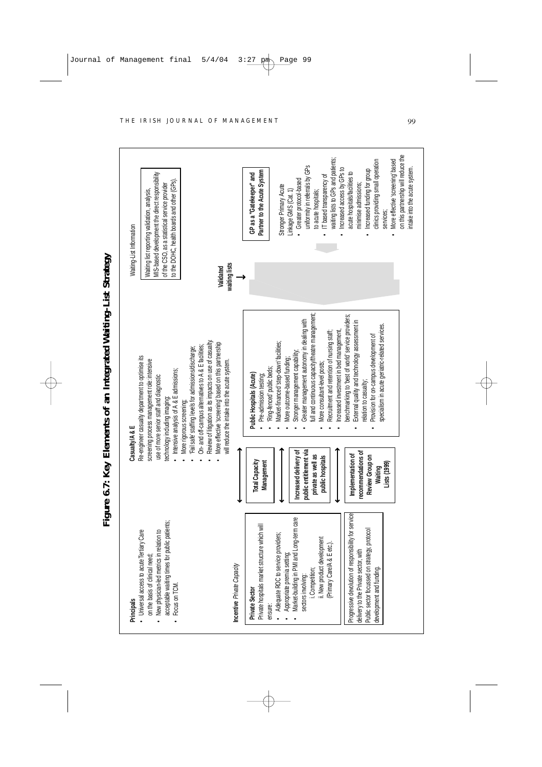# Figure 6.7: Key Elements of an Integrated Waiting-List Strategy

**Principals**

- Universal access to acute Tertiary Care on the basis of clinical need;
- New physician-led metrics in relation to acceptable waiting times for public patients;
- Focus on TCM.

**Casualty/A & E**

Re-engineer casualty department to optimise its screening process management role: intensive use of more senior staff and diagnostic technology including imaging;

- Intensive analysis of A & E admissions;
- More rigorous screening;
- 'Fail safe' staffing levels for admissions/discharge;
- On- and off-campus alternatives to A & E facilities;
- Review of litigation as its impacts on use of casualty.
- More effective 'screening' based on this partnership will reduce the intake into the acute system.

Waiting-List Information

Waiting list reporting validation, analysis, MIS-based development the direct responsibility of the CSO, as a statistical service provider to the DOHC, health boards and other (GPs).

**Incentive** *Private Capacity*

**Private Sector**

Private hospitals market structure which will ensure:

- Adequate ROC to service providers;
- Appropriate premia setting;
- Market-building in PMI and Long-term care sectors involving:
  - i. Competition;
  - ii. New product development (Primary Care/A & E etc.).

Progressive devolution of responsibility for service delivery to the Private sector, with Public sector focussed on strategy, protocol development and funding.

**Total Capacity Management**

**Increased delivery of public entitlement via private as well as public hospitals**

**Implementation of recommendations of Review Group on Waiting Lists (1999)**

**Public Hospitals (Acute)**

- Pre-admission testing;
- 'Ring-fenced' public beds;
- Market-financed 'step-down' facilities;
- More outcome-based funding;
- Stronger management capability;
- Greater management autonomy in dealing with full and continuous capacity/theatre management;
- More consultant-level posts;
- Recruitment and retention of nursing staff;
- Increased investment in bed management, benchmarking to 'best of world' service providers;
- External quality and technology assessment in relation to casualty;
- Provision for on-campus development of specialism in acute geriatric-related services.

**Validated waiting lists**

**GP as a "Gatekeeper" and Partner to the Acute System**

Stronger Primary Acute Linkage GMS (Cat. 1)

- Greater protocol-based uniformity in referrals by GPs to acute hospitals;
- IT based transparency of waiting lists to GPs and patients;
- Increased access by GPs to acute hospitals/facilities to minimise admissions;
- Increased funding for group clinics providing small operation services;
- More effective 'screening' based on this partnership will reduce the intake into the acute system.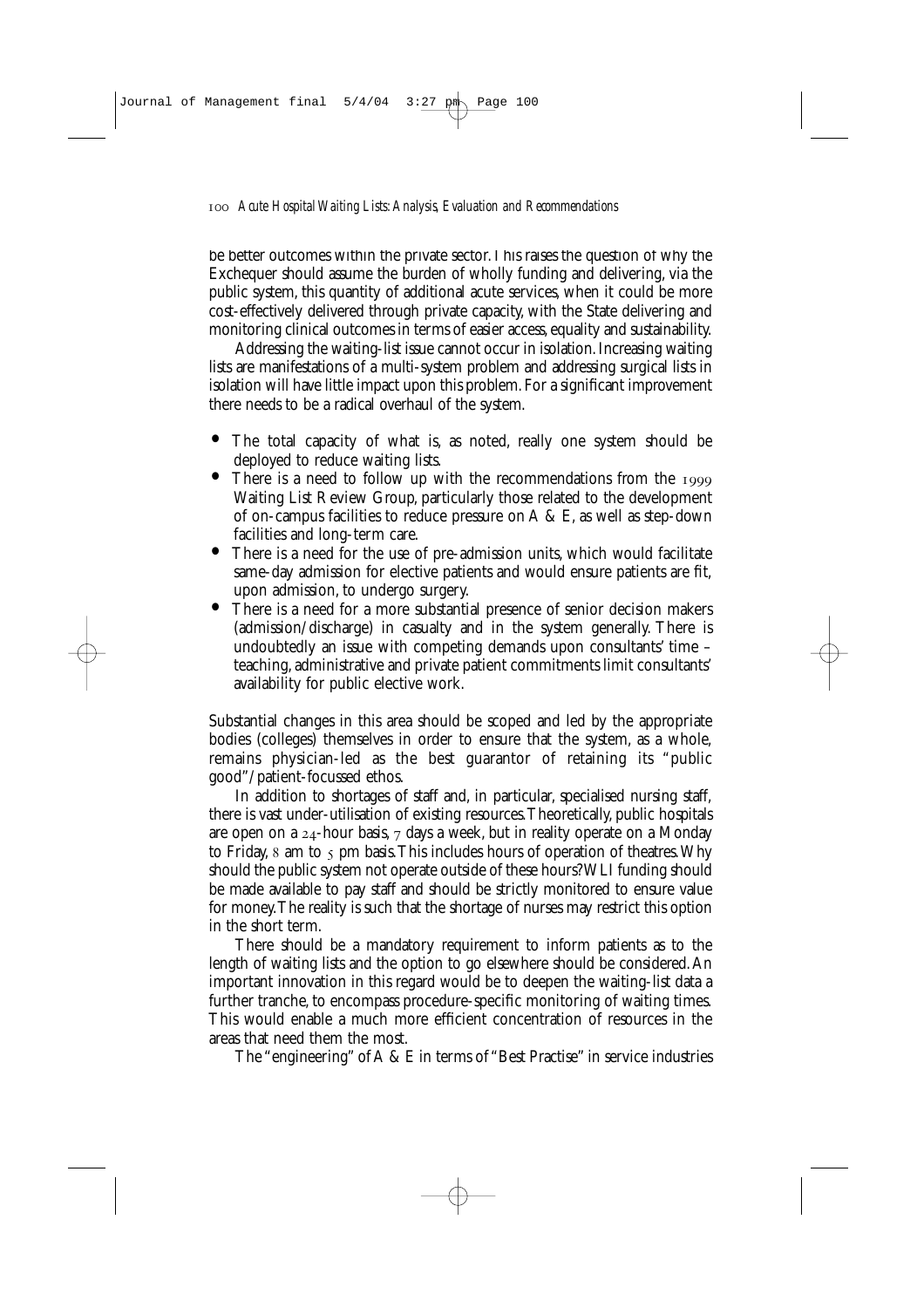be better outcomes within the private sector. This raises the question of why the Exchequer should assume the burden of wholly funding and delivering, via the public system, this quantity of additional acute services, when it could be more cost-effectively delivered through private capacity, with the State delivering and monitoring clinical outcomes in terms of easier access, equality and sustainability.

Addressing the waiting-list issue cannot occur in isolation. Increasing waiting lists are manifestations of a multi-system problem and addressing surgical lists in isolation will have little impact upon this problem. For a significant improvement there needs to be a radical overhaul of the system.

- The total capacity of what is, as noted, really one system should be deployed to reduce waiting lists.
- There is a need to follow up with the recommendations from the 1999 Waiting List Review Group, particularly those related to the development of on-campus facilities to reduce pressure on A & E, as well as step-down facilities and long-term care.
- There is a need for the use of pre-admission units, which would facilitate same-day admission for elective patients and would ensure patients are fit, upon admission, to undergo surgery.
- There is a need for a more substantial presence of senior decision makers (admission/discharge) in casualty and in the system generally. There is undoubtedly an issue with competing demands upon consultants' time – teaching, administrative and private patient commitments limit consultants' availability for public elective work.

Substantial changes in this area should be scoped and led by the appropriate bodies (colleges) themselves in order to ensure that the system, as a whole, remains physician-led as the best guarantor of retaining its "public good"/patient-focussed ethos.

In addition to shortages of staff and, in particular, specialised nursing staff, there is vast under-utilisation of existing resources. Theoretically, public hospitals are open on a 24-hour basis, 7 days a week, but in reality operate on a Monday to Friday, 8 am to 5 pm basis. This includes hours of operation of theatres. Why should the public system not operate outside of these hours? WLI funding should be made available to pay staff and should be strictly monitored to ensure value for money. The reality is such that the shortage of nurses may restrict this option in the short term.

There should be a mandatory requirement to inform patients as to the length of waiting lists and the option to go elsewhere should be considered. An important innovation in this regard would be to deepen the waiting-list data a further tranche, to encompass procedure-specific monitoring of waiting times. This would enable a much more efficient concentration of resources in the areas that need them the most.

The "engineering" of A & E in terms of "Best Practise" in service industries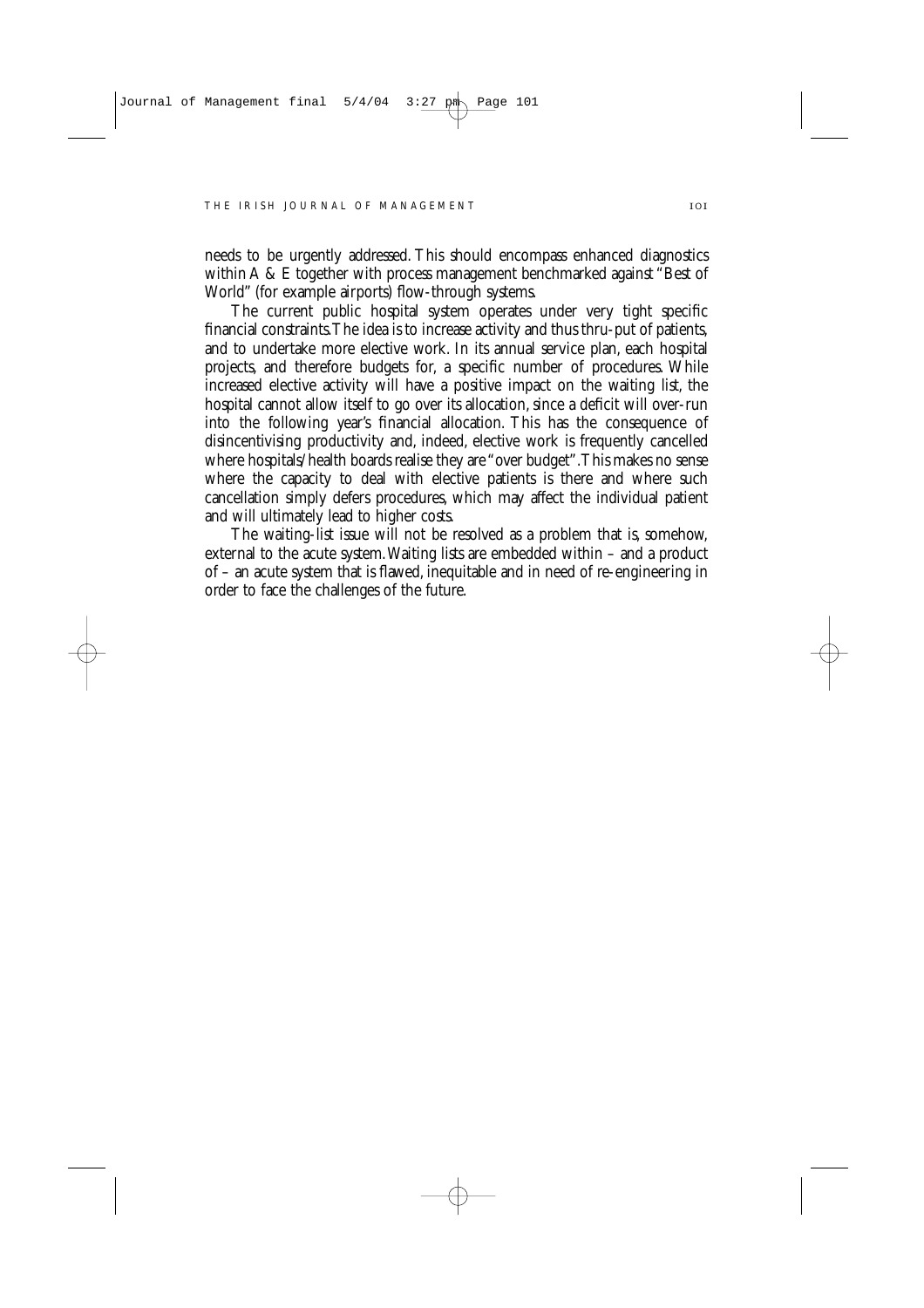needs to be urgently addressed. This should encompass enhanced diagnostics within A & E together with process management benchmarked against "Best of World" (for example airports) flow-through systems.

The current public hospital system operates under very tight specific financial constraints. The idea is to increase activity and thus thru-put of patients, and to undertake more elective work. In its annual service plan, each hospital projects, and therefore budgets for, a specific number of procedures. While increased elective activity will have a positive impact on the waiting list, the hospital cannot allow itself to go over its allocation, since a deficit will over-run into the following year's financial allocation. This has the consequence of disincentivising productivity and, indeed, elective work is frequently cancelled where hospitals/health boards realise they are "over budget". This makes no sense where the capacity to deal with elective patients is there and where such cancellation simply defers procedures, which may affect the individual patient and will ultimately lead to higher costs.

The waiting-list issue will not be resolved as a problem that is, somehow, external to the acute system. Waiting lists are embedded within – and a product of – an acute system that is flawed, inequitable and in need of re-engineering in order to face the challenges of the future.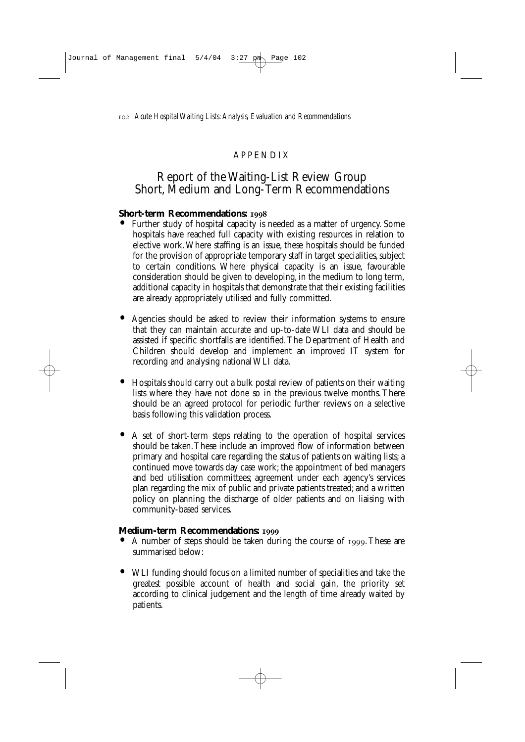# APPENDIX

## Report of the Waiting-List Review Group Short, Medium and Long-Term Recommendations

**Short-term Recommendations: 1998**

- Further study of hospital capacity is needed as a matter of urgency. Some hospitals have reached full capacity with existing resources in relation to elective work. Where staffing is an issue, these hospitals should be funded for the provision of appropriate temporary staff in target specialities, subject to certain conditions. Where physical capacity is an issue, favourable consideration should be given to developing, in the medium to long term, additional capacity in hospitals that demonstrate that their existing facilities are already appropriately utilised and fully committed.

- Agencies should be asked to review their information systems to ensure that they can maintain accurate and up-to-date WLI data and should be assisted if specific shortfalls are identified. The Department of Health and Children should develop and implement an improved IT system for recording and analysing national WLI data.

- Hospitals should carry out a bulk postal review of patients on their waiting lists where they have not done so in the previous twelve months. There should be an agreed protocol for periodic further reviews on a selective basis following this validation process.

- A set of short-term steps relating to the operation of hospital services should be taken. These include an improved flow of information between primary and hospital care regarding the status of patients on waiting lists; a continued move towards day case work; the appointment of bed managers and bed utilisation committees; agreement under each agency's services plan regarding the mix of public and private patients treated; and a written policy on planning the discharge of older patients and on liaising with community-based services.

**Medium-term Recommendations: 1999**

- A number of steps should be taken during the course of 1999. These are summarised below:

- WLI funding should focus on a limited number of specialities and take the greatest possible account of health and social gain, the priority set according to clinical judgement and the length of time already waited by patients.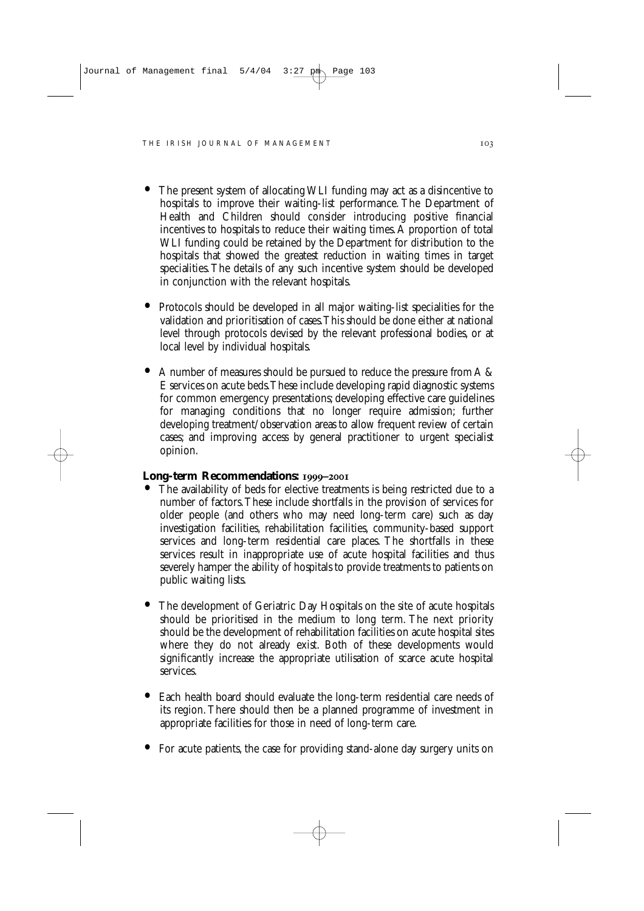- The present system of allocating WLI funding may act as a disincentive to hospitals to improve their waiting-list performance. The Department of Health and Children should consider introducing positive financial incentives to hospitals to reduce their waiting times. A proportion of total WLI funding could be retained by the Department for distribution to the hospitals that showed the greatest reduction in waiting times in target specialities. The details of any such incentive system should be developed in conjunction with the relevant hospitals.

- Protocols should be developed in all major waiting-list specialities for the validation and prioritisation of cases. This should be done either at national level through protocols devised by the relevant professional bodies, or at local level by individual hospitals.

- A number of measures should be pursued to reduce the pressure from A & E services on acute beds. These include developing rapid diagnostic systems for common emergency presentations; developing effective care guidelines for managing conditions that no longer require admission; further developing treatment/observation areas to allow frequent review of certain cases; and improving access by general practitioner to urgent specialist opinion.

**Long-term Recommendations: 1999–2001**

- The availability of beds for elective treatments is being restricted due to a number of factors. These include shortfalls in the provision of services for older people (and others who may need long-term care) such as day investigation facilities, rehabilitation facilities, community-based support services and long-term residential care places. The shortfalls in these services result in inappropriate use of acute hospital facilities and thus severely hamper the ability of hospitals to provide treatments to patients on public waiting lists.

- The development of Geriatric Day Hospitals on the site of acute hospitals should be prioritised in the medium to long term. The next priority should be the development of rehabilitation facilities on acute hospital sites where they do not already exist. Both of these developments would significantly increase the appropriate utilisation of scarce acute hospital services.

- Each health board should evaluate the long-term residential care needs of its region. There should then be a planned programme of investment in appropriate facilities for those in need of long-term care.

- For acute patients, the case for providing stand-alone day surgery units on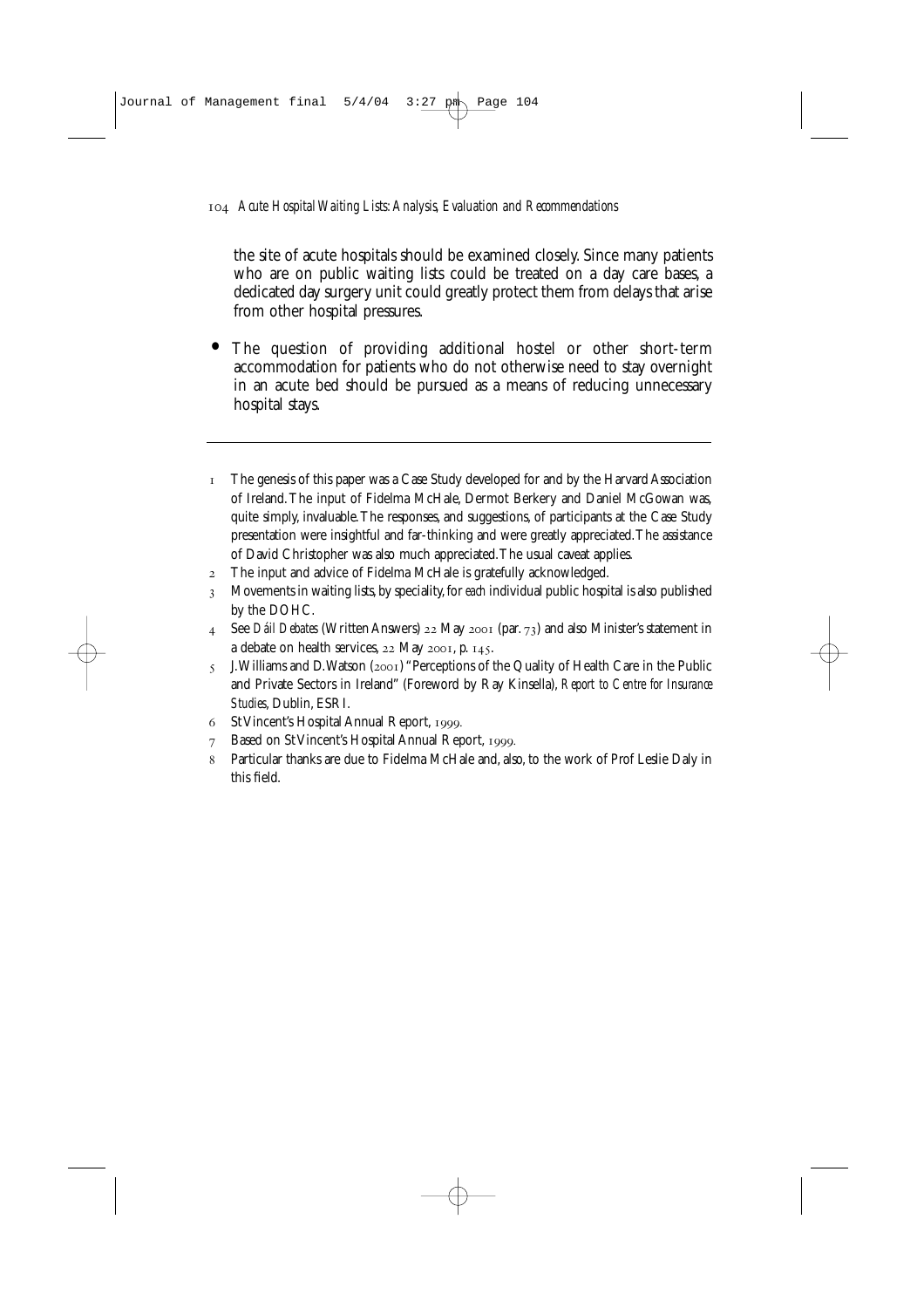the site of acute hospitals should be examined closely. Since many patients who are on public waiting lists could be treated on a day care bases, a dedicated day surgery unit could greatly protect them from delays that arise from other hospital pressures.

- The question of providing additional hostel or other short-term accommodation for patients who do not otherwise need to stay overnight in an acute bed should be pursued as a means of reducing unnecessary hospital stays.

---

1 The genesis of this paper was a Case Study developed for and by the Harvard Association of Ireland. The input of Fidelma McHale, Dermot Berkery and Daniel McGowan was, quite simply, invaluable. The responses, and suggestions, of participants at the Case Study presentation were insightful and far-thinking and were greatly appreciated. The assistance of David Christopher was also much appreciated. The usual caveat applies.

2 The input and advice of Fidelma McHale is gratefully acknowledged.

3 Movements in waiting lists, by speciality, for *each* individual public hospital is also published by the DOHC.

4 See *Dáil Debates* (Written Answers) 22 May 2001 (par. 73) and also Minister's statement in a debate on health services, 22 May 2001, p. 145.

5 J. Williams and D. Watson (2001) "Perceptions of the Quality of Health Care in the Public and Private Sectors in Ireland" (Foreword by Ray Kinsella), *Report to Centre for Insurance Studies*, Dublin, ESRI.

6 St Vincent's Hospital Annual Report, 1999.

7 Based on St Vincent's Hospital Annual Report, 1999.

8 Particular thanks are due to Fidelma McHale and, also, to the work of Prof Leslie Daly in this field.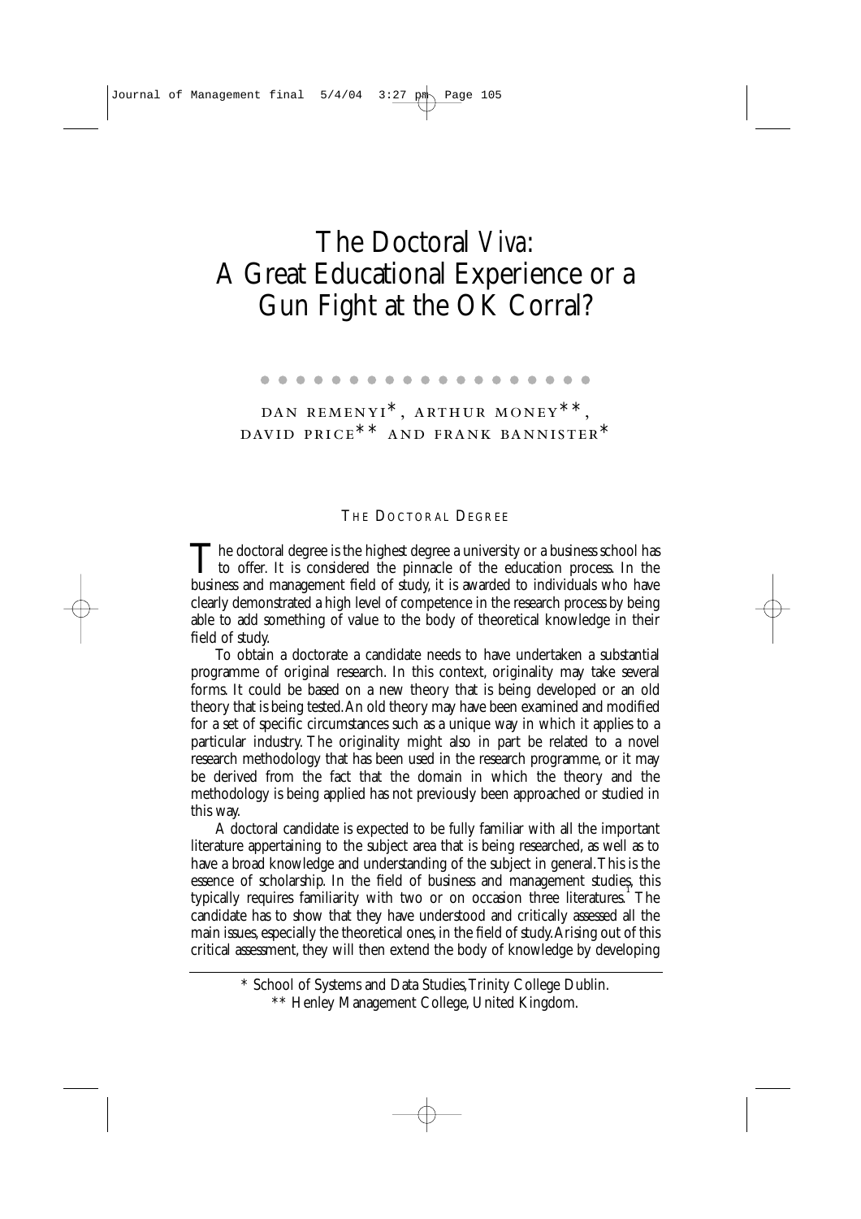# The Doctoral *Viva*: A Great Educational Experience or a Gun Fight at the OK Corral?

DAN REMENYI*, ARTHUR MONEY**, DAVID PRICE** AND FRANK BANNISTER*

## THE DOCTORAL DEGREE

The doctoral degree is the highest degree a university or a business school has to offer. It is considered the pinnacle of the education process. In the business and management field of study, it is awarded to individuals who have clearly demonstrated a high level of competence in the research process by being able to add something of value to the body of theoretical knowledge in their field of study.

To obtain a doctorate a candidate needs to have undertaken a substantial programme of original research. In this context, originality may take several forms. It could be based on a new theory that is being developed or an old theory that is being tested. An old theory may have been examined and modified for a set of specific circumstances such as a unique way in which it applies to a particular industry. The originality might also in part be related to a novel research methodology that has been used in the research programme, or it may be derived from the fact that the domain in which the theory and the methodology is being applied has not previously been approached or studied in this way.

A doctoral candidate is expected to be fully familiar with all the important literature appertaining to the subject area that is being researched, as well as to have a broad knowledge and understanding of the subject in general. This is the essence of scholarship. In the field of business and management studies, this typically requires familiarity with two or on occasion three literatures.[1] The candidate has to show that they have understood and critically assessed all the main issues, especially the theoretical ones, in the field of study. Arising out of this critical assessment, they will then extend the body of knowledge by developing

\* School of Systems and Data Studies, Trinity College Dublin.

\*\* Henley Management College, United Kingdom.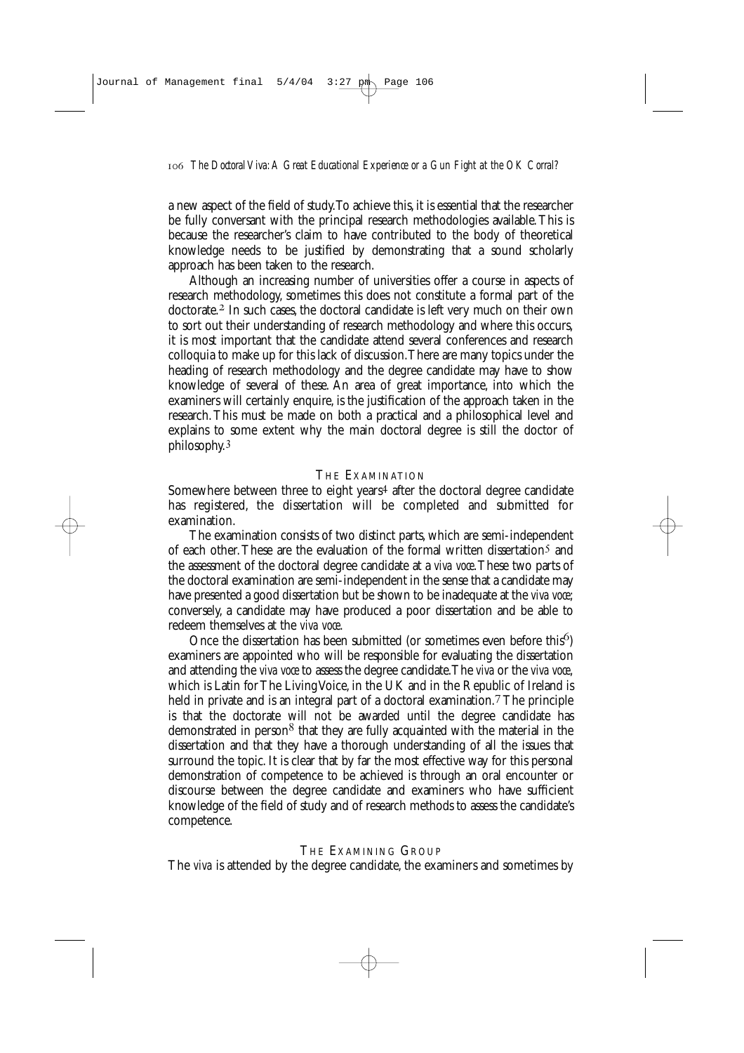a new aspect of the field of study. To achieve this, it is essential that the researcher be fully conversant with the principal research methodologies available. This is because the researcher's claim to have contributed to the body of theoretical knowledge needs to be justified by demonstrating that a sound scholarly approach has been taken to the research.

Although an increasing number of universities offer a course in aspects of research methodology, sometimes this does not constitute a formal part of the doctorate.[2] In such cases, the doctoral candidate is left very much on their own to sort out their understanding of research methodology and where this occurs, it is most important that the candidate attend several conferences and research colloquia to make up for this lack of discussion. There are many topics under the heading of research methodology and the degree candidate may have to show knowledge of several of these. An area of great importance, into which the examiners will certainly enquire, is the justification of the approach taken in the research. This must be made on both a practical and a philosophical level and explains to some extent why the main doctoral degree is still the doctor of philosophy.[3]

## The Examination

Somewhere between three to eight years[4] after the doctoral degree candidate has registered, the dissertation will be completed and submitted for examination.

The examination consists of two distinct parts, which are semi-independent of each other. These are the evaluation of the formal written dissertation[5] and the assessment of the doctoral degree candidate at a *viva voce*. These two parts of the doctoral examination are semi-independent in the sense that a candidate may have presented a good dissertation but be shown to be inadequate at the *viva voce*; conversely, a candidate may have produced a poor dissertation and be able to redeem themselves at the *viva voce*.

Once the dissertation has been submitted (or sometimes even before this[6]) examiners are appointed who will be responsible for evaluating the dissertation and attending the *viva voce* to assess the degree candidate. The *viva* or the *viva voce*, which is Latin for The Living Voice, in the UK and in the Republic of Ireland is held in private and is an integral part of a doctoral examination.[7] The principle is that the doctorate will not be awarded until the degree candidate has demonstrated in person[8] that they are fully acquainted with the material in the dissertation and that they have a thorough understanding of all the issues that surround the topic. It is clear that by far the most effective way for this personal demonstration of competence to be achieved is through an oral encounter or discourse between the degree candidate and examiners who have sufficient knowledge of the field of study and of research methods to assess the candidate's competence.

## The Examining Group

The *viva* is attended by the degree candidate, the examiners and sometimes by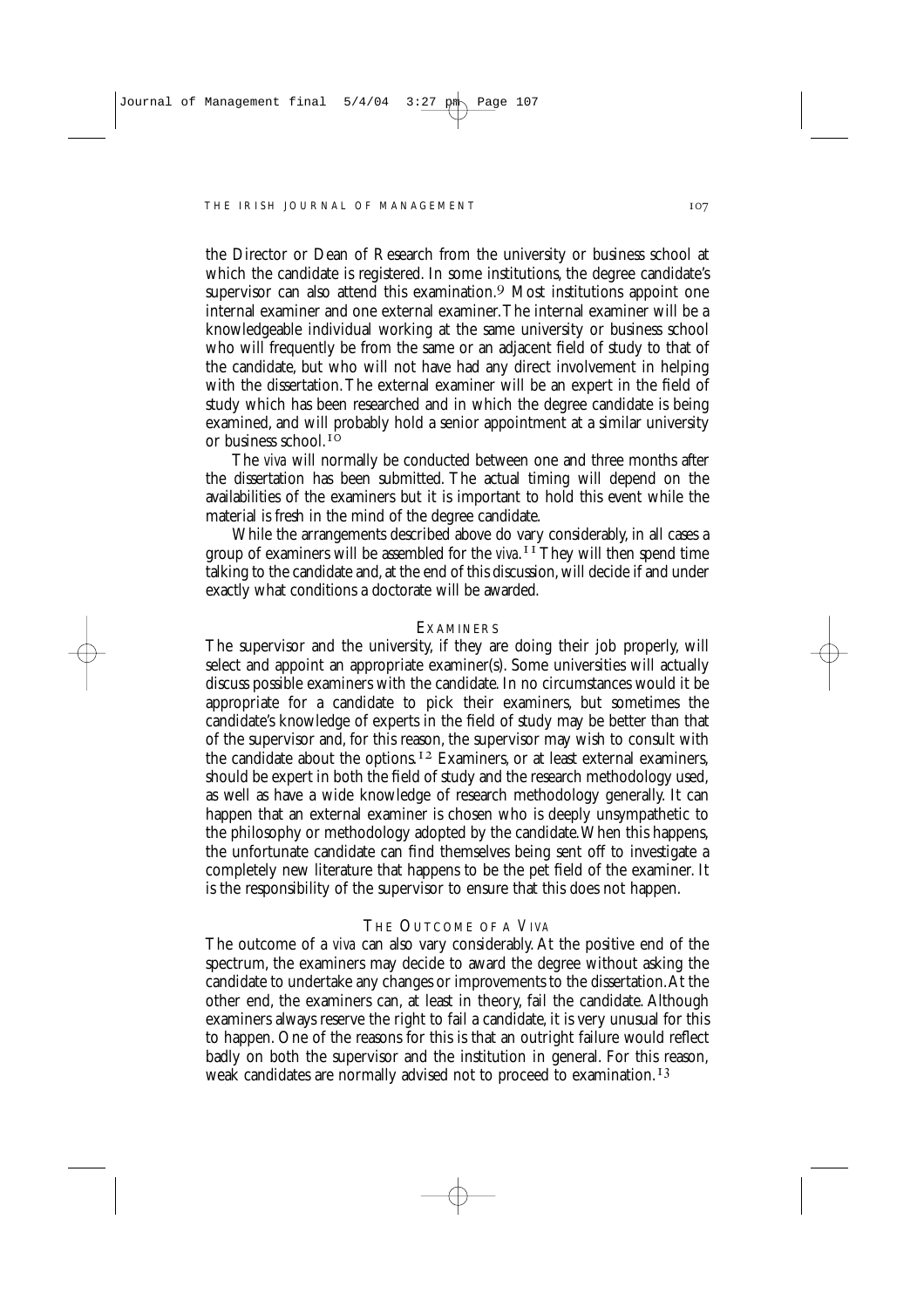the Director or Dean of Research from the university or business school at which the candidate is registered. In some institutions, the degree candidate's supervisor can also attend this examination.[9] Most institutions appoint one internal examiner and one external examiner. The internal examiner will be a knowledgeable individual working at the same university or business school who will frequently be from the same or an adjacent field of study to that of the candidate, but who will not have had any direct involvement in helping with the dissertation. The external examiner will be an expert in the field of study which has been researched and in which the degree candidate is being examined, and will probably hold a senior appointment at a similar university or business school.[10]

The *viva* will normally be conducted between one and three months after the dissertation has been submitted. The actual timing will depend on the availabilities of the examiners but it is important to hold this event while the material is fresh in the mind of the degree candidate.

While the arrangements described above do vary considerably, in all cases a group of examiners will be assembled for the *viva*.[11] They will then spend time talking to the candidate and, at the end of this discussion, will decide if and under exactly what conditions a doctorate will be awarded.

## EXAMINERS

The supervisor and the university, if they are doing their job properly, will select and appoint an appropriate examiner(s). Some universities will actually discuss possible examiners with the candidate. In no circumstances would it be appropriate for a candidate to pick their examiners, but sometimes the candidate's knowledge of experts in the field of study may be better than that of the supervisor and, for this reason, the supervisor may wish to consult with the candidate about the options.[12] Examiners, or at least external examiners, should be expert in both the field of study and the research methodology used, as well as have a wide knowledge of research methodology generally. It can happen that an external examiner is chosen who is deeply unsympathetic to the philosophy or methodology adopted by the candidate. When this happens, the unfortunate candidate can find themselves being sent off to investigate a completely new literature that happens to be the pet field of the examiner. It is the responsibility of the supervisor to ensure that this does not happen.

## THE OUTCOME OF A *VIVA*

The outcome of a *viva* can also vary considerably. At the positive end of the spectrum, the examiners may decide to award the degree without asking the candidate to undertake any changes or improvements to the dissertation. At the other end, the examiners can, at least in theory, fail the candidate. Although examiners always reserve the right to fail a candidate, it is very unusual for this to happen. One of the reasons for this is that an outright failure would reflect badly on both the supervisor and the institution in general. For this reason, weak candidates are normally advised not to proceed to examination.[13]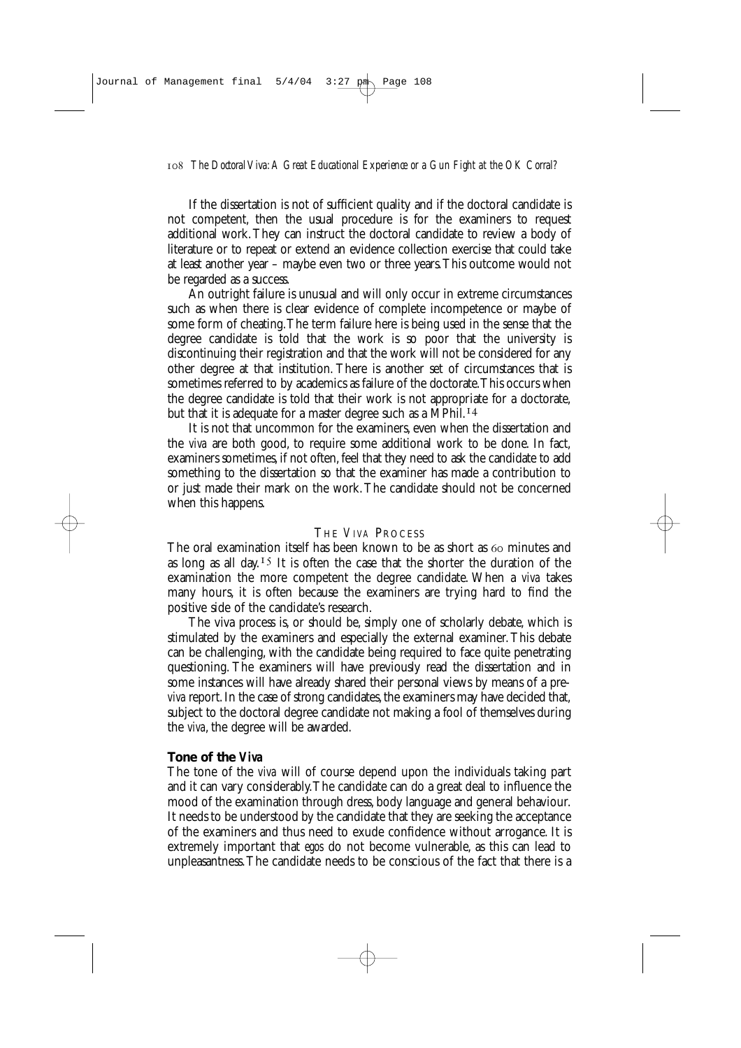If the dissertation is not of sufficient quality and if the doctoral candidate is not competent, then the usual procedure is for the examiners to request additional work. They can instruct the doctoral candidate to review a body of literature or to repeat or extend an evidence collection exercise that could take at least another year – maybe even two or three years. This outcome would not be regarded as a success.

An outright failure is unusual and will only occur in extreme circumstances such as when there is clear evidence of complete incompetence or maybe of some form of cheating. The term failure here is being used in the sense that the degree candidate is told that the work is so poor that the university is discontinuing their registration and that the work will not be considered for any other degree at that institution. There is another set of circumstances that is sometimes referred to by academics as failure of the doctorate. This occurs when the degree candidate is told that their work is not appropriate for a doctorate, but that it is adequate for a master degree such as a MPhil.[14]

It is not that uncommon for the examiners, even when the dissertation and the *viva* are both good, to require some additional work to be done. In fact, examiners sometimes, if not often, feel that they need to ask the candidate to add something to the dissertation so that the examiner has made a contribution to or just made their mark on the work. The candidate should not be concerned when this happens.

## The Viva Process

The oral examination itself has been known to be as short as 60 minutes and as long as all day.[15] It is often the case that the shorter the duration of the examination the more competent the degree candidate. When a *viva* takes many hours, it is often because the examiners are trying hard to find the positive side of the candidate's research.

The viva process is, or should be, simply one of scholarly debate, which is stimulated by the examiners and especially the external examiner. This debate can be challenging, with the candidate being required to face quite penetrating questioning. The examiners will have previously read the dissertation and in some instances will have already shared their personal views by means of a pre-*viva* report. In the case of strong candidates, the examiners may have decided that, subject to the doctoral degree candidate not making a fool of themselves during the *viva*, the degree will be awarded.

### Tone of the *Viva*

The tone of the *viva* will of course depend upon the individuals taking part and it can vary considerably. The candidate can do a great deal to influence the mood of the examination through dress, body language and general behaviour. It needs to be understood by the candidate that they are seeking the acceptance of the examiners and thus need to exude confidence without arrogance. It is extremely important that *egos* do not become vulnerable, as this can lead to unpleasantness. The candidate needs to be conscious of the fact that there is a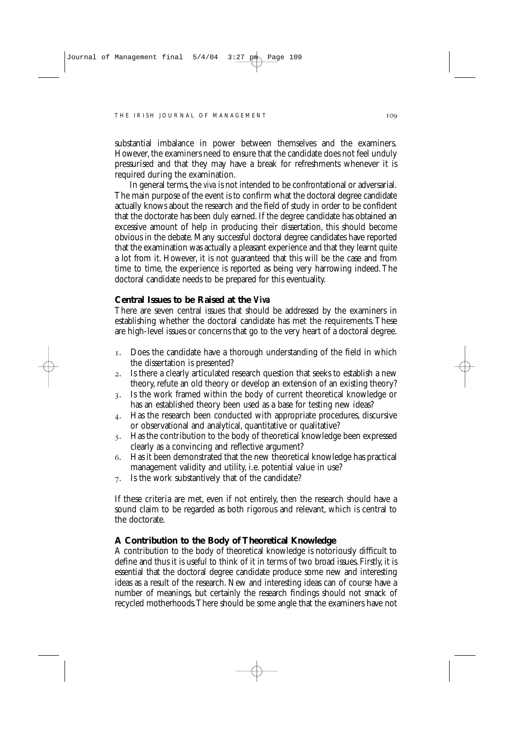substantial imbalance in power between themselves and the examiners. However, the examiners need to ensure that the candidate does not feel unduly pressurised and that they may have a break for refreshments whenever it is required during the examination.

In general terms, the *viva* is not intended to be confrontational or adversarial. The main purpose of the event is to confirm what the doctoral degree candidate actually knows about the research and the field of study in order to be confident that the doctorate has been duly earned. If the degree candidate has obtained an excessive amount of help in producing their dissertation, this should become obvious in the debate. Many successful doctoral degree candidates have reported that the examination was actually a pleasant experience and that they learnt quite a lot from it. However, it is not guaranteed that this will be the case and from time to time, the experience is reported as being very harrowing indeed. The doctoral candidate needs to be prepared for this eventuality.

### Central Issues to be Raised at the *Viva*

There are seven central issues that should be addressed by the examiners in establishing whether the doctoral candidate has met the requirements. These are high-level issues or concerns that go to the very heart of a doctoral degree.

1. Does the candidate have a thorough understanding of the field in which the dissertation is presented?
2. Is there a clearly articulated research question that seeks to establish a new theory, refute an old theory or develop an extension of an existing theory?
3. Is the work framed within the body of current theoretical knowledge or has an established theory been used as a base for testing new ideas?
4. Has the research been conducted with appropriate procedures, discursive or observational and analytical, quantitative or qualitative?
5. Has the contribution to the body of theoretical knowledge been expressed clearly as a convincing and reflective argument?
6. Has it been demonstrated that the new theoretical knowledge has practical management validity and utility, i.e. potential value in use?
7. Is the work substantively that of the candidate?

If these criteria are met, even if not entirely, then the research should have a sound claim to be regarded as both rigorous and relevant, which is central to the doctorate.

### A Contribution to the Body of Theoretical Knowledge

A contribution to the body of theoretical knowledge is notoriously difficult to define and thus it is useful to think of it in terms of two broad issues. Firstly, it is essential that the doctoral degree candidate produce some new and interesting ideas as a result of the research. New and interesting ideas can of course have a number of meanings, but certainly the research findings should not smack of recycled motherhoods. There should be some angle that the examiners have not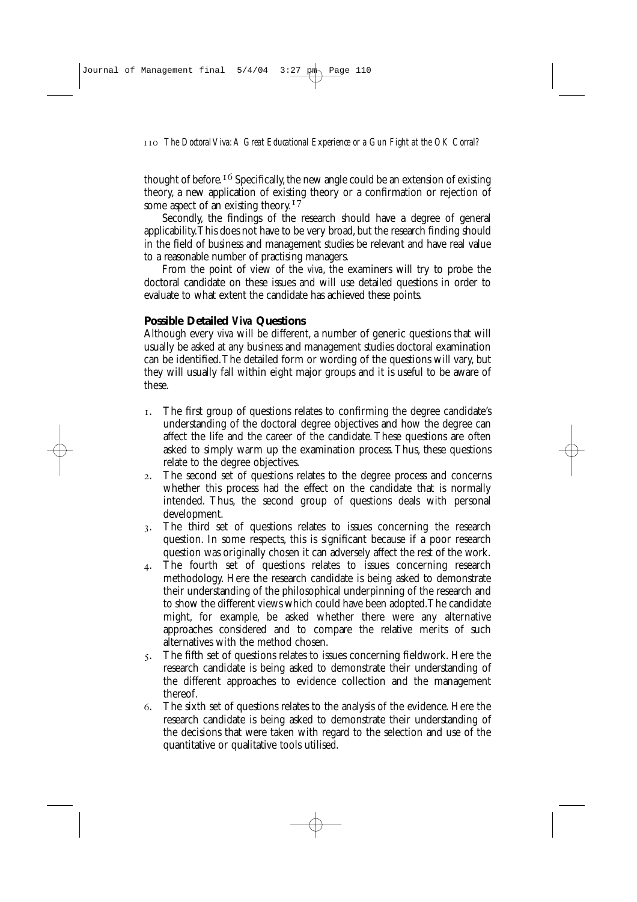thought of before.[16] Specifically, the new angle could be an extension of existing theory, a new application of existing theory or a confirmation or rejection of some aspect of an existing theory.[17]

Secondly, the findings of the research should have a degree of general applicability. This does not have to be very broad, but the research finding should in the field of business and management studies be relevant and have real value to a reasonable number of practising managers.

From the point of view of the *viva*, the examiners will try to probe the doctoral candidate on these issues and will use detailed questions in order to evaluate to what extent the candidate has achieved these points.

### Possible Detailed *Viva* Questions

Although every *viva* will be different, a number of generic questions that will usually be asked at any business and management studies doctoral examination can be identified. The detailed form or wording of the questions will vary, but they will usually fall within eight major groups and it is useful to be aware of these.

1. The first group of questions relates to confirming the degree candidate's understanding of the doctoral degree objectives and how the degree can affect the life and the career of the candidate. These questions are often asked to simply warm up the examination process. Thus, these questions relate to the degree objectives.
2. The second set of questions relates to the degree process and concerns whether this process had the effect on the candidate that is normally intended. Thus, the second group of questions deals with personal development.
3. The third set of questions relates to issues concerning the research question. In some respects, this is significant because if a poor research question was originally chosen it can adversely affect the rest of the work.
4. The fourth set of questions relates to issues concerning research methodology. Here the research candidate is being asked to demonstrate their understanding of the philosophical underpinning of the research and to show the different views which could have been adopted. The candidate might, for example, be asked whether there were any alternative approaches considered and to compare the relative merits of such alternatives with the method chosen.
5. The fifth set of questions relates to issues concerning fieldwork. Here the research candidate is being asked to demonstrate their understanding of the different approaches to evidence collection and the management thereof.
6. The sixth set of questions relates to the analysis of the evidence. Here the research candidate is being asked to demonstrate their understanding of the decisions that were taken with regard to the selection and use of the quantitative or qualitative tools utilised.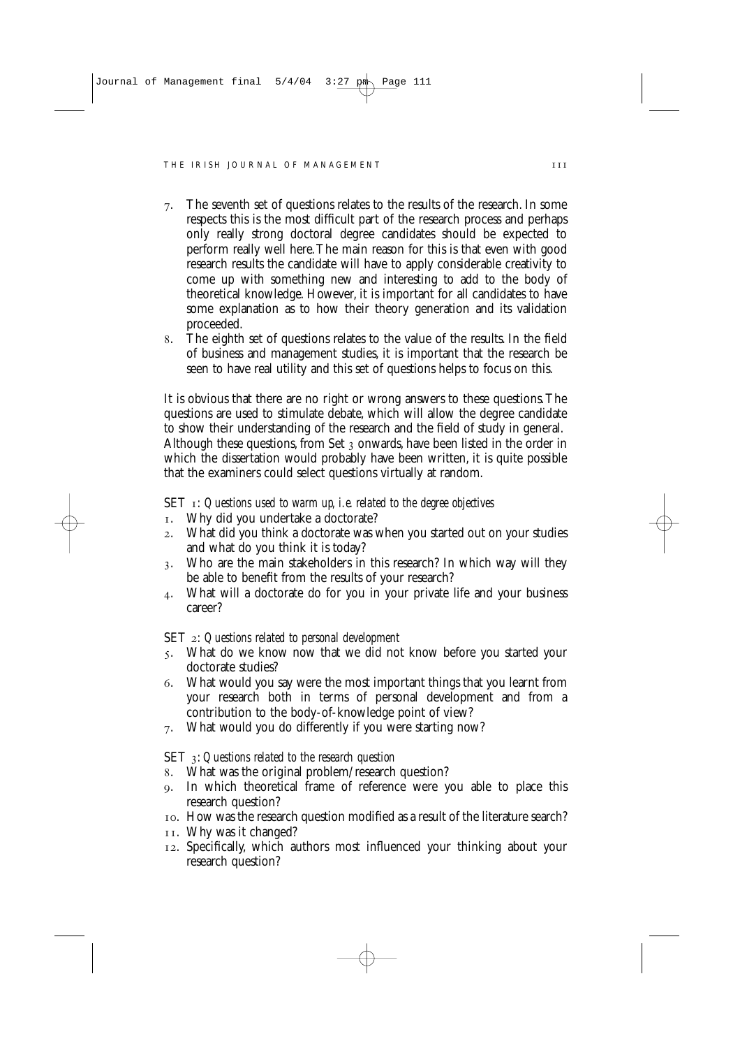7. The seventh set of questions relates to the results of the research. In some respects this is the most difficult part of the research process and perhaps only really strong doctoral degree candidates should be expected to perform really well here. The main reason for this is that even with good research results the candidate will have to apply considerable creativity to come up with something new and interesting to add to the body of theoretical knowledge. However, it is important for all candidates to have some explanation as to how their theory generation and its validation proceeded.
8. The eighth set of questions relates to the value of the results. In the field of business and management studies, it is important that the research be seen to have real utility and this set of questions helps to focus on this.

It is obvious that there are no right or wrong answers to these questions. The questions are used to stimulate debate, which will allow the degree candidate to show their understanding of the research and the field of study in general. Although these questions, from Set 3 onwards, have been listed in the order in which the dissertation would probably have been written, it is quite possible that the examiners could select questions virtually at random.

SET 1: *Questions used to warm up, i.e. related to the degree objectives*

1. Why did you undertake a doctorate?
2. What did you think a doctorate was when you started out on your studies and what do you think it is today?
3. Who are the main stakeholders in this research? In which way will they be able to benefit from the results of your research?
4. What will a doctorate do for you in your private life and your business career?

SET 2: *Questions related to personal development*

5. What do we know now that we did not know before you started your doctorate studies?
6. What would you say were the most important things that you learnt from your research both in terms of personal development and from a contribution to the body-of-knowledge point of view?
7. What would you do differently if you were starting now?

SET 3: *Questions related to the research question*

8. What was the original problem/research question?
9. In which theoretical frame of reference were you able to place this research question?
10. How was the research question modified as a result of the literature search?
11. Why was it changed?
12. Specifically, which authors most influenced your thinking about your research question?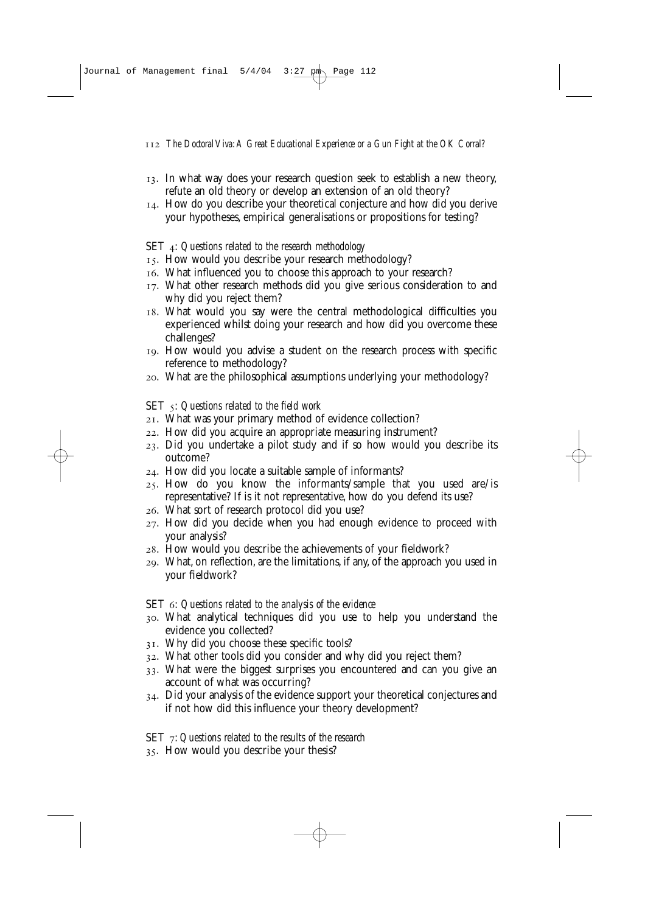13. In what way does your research question seek to establish a new theory, refute an old theory or develop an extension of an old theory?
14. How do you describe your theoretical conjecture and how did you derive your hypotheses, empirical generalisations or propositions for testing?

SET 4: *Questions related to the research methodology*

15. How would you describe your research methodology?
16. What influenced you to choose this approach to your research?
17. What other research methods did you give serious consideration to and why did you reject them?
18. What would you say were the central methodological difficulties you experienced whilst doing your research and how did you overcome these challenges?
19. How would you advise a student on the research process with specific reference to methodology?
20. What are the philosophical assumptions underlying your methodology?

SET 5: *Questions related to the field work*

21. What was your primary method of evidence collection?
22. How did you acquire an appropriate measuring instrument?
23. Did you undertake a pilot study and if so how would you describe its outcome?
24. How did you locate a suitable sample of informants?
25. How do you know the informants/sample that you used are/is representative? If is it not representative, how do you defend its use?
26. What sort of research protocol did you use?
27. How did you decide when you had enough evidence to proceed with your analysis?
28. How would you describe the achievements of your fieldwork?
29. What, on reflection, are the limitations, if any, of the approach you used in your fieldwork?

SET 6: *Questions related to the analysis of the evidence*

30. What analytical techniques did you use to help you understand the evidence you collected?
31. Why did you choose these specific tools?
32. What other tools did you consider and why did you reject them?
33. What were the biggest surprises you encountered and can you give an account of what was occurring?
34. Did your analysis of the evidence support your theoretical conjectures and if not how did this influence your theory development?

SET 7: *Questions related to the results of the research*

35. How would you describe your thesis?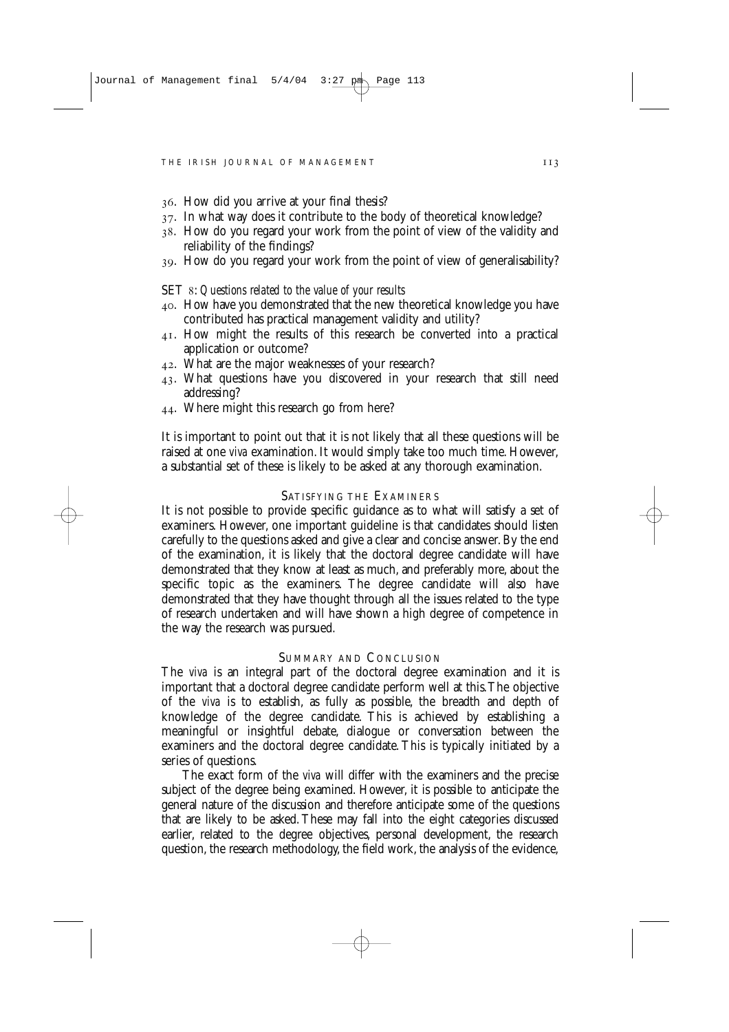36. How did you arrive at your final thesis?
37. In what way does it contribute to the body of theoretical knowledge?
38. How do you regard your work from the point of view of the validity and reliability of the findings?
39. How do you regard your work from the point of view of generalisability?

SET 8: *Questions related to the value of your results*

40. How have you demonstrated that the new theoretical knowledge you have contributed has practical management validity and utility?
41. How might the results of this research be converted into a practical application or outcome?
42. What are the major weaknesses of your research?
43. What questions have you discovered in your research that still need addressing?
44. Where might this research go from here?

It is important to point out that it is not likely that all these questions will be raised at one *viva* examination. It would simply take too much time. However, a substantial set of these is likely to be asked at any thorough examination.

## SATISFYING THE EXAMINERS

It is not possible to provide specific guidance as to what will satisfy a set of examiners. However, one important guideline is that candidates should listen carefully to the questions asked and give a clear and concise answer. By the end of the examination, it is likely that the doctoral degree candidate will have demonstrated that they know at least as much, and preferably more, about the specific topic as the examiners. The degree candidate will also have demonstrated that they have thought through all the issues related to the type of research undertaken and will have shown a high degree of competence in the way the research was pursued.

## SUMMARY AND CONCLUSION

The *viva* is an integral part of the doctoral degree examination and it is important that a doctoral degree candidate perform well at this. The objective of the *viva* is to establish, as fully as possible, the breadth and depth of knowledge of the degree candidate. This is achieved by establishing a meaningful or insightful debate, dialogue or conversation between the examiners and the doctoral degree candidate. This is typically initiated by a series of questions.

The exact form of the *viva* will differ with the examiners and the precise subject of the degree being examined. However, it is possible to anticipate the general nature of the discussion and therefore anticipate some of the questions that are likely to be asked. These may fall into the eight categories discussed earlier, related to the degree objectives, personal development, the research question, the research methodology, the field work, the analysis of the evidence,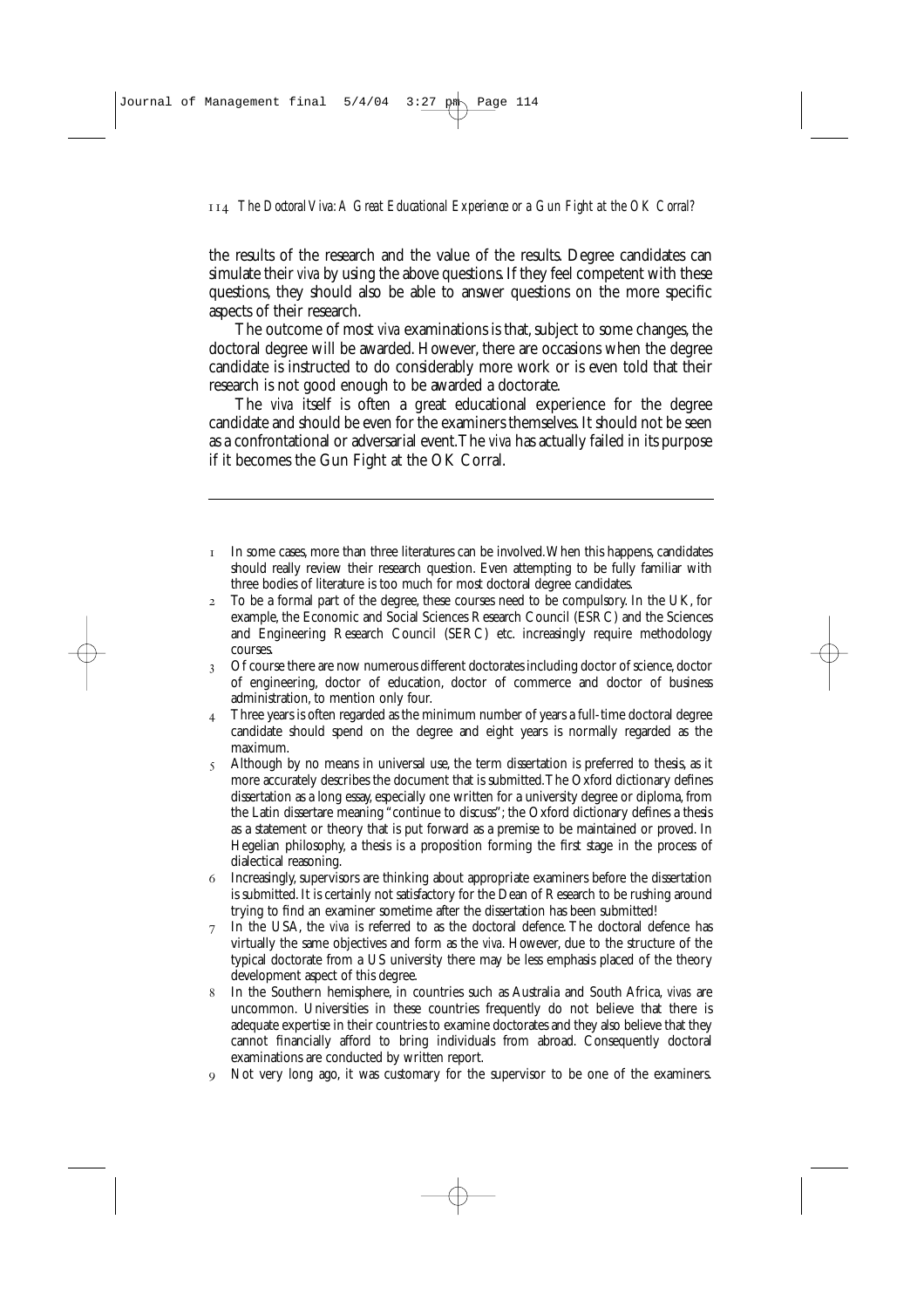the results of the research and the value of the results. Degree candidates can simulate their *viva* by using the above questions. If they feel competent with these questions, they should also be able to answer questions on the more specific aspects of their research.

The outcome of most *viva* examinations is that, subject to some changes, the doctoral degree will be awarded. However, there are occasions when the degree candidate is instructed to do considerably more work or is even told that their research is not good enough to be awarded a doctorate.

The *viva* itself is often a great educational experience for the degree candidate and should be even for the examiners themselves. It should not be seen as a confrontational or adversarial event. The *viva* has actually failed in its purpose if it becomes the Gun Fight at the OK Corral.

---

1. In some cases, more than three literatures can be involved. When this happens, candidates should really review their research question. Even attempting to be fully familiar with three bodies of literature is too much for most doctoral degree candidates.
2. To be a formal part of the degree, these courses need to be compulsory. In the UK, for example, the Economic and Social Sciences Research Council (ESRC) and the Sciences and Engineering Research Council (SERC) etc. increasingly require methodology courses.
3. Of course there are now numerous different doctorates including doctor of science, doctor of engineering, doctor of education, doctor of commerce and doctor of business administration, to mention only four.
4. Three years is often regarded as the minimum number of years a full-time doctoral degree candidate should spend on the degree and eight years is normally regarded as the maximum.
5. Although by no means in universal use, the term dissertation is preferred to thesis, as it more accurately describes the document that is submitted. The Oxford dictionary defines dissertation as a long essay, especially one written for a university degree or diploma, from the Latin dissertare meaning "continue to discuss"; the Oxford dictionary defines a thesis as a statement or theory that is put forward as a premise to be maintained or proved. In Hegelian philosophy, a thesis is a proposition forming the first stage in the process of dialectical reasoning.
6. Increasingly, supervisors are thinking about appropriate examiners before the dissertation is submitted. It is certainly not satisfactory for the Dean of Research to be rushing around trying to find an examiner sometime after the dissertation has been submitted!
7. In the USA, the *viva* is referred to as the doctoral defence. The doctoral defence has virtually the same objectives and form as the *viva*. However, due to the structure of the typical doctorate from a US university there may be less emphasis placed of the theory development aspect of this degree.
8. In the Southern hemisphere, in countries such as Australia and South Africa, *vivas* are uncommon. Universities in these countries frequently do not believe that there is adequate expertise in their countries to examine doctorates and they also believe that they cannot financially afford to bring individuals from abroad. Consequently doctoral examinations are conducted by written report.
9. Not very long ago, it was customary for the supervisor to be one of the examiners.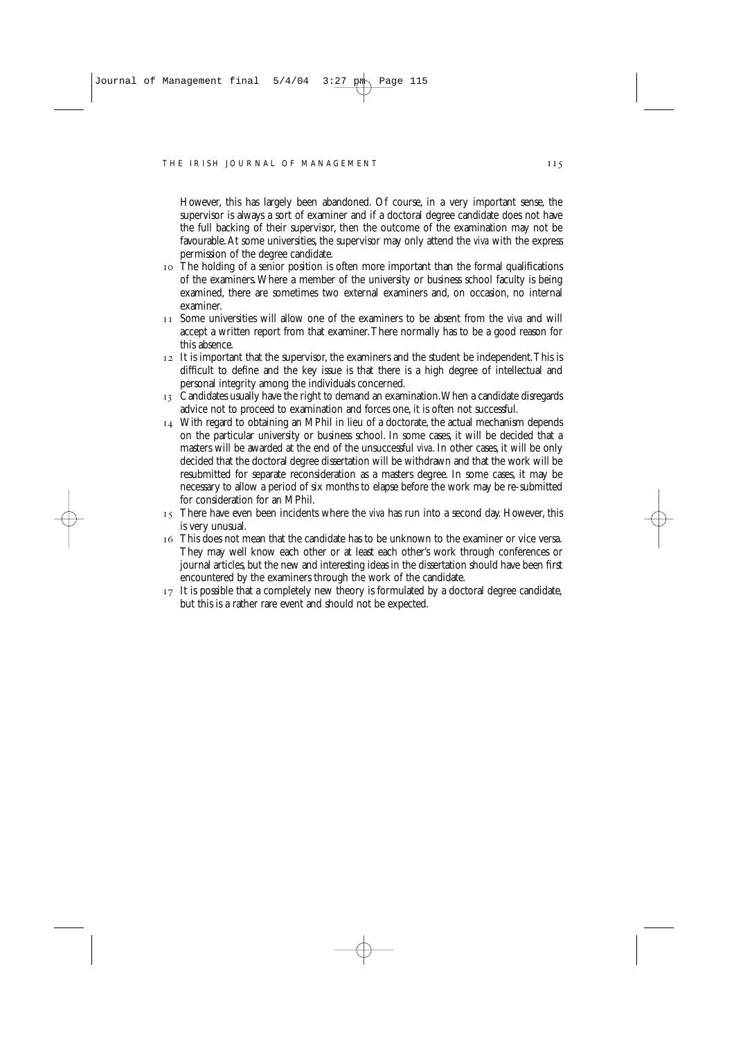However, this has largely been abandoned. Of course, in a very important sense, the supervisor is always a sort of examiner and if a doctoral degree candidate does not have the full backing of their supervisor, then the outcome of the examination may not be favourable. At some universities, the supervisor may only attend the *viva* with the express permission of the degree candidate.

10 The holding of a senior position is often more important than the formal qualifications of the examiners. Where a member of the university or business school faculty is being examined, there are sometimes two external examiners and, on occasion, no internal examiner.

11 Some universities will allow one of the examiners to be absent from the *viva* and will accept a written report from that examiner. There normally has to be a good reason for this absence.

12 It is important that the supervisor, the examiners and the student be independent. This is difficult to define and the key issue is that there is a high degree of intellectual and personal integrity among the individuals concerned.

13 Candidates usually have the right to demand an examination. When a candidate disregards advice not to proceed to examination and forces one, it is often not successful.

14 With regard to obtaining an MPhil in lieu of a doctorate, the actual mechanism depends on the particular university or business school. In some cases, it will be decided that a masters will be awarded at the end of the unsuccessful *viva*. In other cases, it will be only decided that the doctoral degree dissertation will be withdrawn and that the work will be resubmitted for separate reconsideration as a masters degree. In some cases, it may be necessary to allow a period of six months to elapse before the work may be re-submitted for consideration for an MPhil.

15 There have even been incidents where the *viva* has run into a second day. However, this is very unusual.

16 This does not mean that the candidate has to be unknown to the examiner or vice versa. They may well know each other or at least each other's work through conferences or journal articles, but the new and interesting ideas in the dissertation should have been first encountered by the examiners through the work of the candidate.

17 It is possible that a completely new theory is formulated by a doctoral degree candidate, but this is a rather rare event and should not be expected.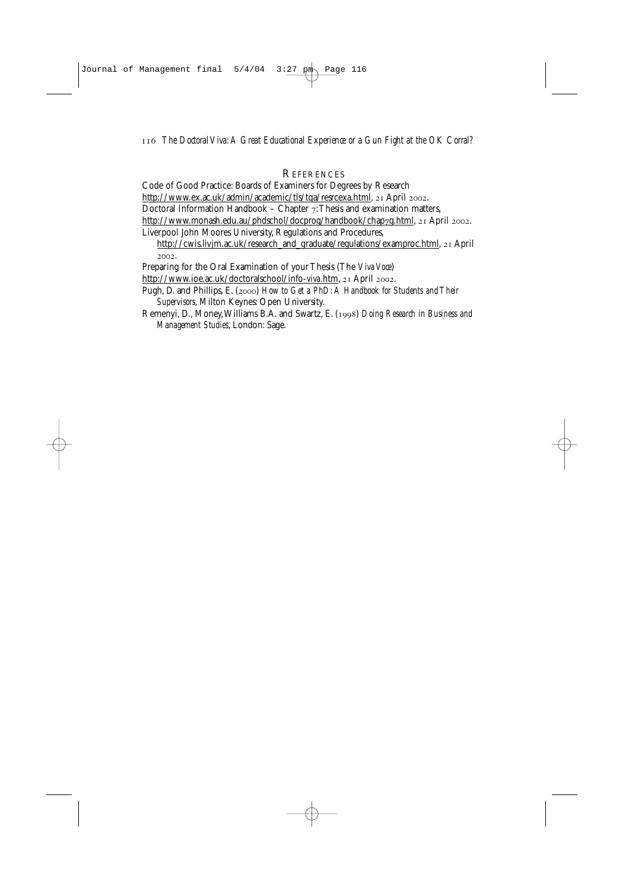## References

Code of Good Practice: Boards of Examiners for Degrees by Research
http://www.ex.ac.uk/admin/academic/tls/tqa/resrcexa.html, 21 April 2002.

Doctoral Information Handbook – Chapter 7: Thesis and examination matters,
http://www.monash.edu.au/phdschol/docprog/handbook/chap7g.html, 21 April 2002.

Liverpool John Moores University, Regulations and Procedures,
http://cwis.livjm.ac.uk/research_and_graduate/regulations/examproc.html, 21 April 2002.

Preparing for the Oral Examination of your Thesis (The *Viva Voce*)
http://www.ioe.ac.uk/doctoralschool/info-viva.htm, 21 April 2002.

Pugh, D. and Phillips, E. (2000) *How to Get a PhD: A Handbook for Students and Their Supervisors*, Milton Keynes: Open University.

Remenyi, D., Money, Williams B.A. and Swartz, E. (1998) *Doing Research in Business and Management Studies*, London: Sage.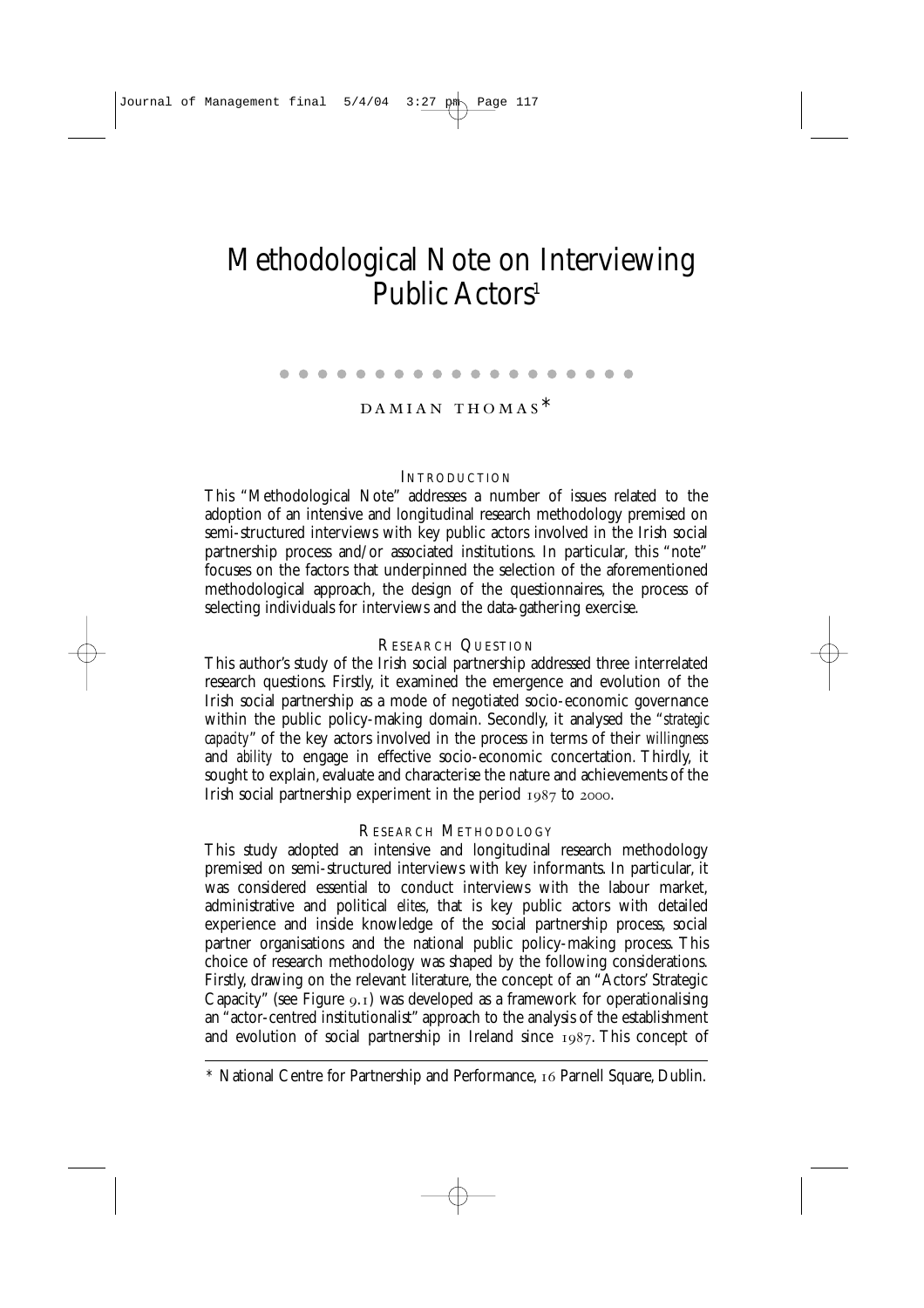# Methodological Note on Interviewing Public Actors[1]

DAMIAN THOMAS*

## INTRODUCTION

This "Methodological Note" addresses a number of issues related to the adoption of an intensive and longitudinal research methodology premised on semi-structured interviews with key public actors involved in the Irish social partnership process and/or associated institutions. In particular, this "note" focuses on the factors that underpinned the selection of the aforementioned methodological approach, the design of the questionnaires, the process of selecting individuals for interviews and the data-gathering exercise.

## RESEARCH QUESTION

This author's study of the Irish social partnership addressed three interrelated research questions. Firstly, it examined the emergence and evolution of the Irish social partnership as a mode of negotiated socio-economic governance within the public policy-making domain. Secondly, it analysed the "*strategic capacity*" of the key actors involved in the process in terms of their *willingness* and *ability* to engage in effective socio-economic concertation. Thirdly, it sought to explain, evaluate and characterise the nature and achievements of the Irish social partnership experiment in the period 1987 to 2000.

## RESEARCH METHODOLOGY

This study adopted an intensive and longitudinal research methodology premised on semi-structured interviews with key informants. In particular, it was considered essential to conduct interviews with the labour market, administrative and political *elites*, that is key public actors with detailed experience and inside knowledge of the social partnership process, social partner organisations and the national public policy-making process. This choice of research methodology was shaped by the following considerations. Firstly, drawing on the relevant literature, the concept of an "Actors' Strategic Capacity" (see Figure 9.1) was developed as a framework for operationalising an "actor-centred institutionalist" approach to the analysis of the establishment and evolution of social partnership in Ireland since 1987. This concept of

\* National Centre for Partnership and Performance, 16 Parnell Square, Dublin.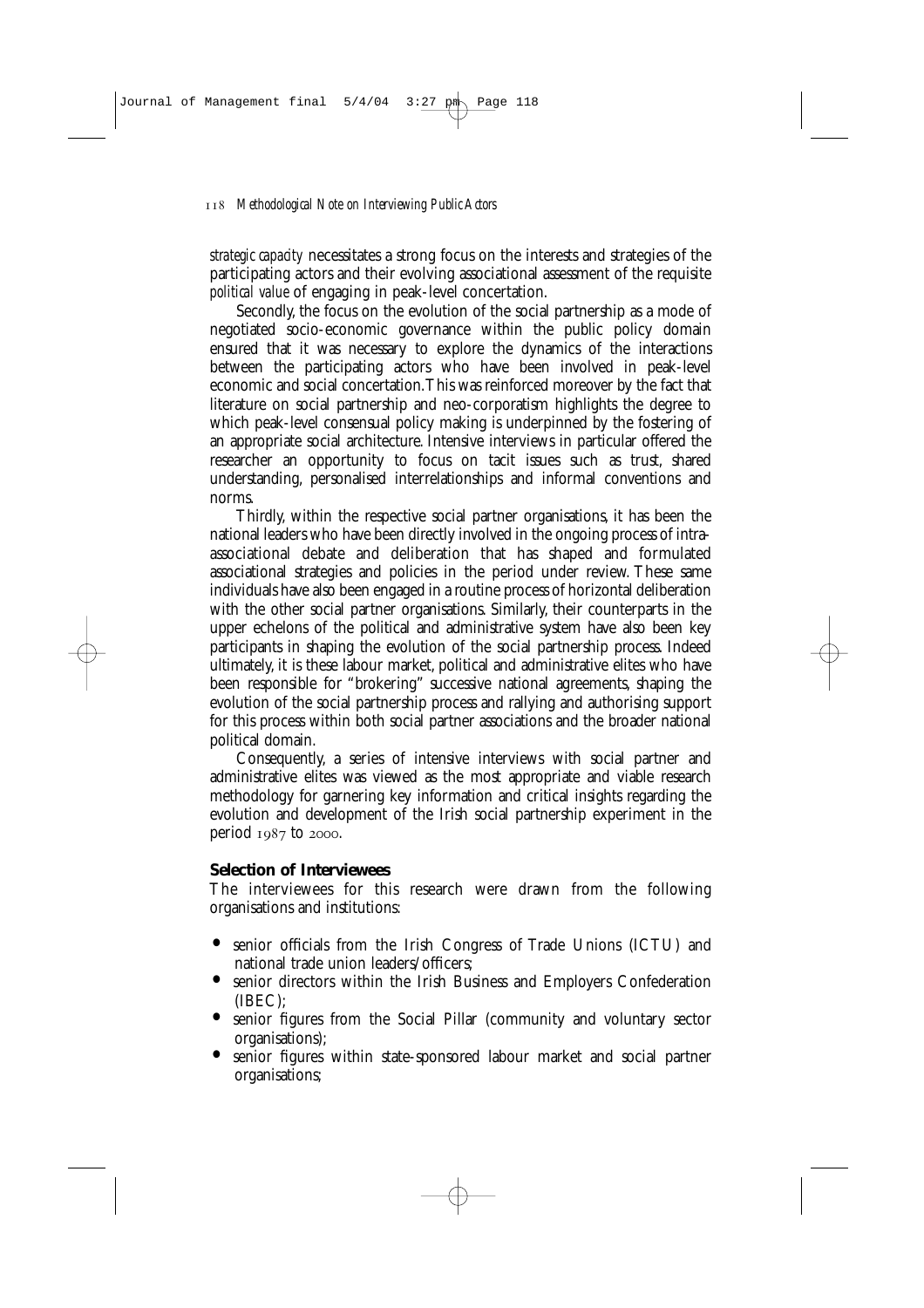*strategic capacity* necessitates a strong focus on the interests and strategies of the participating actors and their evolving associational assessment of the requisite *political value* of engaging in peak-level concertation.

Secondly, the focus on the evolution of the social partnership as a mode of negotiated socio-economic governance within the public policy domain ensured that it was necessary to explore the dynamics of the interactions between the participating actors who have been involved in peak-level economic and social concertation. This was reinforced moreover by the fact that literature on social partnership and neo-corporatism highlights the degree to which peak-level consensual policy making is underpinned by the fostering of an appropriate social architecture. Intensive interviews in particular offered the researcher an opportunity to focus on tacit issues such as trust, shared understanding, personalised interrelationships and informal conventions and norms.

Thirdly, within the respective social partner organisations, it has been the national leaders who have been directly involved in the ongoing process of intra-associational debate and deliberation that has shaped and formulated associational strategies and policies in the period under review. These same individuals have also been engaged in a routine process of horizontal deliberation with the other social partner organisations. Similarly, their counterparts in the upper echelons of the political and administrative system have also been key participants in shaping the evolution of the social partnership process. Indeed ultimately, it is these labour market, political and administrative elites who have been responsible for "brokering" successive national agreements, shaping the evolution of the social partnership process and rallying and authorising support for this process within both social partner associations and the broader national political domain.

Consequently, a series of intensive interviews with social partner and administrative elites was viewed as the most appropriate and viable research methodology for garnering key information and critical insights regarding the evolution and development of the Irish social partnership experiment in the period 1987 to 2000.

**Selection of Interviewees**

The interviewees for this research were drawn from the following organisations and institutions:

- senior officials from the Irish Congress of Trade Unions (ICTU) and national trade union leaders/officers;
- senior directors within the Irish Business and Employers Confederation (IBEC);
- senior figures from the Social Pillar (community and voluntary sector organisations);
- senior figures within state-sponsored labour market and social partner organisations;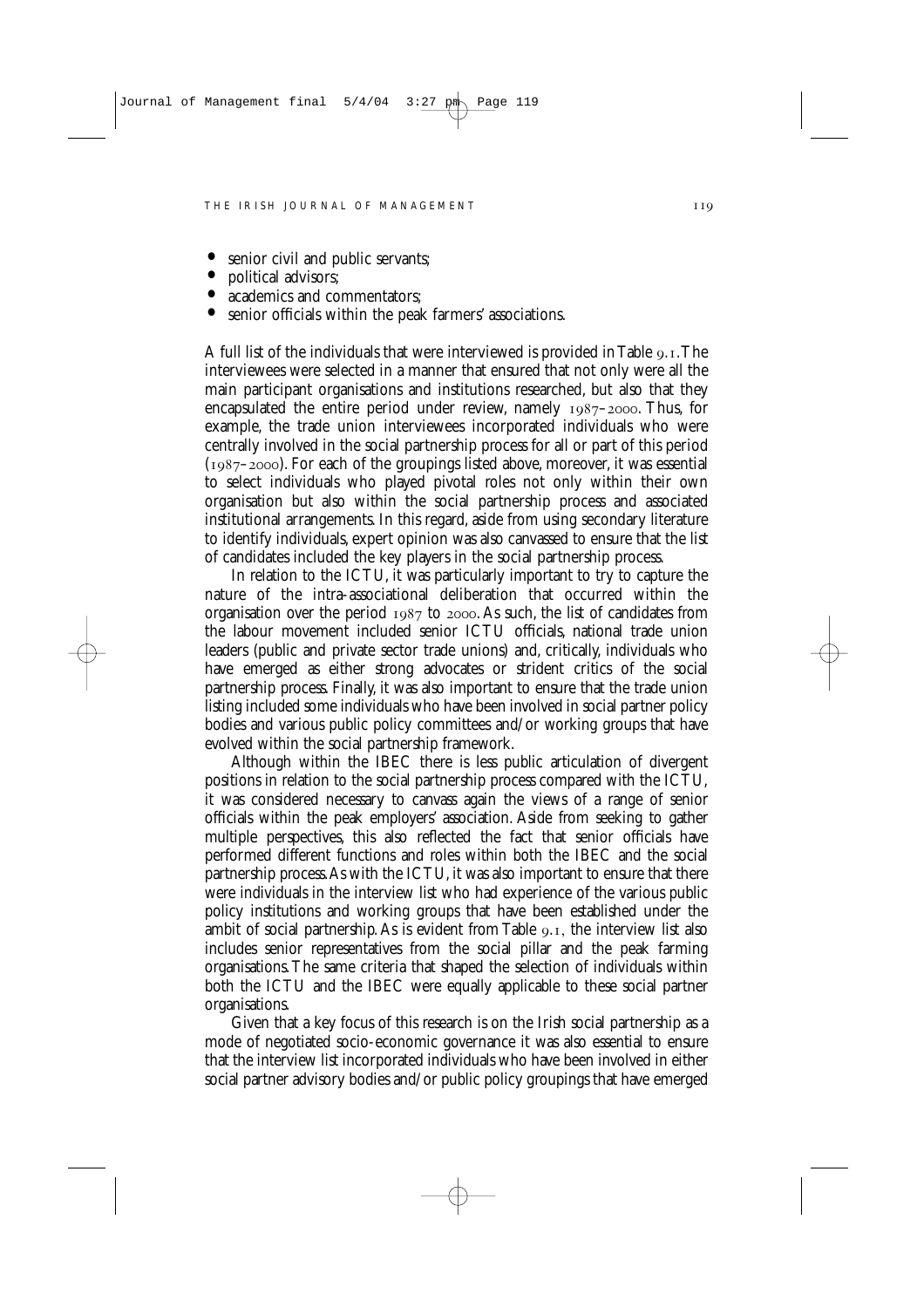- senior civil and public servants;
- political advisors;
- academics and commentators;
- senior officials within the peak farmers' associations.

A full list of the individuals that were interviewed is provided in Table 9.1. The interviewees were selected in a manner that ensured that not only were all the main participant organisations and institutions researched, but also that they encapsulated the entire period under review, namely 1987–2000. Thus, for example, the trade union interviewees incorporated individuals who were centrally involved in the social partnership process for all or part of this period (1987–2000). For each of the groupings listed above, moreover, it was essential to select individuals who played pivotal roles not only within their own organisation but also within the social partnership process and associated institutional arrangements. In this regard, aside from using secondary literature to identify individuals, expert opinion was also canvassed to ensure that the list of candidates included the key players in the social partnership process.

In relation to the ICTU, it was particularly important to try to capture the nature of the intra-associational deliberation that occurred within the organisation over the period 1987 to 2000. As such, the list of candidates from the labour movement included senior ICTU officials, national trade union leaders (public and private sector trade unions) and, critically, individuals who have emerged as either strong advocates or strident critics of the social partnership process. Finally, it was also important to ensure that the trade union listing included some individuals who have been involved in social partner policy bodies and various public policy committees and/or working groups that have evolved within the social partnership framework.

Although within the IBEC there is less public articulation of divergent positions in relation to the social partnership process compared with the ICTU, it was considered necessary to canvass again the views of a range of senior officials within the peak employers' association. Aside from seeking to gather multiple perspectives, this also reflected the fact that senior officials have performed different functions and roles within both the IBEC and the social partnership process. As with the ICTU, it was also important to ensure that there were individuals in the interview list who had experience of the various public policy institutions and working groups that have been established under the ambit of social partnership. As is evident from Table 9.1, the interview list also includes senior representatives from the social pillar and the peak farming organisations. The same criteria that shaped the selection of individuals within both the ICTU and the IBEC were equally applicable to these social partner organisations.

Given that a key focus of this research is on the Irish social partnership as a mode of negotiated socio-economic governance it was also essential to ensure that the interview list incorporated individuals who have been involved in either social partner advisory bodies and/or public policy groupings that have emerged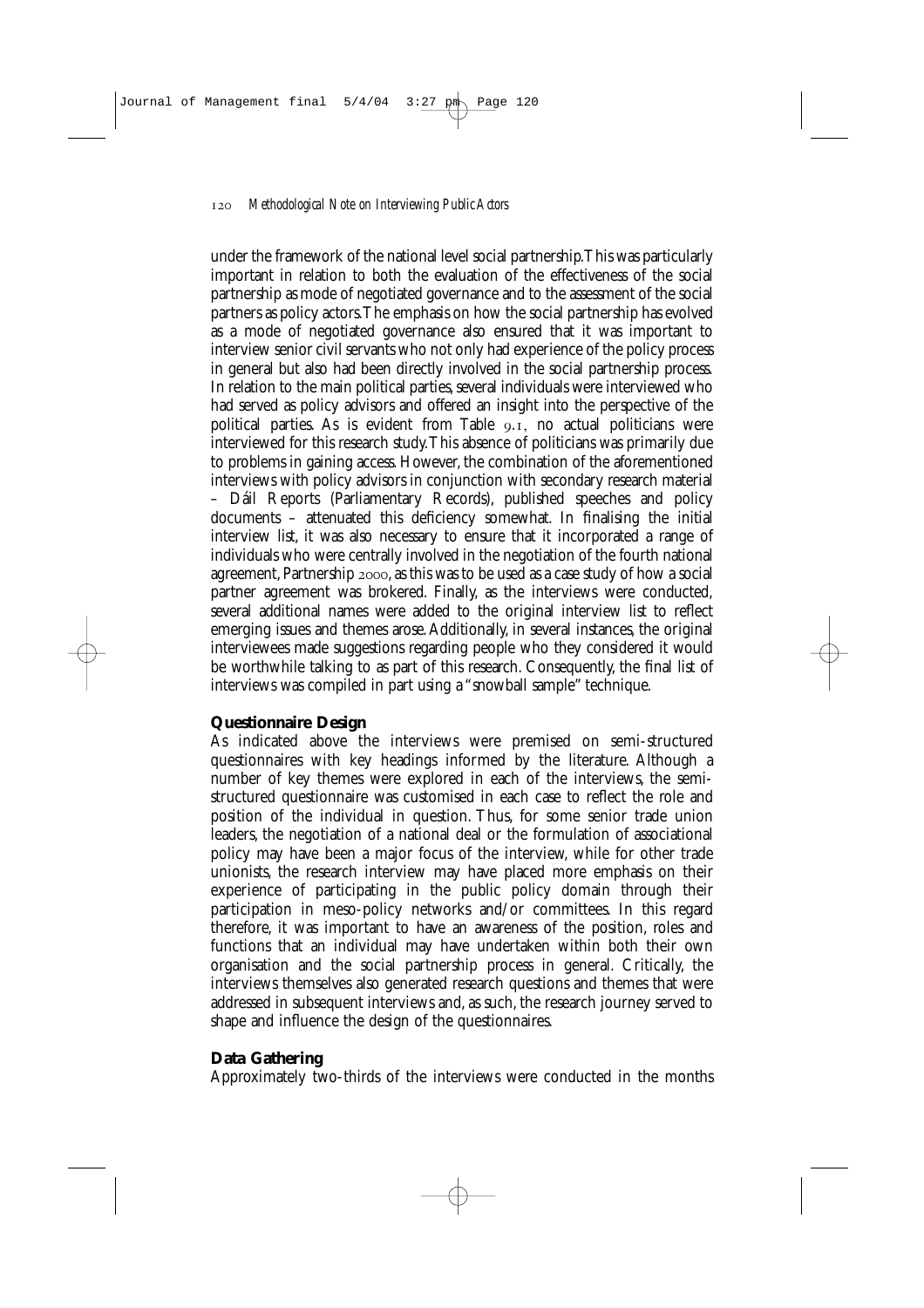under the framework of the national level social partnership. This was particularly important in relation to both the evaluation of the effectiveness of the social partnership as mode of negotiated governance and to the assessment of the social partners as policy actors. The emphasis on how the social partnership has evolved as a mode of negotiated governance also ensured that it was important to interview senior civil servants who not only had experience of the policy process in general but also had been directly involved in the social partnership process. In relation to the main political parties, several individuals were interviewed who had served as policy advisors and offered an insight into the perspective of the political parties. As is evident from Table 9.1, no actual politicians were interviewed for this research study. This absence of politicians was primarily due to problems in gaining access. However, the combination of the aforementioned interviews with policy advisors in conjunction with secondary research material – Dáil Reports (Parliamentary Records), published speeches and policy documents – attenuated this deficiency somewhat. In finalising the initial interview list, it was also necessary to ensure that it incorporated a range of individuals who were centrally involved in the negotiation of the fourth national agreement, Partnership 2000, as this was to be used as a case study of how a social partner agreement was brokered. Finally, as the interviews were conducted, several additional names were added to the original interview list to reflect emerging issues and themes arose. Additionally, in several instances, the original interviewees made suggestions regarding people who they considered it would be worthwhile talking to as part of this research. Consequently, the final list of interviews was compiled in part using a "snowball sample" technique.

**Questionnaire Design**

As indicated above the interviews were premised on semi-structured questionnaires with key headings informed by the literature. Although a number of key themes were explored in each of the interviews, the semi-structured questionnaire was customised in each case to reflect the role and position of the individual in question. Thus, for some senior trade union leaders, the negotiation of a national deal or the formulation of associational policy may have been a major focus of the interview, while for other trade unionists, the research interview may have placed more emphasis on their experience of participating in the public policy domain through their participation in meso-policy networks and/or committees. In this regard therefore, it was important to have an awareness of the position, roles and functions that an individual may have undertaken within both their own organisation and the social partnership process in general. Critically, the interviews themselves also generated research questions and themes that were addressed in subsequent interviews and, as such, the research journey served to shape and influence the design of the questionnaires.

**Data Gathering**

Approximately two-thirds of the interviews were conducted in the months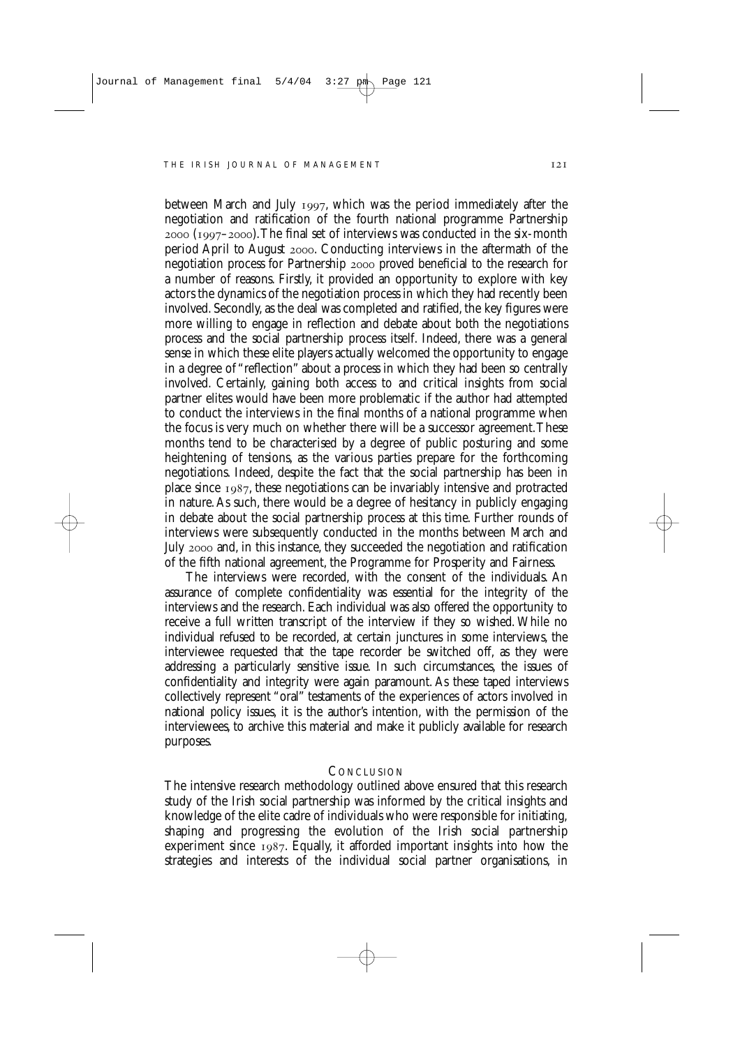between March and July 1997, which was the period immediately after the negotiation and ratification of the fourth national programme Partnership 2000 (1997–2000). The final set of interviews was conducted in the six-month period April to August 2000. Conducting interviews in the aftermath of the negotiation process for Partnership 2000 proved beneficial to the research for a number of reasons. Firstly, it provided an opportunity to explore with key actors the dynamics of the negotiation process in which they had recently been involved. Secondly, as the deal was completed and ratified, the key figures were more willing to engage in reflection and debate about both the negotiations process and the social partnership process itself. Indeed, there was a general sense in which these elite players actually welcomed the opportunity to engage in a degree of "reflection" about a process in which they had been so centrally involved. Certainly, gaining both access to and critical insights from social partner elites would have been more problematic if the author had attempted to conduct the interviews in the final months of a national programme when the focus is very much on whether there will be a successor agreement. These months tend to be characterised by a degree of public posturing and some heightening of tensions, as the various parties prepare for the forthcoming negotiations. Indeed, despite the fact that the social partnership has been in place since 1987, these negotiations can be invariably intensive and protracted in nature. As such, there would be a degree of hesitancy in publicly engaging in debate about the social partnership process at this time. Further rounds of interviews were subsequently conducted in the months between March and July 2000 and, in this instance, they succeeded the negotiation and ratification of the fifth national agreement, the Programme for Prosperity and Fairness.

The interviews were recorded, with the consent of the individuals. An assurance of complete confidentiality was essential for the integrity of the interviews and the research. Each individual was also offered the opportunity to receive a full written transcript of the interview if they so wished. While no individual refused to be recorded, at certain junctures in some interviews, the interviewee requested that the tape recorder be switched off, as they were addressing a particularly sensitive issue. In such circumstances, the issues of confidentiality and integrity were again paramount. As these taped interviews collectively represent "oral" testaments of the experiences of actors involved in national policy issues, it is the author's intention, with the permission of the interviewees, to archive this material and make it publicly available for research purposes.

## Conclusion

The intensive research methodology outlined above ensured that this research study of the Irish social partnership was informed by the critical insights and knowledge of the elite cadre of individuals who were responsible for initiating, shaping and progressing the evolution of the Irish social partnership experiment since 1987. Equally, it afforded important insights into how the strategies and interests of the individual social partner organisations, in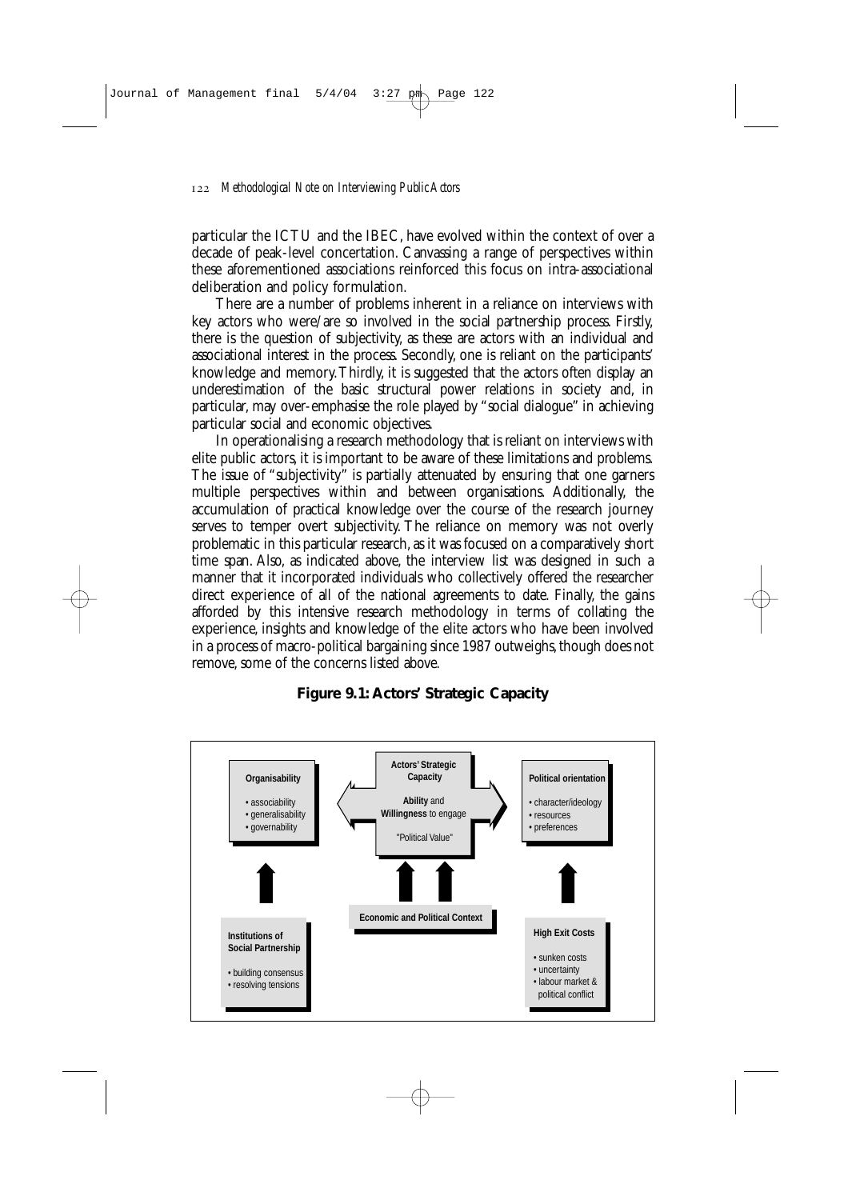particular the ICTU and the IBEC, have evolved within the context of over a decade of peak-level concertation. Canvassing a range of perspectives within these aforementioned associations reinforced this focus on intra-associational deliberation and policy formulation.

There are a number of problems inherent in a reliance on interviews with key actors who were/are so involved in the social partnership process. Firstly, there is the question of subjectivity, as these are actors with an individual and associational interest in the process. Secondly, one is reliant on the participants' knowledge and memory. Thirdly, it is suggested that the actors often display an underestimation of the basic structural power relations in society and, in particular, may over-emphasise the role played by "social dialogue" in achieving particular social and economic objectives.

In operationalising a research methodology that is reliant on interviews with elite public actors, it is important to be aware of these limitations and problems. The issue of "subjectivity" is partially attenuated by ensuring that one garners multiple perspectives within and between organisations. Additionally, the accumulation of practical knowledge over the course of the research journey serves to temper overt subjectivity. The reliance on memory was not overly problematic in this particular research, as it was focused on a comparatively short time span. Also, as indicated above, the interview list was designed in such a manner that it incorporated individuals who collectively offered the researcher direct experience of all of the national agreements to date. Finally, the gains afforded by this intensive research methodology in terms of collating the experience, insights and knowledge of the elite actors who have been involved in a process of macro-political bargaining since 1987 outweighs, though does not remove, some of the concerns listed above.

**Figure 9.1: Actors' Strategic Capacity**

**Organisability**
- associability
- generalisability
- governability

**Actors' Strategic Capacity**

**Ability** and **Willingness** to engage

"Political Value"

**Political orientation**
- character/ideology
- resources
- preferences

**Institutions of Social Partnership**
- building consensus
- resolving tensions

**Economic and Political Context**

**High Exit Costs**
- sunken costs
- uncertainty
- labour market & political conflict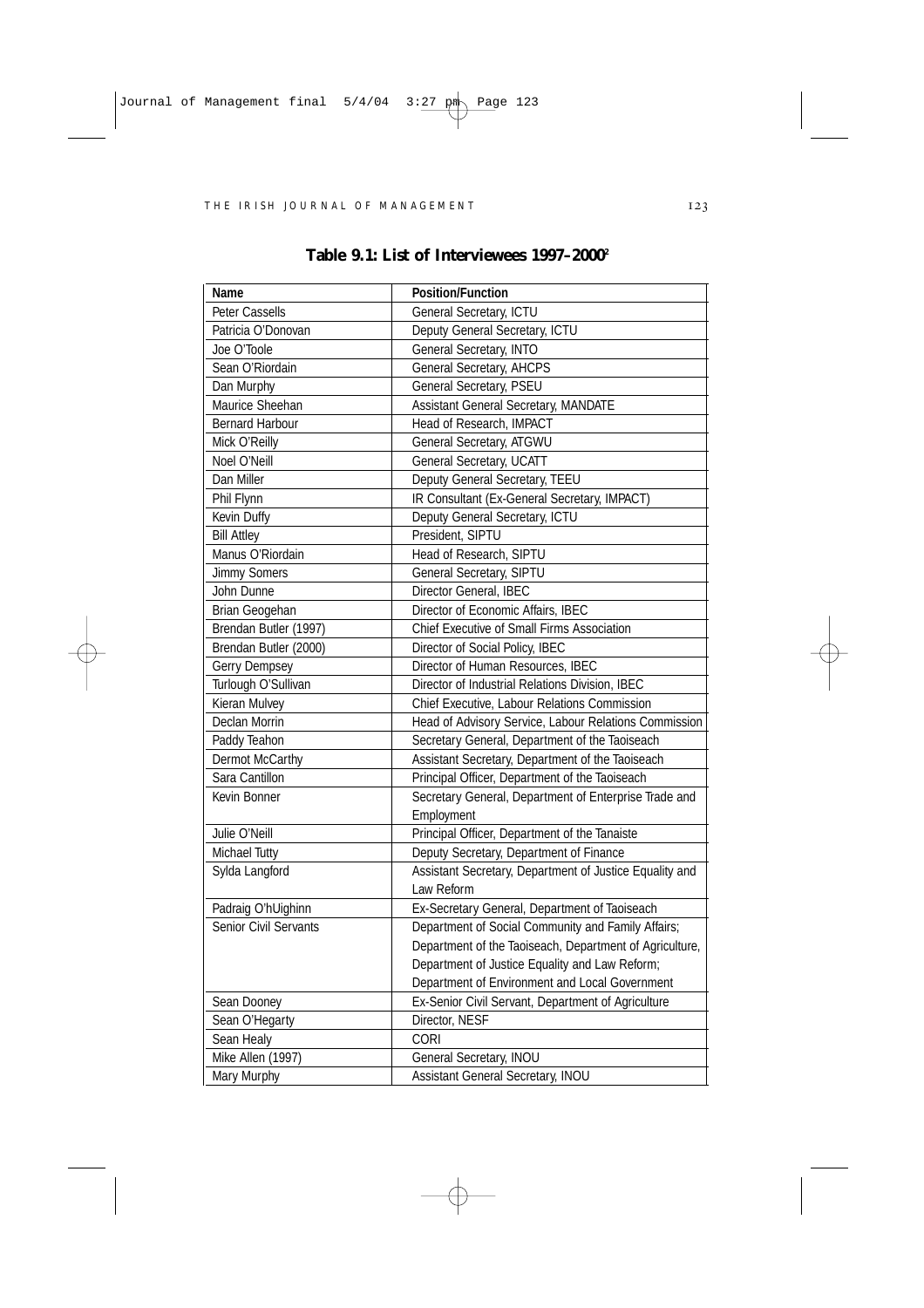## Table 9.1: List of Interviewees 1997–2000[2]

| Name | Position/Function |
|---|---|
| Peter Cassells | General Secretary, ICTU |
| Patricia O'Donovan | Deputy General Secretary, ICTU |
| Joe O'Toole | General Secretary, INTO |
| Sean O'Riordain | General Secretary, AHCPS |
| Dan Murphy | General Secretary, PSEU |
| Maurice Sheehan | Assistant General Secretary, MANDATE |
| Bernard Harbour | Head of Research, IMPACT |
| Mick O'Reilly | General Secretary, ATGWU |
| Noel O'Neill | General Secretary, UCATT |
| Dan Miller | Deputy General Secretary, TEEU |
| Phil Flynn | IR Consultant (Ex-General Secretary, IMPACT) |
| Kevin Duffy | Deputy General Secretary, ICTU |
| Bill Attley | President, SIPTU |
| Manus O'Riordain | Head of Research, SIPTU |
| Jimmy Somers | General Secretary, SIPTU |
| John Dunne | Director General, IBEC |
| Brian Geogehan | Director of Economic Affairs, IBEC |
| Brendan Butler (1997) | Chief Executive of Small Firms Association |
| Brendan Butler (2000) | Director of Social Policy, IBEC |
| Gerry Dempsey | Director of Human Resources, IBEC |
| Turlough O'Sullivan | Director of Industrial Relations Division, IBEC |
| Kieran Mulvey | Chief Executive, Labour Relations Commission |
| Declan Morrin | Head of Advisory Service, Labour Relations Commission |
| Paddy Teahon | Secretary General, Department of the Taoiseach |
| Dermot McCarthy | Assistant Secretary, Department of the Taoiseach |
| Sara Cantillon | Principal Officer, Department of the Taoiseach |
| Kevin Bonner | Secretary General, Department of Enterprise Trade and Employment |
| Julie O'Neill | Principal Officer, Department of the Tanaiste |
| Michael Tutty | Deputy Secretary, Department of Finance |
| Sylda Langford | Assistant Secretary, Department of Justice Equality and Law Reform |
| Padraig O'hUighinn | Ex-Secretary General, Department of Taoiseach |
| Senior Civil Servants | Department of Social Community and Family Affairs; Department of the Taoiseach, Department of Agriculture, Department of Justice Equality and Law Reform; Department of Environment and Local Government |
| Sean Dooney | Ex-Senior Civil Servant, Department of Agriculture |
| Sean O'Hegarty | Director, NESF |
| Sean Healy | CORI |
| Mike Allen (1997) | General Secretary, INOU |
| Mary Murphy | Assistant General Secretary, INOU |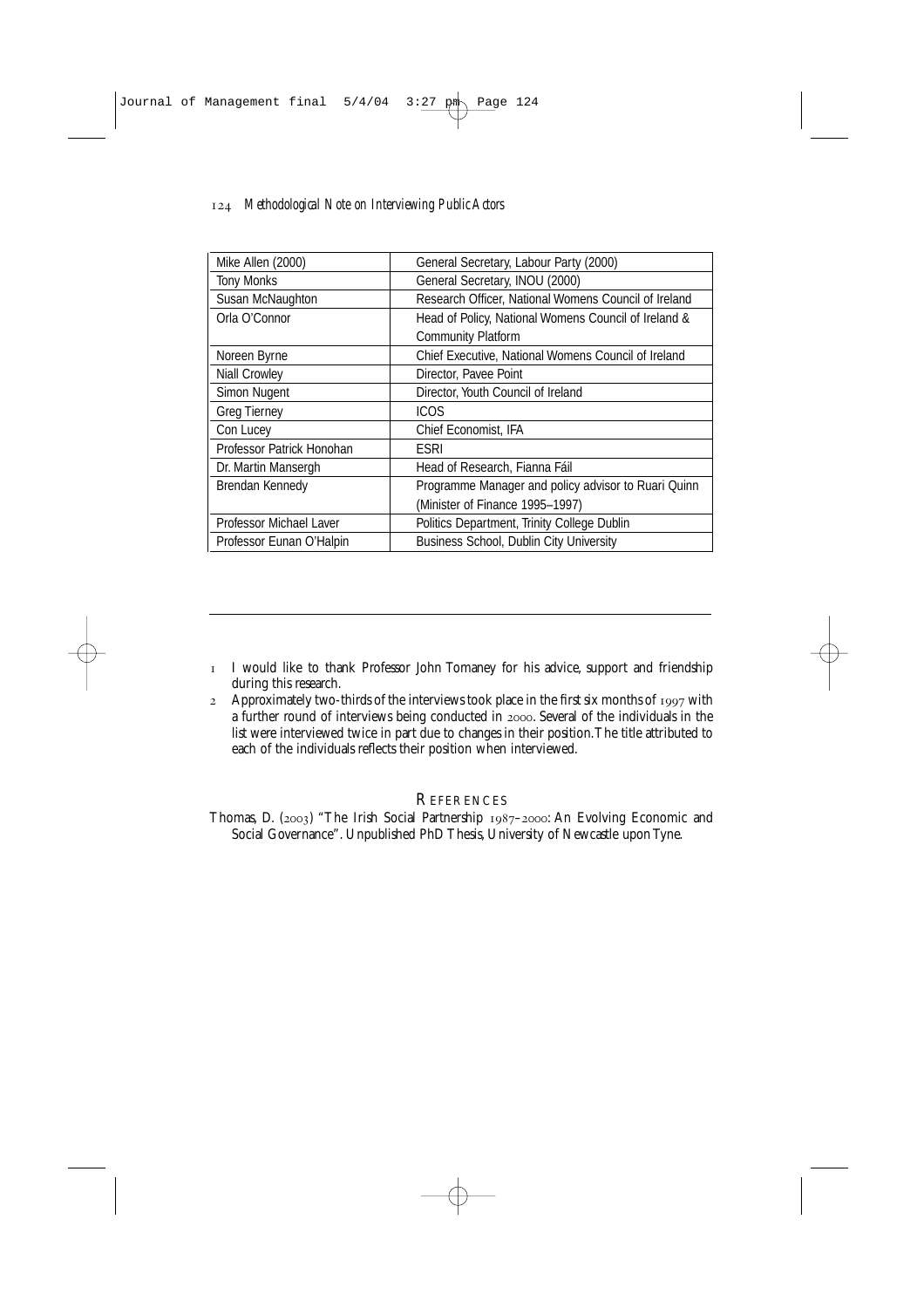| Mike Allen (2000) | General Secretary, Labour Party (2000) |
|---|---|
| Tony Monks | General Secretary, INOU (2000) |
| Susan McNaughton | Research Officer, National Womens Council of Ireland |
| Orla O'Connor | Head of Policy, National Womens Council of Ireland & Community Platform |
| Noreen Byrne | Chief Executive, National Womens Council of Ireland |
| Niall Crowley | Director, Pavee Point |
| Simon Nugent | Director, Youth Council of Ireland |
| Greg Tierney | ICOS |
| Con Lucey | Chief Economist, IFA |
| Professor Patrick Honohan | ESRI |
| Dr. Martin Mansergh | Head of Research, Fianna Fáil |
| Brendan Kennedy | Programme Manager and policy advisor to Ruari Quinn (Minister of Finance 1995–1997) |
| Professor Michael Laver | Politics Department, Trinity College Dublin |
| Professor Eunan O'Halpin | Business School, Dublin City University |

---

1 I would like to thank Professor John Tomaney for his advice, support and friendship during this research.

2 Approximately two-thirds of the interviews took place in the first six months of 1997 with a further round of interviews being conducted in 2000. Several of the individuals in the list were interviewed twice in part due to changes in their position. The title attributed to each of the individuals reflects their position when interviewed.

## REFERENCES

Thomas, D. (2003) "The Irish Social Partnership 1987–2000: An Evolving Economic and Social Governance". Unpublished PhD Thesis, University of Newcastle upon Tyne.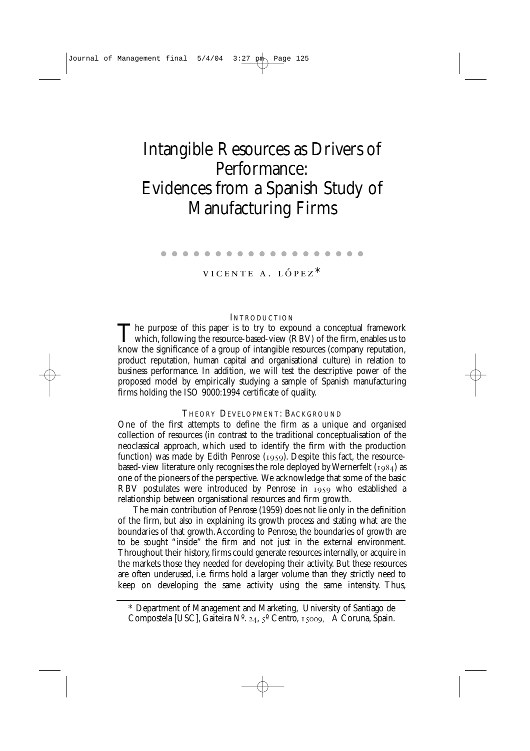# Intangible Resources as Drivers of Performance: Evidences from a Spanish Study of Manufacturing Firms

VICENTE A. LÓPEZ*

## INTRODUCTION

The purpose of this paper is to try to expound a conceptual framework which, following the resource-based-view (RBV) of the firm, enables us to know the significance of a group of intangible resources (company reputation, product reputation, human capital and organisational culture) in relation to business performance. In addition, we will test the descriptive power of the proposed model by empirically studying a sample of Spanish manufacturing firms holding the ISO 9000:1994 certificate of quality.

## THEORY DEVELOPMENT: BACKGROUND

One of the first attempts to define the firm as a unique and organised collection of resources (in contrast to the traditional conceptualisation of the neoclassical approach, which used to identify the firm with the production function) was made by Edith Penrose (1959). Despite this fact, the resource-based-view literature only recognises the role deployed by Wernerfelt (1984) as one of the pioneers of the perspective. We acknowledge that some of the basic RBV postulates were introduced by Penrose in 1959 who established a relationship between organisational resources and firm growth.

The main contribution of Penrose (1959) does not lie only in the definition of the firm, but also in explaining its growth process and stating what are the boundaries of that growth. According to Penrose, the boundaries of growth are to be sought "inside" the firm and not just in the external environment. Throughout their history, firms could generate resources internally, or acquire in the markets those they needed for developing their activity. But these resources are often underused, i.e. firms hold a larger volume than they strictly need to keep on developing the same activity using the same intensity. Thus,

* Department of Management and Marketing, University of Santiago de Compostela [USC], Gaiteira Nº. 24, 5º Centro, 15009, A Coruna, Spain.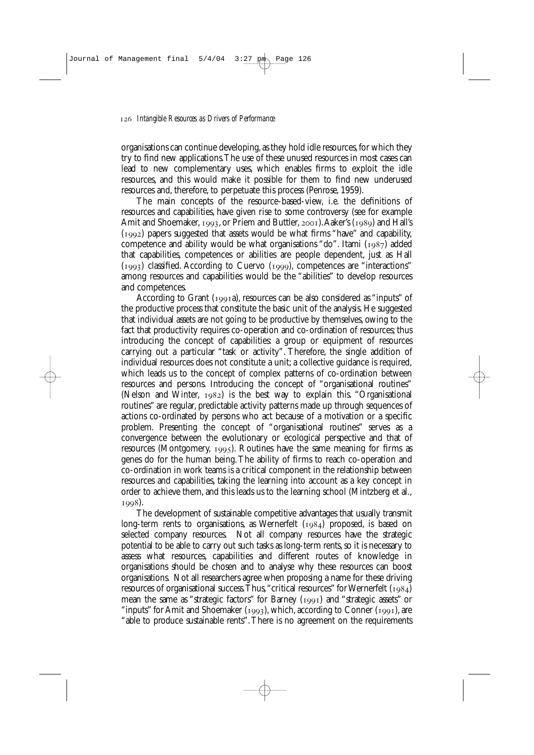organisations can continue developing, as they hold idle resources, for which they try to find new applications. The use of these unused resources in most cases can lead to new complementary uses, which enables firms to exploit the idle resources, and this would make it possible for them to find new underused resources and, therefore, to perpetuate this process (Penrose, 1959).

The main concepts of the resource-based-view, i.e. the definitions of resources and capabilities, have given rise to some controversy (see for example Amit and Shoemaker, 1993, or Priem and Buttler, 2001). Aaker's (1989) and Hall's (1992) papers suggested that assets would be what firms "have" and capability, competence and ability would be what organisations "do". Itami (1987) added that capabilities, competences or abilities are people dependent, just as Hall (1993) classified. According to Cuervo (1999), competences are "interactions" among resources and capabilities would be the "abilities" to develop resources and competences.

According to Grant (1991a), resources can be also considered as "inputs" of the productive process that constitute the basic unit of the analysis. He suggested that individual assets are not going to be productive by themselves, owing to the fact that productivity requires co-operation and co-ordination of resources; thus introducing the concept of capabilities: a group or equipment of resources carrying out a particular "task or activity". Therefore, the single addition of individual resources does not constitute a unit; a collective guidance is required, which leads us to the concept of complex patterns of co-ordination between resources and persons. Introducing the concept of "organisational routines" (Nelson and Winter, 1982) is the best way to explain this. "Organisational routines" are regular, predictable activity patterns made up through sequences of actions co-ordinated by persons who act because of a motivation or a specific problem. Presenting the concept of "organisational routines" serves as a convergence between the evolutionary or ecological perspective and that of resources (Montgomery, 1995). Routines have the same meaning for firms as genes do for the human being. The ability of firms to reach co-operation and co-ordination in work teams is a critical component in the relationship between resources and capabilities, taking the learning into account as a key concept in order to achieve them, and this leads us to the learning school (Mintzberg et al., 1998).

The development of sustainable competitive advantages that usually transmit long-term rents to organisations, as Wernerfelt (1984) proposed, is based on selected company resources. Not all company resources have the strategic potential to be able to carry out such tasks as long-term rents, so it is necessary to assess what resources, capabilities and different routes of knowledge in organisations should be chosen and to analyse why these resources can boost organisations. Not all researchers agree when proposing a name for these driving resources of organisational success. Thus, "critical resources" for Wernerfelt (1984) mean the same as "strategic factors" for Barney (1991) and "strategic assets" or "inputs" for Amit and Shoemaker (1993), which, according to Conner (1991), are "able to produce sustainable rents". There is no agreement on the requirements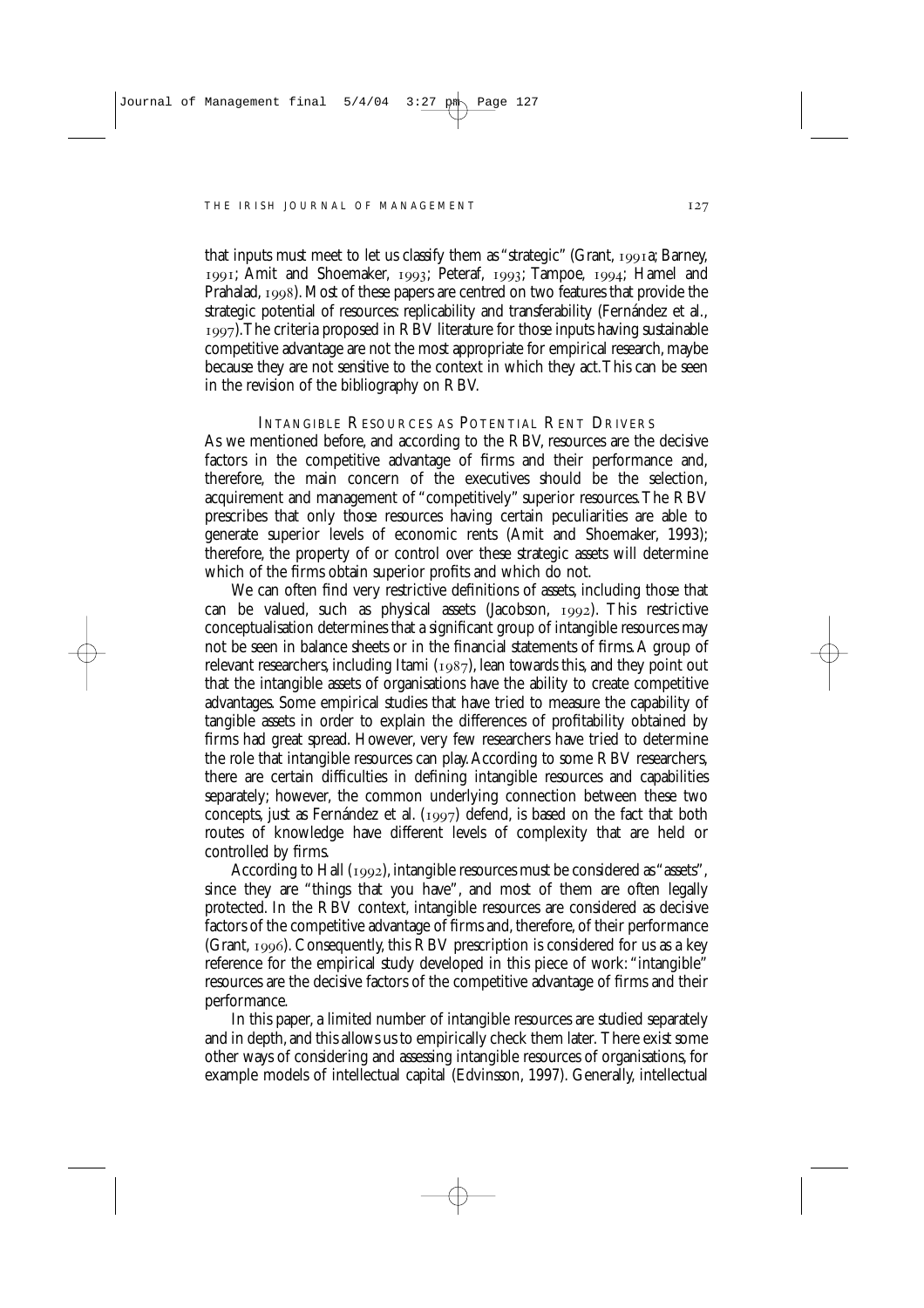that inputs must meet to let us classify them as "strategic" (Grant, 1991a; Barney, 1991; Amit and Shoemaker, 1993; Peteraf, 1993; Tampoe, 1994; Hamel and Prahalad, 1998). Most of these papers are centred on two features that provide the strategic potential of resources: replicability and transferability (Fernández et al., 1997). The criteria proposed in RBV literature for those inputs having sustainable competitive advantage are not the most appropriate for empirical research, maybe because they are not sensitive to the context in which they act. This can be seen in the revision of the bibliography on RBV.

## Intangible Resources as Potential Rent Drivers

As we mentioned before, and according to the RBV, resources are the decisive factors in the competitive advantage of firms and their performance and, therefore, the main concern of the executives should be the selection, acquirement and management of "competitively" superior resources. The RBV prescribes that only those resources having certain peculiarities are able to generate superior levels of economic rents (Amit and Shoemaker, 1993); therefore, the property of or control over these strategic assets will determine which of the firms obtain superior profits and which do not.

We can often find very restrictive definitions of assets, including those that can be valued, such as physical assets (Jacobson, 1992). This restrictive conceptualisation determines that a significant group of intangible resources may not be seen in balance sheets or in the financial statements of firms. A group of relevant researchers, including Itami (1987), lean towards this, and they point out that the intangible assets of organisations have the ability to create competitive advantages. Some empirical studies that have tried to measure the capability of tangible assets in order to explain the differences of profitability obtained by firms had great spread. However, very few researchers have tried to determine the role that intangible resources can play. According to some RBV researchers, there are certain difficulties in defining intangible resources and capabilities separately; however, the common underlying connection between these two concepts, just as Fernández et al. (1997) defend, is based on the fact that both routes of knowledge have different levels of complexity that are held or controlled by firms.

According to Hall (1992), intangible resources must be considered as "assets", since they are "things that you have", and most of them are often legally protected. In the RBV context, intangible resources are considered as decisive factors of the competitive advantage of firms and, therefore, of their performance (Grant, 1996). Consequently, this RBV prescription is considered for us as a key reference for the empirical study developed in this piece of work: "intangible" resources are the decisive factors of the competitive advantage of firms and their performance.

In this paper, a limited number of intangible resources are studied separately and in depth, and this allows us to empirically check them later. There exist some other ways of considering and assessing intangible resources of organisations, for example models of intellectual capital (Edvinsson, 1997). Generally, intellectual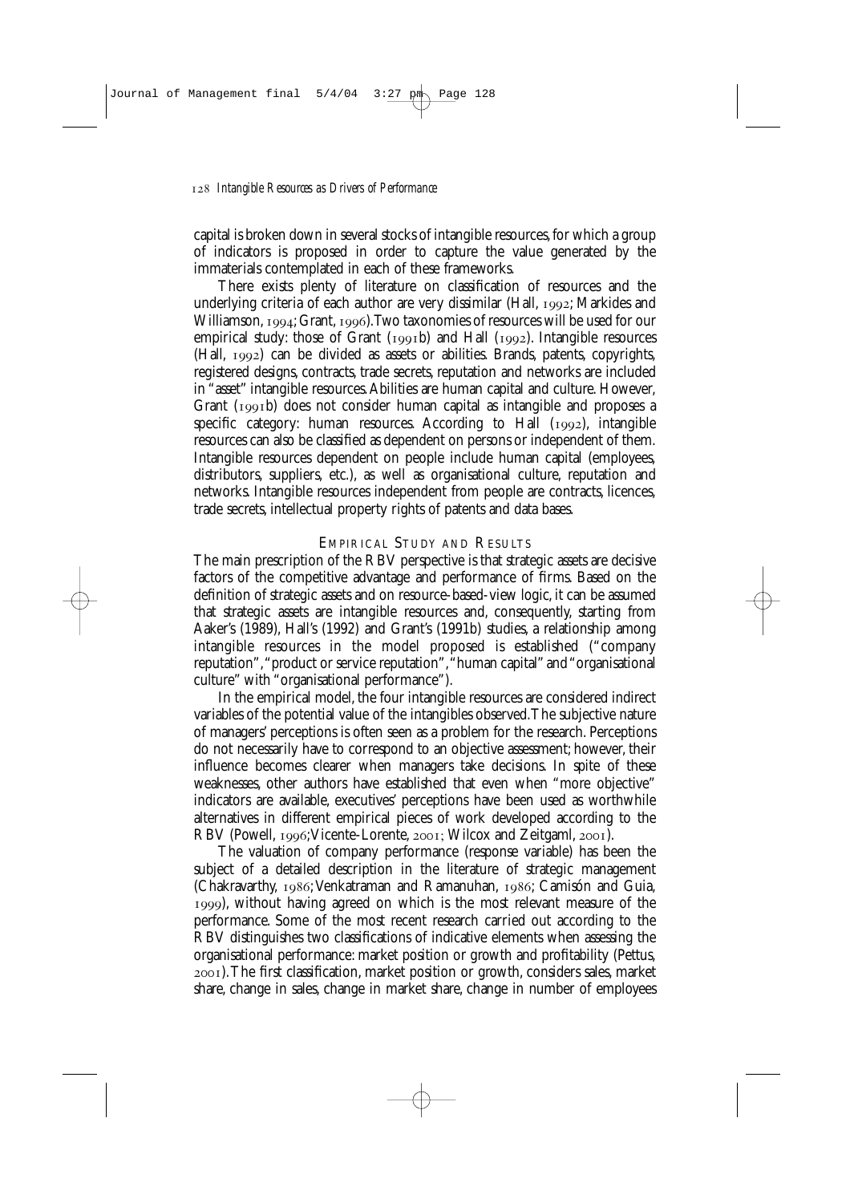capital is broken down in several stocks of intangible resources, for which a group of indicators is proposed in order to capture the value generated by the immaterials contemplated in each of these frameworks.

There exists plenty of literature on classification of resources and the underlying criteria of each author are very dissimilar (Hall, 1992; Markides and Williamson, 1994; Grant, 1996). Two taxonomies of resources will be used for our empirical study: those of Grant (1991b) and Hall (1992). Intangible resources (Hall, 1992) can be divided as assets or abilities. Brands, patents, copyrights, registered designs, contracts, trade secrets, reputation and networks are included in "asset" intangible resources. Abilities are human capital and culture. However, Grant (1991b) does not consider human capital as intangible and proposes a specific category: human resources. According to Hall (1992), intangible resources can also be classified as dependent on persons or independent of them. Intangible resources dependent on people include human capital (employees, distributors, suppliers, etc.), as well as organisational culture, reputation and networks. Intangible resources independent from people are contracts, licences, trade secrets, intellectual property rights of patents and data bases.

## EMPIRICAL STUDY AND RESULTS

The main prescription of the RBV perspective is that strategic assets are decisive factors of the competitive advantage and performance of firms. Based on the definition of strategic assets and on resource-based-view logic, it can be assumed that strategic assets are intangible resources and, consequently, starting from Aaker's (1989), Hall's (1992) and Grant's (1991b) studies, a relationship among intangible resources in the model proposed is established ("company reputation", "product or service reputation", "human capital" and "organisational culture" with "organisational performance").

In the empirical model, the four intangible resources are considered indirect variables of the potential value of the intangibles observed. The subjective nature of managers' perceptions is often seen as a problem for the research. Perceptions do not necessarily have to correspond to an objective assessment; however, their influence becomes clearer when managers take decisions. In spite of these weaknesses, other authors have established that even when "more objective" indicators are available, executives' perceptions have been used as worthwhile alternatives in different empirical pieces of work developed according to the RBV (Powell, 1996; Vicente-Lorente, 2001; Wilcox and Zeitgaml, 2001).

The valuation of company performance (response variable) has been the subject of a detailed description in the literature of strategic management (Chakravarthy, 1986; Venkatraman and Ramanuhan, 1986; Camisón and Guia, 1999), without having agreed on which is the most relevant measure of the performance. Some of the most recent research carried out according to the RBV distinguishes two classifications of indicative elements when assessing the organisational performance: market position or growth and profitability (Pettus, 2001). The first classification, market position or growth, considers sales, market share, change in sales, change in market share, change in number of employees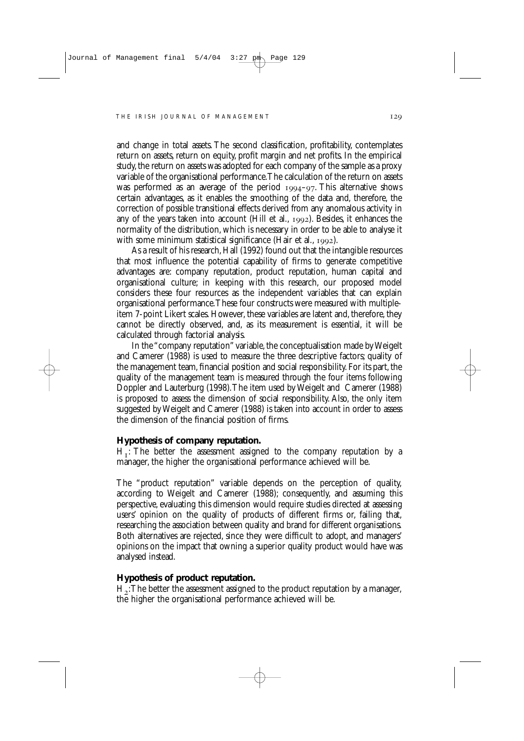and change in total assets. The second classification, profitability, contemplates return on assets, return on equity, profit margin and net profits. In the empirical study, the return on assets was adopted for each company of the sample as a proxy variable of the organisational performance. The calculation of the return on assets was performed as an average of the period 1994–97. This alternative shows certain advantages, as it enables the smoothing of the data and, therefore, the correction of possible transitional effects derived from any anomalous activity in any of the years taken into account (Hill et al., 1992). Besides, it enhances the normality of the distribution, which is necessary in order to be able to analyse it with some minimum statistical significance (Hair et al., 1992).

As a result of his research, Hall (1992) found out that the intangible resources that most influence the potential capability of firms to generate competitive advantages are: company reputation, product reputation, human capital and organisational culture; in keeping with this research, our proposed model considers these four resources as the independent variables that can explain organisational performance. These four constructs were measured with multiple-item 7-point Likert scales. However, these variables are latent and, therefore, they cannot be directly observed, and, as its measurement is essential, it will be calculated through factorial analysis.

In the "company reputation" variable, the conceptualisation made by Weigelt and Camerer (1988) is used to measure the three descriptive factors; quality of the management team, financial position and social responsibility. For its part, the quality of the management team is measured through the four items following Doppler and Lauterburg (1998). The item used by Weigelt and Camerer (1988) is proposed to assess the dimension of social responsibility. Also, the only item suggested by Weigelt and Camerer (1988) is taken into account in order to assess the dimension of the financial position of firms.

### Hypothesis of company reputation.

$H_1$: The better the assessment assigned to the company reputation by a manager, the higher the organisational performance achieved will be.

The "product reputation" variable depends on the perception of quality, according to Weigelt and Camerer (1988); consequently, and assuming this perspective, evaluating this dimension would require studies directed at assessing users' opinion on the quality of products of different firms or, failing that, researching the association between quality and brand for different organisations. Both alternatives are rejected, since they were difficult to adopt, and managers' opinions on the impact that owning a superior quality product would have was analysed instead.

### Hypothesis of product reputation.

$H_2$: The better the assessment assigned to the product reputation by a manager, the higher the organisational performance achieved will be.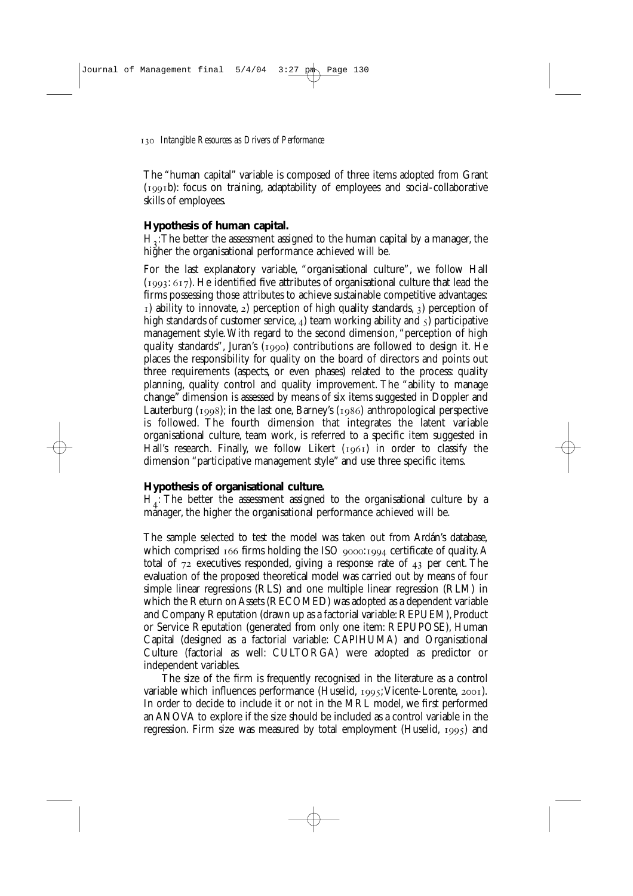The "human capital" variable is composed of three items adopted from Grant (1991b): focus on training, adaptability of employees and social-collaborative skills of employees.

**Hypothesis of human capital.**

$H_3$: The better the assessment assigned to the human capital by a manager, the higher the organisational performance achieved will be.

For the last explanatory variable, "organisational culture", we follow Hall (1993: 617). He identified five attributes of organisational culture that lead the firms possessing those attributes to achieve sustainable competitive advantages: 1) ability to innovate, 2) perception of high quality standards, 3) perception of high standards of customer service, 4) team working ability and 5) participative management style. With regard to the second dimension, "perception of high quality standards", Juran's (1990) contributions are followed to design it. He places the responsibility for quality on the board of directors and points out three requirements (aspects, or even phases) related to the process: quality planning, quality control and quality improvement. The "ability to manage change" dimension is assessed by means of six items suggested in Doppler and Lauterburg (1998); in the last one, Barney's (1986) anthropological perspective is followed. The fourth dimension that integrates the latent variable organisational culture, team work, is referred to a specific item suggested in Hall's research. Finally, we follow Likert (1961) in order to classify the dimension "participative management style" and use three specific items.

**Hypothesis of organisational culture.**

$H_4$: The better the assessment assigned to the organisational culture by a manager, the higher the organisational performance achieved will be.

The sample selected to test the model was taken out from Ardán's database, which comprised 166 firms holding the ISO 9000:1994 certificate of quality. A total of 72 executives responded, giving a response rate of 43 per cent. The evaluation of the proposed theoretical model was carried out by means of four simple linear regressions (RLS) and one multiple linear regression (RLM) in which the Return on Assets (RECOMED) was adopted as a dependent variable and Company Reputation (drawn up as a factorial variable: REPUEM), Product or Service Reputation (generated from only one item: REPUPOSE), Human Capital (designed as a factorial variable: CAPIHUMA) and Organisational Culture (factorial as well: CULTORGA) were adopted as predictor or independent variables.

The size of the firm is frequently recognised in the literature as a control variable which influences performance (Huselid, 1995; Vicente-Lorente, 2001). In order to decide to include it or not in the MRL model, we first performed an ANOVA to explore if the size should be included as a control variable in the regression. Firm size was measured by total employment (Huselid, 1995) and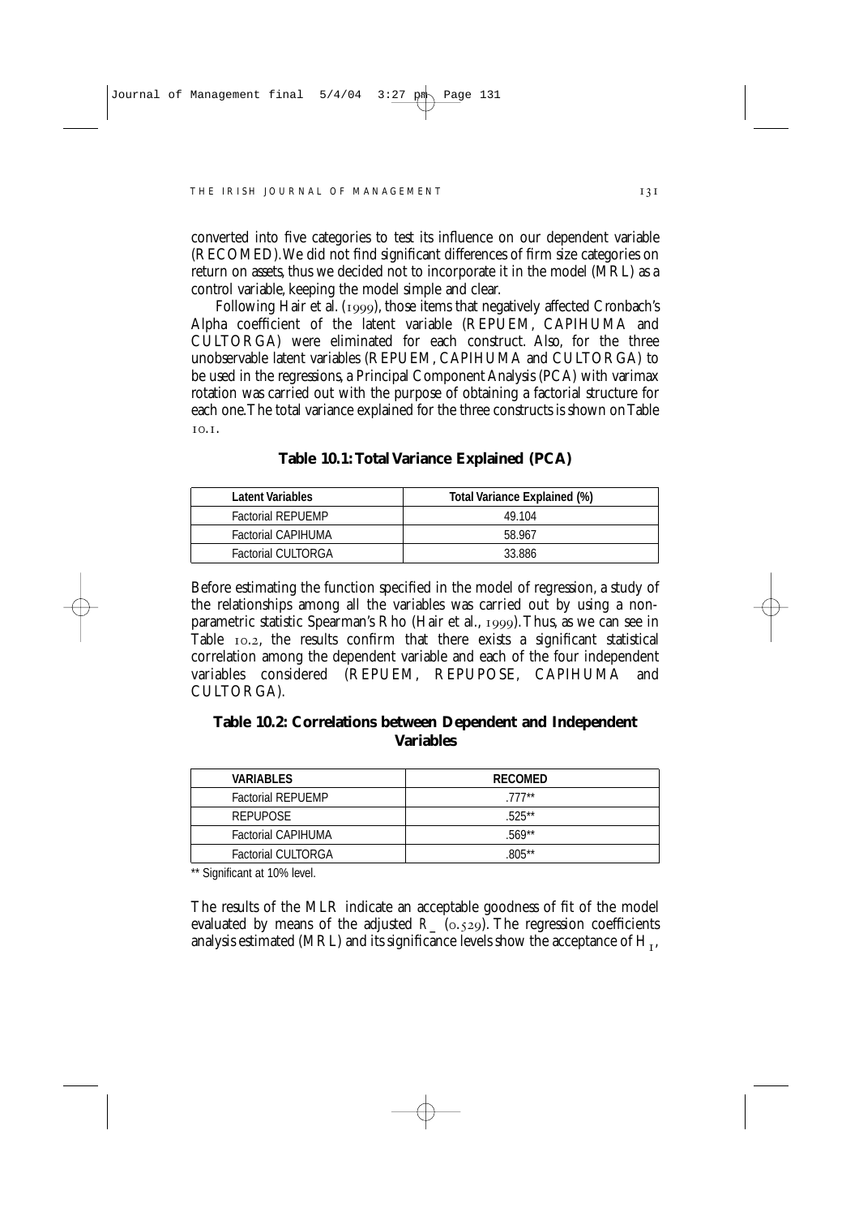converted into five categories to test its influence on our dependent variable (RECOMED). We did not find significant differences of firm size categories on return on assets, thus we decided not to incorporate it in the model (MRL) as a control variable, keeping the model simple and clear.

Following Hair et al. (1999), those items that negatively affected Cronbach's Alpha coefficient of the latent variable (REPUEM, CAPIHUMA and CULTORGA) were eliminated for each construct. Also, for the three unobservable latent variables (REPUEM, CAPIHUMA and CULTORGA) to be used in the regressions, a Principal Component Analysis (PCA) with varimax rotation was carried out with the purpose of obtaining a factorial structure for each one. The total variance explained for the three constructs is shown on Table 10.1.

**Table 10.1: Total Variance Explained (PCA)**

| Latent Variables | Total Variance Explained (%) |
|---|---|
| Factorial REPUEMP | 49.104 |
| Factorial CAPIHUMA | 58.967 |
| Factorial CULTORGA | 33.886 |

Before estimating the function specified in the model of regression, a study of the relationships among all the variables was carried out by using a non-parametric statistic Spearman's Rho (Hair et al., 1999). Thus, as we can see in Table 10.2, the results confirm that there exists a significant statistical correlation among the dependent variable and each of the four independent variables considered (REPUEM, REPUPOSE, CAPIHUMA and CULTORGA).

**Table 10.2: Correlations between Dependent and Independent Variables**

| VARIABLES | RECOMED |
|---|---|
| Factorial REPUEMP | .777** |
| REPUPOSE | .525** |
| Factorial CAPIHUMA | .569** |
| Factorial CULTORGA | .805** |

** Significant at 10% level.

The results of the MLR indicate an acceptable goodness of fit of the model evaluated by means of the adjusted $R^2$ (0.529). The regression coefficients analysis estimated (MRL) and its significance levels show the acceptance of $H_1$,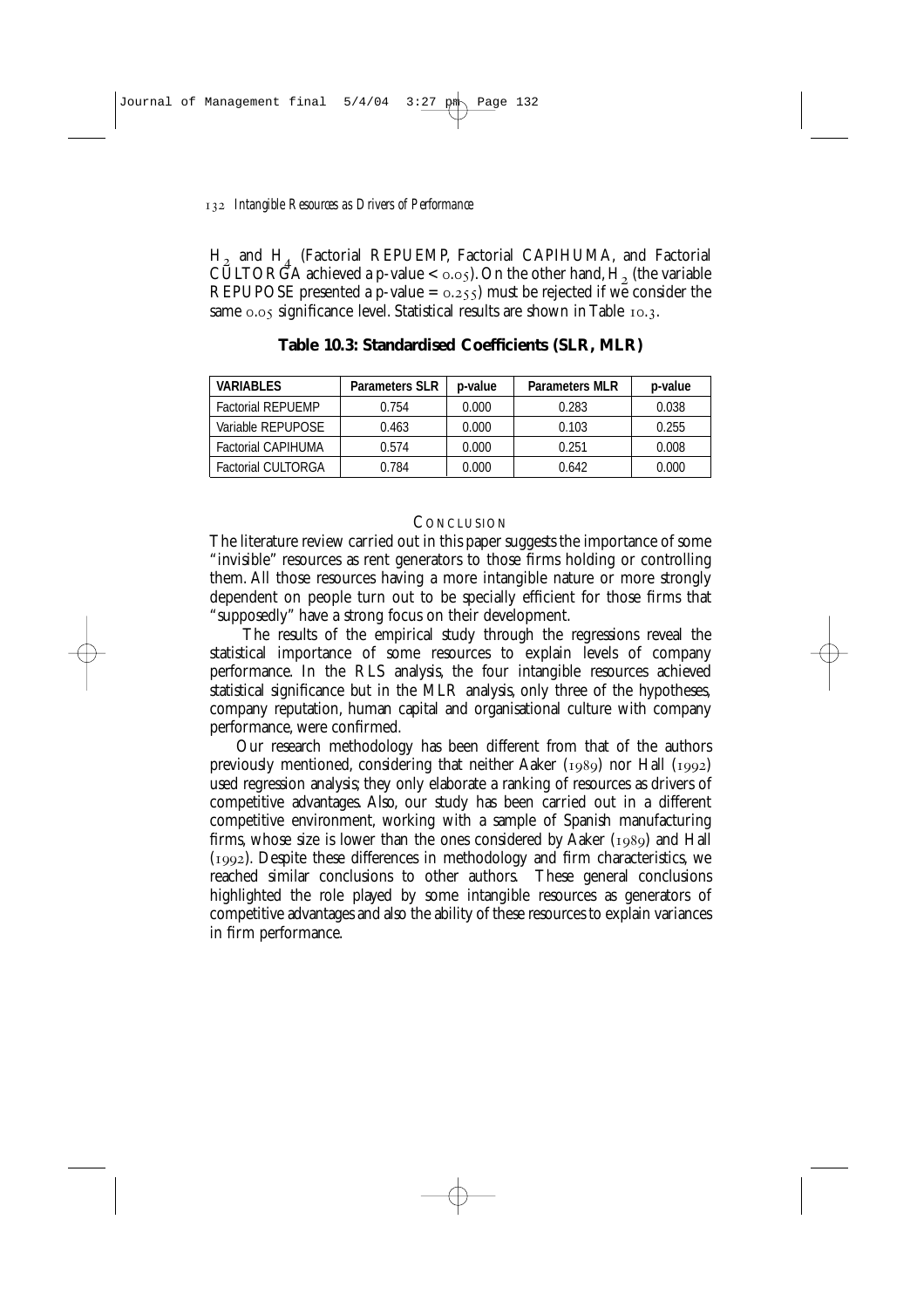$H_2$ and $H_4$ (Factorial REPUEMP, Factorial CAPIHUMA, and Factorial CULTORGA achieved a p-value < 0.05). On the other hand, $H_2$ (the variable REPUPOSE presented a p-value = 0.255) must be rejected if we consider the same 0.05 significance level. Statistical results are shown in Table 10.3.

**Table 10.3: Standardised Coefficients (SLR, MLR)**

| VARIABLES | Parameters SLR | p-value | Parameters MLR | p-value |
|---|---|---|---|---|
| Factorial REPUEMP | 0.754 | 0.000 | 0.283 | 0.038 |
| Variable REPUPOSE | 0.463 | 0.000 | 0.103 | 0.255 |
| Factorial CAPIHUMA | 0.574 | 0.000 | 0.251 | 0.008 |
| Factorial CULTORGA | 0.784 | 0.000 | 0.642 | 0.000 |

## CONCLUSION

The literature review carried out in this paper suggests the importance of some "invisible" resources as rent generators to those firms holding or controlling them. All those resources having a more intangible nature or more strongly dependent on people turn out to be specially efficient for those firms that "supposedly" have a strong focus on their development.

The results of the empirical study through the regressions reveal the statistical importance of some resources to explain levels of company performance. In the RLS analysis, the four intangible resources achieved statistical significance but in the MLR analysis, only three of the hypotheses, company reputation, human capital and organisational culture with company performance, were confirmed.

Our research methodology has been different from that of the authors previously mentioned, considering that neither Aaker (1989) nor Hall (1992) used regression analysis; they only elaborate a ranking of resources as drivers of competitive advantages. Also, our study has been carried out in a different competitive environment, working with a sample of Spanish manufacturing firms, whose size is lower than the ones considered by Aaker (1989) and Hall (1992). Despite these differences in methodology and firm characteristics, we reached similar conclusions to other authors. These general conclusions highlighted the role played by some intangible resources as generators of competitive advantages and also the ability of these resources to explain variances in firm performance.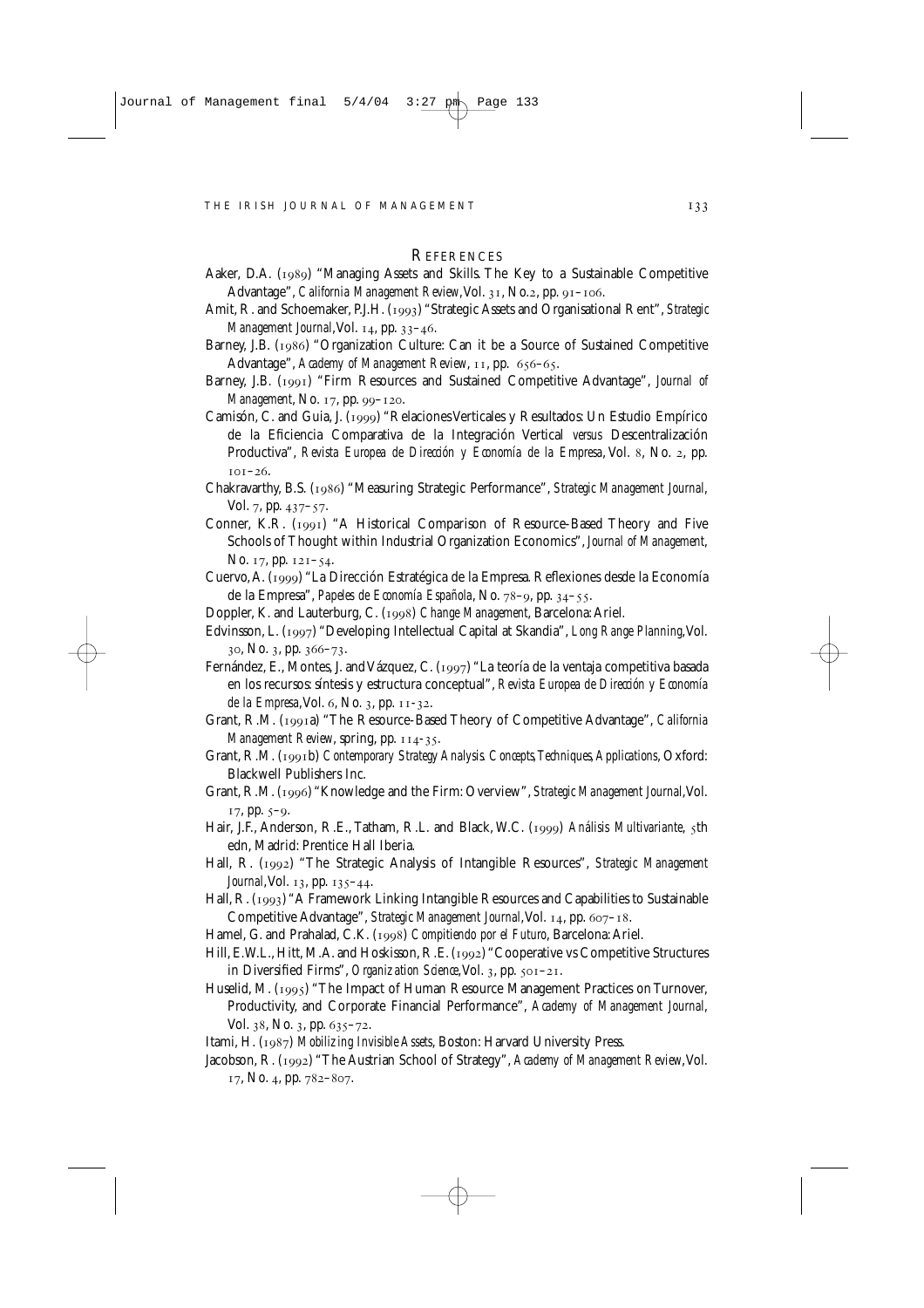## REFERENCES

Aaker, D.A. (1989) "Managing Assets and Skills. The Key to a Sustainable Competitive Advantage", *California Management Review*, Vol. 31, No.2, pp. 91–106.

Amit, R. and Schoemaker, P.J.H. (1993) "Strategic Assets and Organisational Rent", *Strategic Management Journal*, Vol. 14, pp. 33–46.

Barney, J.B. (1986) "Organization Culture: Can it be a Source of Sustained Competitive Advantage", *Academy of Management Review*, 11, pp. 656–65.

Barney, J.B. (1991) "Firm Resources and Sustained Competitive Advantage", *Journal of Management*, No. 17, pp. 99–120.

Camisón, C. and Guia, J. (1999) "Relaciones Verticales y Resultados: Un Estudio Empírico de la Eficiencia Comparativa de la Integración Vertical *versus* Descentralización Productiva", *Revista Europea de Dirección y Economía de la Empresa*, Vol. 8, No. 2, pp. 101–26.

Chakravarthy, B.S. (1986) "Measuring Strategic Performance", *Strategic Management Journal*, Vol. 7, pp. 437–57.

Conner, K.R. (1991) "A Historical Comparison of Resource-Based Theory and Five Schools of Thought within Industrial Organization Economics", *Journal of Management*, No. 17, pp. 121–54.

Cuervo, A. (1999) "La Dirección Estratégica de la Empresa. Reflexiones desde la Economía de la Empresa", *Papeles de Economía Española*, No. 78–9, pp. 34–55.

Doppler, K. and Lauterburg, C. (1998) *Change Management*, Barcelona: Ariel.

Edvinsson, L. (1997) "Developing Intellectual Capital at Skandia", *Long Range Planning*, Vol. 30, No. 3, pp. 366–73.

Fernández, E., Montes, J. and Vázquez, C. (1997) "La teoría de la ventaja competitiva basada en los recursos: síntesis y estructura conceptual", *Revista Europea de Dirección y Economía de la Empresa*, Vol. 6, No. 3, pp. 11-32.

Grant, R.M. (1991a) "The Resource-Based Theory of Competitive Advantage", *California Management Review*, spring, pp. 114-35.

Grant, R.M. (1991b) *Contemporary Strategy Analysis. Concepts, Techniques, Applications*, Oxford: Blackwell Publishers Inc.

Grant, R.M. (1996) "Knowledge and the Firm: Overview", *Strategic Management Journal*, Vol. 17, pp. 5–9.

Hair, J.F., Anderson, R.E., Tatham, R.L. and Black, W.C. (1999) *Análisis Multivariante*, 5th edn, Madrid: Prentice Hall Iberia.

Hall, R. (1992) "The Strategic Analysis of Intangible Resources", *Strategic Management Journal*, Vol. 13, pp. 135–44.

Hall, R. (1993) "A Framework Linking Intangible Resources and Capabilities to Sustainable Competitive Advantage", *Strategic Management Journal*, Vol. 14, pp. 607–18.

Hamel, G. and Prahalad, C.K. (1998) *Compitiendo por el Futuro*, Barcelona: Ariel.

Hill, E.W.L., Hitt, M.A. and Hoskisson, R.E. (1992) "Cooperative vs Competitive Structures in Diversified Firms", *Organization Science*, Vol. 3, pp. 501–21.

Huselid, M. (1995) "The Impact of Human Resource Management Practices on Turnover, Productivity, and Corporate Financial Performance", *Academy of Management Journal*, Vol. 38, No. 3, pp. 635–72.

Itami, H. (1987) *Mobilizing Invisible Assets*, Boston: Harvard University Press.

Jacobson, R. (1992) "The Austrian School of Strategy", *Academy of Management Review*, Vol. 17, No. 4, pp. 782–807.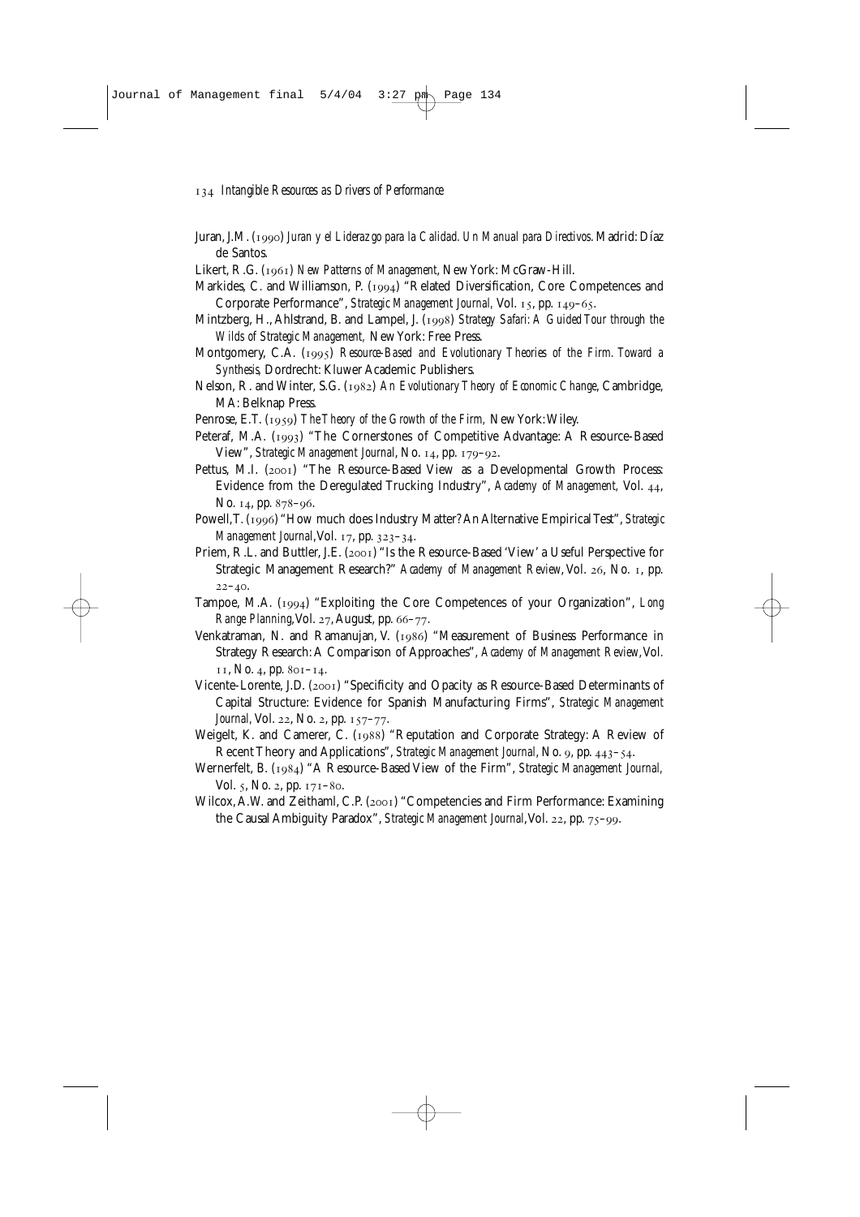Juran, J.M. (1990) *Juran y el Liderazgo para la Calidad. Un Manual para Directivos*. Madrid: Díaz de Santos.

Likert, R.G. (1961) *New Patterns of Management*, New York: McGraw-Hill.

Markides, C. and Williamson, P. (1994) "Related Diversification, Core Competences and Corporate Performance", *Strategic Management Journal*, Vol. 15, pp. 149–65.

Mintzberg, H., Ahlstrand, B. and Lampel, J. (1998) *Strategy Safari: A Guided Tour through the Wilds of Strategic Management*, New York: Free Press.

Montgomery, C.A. (1995) *Resource-Based and Evolutionary Theories of the Firm. Toward a Synthesis*, Dordrecht: Kluwer Academic Publishers.

Nelson, R. and Winter, S.G. (1982) *An Evolutionary Theory of Economic Change*, Cambridge, MA: Belknap Press.

Penrose, E.T. (1959) *The Theory of the Growth of the Firm*, New York: Wiley.

Peteraf, M.A. (1993) "The Cornerstones of Competitive Advantage: A Resource-Based View", *Strategic Management Journal*, No. 14, pp. 179–92.

Pettus, M.l. (2001) "The Resource-Based View as a Developmental Growth Process: Evidence from the Deregulated Trucking Industry", *Academy of Management*, Vol. 44, No. 14, pp. 878–96.

Powell, T. (1996) "How much does Industry Matter? An Alternative Empirical Test", *Strategic Management Journal*, Vol. 17, pp. 323–34.

Priem, R.L. and Buttler, J.E. (2001) "Is the Resource-Based 'View' a Useful Perspective for Strategic Management Research?" *Academy of Management Review*, Vol. 26, No. 1, pp. 22–40.

Tampoe, M.A. (1994) "Exploiting the Core Competences of your Organization", *Long Range Planning*, Vol. 27, August, pp. 66–77.

Venkatraman, N. and Ramanujan, V. (1986) "Measurement of Business Performance in Strategy Research: A Comparison of Approaches", *Academy of Management Review*, Vol. 11, No. 4, pp. 801–14.

Vicente-Lorente, J.D. (2001) "Specificity and Opacity as Resource-Based Determinants of Capital Structure: Evidence for Spanish Manufacturing Firms", *Strategic Management Journal*, Vol. 22, No. 2, pp. 157–77.

Weigelt, K. and Camerer, C. (1988) "Reputation and Corporate Strategy: A Review of Recent Theory and Applications", *Strategic Management Journal*, No. 9, pp. 443–54.

Wernerfelt, B. (1984) "A Resource-Based View of the Firm", *Strategic Management Journal*, Vol. 5, No. 2, pp. 171–80.

Wilcox, A.W. and Zeithaml, C.P. (2001) "Competencies and Firm Performance: Examining the Causal Ambiguity Paradox", *Strategic Management Journal*, Vol. 22, pp. 75–99.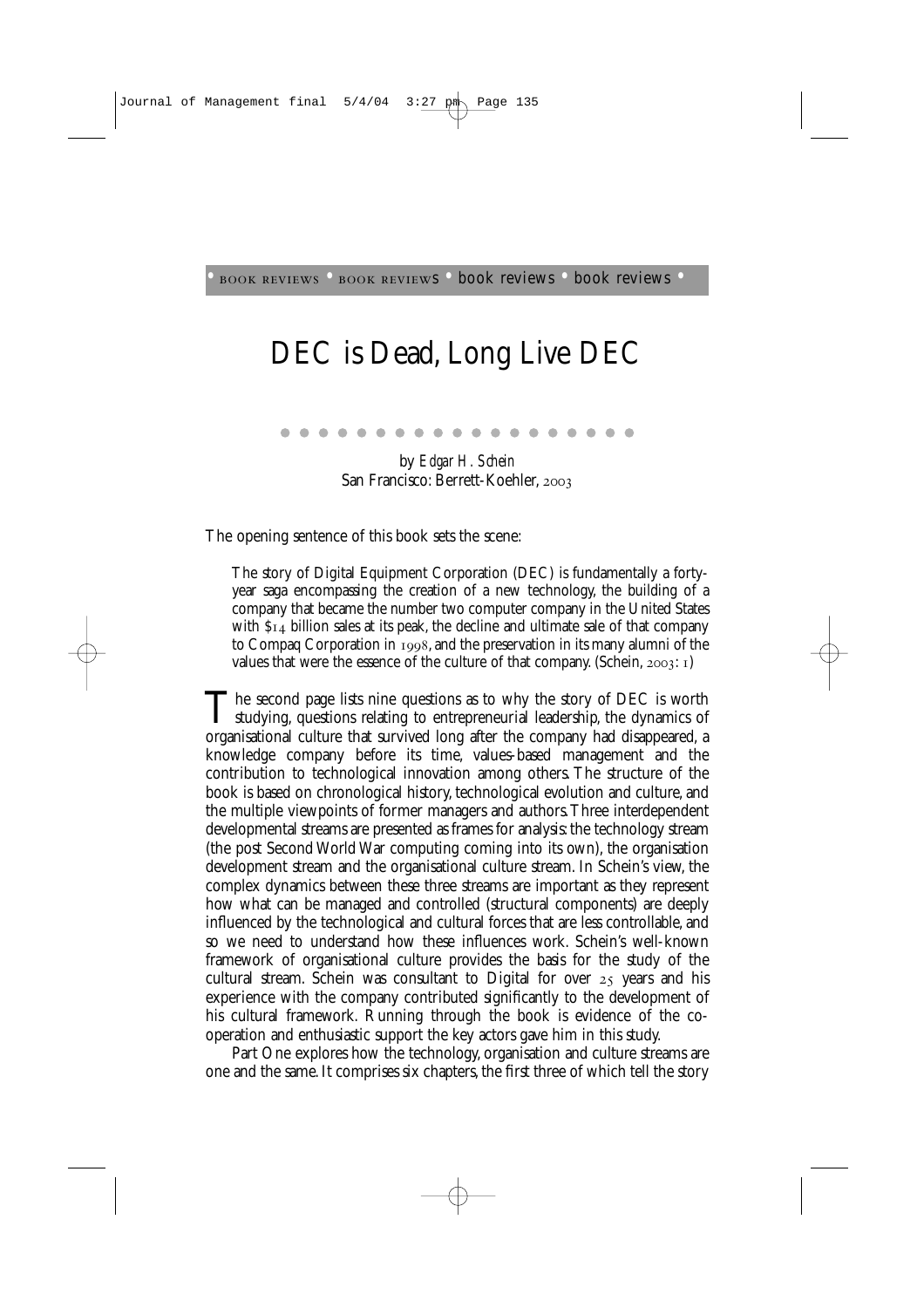• BOOK REVIEWS • BOOK REVIEWS • book reviews • book reviews •

# DEC is Dead, Long Live DEC

by *Edgar H. Schein*
San Francisco: Berrett-Koehler, 2003

The opening sentence of this book sets the scene:

> The story of Digital Equipment Corporation (DEC) is fundamentally a forty-year saga encompassing the creation of a new technology, the building of a company that became the number two computer company in the United States with $14 billion sales at its peak, the decline and ultimate sale of that company to Compaq Corporation in 1998, and the preservation in its many alumni of the values that were the essence of the culture of that company. (Schein, 2003: 1)

The second page lists nine questions as to why the story of DEC is worth studying, questions relating to entrepreneurial leadership, the dynamics of organisational culture that survived long after the company had disappeared, a knowledge company before its time, values-based management and the contribution to technological innovation among others. The structure of the book is based on chronological history, technological evolution and culture, and the multiple viewpoints of former managers and authors. Three interdependent developmental streams are presented as frames for analysis: the technology stream (the post Second World War computing coming into its own), the organisation development stream and the organisational culture stream. In Schein's view, the complex dynamics between these three streams are important as they represent how what can be managed and controlled (structural components) are deeply influenced by the technological and cultural forces that are less controllable, and so we need to understand how these influences work. Schein's well-known framework of organisational culture provides the basis for the study of the cultural stream. Schein was consultant to Digital for over 25 years and his experience with the company contributed significantly to the development of his cultural framework. Running through the book is evidence of the co-operation and enthusiastic support the key actors gave him in this study.

Part One explores how the technology, organisation and culture streams are one and the same. It comprises six chapters, the first three of which tell the story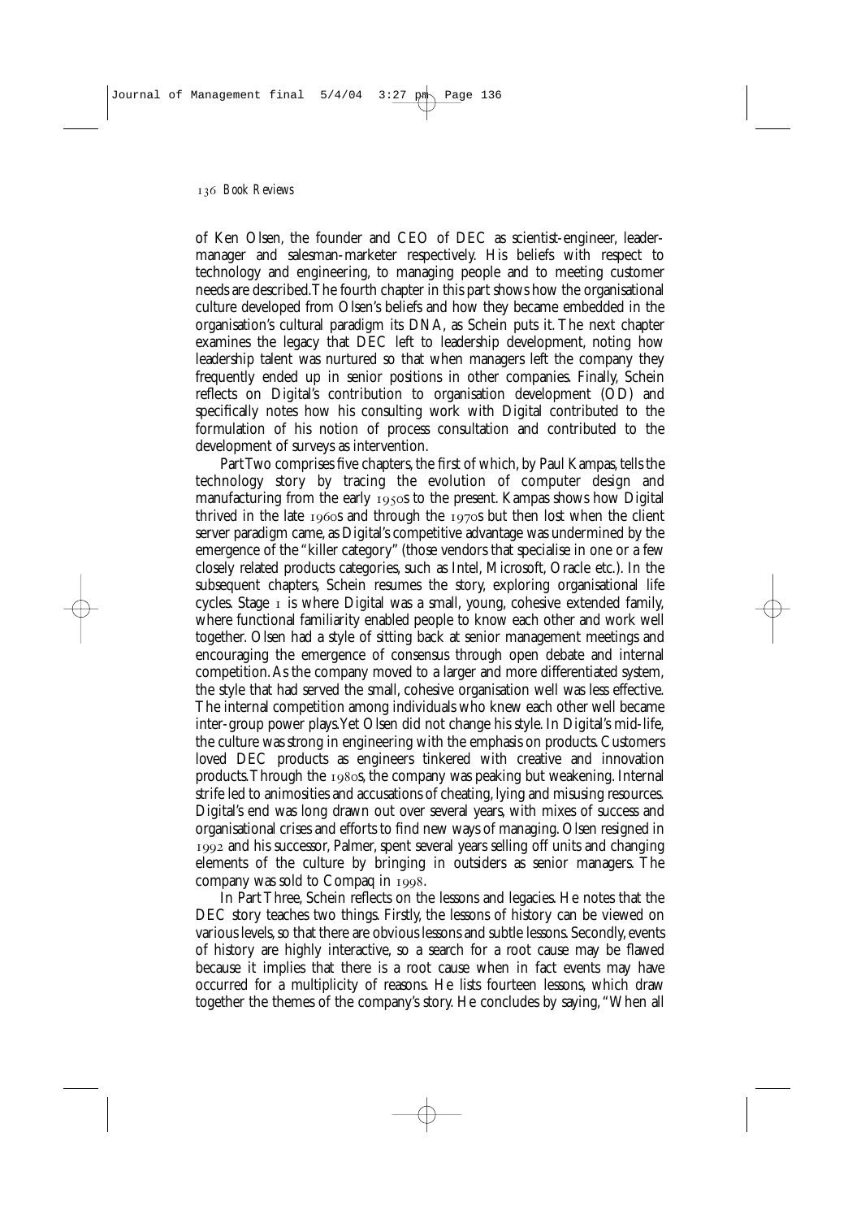of Ken Olsen, the founder and CEO of DEC as scientist-engineer, leader-manager and salesman-marketer respectively. His beliefs with respect to technology and engineering, to managing people and to meeting customer needs are described. The fourth chapter in this part shows how the organisational culture developed from Olsen's beliefs and how they became embedded in the organisation's cultural paradigm its DNA, as Schein puts it. The next chapter examines the legacy that DEC left to leadership development, noting how leadership talent was nurtured so that when managers left the company they frequently ended up in senior positions in other companies. Finally, Schein reflects on Digital's contribution to organisation development (OD) and specifically notes how his consulting work with Digital contributed to the formulation of his notion of process consultation and contributed to the development of surveys as intervention.

Part Two comprises five chapters, the first of which, by Paul Kampas, tells the technology story by tracing the evolution of computer design and manufacturing from the early 1950s to the present. Kampas shows how Digital thrived in the late 1960s and through the 1970s but then lost when the client server paradigm came, as Digital's competitive advantage was undermined by the emergence of the "killer category" (those vendors that specialise in one or a few closely related products categories, such as Intel, Microsoft, Oracle etc.). In the subsequent chapters, Schein resumes the story, exploring organisational life cycles. Stage 1 is where Digital was a small, young, cohesive extended family, where functional familiarity enabled people to know each other and work well together. Olsen had a style of sitting back at senior management meetings and encouraging the emergence of consensus through open debate and internal competition. As the company moved to a larger and more differentiated system, the style that had served the small, cohesive organisation well was less effective. The internal competition among individuals who knew each other well became inter-group power plays. Yet Olsen did not change his style. In Digital's mid-life, the culture was strong in engineering with the emphasis on products. Customers loved DEC products as engineers tinkered with creative and innovation products. Through the 1980s, the company was peaking but weakening. Internal strife led to animosities and accusations of cheating, lying and misusing resources. Digital's end was long drawn out over several years, with mixes of success and organisational crises and efforts to find new ways of managing. Olsen resigned in 1992 and his successor, Palmer, spent several years selling off units and changing elements of the culture by bringing in outsiders as senior managers. The company was sold to Compaq in 1998.

In Part Three, Schein reflects on the lessons and legacies. He notes that the DEC story teaches two things. Firstly, the lessons of history can be viewed on various levels, so that there are obvious lessons and subtle lessons. Secondly, events of history are highly interactive, so a search for a root cause may be flawed because it implies that there is a root cause when in fact events may have occurred for a multiplicity of reasons. He lists fourteen lessons, which draw together the themes of the company's story. He concludes by saying, "When all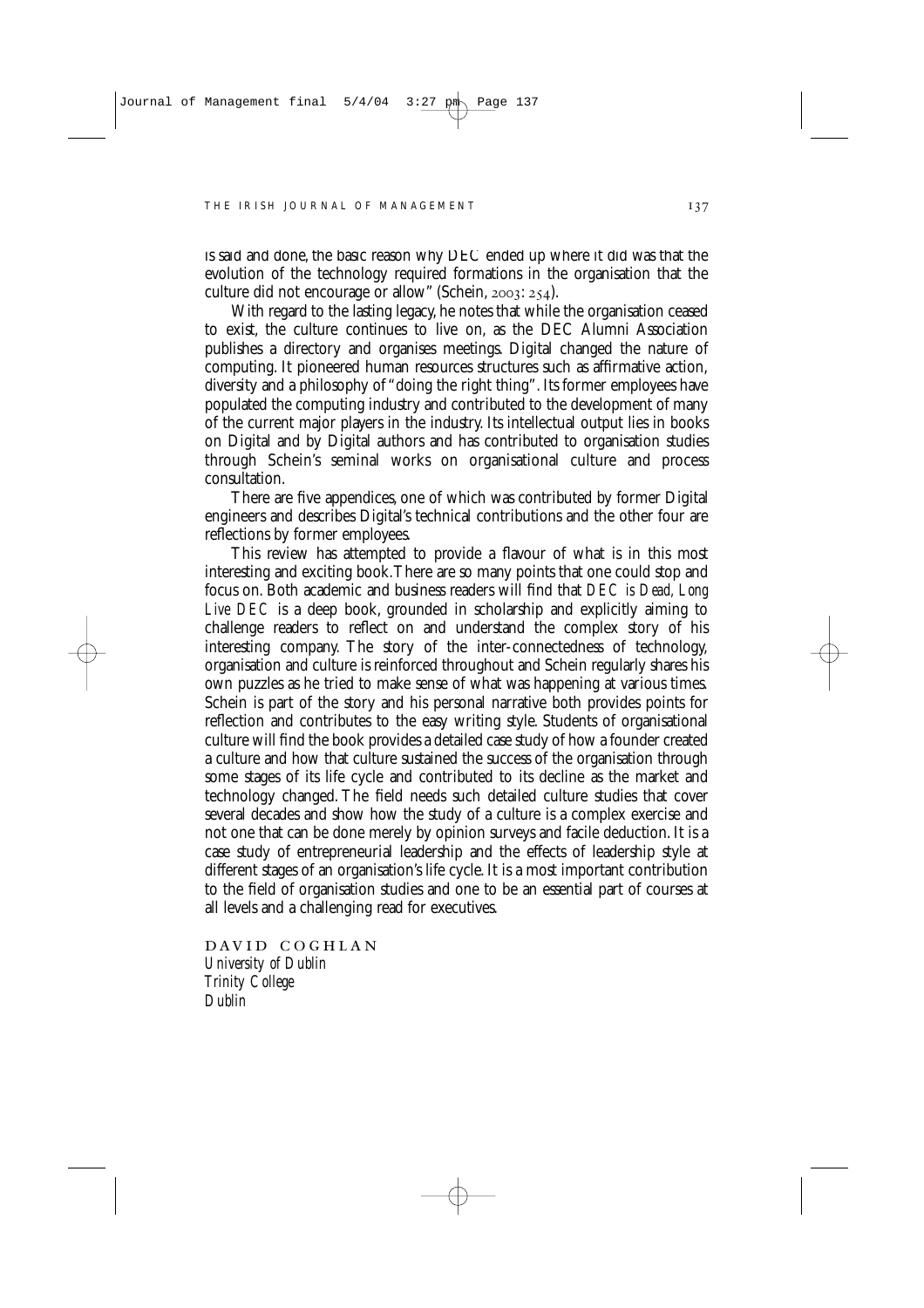is said and done, the basic reason why DEC ended up where it did was that the evolution of the technology required formations in the organisation that the culture did not encourage or allow" (Schein, 2003: 254).

With regard to the lasting legacy, he notes that while the organisation ceased to exist, the culture continues to live on, as the DEC Alumni Association publishes a directory and organises meetings. Digital changed the nature of computing. It pioneered human resources structures such as affirmative action, diversity and a philosophy of "doing the right thing". Its former employees have populated the computing industry and contributed to the development of many of the current major players in the industry. Its intellectual output lies in books on Digital and by Digital authors and has contributed to organisation studies through Schein's seminal works on organisational culture and process consultation.

There are five appendices, one of which was contributed by former Digital engineers and describes Digital's technical contributions and the other four are reflections by former employees.

This review has attempted to provide a flavour of what is in this most interesting and exciting book. There are so many points that one could stop and focus on. Both academic and business readers will find that *DEC is Dead, Long Live DEC* is a deep book, grounded in scholarship and explicitly aiming to challenge readers to reflect on and understand the complex story of his interesting company. The story of the inter-connectedness of technology, organisation and culture is reinforced throughout and Schein regularly shares his own puzzles as he tried to make sense of what was happening at various times. Schein is part of the story and his personal narrative both provides points for reflection and contributes to the easy writing style. Students of organisational culture will find the book provides a detailed case study of how a founder created a culture and how that culture sustained the success of the organisation through some stages of its life cycle and contributed to its decline as the market and technology changed. The field needs such detailed culture studies that cover several decades and show how the study of a culture is a complex exercise and not one that can be done merely by opinion surveys and facile deduction. It is a case study of entrepreneurial leadership and the effects of leadership style at different stages of an organisation's life cycle. It is a most important contribution to the field of organisation studies and one to be an essential part of courses at all levels and a challenging read for executives.

DAVID COGHLAN
*University of Dublin*
*Trinity College*
*Dublin*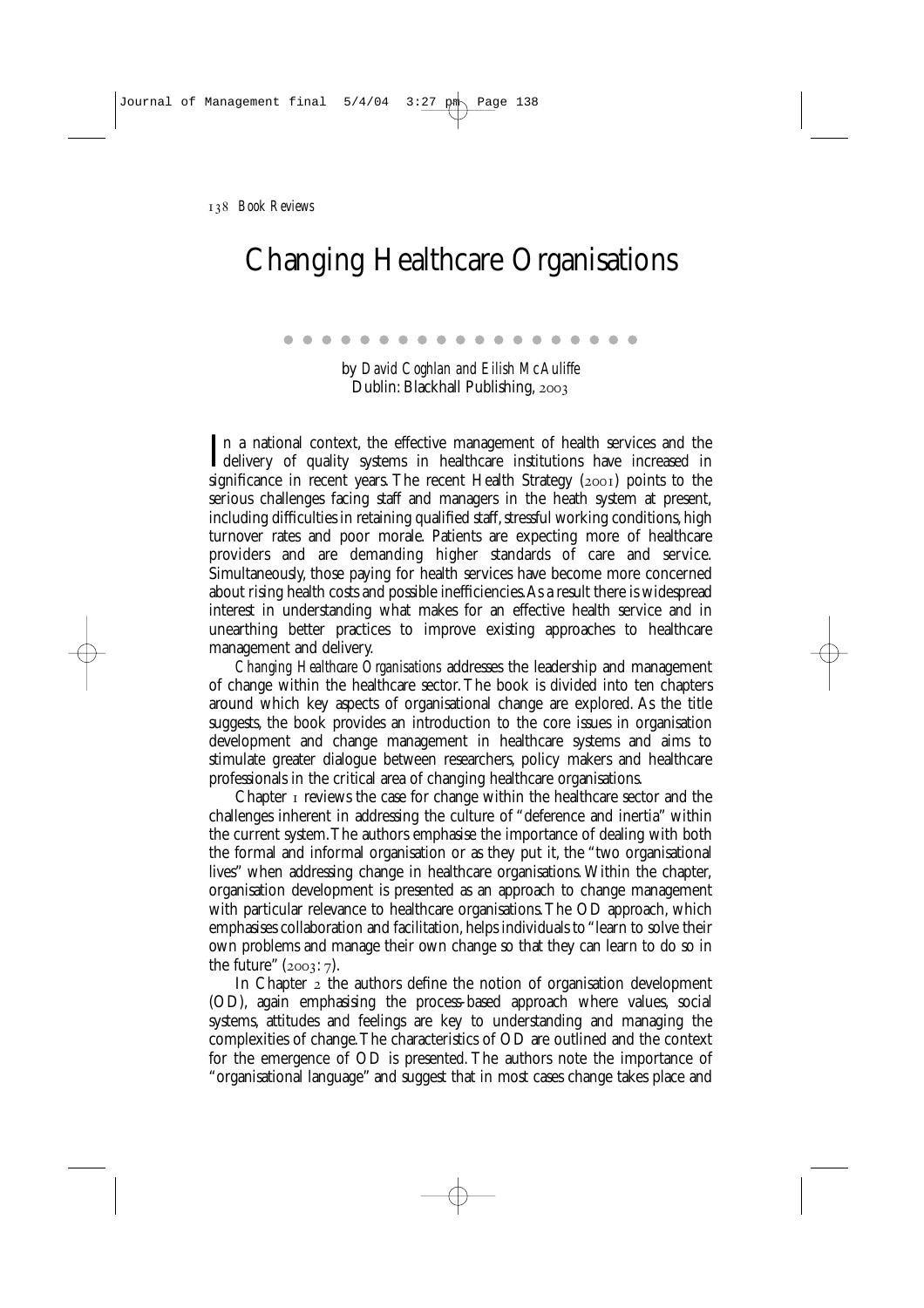# Changing Healthcare Organisations

by *David Coghlan and Eilish McAuliffe*
Dublin: Blackhall Publishing, 2003

In a national context, the effective management of health services and the delivery of quality systems in healthcare institutions have increased in significance in recent years. The recent Health Strategy (2001) points to the serious challenges facing staff and managers in the heath system at present, including difficulties in retaining qualified staff, stressful working conditions, high turnover rates and poor morale. Patients are expecting more of healthcare providers and are demanding higher standards of care and service. Simultaneously, those paying for health services have become more concerned about rising health costs and possible inefficiencies. As a result there is widespread interest in understanding what makes for an effective health service and in unearthing better practices to improve existing approaches to healthcare management and delivery.

*Changing Healthcare Organisations* addresses the leadership and management of change within the healthcare sector. The book is divided into ten chapters around which key aspects of organisational change are explored. As the title suggests, the book provides an introduction to the core issues in organisation development and change management in healthcare systems and aims to stimulate greater dialogue between researchers, policy makers and healthcare professionals in the critical area of changing healthcare organisations.

Chapter 1 reviews the case for change within the healthcare sector and the challenges inherent in addressing the culture of "deference and inertia" within the current system. The authors emphasise the importance of dealing with both the formal and informal organisation or as they put it, the "two organisational lives" when addressing change in healthcare organisations. Within the chapter, organisation development is presented as an approach to change management with particular relevance to healthcare organisations. The OD approach, which emphasises collaboration and facilitation, helps individuals to "learn to solve their own problems and manage their own change so that they can learn to do so in the future" (2003: 7).

In Chapter 2 the authors define the notion of organisation development (OD), again emphasising the process-based approach where values, social systems, attitudes and feelings are key to understanding and managing the complexities of change. The characteristics of OD are outlined and the context for the emergence of OD is presented. The authors note the importance of "organisational language" and suggest that in most cases change takes place and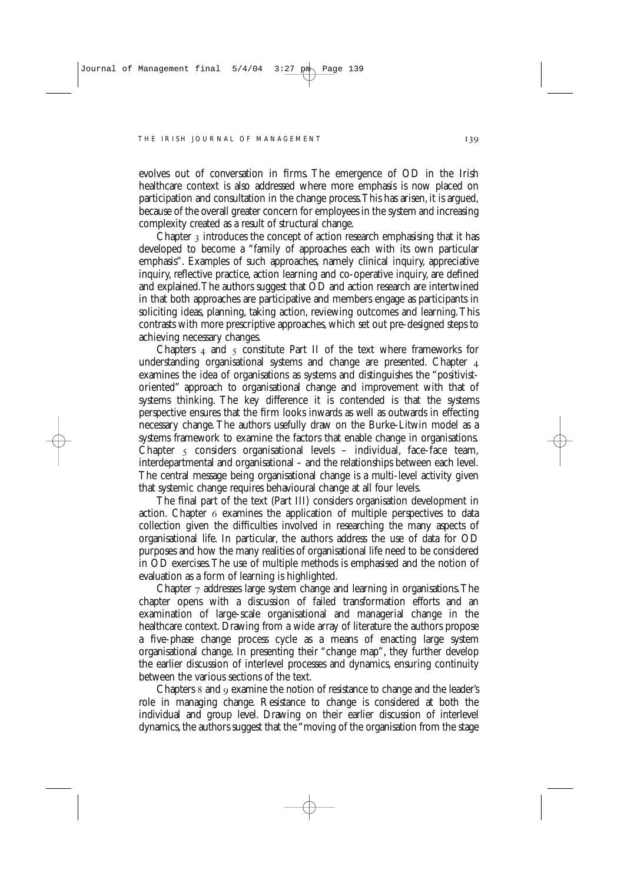evolves out of conversation in firms. The emergence of OD in the Irish healthcare context is also addressed where more emphasis is now placed on participation and consultation in the change process. This has arisen, it is argued, because of the overall greater concern for employees in the system and increasing complexity created as a result of structural change.

Chapter 3 introduces the concept of action research emphasising that it has developed to become a "family of approaches each with its own particular emphasis". Examples of such approaches, namely clinical inquiry, appreciative inquiry, reflective practice, action learning and co-operative inquiry, are defined and explained. The authors suggest that OD and action research are intertwined in that both approaches are participative and members engage as participants in soliciting ideas, planning, taking action, reviewing outcomes and learning. This contrasts with more prescriptive approaches, which set out pre-designed steps to achieving necessary changes.

Chapters 4 and 5 constitute Part II of the text where frameworks for understanding organisational systems and change are presented. Chapter 4 examines the idea of organisations as systems and distinguishes the "positivist-oriented" approach to organisational change and improvement with that of systems thinking. The key difference it is contended is that the systems perspective ensures that the firm looks inwards as well as outwards in effecting necessary change. The authors usefully draw on the Burke-Litwin model as a systems framework to examine the factors that enable change in organisations. Chapter 5 considers organisational levels – individual, face-face team, interdepartmental and organisational – and the relationships between each level. The central message being organisational change is a multi-level activity given that systemic change requires behavioural change at all four levels.

The final part of the text (Part III) considers organisation development in action. Chapter 6 examines the application of multiple perspectives to data collection given the difficulties involved in researching the many aspects of organisational life. In particular, the authors address the use of data for OD purposes and how the many realities of organisational life need to be considered in OD exercises. The use of multiple methods is emphasised and the notion of evaluation as a form of learning is highlighted.

Chapter 7 addresses large system change and learning in organisations. The chapter opens with a discussion of failed transformation efforts and an examination of large-scale organisational and managerial change in the healthcare context. Drawing from a wide array of literature the authors propose a five-phase change process cycle as a means of enacting large system organisational change. In presenting their "change map", they further develop the earlier discussion of interlevel processes and dynamics, ensuring continuity between the various sections of the text.

Chapters 8 and 9 examine the notion of resistance to change and the leader's role in managing change. Resistance to change is considered at both the individual and group level. Drawing on their earlier discussion of interlevel dynamics, the authors suggest that the "moving of the organisation from the stage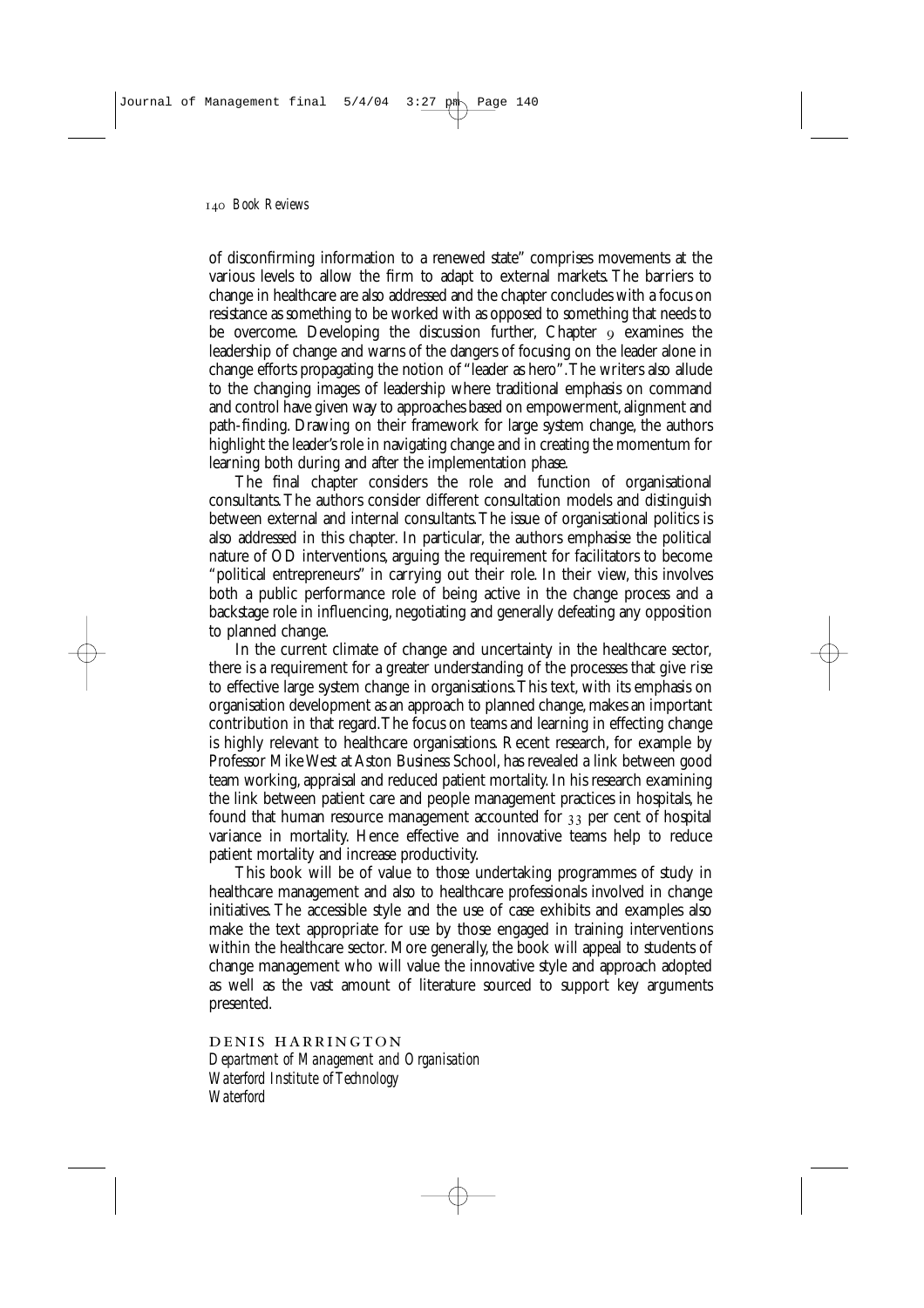of disconfirming information to a renewed state" comprises movements at the various levels to allow the firm to adapt to external markets. The barriers to change in healthcare are also addressed and the chapter concludes with a focus on resistance as something to be worked with as opposed to something that needs to be overcome. Developing the discussion further, Chapter 9 examines the leadership of change and warns of the dangers of focusing on the leader alone in change efforts propagating the notion of "leader as hero". The writers also allude to the changing images of leadership where traditional emphasis on command and control have given way to approaches based on empowerment, alignment and path-finding. Drawing on their framework for large system change, the authors highlight the leader's role in navigating change and in creating the momentum for learning both during and after the implementation phase.

The final chapter considers the role and function of organisational consultants. The authors consider different consultation models and distinguish between external and internal consultants. The issue of organisational politics is also addressed in this chapter. In particular, the authors emphasise the political nature of OD interventions, arguing the requirement for facilitators to become "political entrepreneurs" in carrying out their role. In their view, this involves both a public performance role of being active in the change process and a backstage role in influencing, negotiating and generally defeating any opposition to planned change.

In the current climate of change and uncertainty in the healthcare sector, there is a requirement for a greater understanding of the processes that give rise to effective large system change in organisations. This text, with its emphasis on organisation development as an approach to planned change, makes an important contribution in that regard. The focus on teams and learning in effecting change is highly relevant to healthcare organisations. Recent research, for example by Professor Mike West at Aston Business School, has revealed a link between good team working, appraisal and reduced patient mortality. In his research examining the link between patient care and people management practices in hospitals, he found that human resource management accounted for 33 per cent of hospital variance in mortality. Hence effective and innovative teams help to reduce patient mortality and increase productivity.

This book will be of value to those undertaking programmes of study in healthcare management and also to healthcare professionals involved in change initiatives. The accessible style and the use of case exhibits and examples also make the text appropriate for use by those engaged in training interventions within the healthcare sector. More generally, the book will appeal to students of change management who will value the innovative style and approach adopted as well as the vast amount of literature sourced to support key arguments presented.

DENIS HARRINGTON
*Department of Management and Organisation*
*Waterford Institute of Technology*
*Waterford*